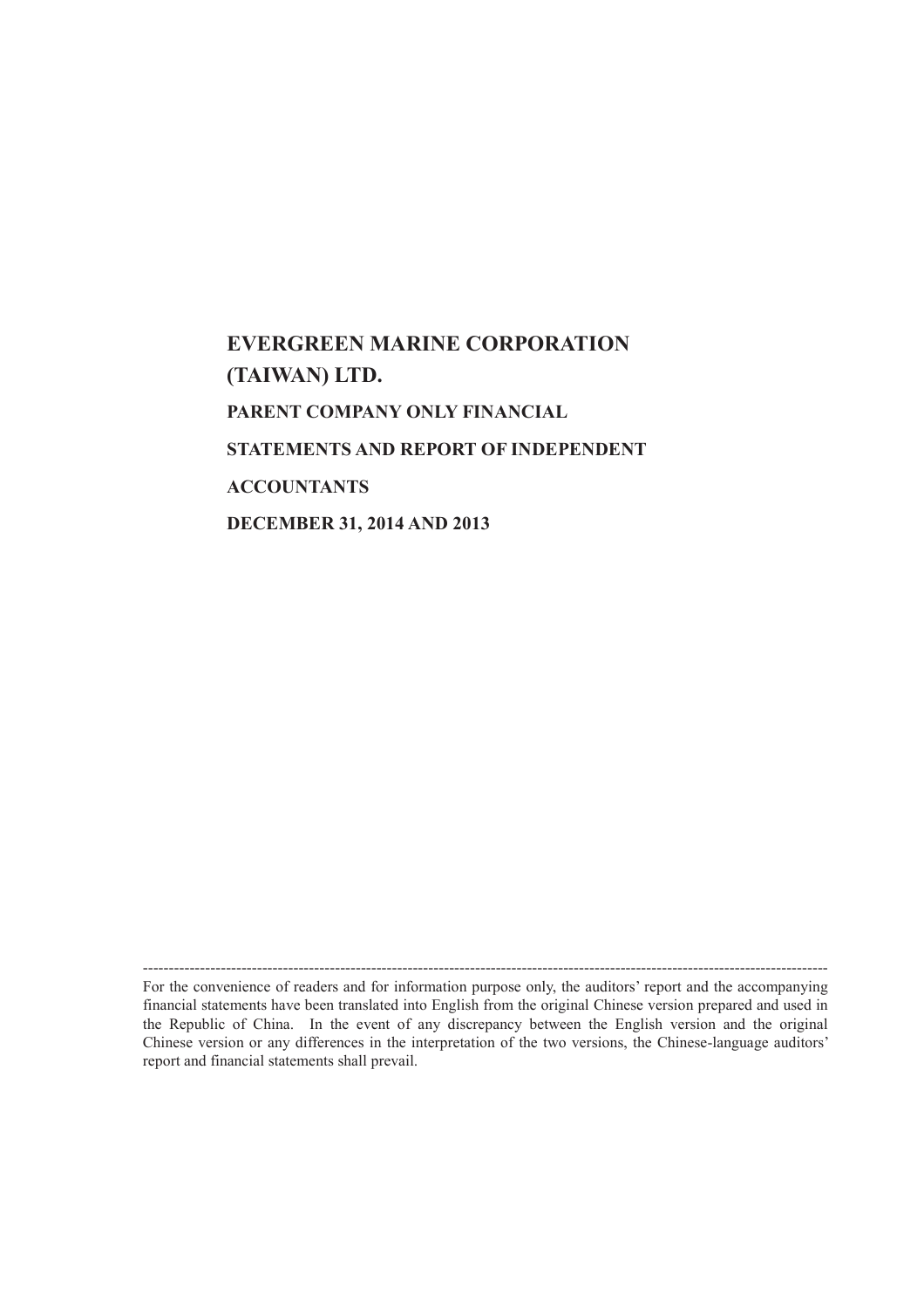# EVERGREEN MARINE CORPORATION (TAIWAN) LTD.

## PARENT COMPANY ONLY FINANCIAL STATEMENTS AND REPORT OF INDEPENDENT ACCOUNTANTS

## DECEMBER 31, 2014 AND 2013

---

For the convenience of readers and for information purpose only, the auditors' report and the accompanying financial statements have been translated into English from the original Chinese version prepared and used in the Republic of China. In the event of any discrepancy between the English version and the original Chinese version or any differences in the interpretation of the two versions, the Chinese-language auditors' report and financial statements shall prevail.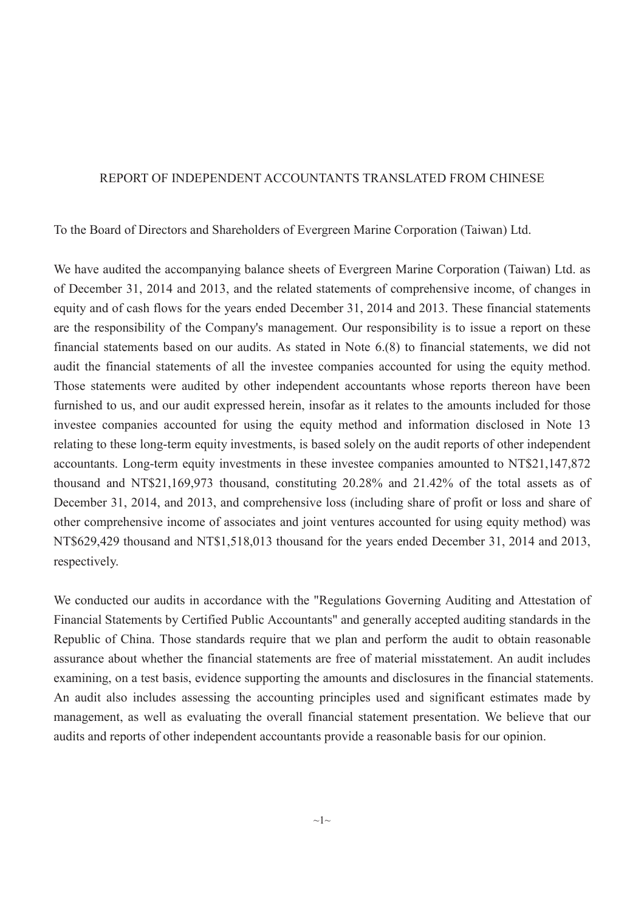# REPORT OF INDEPENDENT ACCOUNTANTS TRANSLATED FROM CHINESE

To the Board of Directors and Shareholders of Evergreen Marine Corporation (Taiwan) Ltd.

We have audited the accompanying balance sheets of Evergreen Marine Corporation (Taiwan) Ltd. as of December 31, 2014 and 2013, and the related statements of comprehensive income, of changes in equity and of cash flows for the years ended December 31, 2014 and 2013. These financial statements are the responsibility of the Company's management. Our responsibility is to issue a report on these financial statements based on our audits. As stated in Note 6.(8) to financial statements, we did not audit the financial statements of all the investee companies accounted for using the equity method. Those statements were audited by other independent accountants whose reports thereon have been furnished to us, and our audit expressed herein, insofar as it relates to the amounts included for those investee companies accounted for using the equity method and information disclosed in Note 13 relating to these long-term equity investments, is based solely on the audit reports of other independent accountants. Long-term equity investments in these investee companies amounted to NT$21,147,872 thousand and NT$21,169,973 thousand, constituting 20.28% and 21.42% of the total assets as of December 31, 2014, and 2013, and comprehensive loss (including share of profit or loss and share of other comprehensive income of associates and joint ventures accounted for using equity method) was NT$629,429 thousand and NT$1,518,013 thousand for the years ended December 31, 2014 and 2013, respectively.

We conducted our audits in accordance with the "Regulations Governing Auditing and Attestation of Financial Statements by Certified Public Accountants" and generally accepted auditing standards in the Republic of China. Those standards require that we plan and perform the audit to obtain reasonable assurance about whether the financial statements are free of material misstatement. An audit includes examining, on a test basis, evidence supporting the amounts and disclosures in the financial statements. An audit also includes assessing the accounting principles used and significant estimates made by management, as well as evaluating the overall financial statement presentation. We believe that our audits and reports of other independent accountants provide a reasonable basis for our opinion.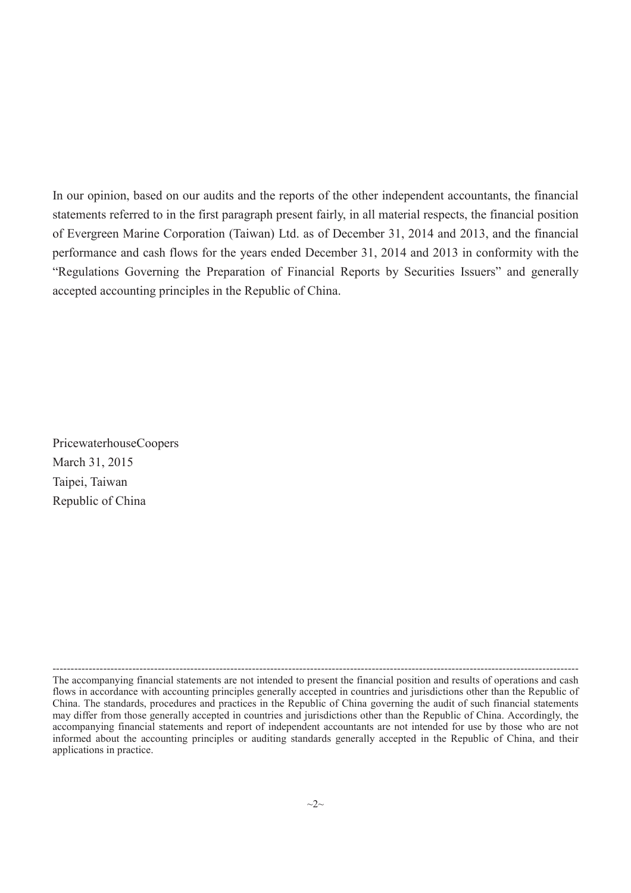In our opinion, based on our audits and the reports of the other independent accountants, the financial statements referred to in the first paragraph present fairly, in all material respects, the financial position of Evergreen Marine Corporation (Taiwan) Ltd. as of December 31, 2014 and 2013, and the financial performance and cash flows for the years ended December 31, 2014 and 2013 in conformity with the "Regulations Governing the Preparation of Financial Reports by Securities Issuers" and generally accepted accounting principles in the Republic of China.

PricewaterhouseCoopers  
March 31, 2015  
Taipei, Taiwan  
Republic of China

---

The accompanying financial statements are not intended to present the financial position and results of operations and cash flows in accordance with accounting principles generally accepted in countries and jurisdictions other than the Republic of China. The standards, procedures and practices in the Republic of China governing the audit of such financial statements may differ from those generally accepted in countries and jurisdictions other than the Republic of China. Accordingly, the accompanying financial statements and report of independent accountants are not intended for use by those who are not informed about the accounting principles or auditing standards generally accepted in the Republic of China, and their applications in practice.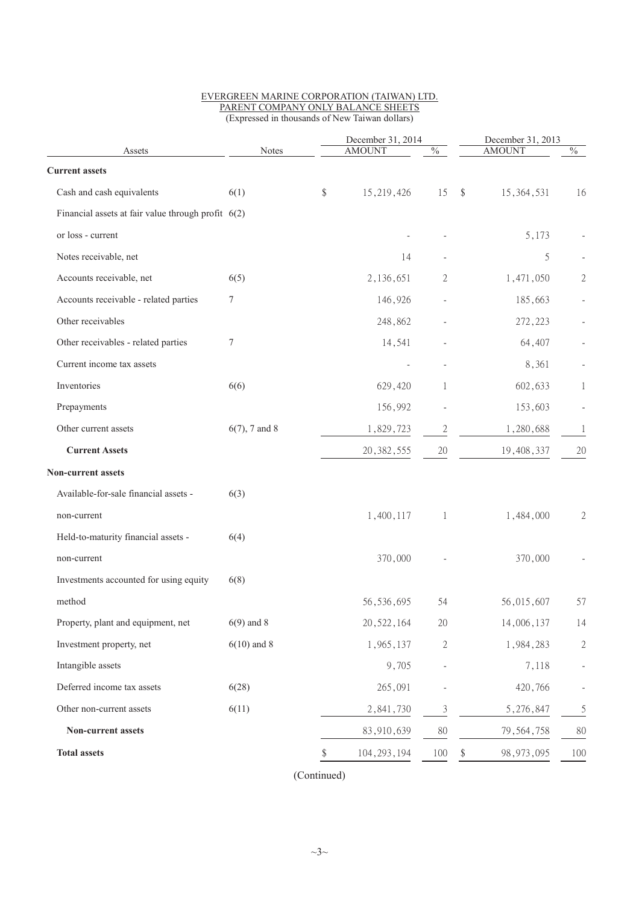EVERGREEN MARINE CORPORATION (TAIWAN) LTD.
PARENT COMPANY ONLY BALANCE SHEETS
(Expressed in thousands of New Taiwan dollars)

| Assets | Notes | December 31, 2014 AMOUNT | % | December 31, 2013 AMOUNT | % |
|---|---|---|---|---|---|
| **Current assets** | | | | | |
| Cash and cash equivalents | 6(1) | $ 15,219,426 | 15 | $ 15,364,531 | 16 |
| Financial assets at fair value through profit or loss - current | 6(2) | - | - | 5,173 | - |
| Notes receivable, net | | 14 | - | 5 | - |
| Accounts receivable, net | 6(5) | 2,136,651 | 2 | 1,471,050 | 2 |
| Accounts receivable - related parties | 7 | 146,926 | - | 185,663 | - |
| Other receivables | | 248,862 | - | 272,223 | - |
| Other receivables - related parties | 7 | 14,541 | - | 64,407 | - |
| Current income tax assets | | - | - | 8,361 | - |
| Inventories | 6(6) | 629,420 | 1 | 602,633 | 1 |
| Prepayments | | 156,992 | - | 153,603 | - |
| Other current assets | 6(7), 7 and 8 | 1,829,723 | 2 | 1,280,688 | 1 |
| **Current Assets** | | 20,382,555 | 20 | 19,408,337 | 20 |
| **Non-current assets** | | | | | |
| Available-for-sale financial assets - non-current | 6(3) | 1,400,117 | 1 | 1,484,000 | 2 |
| Held-to-maturity financial assets - non-current | 6(4) | 370,000 | - | 370,000 | - |
| Investments accounted for using equity method | 6(8) | 56,536,695 | 54 | 56,015,607 | 57 |
| Property, plant and equipment, net | 6(9) and 8 | 20,522,164 | 20 | 14,006,137 | 14 |
| Investment property, net | 6(10) and 8 | 1,965,137 | 2 | 1,984,283 | 2 |
| Intangible assets | | 9,705 | - | 7,118 | - |
| Deferred income tax assets | 6(28) | 265,091 | - | 420,766 | - |
| Other non-current assets | 6(11) | 2,841,730 | 3 | 5,276,847 | 5 |
| **Non-current assets** | | 83,910,639 | 80 | 79,564,758 | 80 |
| **Total assets** | | $ 104,293,194 | 100 | $ 98,973,095 | 100 |

(Continued)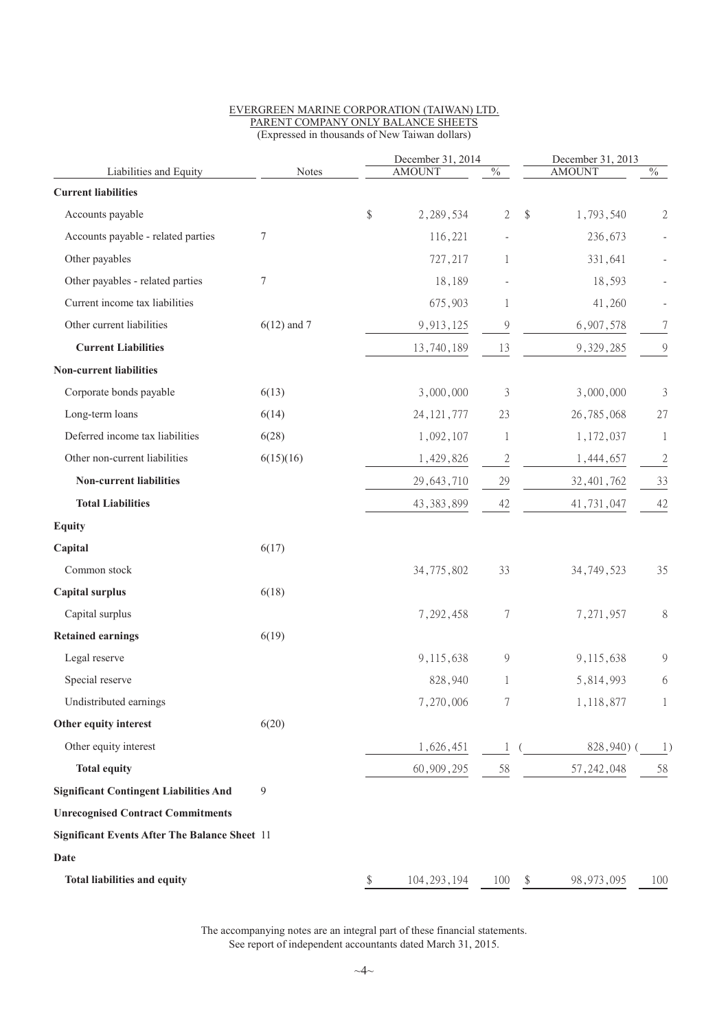EVERGREEN MARINE CORPORATION (TAIWAN) LTD.
PARENT COMPANY ONLY BALANCE SHEETS
(Expressed in thousands of New Taiwan dollars)

| Liabilities and Equity | Notes | December 31, 2014 AMOUNT | % | December 31, 2013 AMOUNT | % |
|---|---|---|---|---|---|
| **Current liabilities** | | | | | |
| Accounts payable | | $ 2,289,534 | 2 | $ 1,793,540 | 2 |
| Accounts payable - related parties | 7 | 116,221 | - | 236,673 | - |
| Other payables | | 727,217 | 1 | 331,641 | - |
| Other payables - related parties | 7 | 18,189 | - | 18,593 | - |
| Current income tax liabilities | | 675,903 | 1 | 41,260 | - |
| Other current liabilities | 6(12) and 7 | 9,913,125 | 9 | 6,907,578 | 7 |
| **Current Liabilities** | | 13,740,189 | 13 | 9,329,285 | 9 |
| **Non-current liabilities** | | | | | |
| Corporate bonds payable | 6(13) | 3,000,000 | 3 | 3,000,000 | 3 |
| Long-term loans | 6(14) | 24,121,777 | 23 | 26,785,068 | 27 |
| Deferred income tax liabilities | 6(28) | 1,092,107 | 1 | 1,172,037 | 1 |
| Other non-current liabilities | 6(15)(16) | 1,429,826 | 2 | 1,444,657 | 2 |
| **Non-current liabilities** | | 29,643,710 | 29 | 32,401,762 | 33 |
| **Total Liabilities** | | 43,383,899 | 42 | 41,731,047 | 42 |
| **Equity** | | | | | |
| **Capital** | 6(17) | | | | |
| Common stock | | 34,775,802 | 33 | 34,749,523 | 35 |
| **Capital surplus** | 6(18) | | | | |
| Capital surplus | | 7,292,458 | 7 | 7,271,957 | 8 |
| **Retained earnings** | 6(19) | | | | |
| Legal reserve | | 9,115,638 | 9 | 9,115,638 | 9 |
| Special reserve | | 828,940 | 1 | 5,814,993 | 6 |
| Undistributed earnings | | 7,270,006 | 7 | 1,118,877 | 1 |
| **Other equity interest** | 6(20) | | | | |
| Other equity interest | | 1,626,451 | 1 | ( 828,940) | ( 1) |
| **Total equity** | | 60,909,295 | 58 | 57,242,048 | 58 |
| **Significant Contingent Liabilities And Unrecognised Contract Commitments** | 9 | | | | |
| **Significant Events After The Balance Sheet Date** | 11 | | | | |
| **Total liabilities and equity** | | $ 104,293,194 | 100 | $ 98,973,095 | 100 |

The accompanying notes are an integral part of these financial statements.
See report of independent accountants dated March 31, 2015.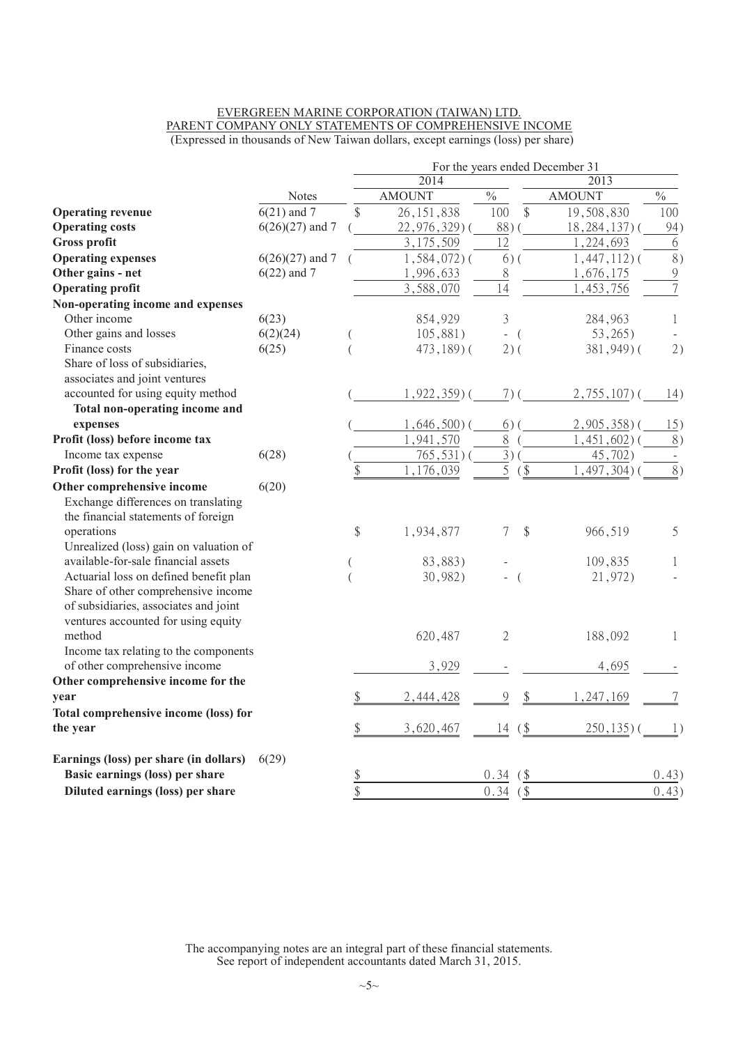EVERGREEN MARINE CORPORATION (TAIWAN) LTD.
PARENT COMPANY ONLY STATEMENTS OF COMPREHENSIVE INCOME
(Expressed in thousands of New Taiwan dollars, except earnings (loss) per share)

| | Notes | 2014 AMOUNT | % | 2013 AMOUNT | % |
|---|---|---|---|---|---|
| | | For the years ended December 31 | | | |
| **Operating revenue** | 6(21) and 7 | $ 26,151,838 | 100 | $ 19,508,830 | 100 |
| **Operating costs** | 6(26)(27) and 7 | ( 22,976,329) | ( 88) | ( 18,284,137) | ( 94) |
| **Gross profit** | | 3,175,509 | 12 | 1,224,693 | 6 |
| **Operating expenses** | 6(26)(27) and 7 | ( 1,584,072) | ( 6) | ( 1,447,112) | ( 8) |
| **Other gains - net** | 6(22) and 7 | 1,996,633 | 8 | 1,676,175 | 9 |
| **Operating profit** | | 3,588,070 | 14 | 1,453,756 | 7 |
| **Non-operating income and expenses** | | | | | |
| Other income | 6(23) | 854,929 | 3 | 284,963 | 1 |
| Other gains and losses | 6(2)(24) | ( 105,881) | - | ( 53,265) | - |
| Finance costs | 6(25) | ( 473,189) | ( 2) | ( 381,949) | ( 2) |
| Share of loss of subsidiaries, associates and joint ventures accounted for using equity method | | ( 1,922,359) | ( 7) | ( 2,755,107) | ( 14) |
| **Total non-operating income and expenses** | | ( 1,646,500) | ( 6) | ( 2,905,358) | ( 15) |
| **Profit (loss) before income tax** | | 1,941,570 | 8 | ( 1,451,602) | ( 8) |
| Income tax expense | 6(28) | ( 765,531) | ( 3) | ( 45,702) | - |
| **Profit (loss) for the year** | | $ 1,176,039 | 5 | ($ 1,497,304) | ( 8) |
| **Other comprehensive income** | 6(20) | | | | |
| Exchange differences on translating the financial statements of foreign operations | | $ 1,934,877 | 7 | $ 966,519 | 5 |
| Unrealized (loss) gain on valuation of available-for-sale financial assets | | ( 83,883) | - | 109,835 | 1 |
| Actuarial loss on defined benefit plan | | ( 30,982) | - | ( 21,972) | - |
| Share of other comprehensive income of subsidiaries, associates and joint ventures accounted for using equity method | | 620,487 | 2 | 188,092 | 1 |
| Income tax relating to the components of other comprehensive income | | 3,929 | - | 4,695 | - |
| **Other comprehensive income for the year** | | $ 2,444,428 | 9 | $ 1,247,169 | 7 |
| **Total comprehensive income (loss) for the year** | | $ 3,620,467 | 14 | ($ 250,135) | ( 1) |
| **Earnings (loss) per share (in dollars)** | 6(29) | | | | |
| **Basic earnings (loss) per share** | | $ | 0.34 | ($ | 0.43) |
| **Diluted earnings (loss) per share** | | $ | 0.34 | ($ | 0.43) |

The accompanying notes are an integral part of these financial statements.
See report of independent accountants dated March 31, 2015.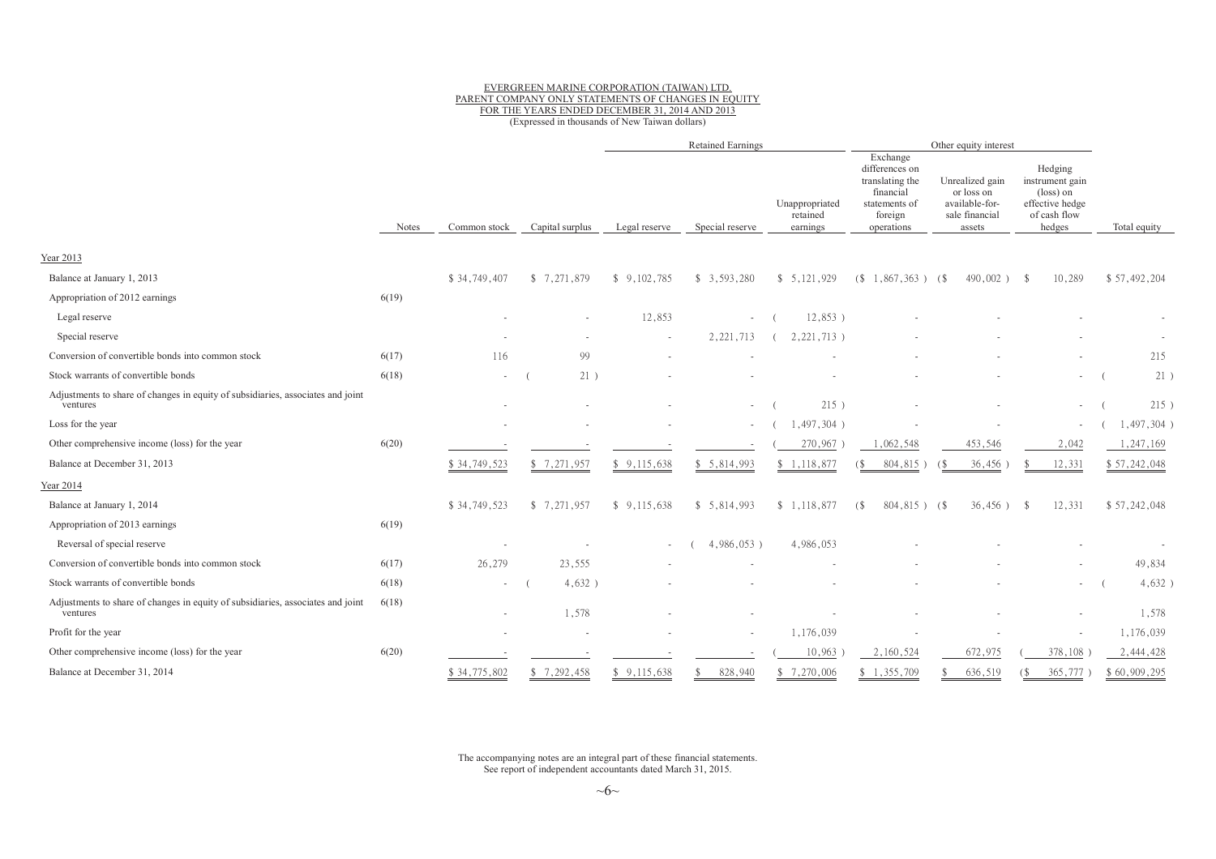EVERGREEN MARINE CORPORATION (TAIWAN) LTD.
PARENT COMPANY ONLY STATEMENTS OF CHANGES IN EQUITY
FOR THE YEARS ENDED DECEMBER 31, 2014 AND 2013
(Expressed in thousands of New Taiwan dollars)

| | | | | Retained Earnings | | | Other equity interest | | | |
|---|---|---|---|---|---|---|---|---|---|---|
| | Notes | Common stock | Capital surplus | Legal reserve | Special reserve | Unappropriated retained earnings | Exchange differences on translating the financial statements of foreign operations | Unrealized gain or loss on available-for-sale financial assets | Hedging instrument gain (loss) on effective hedge of cash flow hedges | Total equity |
| Year 2013 | | | | | | | | | | |
| Balance at January 1, 2013 | | $ 34,749,407 | $ 7,271,879 | $ 9,102,785 | $ 3,593,280 | $ 5,121,929 | ($ 1,867,363 ) | ($ 490,002 ) | $ 10,289 | $ 57,492,204 |
| Appropriation of 2012 earnings | 6(19) | | | | | | | | | |
| Legal reserve | | - | - | 12,853 | - | ( 12,853 ) | - | - | - | - |
| Special reserve | | - | - | - | 2,221,713 | ( 2,221,713 ) | - | - | - | - |
| Conversion of convertible bonds into common stock | 6(17) | 116 | 99 | - | - | - | - | - | - | 215 |
| Stock warrants of convertible bonds | 6(18) | - | ( 21 ) | - | - | - | - | - | - | ( 21 ) |
| Adjustments to share of changes in equity of subsidiaries, associates and joint ventures | | - | - | - | - | ( 215 ) | - | - | - | ( 215 ) |
| Loss for the year | | - | - | - | - | ( 1,497,304 ) | - | - | - | ( 1,497,304 ) |
| Other comprehensive income (loss) for the year | 6(20) | - | - | - | - | ( 270,967 ) | 1,062,548 | 453,546 | 2,042 | 1,247,169 |
| Balance at December 31, 2013 | | $ 34,749,523 | $ 7,271,957 | $ 9,115,638 | $ 5,814,993 | $ 1,118,877 | ($ 804,815 ) | ($ 36,456 ) | $ 12,331 | $ 57,242,048 |
| Year 2014 | | | | | | | | | | |
| Balance at January 1, 2014 | | $ 34,749,523 | $ 7,271,957 | $ 9,115,638 | $ 5,814,993 | $ 1,118,877 | ($ 804,815 ) | ($ 36,456 ) | $ 12,331 | $ 57,242,048 |
| Appropriation of 2013 earnings | 6(19) | | | | | | | | | |
| Reversal of special reserve | | - | - | - | ( 4,986,053 ) | 4,986,053 | - | - | - | - |
| Conversion of convertible bonds into common stock | 6(17) | 26,279 | 23,555 | - | - | - | - | - | - | 49,834 |
| Stock warrants of convertible bonds | 6(18) | - | ( 4,632 ) | - | - | - | - | - | - | ( 4,632 ) |
| Adjustments to share of changes in equity of subsidiaries, associates and joint ventures | 6(18) | - | 1,578 | - | - | - | - | - | - | 1,578 |
| Profit for the year | | - | - | - | - | 1,176,039 | - | - | - | 1,176,039 |
| Other comprehensive income (loss) for the year | 6(20) | - | - | - | - | ( 10,963 ) | 2,160,524 | 672,975 | ( 378,108 ) | 2,444,428 |
| Balance at December 31, 2014 | | $ 34,775,802 | $ 7,292,458 | $ 9,115,638 | $ 828,940 | $ 7,270,006 | $ 1,355,709 | $ 636,519 | ($ 365,777 ) | $ 60,909,295 |

The accompanying notes are an integral part of these financial statements.
See report of independent accountants dated March 31, 2015.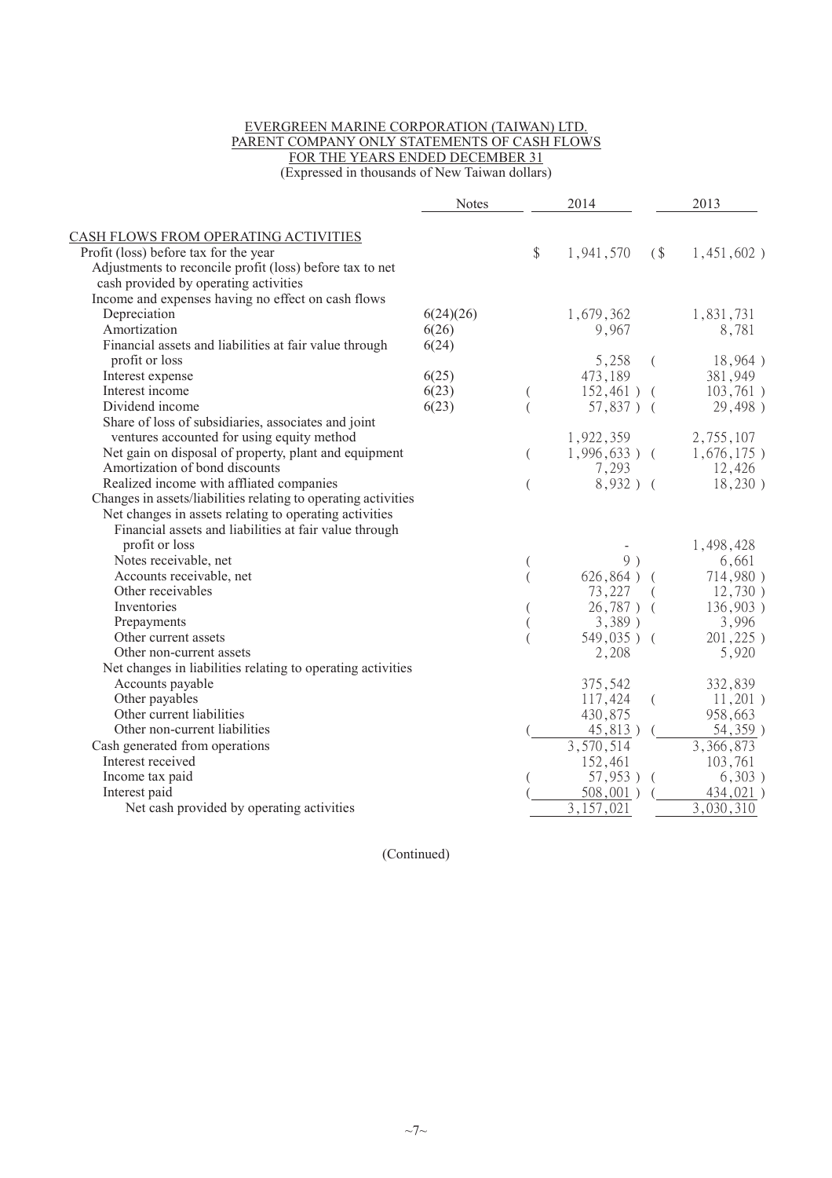# EVERGREEN MARINE CORPORATION (TAIWAN) LTD.
## PARENT COMPANY ONLY STATEMENTS OF CASH FLOWS
## FOR THE YEARS ENDED DECEMBER 31
(Expressed in thousands of New Taiwan dollars)

| | Notes | 2014 | 2013 |
|---|---|---|---|
| CASH FLOWS FROM OPERATING ACTIVITIES | | | |
| Profit (loss) before tax for the year | | $ 1,941,570 | ($ 1,451,602 ) |
| Adjustments to reconcile profit (loss) before tax to net cash provided by operating activities | | | |
| Income and expenses having no effect on cash flows | | | |
| Depreciation | 6(24)(26) | 1,679,362 | 1,831,731 |
| Amortization | 6(26) | 9,967 | 8,781 |
| Financial assets and liabilities at fair value through profit or loss | 6(24) | 5,258 | ( 18,964 ) |
| Interest expense | 6(25) | 473,189 | 381,949 |
| Interest income | 6(23) | ( 152,461 ) | ( 103,761 ) |
| Dividend income | 6(23) | ( 57,837 ) | ( 29,498 ) |
| Share of loss of subsidiaries, associates and joint ventures accounted for using equity method | | 1,922,359 | 2,755,107 |
| Net gain on disposal of property, plant and equipment | | ( 1,996,633 ) | ( 1,676,175 ) |
| Amortization of bond discounts | | 7,293 | 12,426 |
| Realized income with affliated companies | | ( 8,932 ) | ( 18,230 ) |
| Changes in assets/liabilities relating to operating activities | | | |
| Net changes in assets relating to operating activities | | | |
| Financial assets and liabilities at fair value through profit or loss | | - | 1,498,428 |
| Notes receivable, net | | ( 9 ) | 6,661 |
| Accounts receivable, net | | ( 626,864 ) | ( 714,980 ) |
| Other receivables | | 73,227 | ( 12,730 ) |
| Inventories | | ( 26,787 ) | ( 136,903 ) |
| Prepayments | | ( 3,389 ) | 3,996 |
| Other current assets | | ( 549,035 ) | ( 201,225 ) |
| Other non-current assets | | 2,208 | 5,920 |
| Net changes in liabilities relating to operating activities | | | |
| Accounts payable | | 375,542 | 332,839 |
| Other payables | | 117,424 | ( 11,201 ) |
| Other current liabilities | | 430,875 | 958,663 |
| Other non-current liabilities | | ( 45,813 ) | ( 54,359 ) |
| Cash generated from operations | | 3,570,514 | 3,366,873 |
| Interest received | | 152,461 | 103,761 |
| Income tax paid | | ( 57,953 ) | ( 6,303 ) |
| Interest paid | | ( 508,001 ) | ( 434,021 ) |
| Net cash provided by operating activities | | 3,157,021 | 3,030,310 |

(Continued)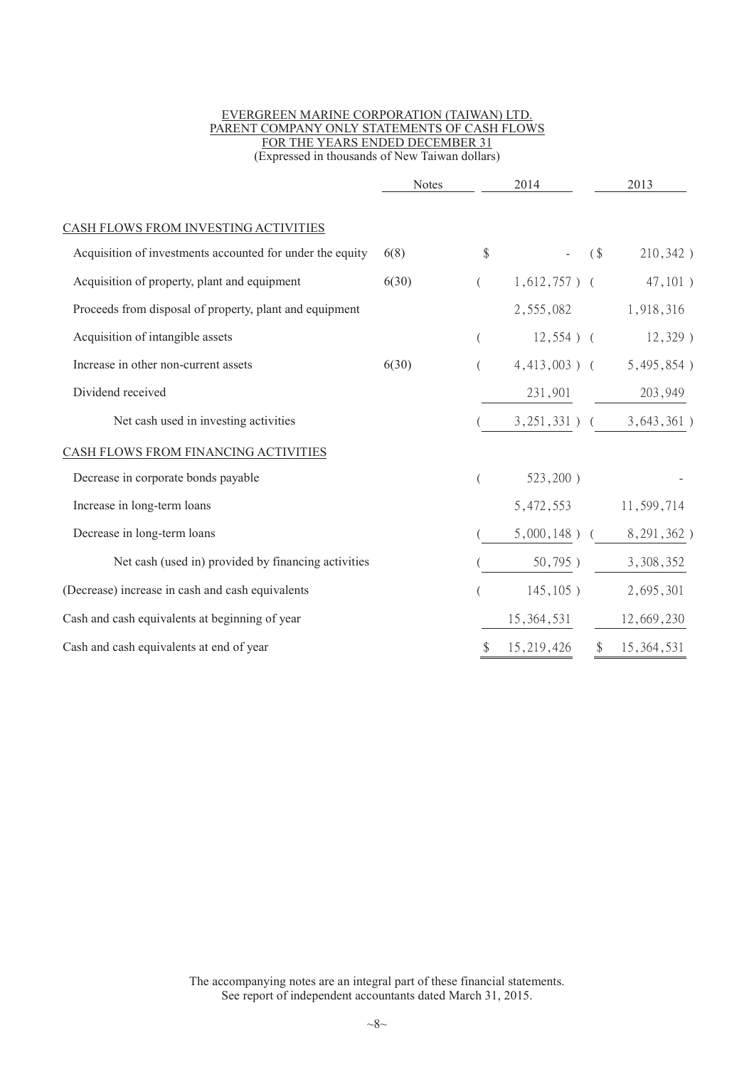EVERGREEN MARINE CORPORATION (TAIWAN) LTD.
PARENT COMPANY ONLY STATEMENTS OF CASH FLOWS
FOR THE YEARS ENDED DECEMBER 31
(Expressed in thousands of New Taiwan dollars)

| | Notes | 2014 | 2013 |
|---|---|---|---|
| CASH FLOWS FROM INVESTING ACTIVITIES | | | |
| Acquisition of investments accounted for under the equity | 6(8) | $ - | ($ 210,342 ) |
| Acquisition of property, plant and equipment | 6(30) | ( 1,612,757 ) | ( 47,101 ) |
| Proceeds from disposal of property, plant and equipment | | 2,555,082 | 1,918,316 |
| Acquisition of intangible assets | | ( 12,554 ) | ( 12,329 ) |
| Increase in other non-current assets | 6(30) | ( 4,413,003 ) | ( 5,495,854 ) |
| Dividend received | | 231,901 | 203,949 |
| Net cash used in investing activities | | ( 3,251,331 ) | ( 3,643,361 ) |
| CASH FLOWS FROM FINANCING ACTIVITIES | | | |
| Decrease in corporate bonds payable | | ( 523,200 ) | - |
| Increase in long-term loans | | 5,472,553 | 11,599,714 |
| Decrease in long-term loans | | ( 5,000,148 ) | ( 8,291,362 ) |
| Net cash (used in) provided by financing activities | | ( 50,795 ) | 3,308,352 |
| (Decrease) increase in cash and cash equivalents | | ( 145,105 ) | 2,695,301 |
| Cash and cash equivalents at beginning of year | | 15,364,531 | 12,669,230 |
| Cash and cash equivalents at end of year | | $ 15,219,426 | $ 15,364,531 |

The accompanying notes are an integral part of these financial statements.
See report of independent accountants dated March 31, 2015.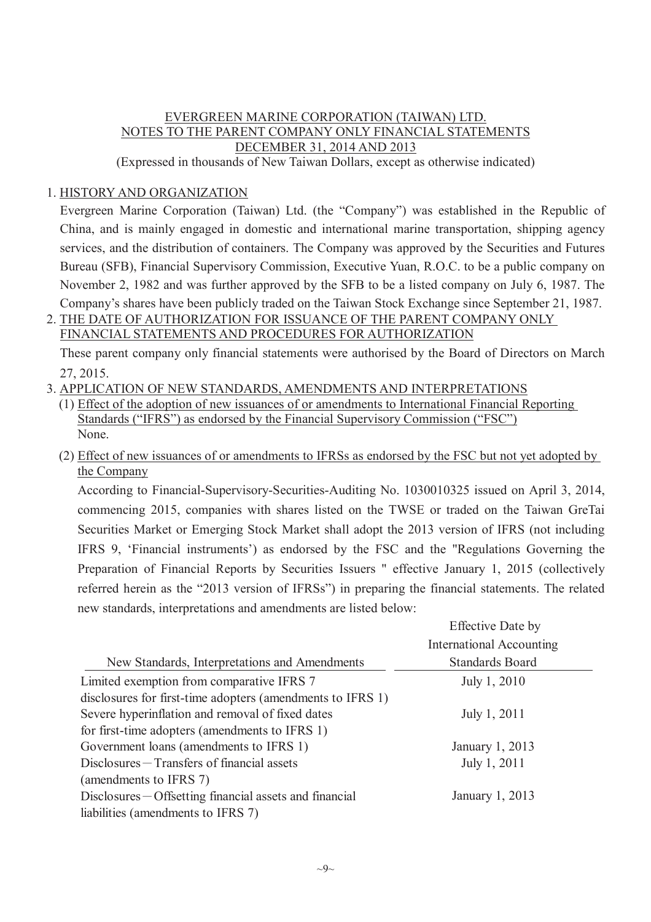EVERGREEN MARINE CORPORATION (TAIWAN) LTD.
NOTES TO THE PARENT COMPANY ONLY FINANCIAL STATEMENTS
DECEMBER 31, 2014 AND 2013
(Expressed in thousands of New Taiwan Dollars, except as otherwise indicated)

## 1. HISTORY AND ORGANIZATION

Evergreen Marine Corporation (Taiwan) Ltd. (the "Company") was established in the Republic of China, and is mainly engaged in domestic and international marine transportation, shipping agency services, and the distribution of containers. The Company was approved by the Securities and Futures Bureau (SFB), Financial Supervisory Commission, Executive Yuan, R.O.C. to be a public company on November 2, 1982 and was further approved by the SFB to be a listed company on July 6, 1987. The Company's shares have been publicly traded on the Taiwan Stock Exchange since September 21, 1987.

## 2. THE DATE OF AUTHORIZATION FOR ISSUANCE OF THE PARENT COMPANY ONLY FINANCIAL STATEMENTS AND PROCEDURES FOR AUTHORIZATION

These parent company only financial statements were authorised by the Board of Directors on March 27, 2015.

## 3. APPLICATION OF NEW STANDARDS, AMENDMENTS AND INTERPRETATIONS

(1) Effect of the adoption of new issuances of or amendments to International Financial Reporting Standards ("IFRS") as endorsed by the Financial Supervisory Commission ("FSC")

None.

(2) Effect of new issuances of or amendments to IFRSs as endorsed by the FSC but not yet adopted by the Company

According to Financial-Supervisory-Securities-Auditing No. 1030010325 issued on April 3, 2014, commencing 2015, companies with shares listed on the TWSE or traded on the Taiwan GreTai Securities Market or Emerging Stock Market shall adopt the 2013 version of IFRS (not including IFRS 9, 'Financial instruments') as endorsed by the FSC and the "Regulations Governing the Preparation of Financial Reports by Securities Issuers " effective January 1, 2015 (collectively referred herein as the "2013 version of IFRSs") in preparing the financial statements. The related new standards, interpretations and amendments are listed below:

| New Standards, Interpretations and Amendments | Effective Date by International Accounting Standards Board |
|---|---|
| Limited exemption from comparative IFRS 7 disclosures for first-time adopters (amendments to IFRS 1) | July 1, 2010 |
| Severe hyperinflation and removal of fixed dates for first-time adopters (amendments to IFRS 1) | July 1, 2011 |
| Government loans (amendments to IFRS 1) | January 1, 2013 |
| Disclosures－Transfers of financial assets (amendments to IFRS 7) | July 1, 2011 |
| Disclosures－Offsetting financial assets and financial liabilities (amendments to IFRS 7) | January 1, 2013 |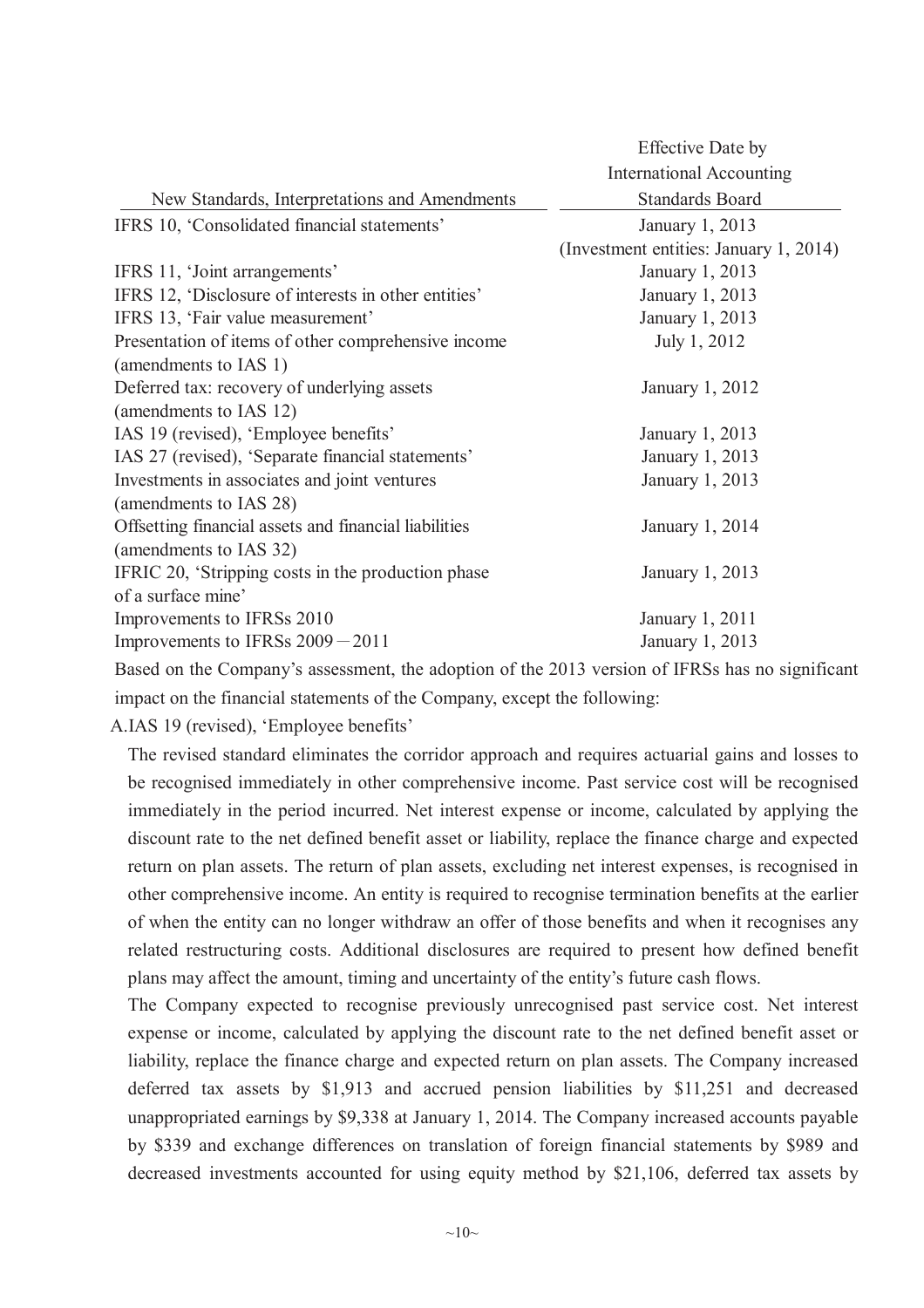| New Standards, Interpretations and Amendments | Effective Date by International Accounting Standards Board |
|---|---|
| IFRS 10, 'Consolidated financial statements' | January 1, 2013 (Investment entities: January 1, 2014) |
| IFRS 11, 'Joint arrangements' | January 1, 2013 |
| IFRS 12, 'Disclosure of interests in other entities' | January 1, 2013 |
| IFRS 13, 'Fair value measurement' | January 1, 2013 |
| Presentation of items of other comprehensive income (amendments to IAS 1) | July 1, 2012 |
| Deferred tax: recovery of underlying assets (amendments to IAS 12) | January 1, 2012 |
| IAS 19 (revised), 'Employee benefits' | January 1, 2013 |
| IAS 27 (revised), 'Separate financial statements' | January 1, 2013 |
| Investments in associates and joint ventures (amendments to IAS 28) | January 1, 2013 |
| Offsetting financial assets and financial liabilities (amendments to IAS 32) | January 1, 2014 |
| IFRIC 20, 'Stripping costs in the production phase of a surface mine' | January 1, 2013 |
| Improvements to IFRSs 2010 | January 1, 2011 |
| Improvements to IFRSs 2009－2011 | January 1, 2013 |

Based on the Company's assessment, the adoption of the 2013 version of IFRSs has no significant impact on the financial statements of the Company, except the following:

A.IAS 19 (revised), 'Employee benefits'

The revised standard eliminates the corridor approach and requires actuarial gains and losses to be recognised immediately in other comprehensive income. Past service cost will be recognised immediately in the period incurred. Net interest expense or income, calculated by applying the discount rate to the net defined benefit asset or liability, replace the finance charge and expected return on plan assets. The return of plan assets, excluding net interest expenses, is recognised in other comprehensive income. An entity is required to recognise termination benefits at the earlier of when the entity can no longer withdraw an offer of those benefits and when it recognises any related restructuring costs. Additional disclosures are required to present how defined benefit plans may affect the amount, timing and uncertainty of the entity's future cash flows.

The Company expected to recognise previously unrecognised past service cost. Net interest expense or income, calculated by applying the discount rate to the net defined benefit asset or liability, replace the finance charge and expected return on plan assets. The Company increased deferred tax assets by $1,913 and accrued pension liabilities by $11,251 and decreased unappropriated earnings by $9,338 at January 1, 2014. The Company increased accounts payable by $339 and exchange differences on translation of foreign financial statements by $989 and decreased investments accounted for using equity method by $21,106, deferred tax assets by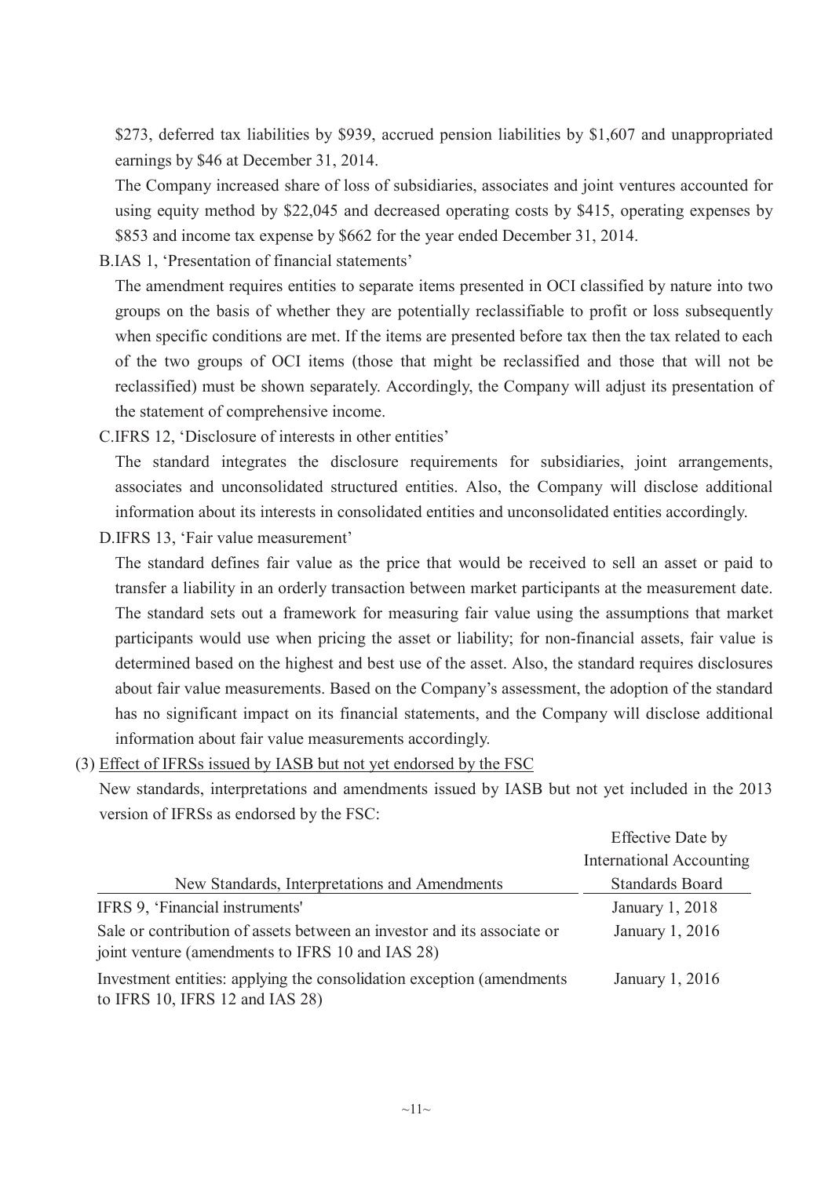$273, deferred tax liabilities by $939, accrued pension liabilities by $1,607 and unappropriated earnings by $46 at December 31, 2014.

The Company increased share of loss of subsidiaries, associates and joint ventures accounted for using equity method by $22,045 and decreased operating costs by $415, operating expenses by $853 and income tax expense by $662 for the year ended December 31, 2014.

B.IAS 1, 'Presentation of financial statements'

The amendment requires entities to separate items presented in OCI classified by nature into two groups on the basis of whether they are potentially reclassifiable to profit or loss subsequently when specific conditions are met. If the items are presented before tax then the tax related to each of the two groups of OCI items (those that might be reclassified and those that will not be reclassified) must be shown separately. Accordingly, the Company will adjust its presentation of the statement of comprehensive income.

C.IFRS 12, 'Disclosure of interests in other entities'

The standard integrates the disclosure requirements for subsidiaries, joint arrangements, associates and unconsolidated structured entities. Also, the Company will disclose additional information about its interests in consolidated entities and unconsolidated entities accordingly.

D.IFRS 13, 'Fair value measurement'

The standard defines fair value as the price that would be received to sell an asset or paid to transfer a liability in an orderly transaction between market participants at the measurement date. The standard sets out a framework for measuring fair value using the assumptions that market participants would use when pricing the asset or liability; for non-financial assets, fair value is determined based on the highest and best use of the asset. Also, the standard requires disclosures about fair value measurements. Based on the Company's assessment, the adoption of the standard has no significant impact on its financial statements, and the Company will disclose additional information about fair value measurements accordingly.

(3) Effect of IFRSs issued by IASB but not yet endorsed by the FSC

New standards, interpretations and amendments issued by IASB but not yet included in the 2013 version of IFRSs as endorsed by the FSC:

| New Standards, Interpretations and Amendments | Effective Date by International Accounting Standards Board |
|---|---|
| IFRS 9, 'Financial instruments' | January 1, 2018 |
| Sale or contribution of assets between an investor and its associate or joint venture (amendments to IFRS 10 and IAS 28) | January 1, 2016 |
| Investment entities: applying the consolidation exception (amendments to IFRS 10, IFRS 12 and IAS 28) | January 1, 2016 |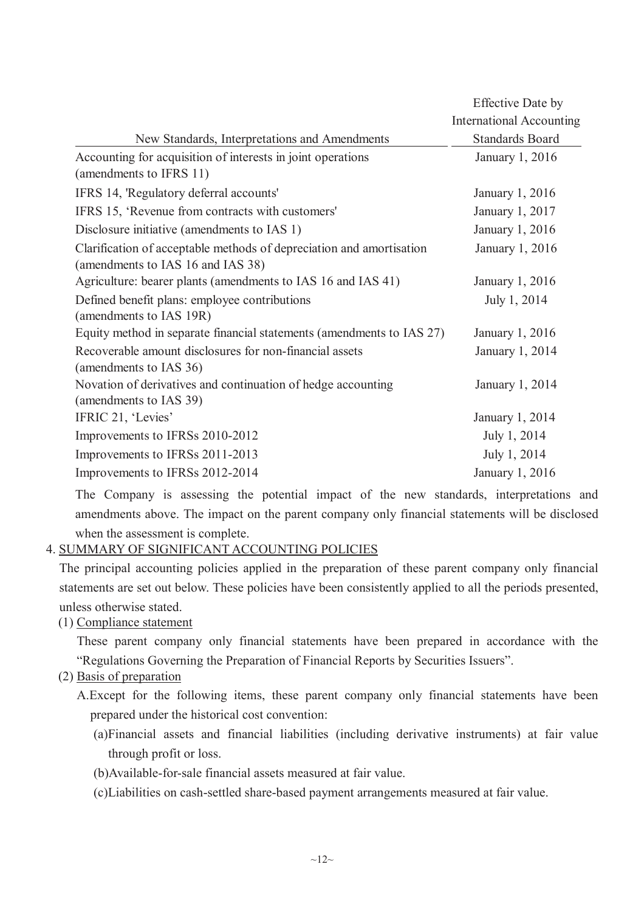| New Standards, Interpretations and Amendments | Effective Date by International Accounting Standards Board |
|---|---|
| Accounting for acquisition of interests in joint operations (amendments to IFRS 11) | January 1, 2016 |
| IFRS 14, 'Regulatory deferral accounts' | January 1, 2016 |
| IFRS 15, 'Revenue from contracts with customers' | January 1, 2017 |
| Disclosure initiative (amendments to IAS 1) | January 1, 2016 |
| Clarification of acceptable methods of depreciation and amortisation (amendments to IAS 16 and IAS 38) | January 1, 2016 |
| Agriculture: bearer plants (amendments to IAS 16 and IAS 41) | January 1, 2016 |
| Defined benefit plans: employee contributions (amendments to IAS 19R) | July 1, 2014 |
| Equity method in separate financial statements (amendments to IAS 27) | January 1, 2016 |
| Recoverable amount disclosures for non-financial assets (amendments to IAS 36) | January 1, 2014 |
| Novation of derivatives and continuation of hedge accounting (amendments to IAS 39) | January 1, 2014 |
| IFRIC 21, 'Levies' | January 1, 2014 |
| Improvements to IFRSs 2010-2012 | July 1, 2014 |
| Improvements to IFRSs 2011-2013 | July 1, 2014 |
| Improvements to IFRSs 2012-2014 | January 1, 2016 |

The Company is assessing the potential impact of the new standards, interpretations and amendments above. The impact on the parent company only financial statements will be disclosed when the assessment is complete.

## 4. SUMMARY OF SIGNIFICANT ACCOUNTING POLICIES

The principal accounting policies applied in the preparation of these parent company only financial statements are set out below. These policies have been consistently applied to all the periods presented, unless otherwise stated.

### (1) Compliance statement

These parent company only financial statements have been prepared in accordance with the "Regulations Governing the Preparation of Financial Reports by Securities Issuers".

### (2) Basis of preparation

A. Except for the following items, these parent company only financial statements have been prepared under the historical cost convention:

(a) Financial assets and financial liabilities (including derivative instruments) at fair value through profit or loss.

(b) Available-for-sale financial assets measured at fair value.

(c) Liabilities on cash-settled share-based payment arrangements measured at fair value.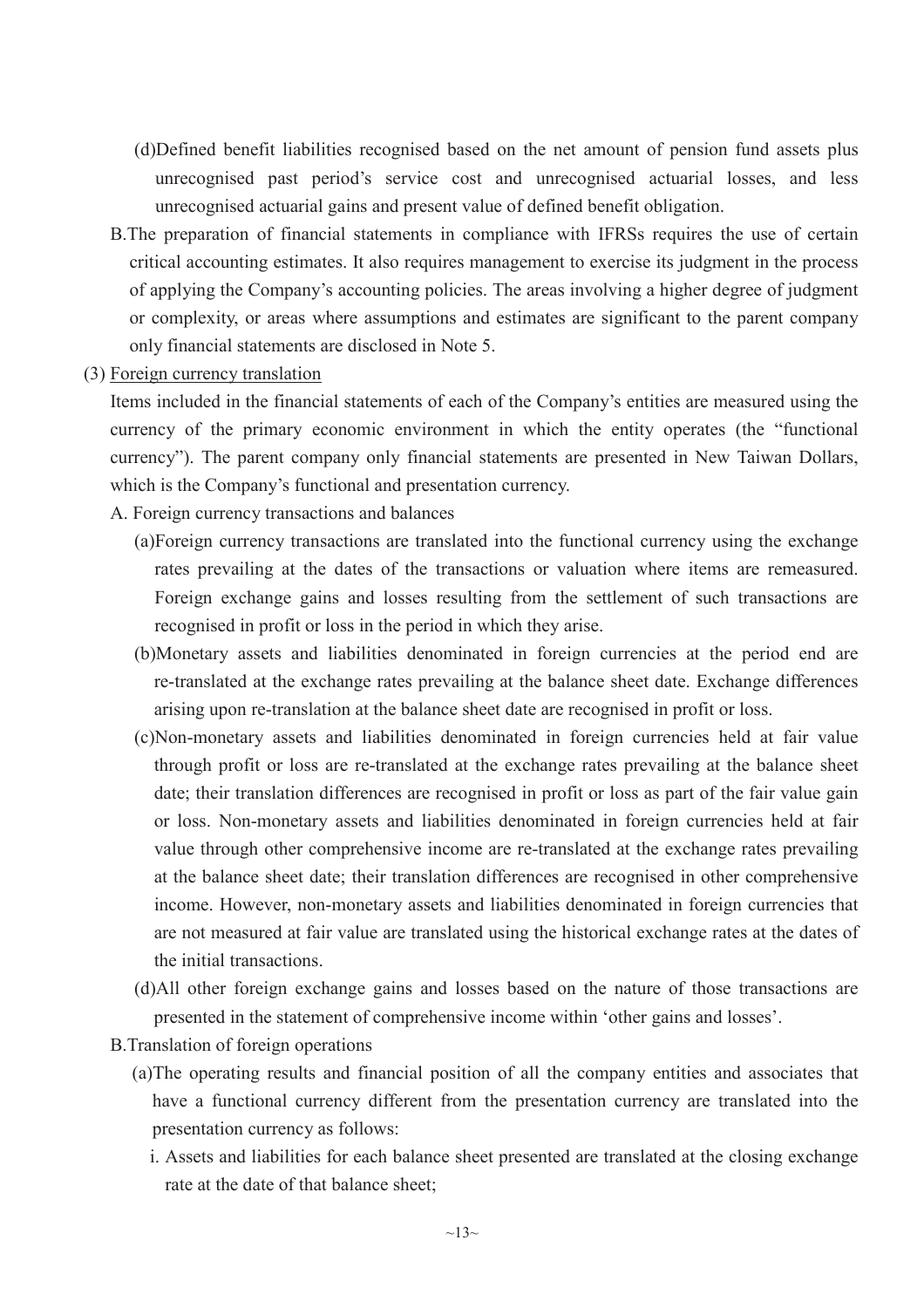(d)Defined benefit liabilities recognised based on the net amount of pension fund assets plus unrecognised past period's service cost and unrecognised actuarial losses, and less unrecognised actuarial gains and present value of defined benefit obligation.

B.The preparation of financial statements in compliance with IFRSs requires the use of certain critical accounting estimates. It also requires management to exercise its judgment in the process of applying the Company's accounting policies. The areas involving a higher degree of judgment or complexity, or areas where assumptions and estimates are significant to the parent company only financial statements are disclosed in Note 5.

(3) Foreign currency translation

Items included in the financial statements of each of the Company's entities are measured using the currency of the primary economic environment in which the entity operates (the "functional currency"). The parent company only financial statements are presented in New Taiwan Dollars, which is the Company's functional and presentation currency.

A. Foreign currency transactions and balances

(a)Foreign currency transactions are translated into the functional currency using the exchange rates prevailing at the dates of the transactions or valuation where items are remeasured. Foreign exchange gains and losses resulting from the settlement of such transactions are recognised in profit or loss in the period in which they arise.

(b)Monetary assets and liabilities denominated in foreign currencies at the period end are re-translated at the exchange rates prevailing at the balance sheet date. Exchange differences arising upon re-translation at the balance sheet date are recognised in profit or loss.

(c)Non-monetary assets and liabilities denominated in foreign currencies held at fair value through profit or loss are re-translated at the exchange rates prevailing at the balance sheet date; their translation differences are recognised in profit or loss as part of the fair value gain or loss. Non-monetary assets and liabilities denominated in foreign currencies held at fair value through other comprehensive income are re-translated at the exchange rates prevailing at the balance sheet date; their translation differences are recognised in other comprehensive income. However, non-monetary assets and liabilities denominated in foreign currencies that are not measured at fair value are translated using the historical exchange rates at the dates of the initial transactions.

(d)All other foreign exchange gains and losses based on the nature of those transactions are presented in the statement of comprehensive income within 'other gains and losses'.

B.Translation of foreign operations

(a)The operating results and financial position of all the company entities and associates that have a functional currency different from the presentation currency are translated into the presentation currency as follows:

i. Assets and liabilities for each balance sheet presented are translated at the closing exchange rate at the date of that balance sheet;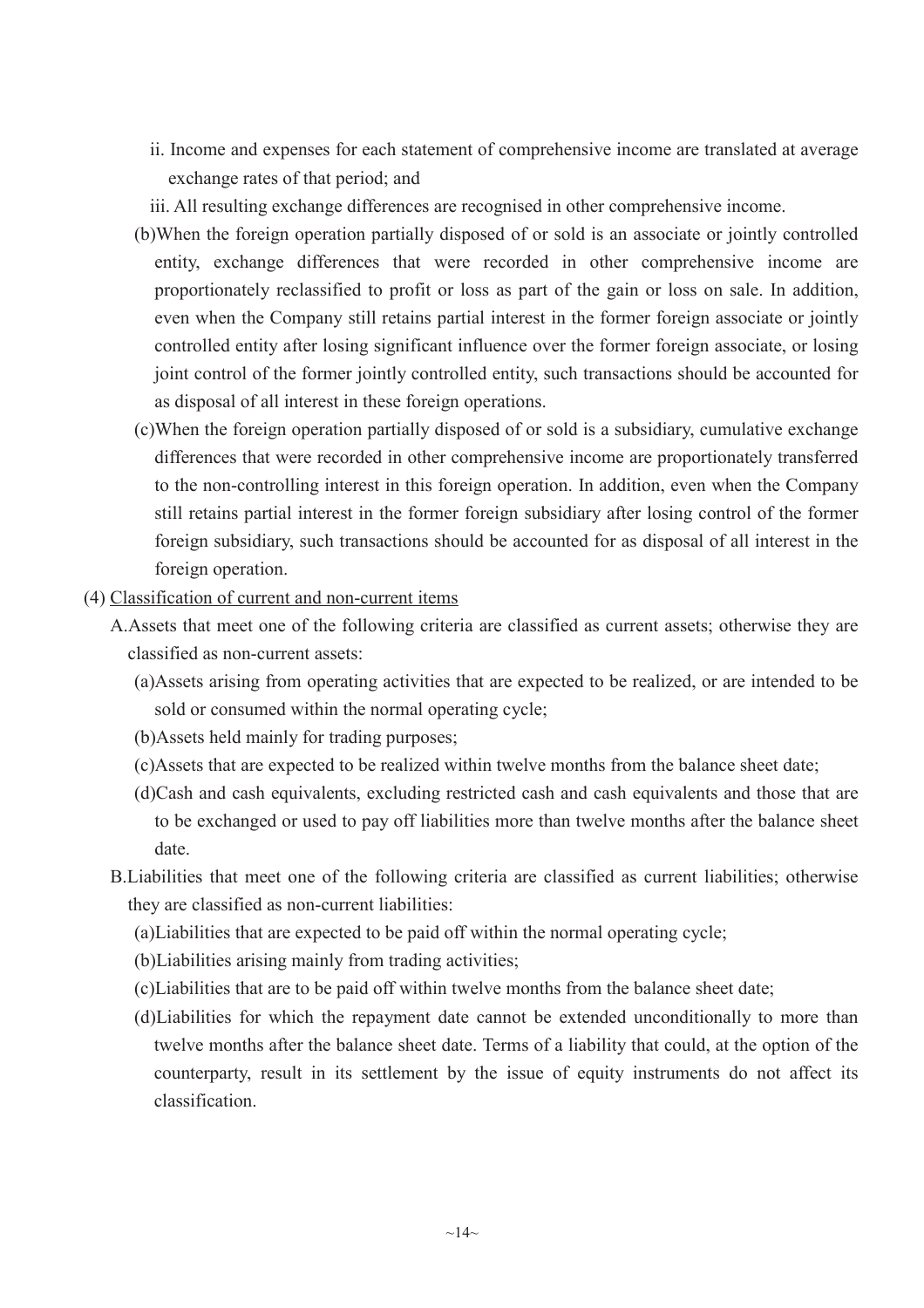ii. Income and expenses for each statement of comprehensive income are translated at average exchange rates of that period; and

iii. All resulting exchange differences are recognised in other comprehensive income.

(b)When the foreign operation partially disposed of or sold is an associate or jointly controlled entity, exchange differences that were recorded in other comprehensive income are proportionately reclassified to profit or loss as part of the gain or loss on sale. In addition, even when the Company still retains partial interest in the former foreign associate or jointly controlled entity after losing significant influence over the former foreign associate, or losing joint control of the former jointly controlled entity, such transactions should be accounted for as disposal of all interest in these foreign operations.

(c)When the foreign operation partially disposed of or sold is a subsidiary, cumulative exchange differences that were recorded in other comprehensive income are proportionately transferred to the non-controlling interest in this foreign operation. In addition, even when the Company still retains partial interest in the former foreign subsidiary after losing control of the former foreign subsidiary, such transactions should be accounted for as disposal of all interest in the foreign operation.

(4) Classification of current and non-current items

A.Assets that meet one of the following criteria are classified as current assets; otherwise they are classified as non-current assets:

(a)Assets arising from operating activities that are expected to be realized, or are intended to be sold or consumed within the normal operating cycle;

(b)Assets held mainly for trading purposes;

(c)Assets that are expected to be realized within twelve months from the balance sheet date;

(d)Cash and cash equivalents, excluding restricted cash and cash equivalents and those that are to be exchanged or used to pay off liabilities more than twelve months after the balance sheet date.

B.Liabilities that meet one of the following criteria are classified as current liabilities; otherwise they are classified as non-current liabilities:

(a)Liabilities that are expected to be paid off within the normal operating cycle;

(b)Liabilities arising mainly from trading activities;

(c)Liabilities that are to be paid off within twelve months from the balance sheet date;

(d)Liabilities for which the repayment date cannot be extended unconditionally to more than twelve months after the balance sheet date. Terms of a liability that could, at the option of the counterparty, result in its settlement by the issue of equity instruments do not affect its classification.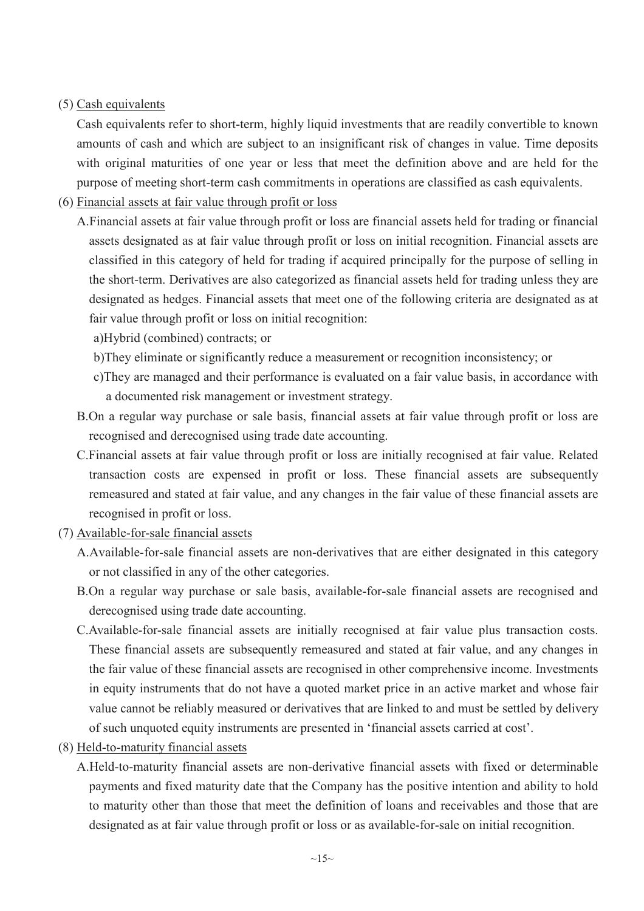(5) Cash equivalents

Cash equivalents refer to short-term, highly liquid investments that are readily convertible to known amounts of cash and which are subject to an insignificant risk of changes in value. Time deposits with original maturities of one year or less that meet the definition above and are held for the purpose of meeting short-term cash commitments in operations are classified as cash equivalents.

(6) Financial assets at fair value through profit or loss

A.Financial assets at fair value through profit or loss are financial assets held for trading or financial assets designated as at fair value through profit or loss on initial recognition. Financial assets are classified in this category of held for trading if acquired principally for the purpose of selling in the short-term. Derivatives are also categorized as financial assets held for trading unless they are designated as hedges. Financial assets that meet one of the following criteria are designated as at fair value through profit or loss on initial recognition:

a)Hybrid (combined) contracts; or

b)They eliminate or significantly reduce a measurement or recognition inconsistency; or

c)They are managed and their performance is evaluated on a fair value basis, in accordance with a documented risk management or investment strategy.

B.On a regular way purchase or sale basis, financial assets at fair value through profit or loss are recognised and derecognised using trade date accounting.

C.Financial assets at fair value through profit or loss are initially recognised at fair value. Related transaction costs are expensed in profit or loss. These financial assets are subsequently remeasured and stated at fair value, and any changes in the fair value of these financial assets are recognised in profit or loss.

(7) Available-for-sale financial assets

A.Available-for-sale financial assets are non-derivatives that are either designated in this category or not classified in any of the other categories.

B.On a regular way purchase or sale basis, available-for-sale financial assets are recognised and derecognised using trade date accounting.

C.Available-for-sale financial assets are initially recognised at fair value plus transaction costs. These financial assets are subsequently remeasured and stated at fair value, and any changes in the fair value of these financial assets are recognised in other comprehensive income. Investments in equity instruments that do not have a quoted market price in an active market and whose fair value cannot be reliably measured or derivatives that are linked to and must be settled by delivery of such unquoted equity instruments are presented in 'financial assets carried at cost'.

(8) Held-to-maturity financial assets

A.Held-to-maturity financial assets are non-derivative financial assets with fixed or determinable payments and fixed maturity date that the Company has the positive intention and ability to hold to maturity other than those that meet the definition of loans and receivables and those that are designated as at fair value through profit or loss or as available-for-sale on initial recognition.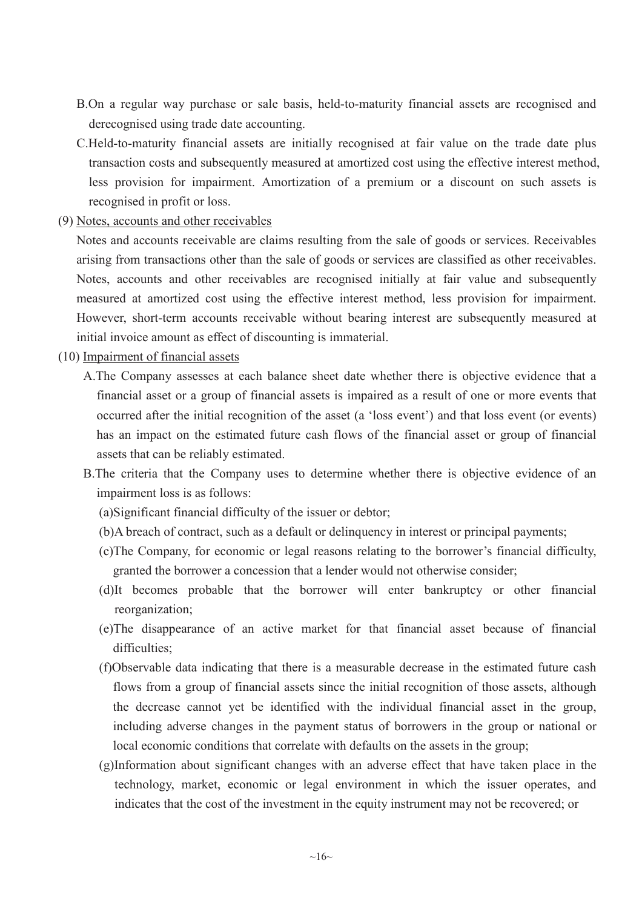B.On a regular way purchase or sale basis, held-to-maturity financial assets are recognised and derecognised using trade date accounting.

C.Held-to-maturity financial assets are initially recognised at fair value on the trade date plus transaction costs and subsequently measured at amortized cost using the effective interest method, less provision for impairment. Amortization of a premium or a discount on such assets is recognised in profit or loss.

(9) Notes, accounts and other receivables

Notes and accounts receivable are claims resulting from the sale of goods or services. Receivables arising from transactions other than the sale of goods or services are classified as other receivables. Notes, accounts and other receivables are recognised initially at fair value and subsequently measured at amortized cost using the effective interest method, less provision for impairment. However, short-term accounts receivable without bearing interest are subsequently measured at initial invoice amount as effect of discounting is immaterial.

(10) Impairment of financial assets

A.The Company assesses at each balance sheet date whether there is objective evidence that a financial asset or a group of financial assets is impaired as a result of one or more events that occurred after the initial recognition of the asset (a 'loss event') and that loss event (or events) has an impact on the estimated future cash flows of the financial asset or group of financial assets that can be reliably estimated.

B.The criteria that the Company uses to determine whether there is objective evidence of an impairment loss is as follows:

(a)Significant financial difficulty of the issuer or debtor;

(b)A breach of contract, such as a default or delinquency in interest or principal payments;

(c)The Company, for economic or legal reasons relating to the borrower's financial difficulty, granted the borrower a concession that a lender would not otherwise consider;

(d)It becomes probable that the borrower will enter bankruptcy or other financial reorganization;

(e)The disappearance of an active market for that financial asset because of financial difficulties;

(f)Observable data indicating that there is a measurable decrease in the estimated future cash flows from a group of financial assets since the initial recognition of those assets, although the decrease cannot yet be identified with the individual financial asset in the group, including adverse changes in the payment status of borrowers in the group or national or local economic conditions that correlate with defaults on the assets in the group;

(g)Information about significant changes with an adverse effect that have taken place in the technology, market, economic or legal environment in which the issuer operates, and indicates that the cost of the investment in the equity instrument may not be recovered; or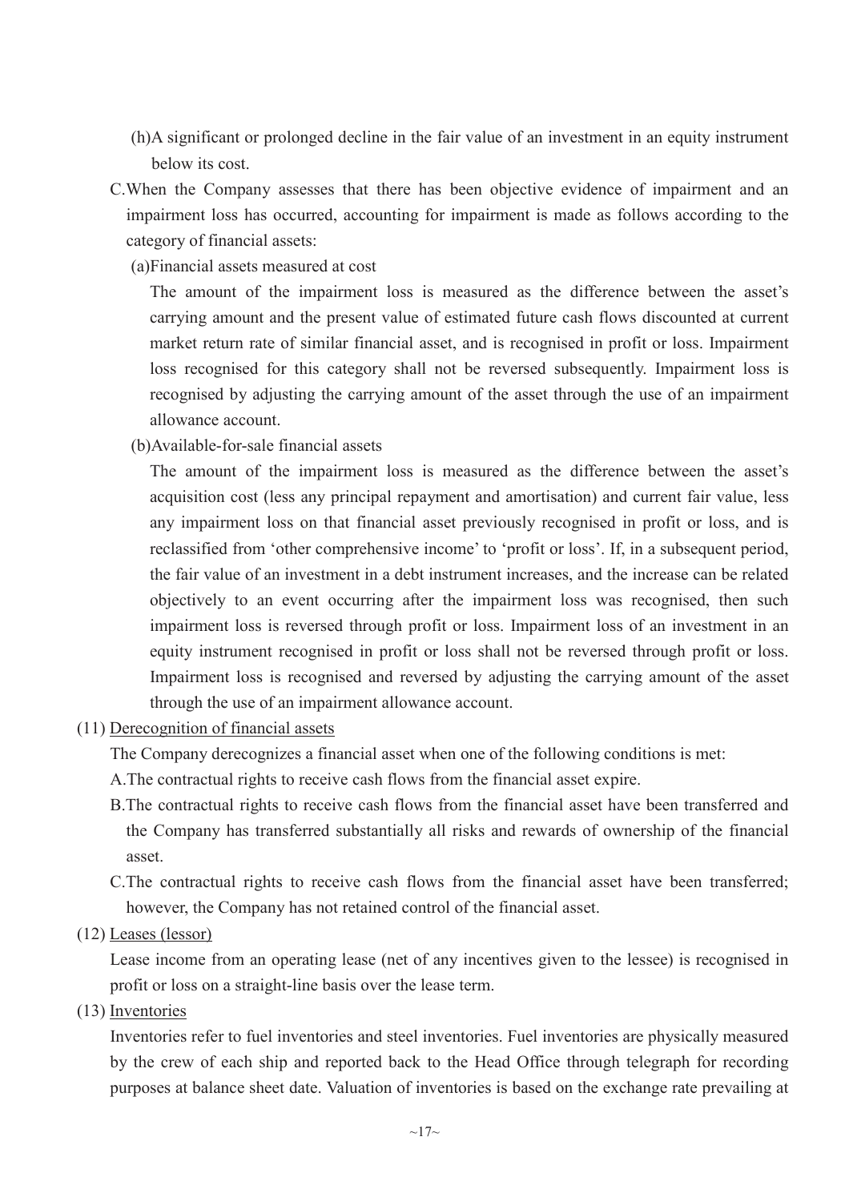(h)A significant or prolonged decline in the fair value of an investment in an equity instrument below its cost.

C.When the Company assesses that there has been objective evidence of impairment and an impairment loss has occurred, accounting for impairment is made as follows according to the category of financial assets:

(a)Financial assets measured at cost

The amount of the impairment loss is measured as the difference between the asset's carrying amount and the present value of estimated future cash flows discounted at current market return rate of similar financial asset, and is recognised in profit or loss. Impairment loss recognised for this category shall not be reversed subsequently. Impairment loss is recognised by adjusting the carrying amount of the asset through the use of an impairment allowance account.

(b)Available-for-sale financial assets

The amount of the impairment loss is measured as the difference between the asset's acquisition cost (less any principal repayment and amortisation) and current fair value, less any impairment loss on that financial asset previously recognised in profit or loss, and is reclassified from 'other comprehensive income' to 'profit or loss'. If, in a subsequent period, the fair value of an investment in a debt instrument increases, and the increase can be related objectively to an event occurring after the impairment loss was recognised, then such impairment loss is reversed through profit or loss. Impairment loss of an investment in an equity instrument recognised in profit or loss shall not be reversed through profit or loss. Impairment loss is recognised and reversed by adjusting the carrying amount of the asset through the use of an impairment allowance account.

(11) <u>Derecognition of financial assets</u>

The Company derecognizes a financial asset when one of the following conditions is met:

A.The contractual rights to receive cash flows from the financial asset expire.

B.The contractual rights to receive cash flows from the financial asset have been transferred and the Company has transferred substantially all risks and rewards of ownership of the financial asset.

C.The contractual rights to receive cash flows from the financial asset have been transferred; however, the Company has not retained control of the financial asset.

(12) <u>Leases (lessor)</u>

Lease income from an operating lease (net of any incentives given to the lessee) is recognised in profit or loss on a straight-line basis over the lease term.

(13) <u>Inventories</u>

Inventories refer to fuel inventories and steel inventories. Fuel inventories are physically measured by the crew of each ship and reported back to the Head Office through telegraph for recording purposes at balance sheet date. Valuation of inventories is based on the exchange rate prevailing at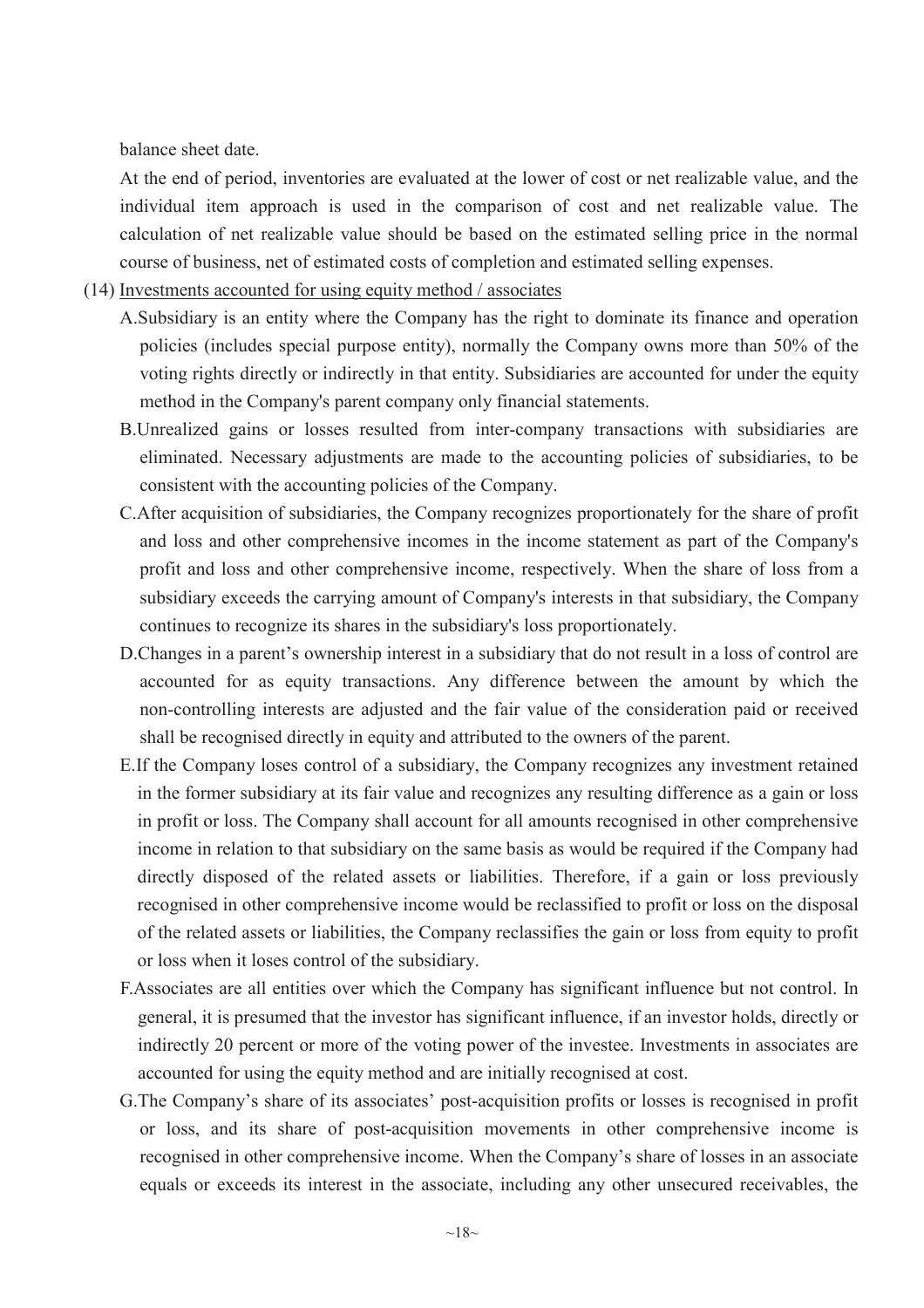balance sheet date.

At the end of period, inventories are evaluated at the lower of cost or net realizable value, and the individual item approach is used in the comparison of cost and net realizable value. The calculation of net realizable value should be based on the estimated selling price in the normal course of business, net of estimated costs of completion and estimated selling expenses.

(14) Investments accounted for using equity method / associates

A.Subsidiary is an entity where the Company has the right to dominate its finance and operation policies (includes special purpose entity), normally the Company owns more than 50% of the voting rights directly or indirectly in that entity. Subsidiaries are accounted for under the equity method in the Company's parent company only financial statements.

B.Unrealized gains or losses resulted from inter-company transactions with subsidiaries are eliminated. Necessary adjustments are made to the accounting policies of subsidiaries, to be consistent with the accounting policies of the Company.

C.After acquisition of subsidiaries, the Company recognizes proportionately for the share of profit and loss and other comprehensive incomes in the income statement as part of the Company's profit and loss and other comprehensive income, respectively. When the share of loss from a subsidiary exceeds the carrying amount of Company's interests in that subsidiary, the Company continues to recognize its shares in the subsidiary's loss proportionately.

D.Changes in a parent's ownership interest in a subsidiary that do not result in a loss of control are accounted for as equity transactions. Any difference between the amount by which the non-controlling interests are adjusted and the fair value of the consideration paid or received shall be recognised directly in equity and attributed to the owners of the parent.

E.If the Company loses control of a subsidiary, the Company recognizes any investment retained in the former subsidiary at its fair value and recognizes any resulting difference as a gain or loss in profit or loss. The Company shall account for all amounts recognised in other comprehensive income in relation to that subsidiary on the same basis as would be required if the Company had directly disposed of the related assets or liabilities. Therefore, if a gain or loss previously recognised in other comprehensive income would be reclassified to profit or loss on the disposal of the related assets or liabilities, the Company reclassifies the gain or loss from equity to profit or loss when it loses control of the subsidiary.

F.Associates are all entities over which the Company has significant influence but not control. In general, it is presumed that the investor has significant influence, if an investor holds, directly or indirectly 20 percent or more of the voting power of the investee. Investments in associates are accounted for using the equity method and are initially recognised at cost.

G.The Company's share of its associates' post-acquisition profits or losses is recognised in profit or loss, and its share of post-acquisition movements in other comprehensive income is recognised in other comprehensive income. When the Company's share of losses in an associate equals or exceeds its interest in the associate, including any other unsecured receivables, the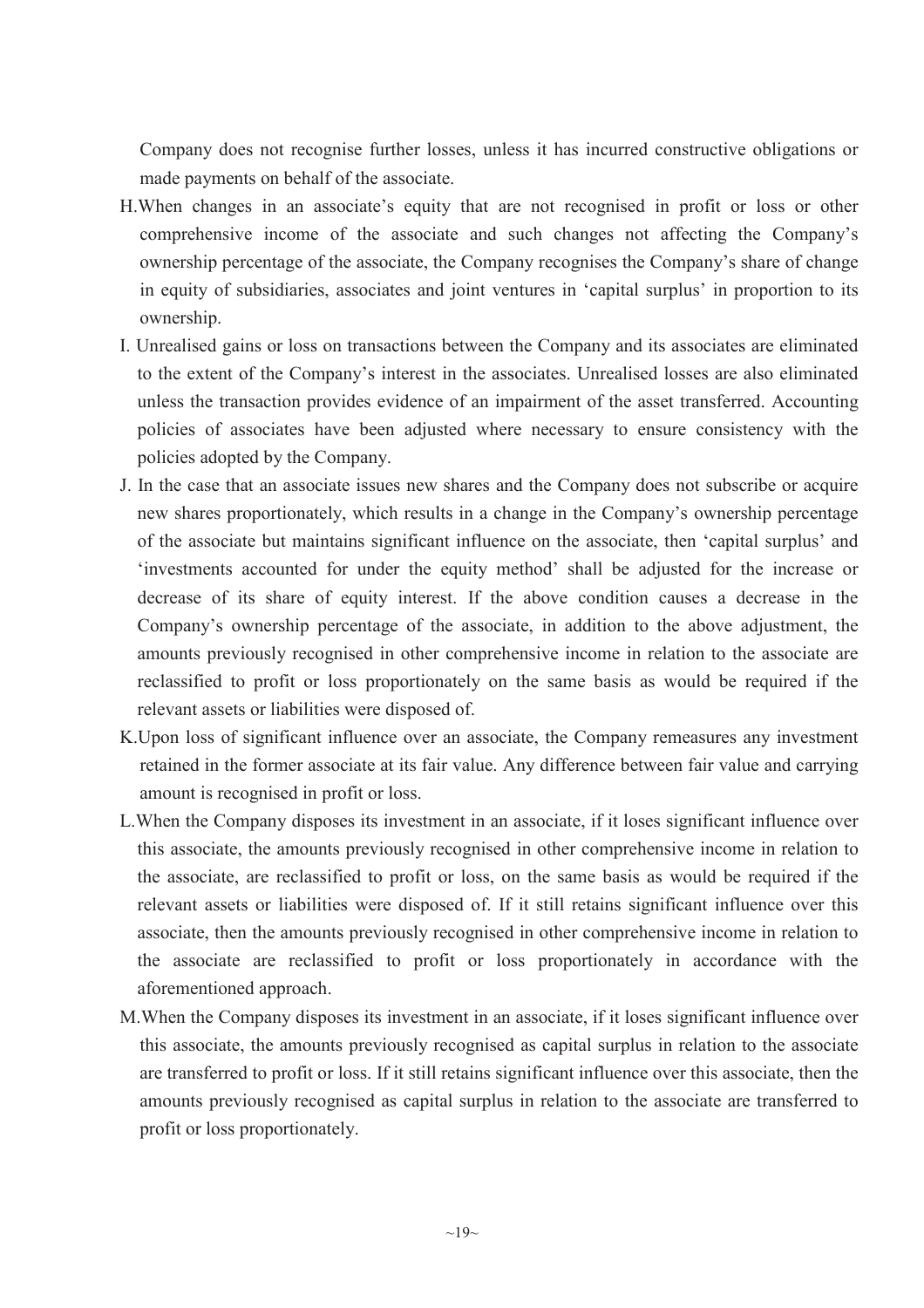Company does not recognise further losses, unless it has incurred constructive obligations or made payments on behalf of the associate.

H. When changes in an associate's equity that are not recognised in profit or loss or other comprehensive income of the associate and such changes not affecting the Company's ownership percentage of the associate, the Company recognises the Company's share of change in equity of subsidiaries, associates and joint ventures in 'capital surplus' in proportion to its ownership.

I. Unrealised gains or loss on transactions between the Company and its associates are eliminated to the extent of the Company's interest in the associates. Unrealised losses are also eliminated unless the transaction provides evidence of an impairment of the asset transferred. Accounting policies of associates have been adjusted where necessary to ensure consistency with the policies adopted by the Company.

J. In the case that an associate issues new shares and the Company does not subscribe or acquire new shares proportionately, which results in a change in the Company's ownership percentage of the associate but maintains significant influence on the associate, then 'capital surplus' and 'investments accounted for under the equity method' shall be adjusted for the increase or decrease of its share of equity interest. If the above condition causes a decrease in the Company's ownership percentage of the associate, in addition to the above adjustment, the amounts previously recognised in other comprehensive income in relation to the associate are reclassified to profit or loss proportionately on the same basis as would be required if the relevant assets or liabilities were disposed of.

K. Upon loss of significant influence over an associate, the Company remeasures any investment retained in the former associate at its fair value. Any difference between fair value and carrying amount is recognised in profit or loss.

L. When the Company disposes its investment in an associate, if it loses significant influence over this associate, the amounts previously recognised in other comprehensive income in relation to the associate, are reclassified to profit or loss, on the same basis as would be required if the relevant assets or liabilities were disposed of. If it still retains significant influence over this associate, then the amounts previously recognised in other comprehensive income in relation to the associate are reclassified to profit or loss proportionately in accordance with the aforementioned approach.

M. When the Company disposes its investment in an associate, if it loses significant influence over this associate, the amounts previously recognised as capital surplus in relation to the associate are transferred to profit or loss. If it still retains significant influence over this associate, then the amounts previously recognised as capital surplus in relation to the associate are transferred to profit or loss proportionately.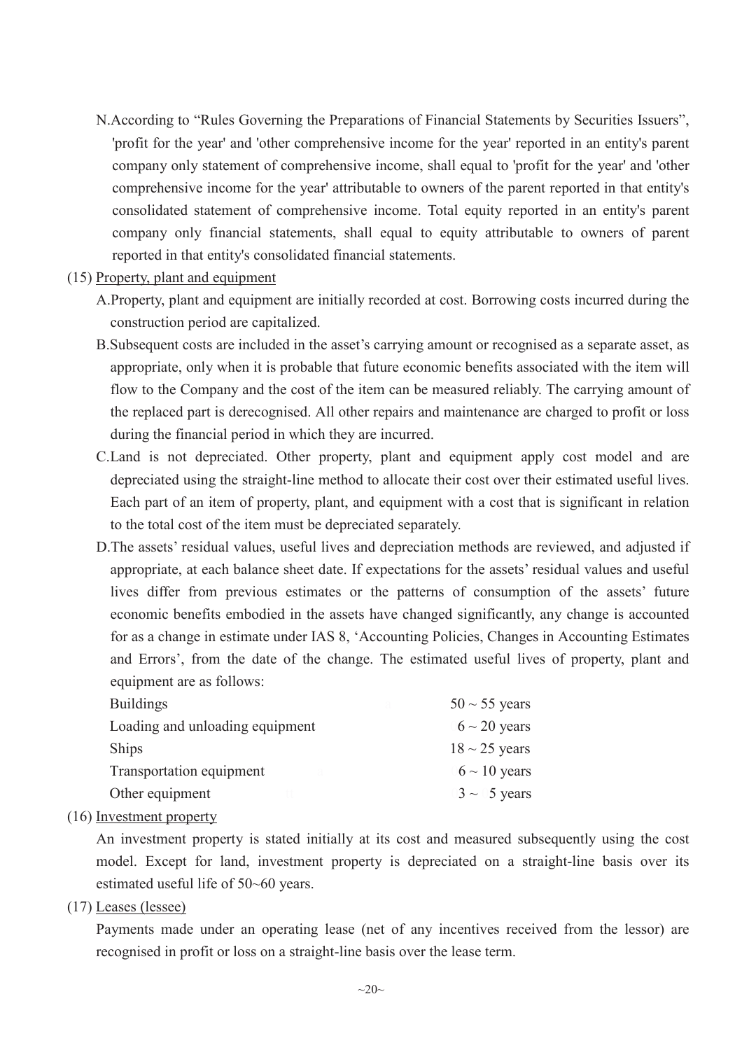N. According to "Rules Governing the Preparations of Financial Statements by Securities Issuers", 'profit for the year' and 'other comprehensive income for the year' reported in an entity's parent company only statement of comprehensive income, shall equal to 'profit for the year' and 'other comprehensive income for the year' attributable to owners of the parent reported in that entity's consolidated statement of comprehensive income. Total equity reported in an entity's parent company only financial statements, shall equal to equity attributable to owners of parent reported in that entity's consolidated financial statements.

(15) Property, plant and equipment

A. Property, plant and equipment are initially recorded at cost. Borrowing costs incurred during the construction period are capitalized.

B. Subsequent costs are included in the asset's carrying amount or recognised as a separate asset, as appropriate, only when it is probable that future economic benefits associated with the item will flow to the Company and the cost of the item can be measured reliably. The carrying amount of the replaced part is derecognised. All other repairs and maintenance are charged to profit or loss during the financial period in which they are incurred.

C. Land is not depreciated. Other property, plant and equipment apply cost model and are depreciated using the straight-line method to allocate their cost over their estimated useful lives. Each part of an item of property, plant, and equipment with a cost that is significant in relation to the total cost of the item must be depreciated separately.

D. The assets' residual values, useful lives and depreciation methods are reviewed, and adjusted if appropriate, at each balance sheet date. If expectations for the assets' residual values and useful lives differ from previous estimates or the patterns of consumption of the assets' future economic benefits embodied in the assets have changed significantly, any change is accounted for as a change in estimate under IAS 8, 'Accounting Policies, Changes in Accounting Estimates and Errors', from the date of the change. The estimated useful lives of property, plant and equipment are as follows:

| | |
|---|---|
| Buildings | 50 ~ 55 years |
| Loading and unloading equipment | 6 ~ 20 years |
| Ships | 18 ~ 25 years |
| Transportation equipment | 6 ~ 10 years |
| Other equipment | 3 ~ 5 years |

(16) Investment property

An investment property is stated initially at its cost and measured subsequently using the cost model. Except for land, investment property is depreciated on a straight-line basis over its estimated useful life of 50~60 years.

(17) Leases (lessee)

Payments made under an operating lease (net of any incentives received from the lessor) are recognised in profit or loss on a straight-line basis over the lease term.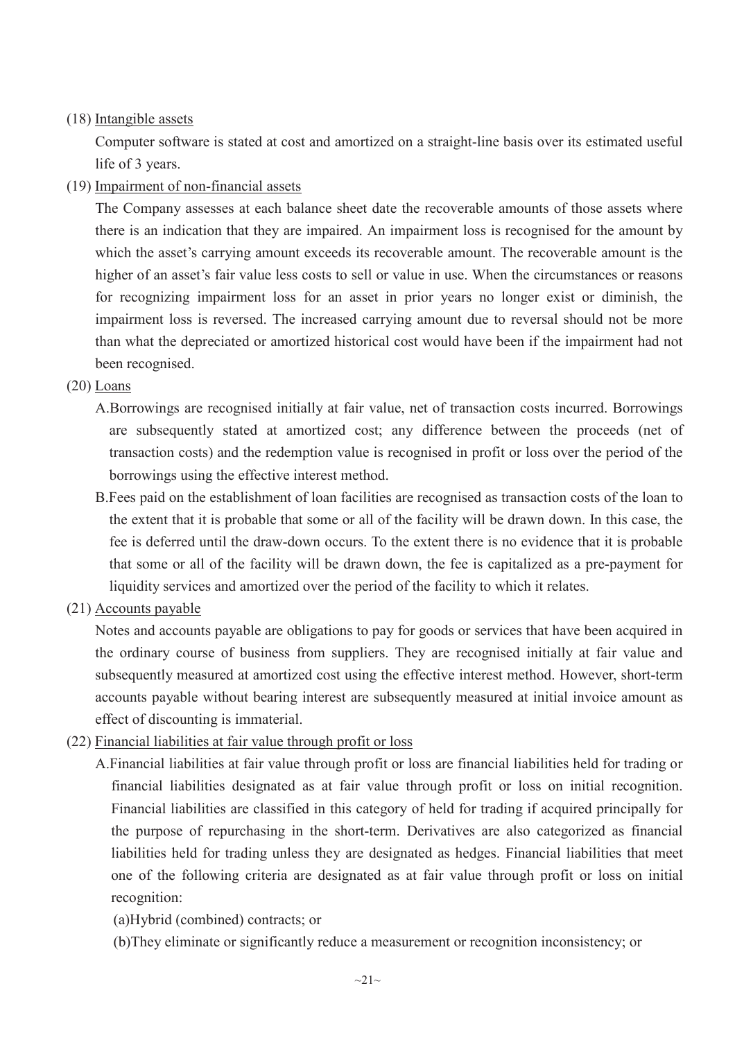(18) <u>Intangible assets</u>

Computer software is stated at cost and amortized on a straight-line basis over its estimated useful life of 3 years.

(19) <u>Impairment of non-financial assets</u>

The Company assesses at each balance sheet date the recoverable amounts of those assets where there is an indication that they are impaired. An impairment loss is recognised for the amount by which the asset's carrying amount exceeds its recoverable amount. The recoverable amount is the higher of an asset's fair value less costs to sell or value in use. When the circumstances or reasons for recognizing impairment loss for an asset in prior years no longer exist or diminish, the impairment loss is reversed. The increased carrying amount due to reversal should not be more than what the depreciated or amortized historical cost would have been if the impairment had not been recognised.

(20) <u>Loans</u>

A.Borrowings are recognised initially at fair value, net of transaction costs incurred. Borrowings are subsequently stated at amortized cost; any difference between the proceeds (net of transaction costs) and the redemption value is recognised in profit or loss over the period of the borrowings using the effective interest method.

B.Fees paid on the establishment of loan facilities are recognised as transaction costs of the loan to the extent that it is probable that some or all of the facility will be drawn down. In this case, the fee is deferred until the draw-down occurs. To the extent there is no evidence that it is probable that some or all of the facility will be drawn down, the fee is capitalized as a pre-payment for liquidity services and amortized over the period of the facility to which it relates.

(21) <u>Accounts payable</u>

Notes and accounts payable are obligations to pay for goods or services that have been acquired in the ordinary course of business from suppliers. They are recognised initially at fair value and subsequently measured at amortized cost using the effective interest method. However, short-term accounts payable without bearing interest are subsequently measured at initial invoice amount as effect of discounting is immaterial.

(22) <u>Financial liabilities at fair value through profit or loss</u>

A.Financial liabilities at fair value through profit or loss are financial liabilities held for trading or financial liabilities designated as at fair value through profit or loss on initial recognition. Financial liabilities are classified in this category of held for trading if acquired principally for the purpose of repurchasing in the short-term. Derivatives are also categorized as financial liabilities held for trading unless they are designated as hedges. Financial liabilities that meet one of the following criteria are designated as at fair value through profit or loss on initial recognition:

(a)Hybrid (combined) contracts; or

(b)They eliminate or significantly reduce a measurement or recognition inconsistency; or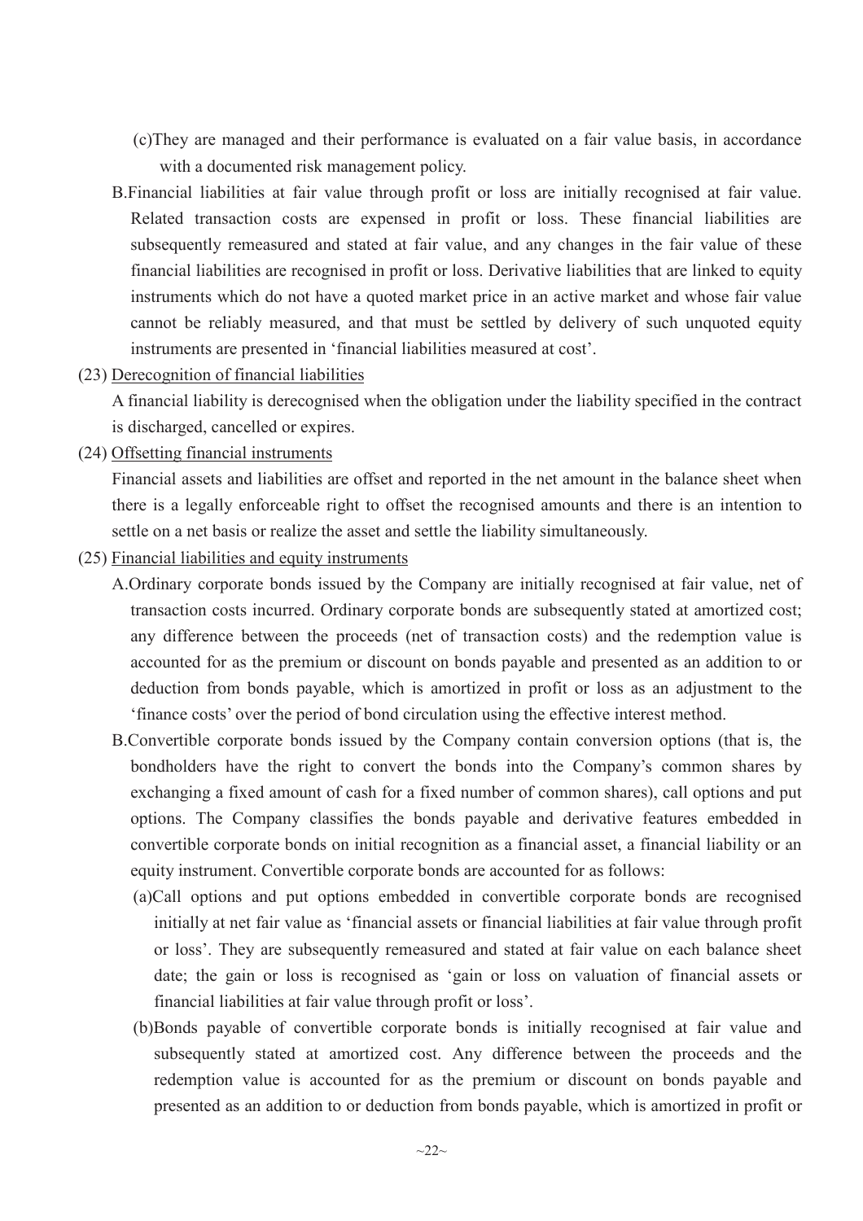(c)They are managed and their performance is evaluated on a fair value basis, in accordance with a documented risk management policy.

B.Financial liabilities at fair value through profit or loss are initially recognised at fair value. Related transaction costs are expensed in profit or loss. These financial liabilities are subsequently remeasured and stated at fair value, and any changes in the fair value of these financial liabilities are recognised in profit or loss. Derivative liabilities that are linked to equity instruments which do not have a quoted market price in an active market and whose fair value cannot be reliably measured, and that must be settled by delivery of such unquoted equity instruments are presented in 'financial liabilities measured at cost'.

(23) Derecognition of financial liabilities

A financial liability is derecognised when the obligation under the liability specified in the contract is discharged, cancelled or expires.

(24) Offsetting financial instruments

Financial assets and liabilities are offset and reported in the net amount in the balance sheet when there is a legally enforceable right to offset the recognised amounts and there is an intention to settle on a net basis or realize the asset and settle the liability simultaneously.

(25) Financial liabilities and equity instruments

A.Ordinary corporate bonds issued by the Company are initially recognised at fair value, net of transaction costs incurred. Ordinary corporate bonds are subsequently stated at amortized cost; any difference between the proceeds (net of transaction costs) and the redemption value is accounted for as the premium or discount on bonds payable and presented as an addition to or deduction from bonds payable, which is amortized in profit or loss as an adjustment to the 'finance costs' over the period of bond circulation using the effective interest method.

B.Convertible corporate bonds issued by the Company contain conversion options (that is, the bondholders have the right to convert the bonds into the Company's common shares by exchanging a fixed amount of cash for a fixed number of common shares), call options and put options. The Company classifies the bonds payable and derivative features embedded in convertible corporate bonds on initial recognition as a financial asset, a financial liability or an equity instrument. Convertible corporate bonds are accounted for as follows:

(a)Call options and put options embedded in convertible corporate bonds are recognised initially at net fair value as 'financial assets or financial liabilities at fair value through profit or loss'. They are subsequently remeasured and stated at fair value on each balance sheet date; the gain or loss is recognised as 'gain or loss on valuation of financial assets or financial liabilities at fair value through profit or loss'.

(b)Bonds payable of convertible corporate bonds is initially recognised at fair value and subsequently stated at amortized cost. Any difference between the proceeds and the redemption value is accounted for as the premium or discount on bonds payable and presented as an addition to or deduction from bonds payable, which is amortized in profit or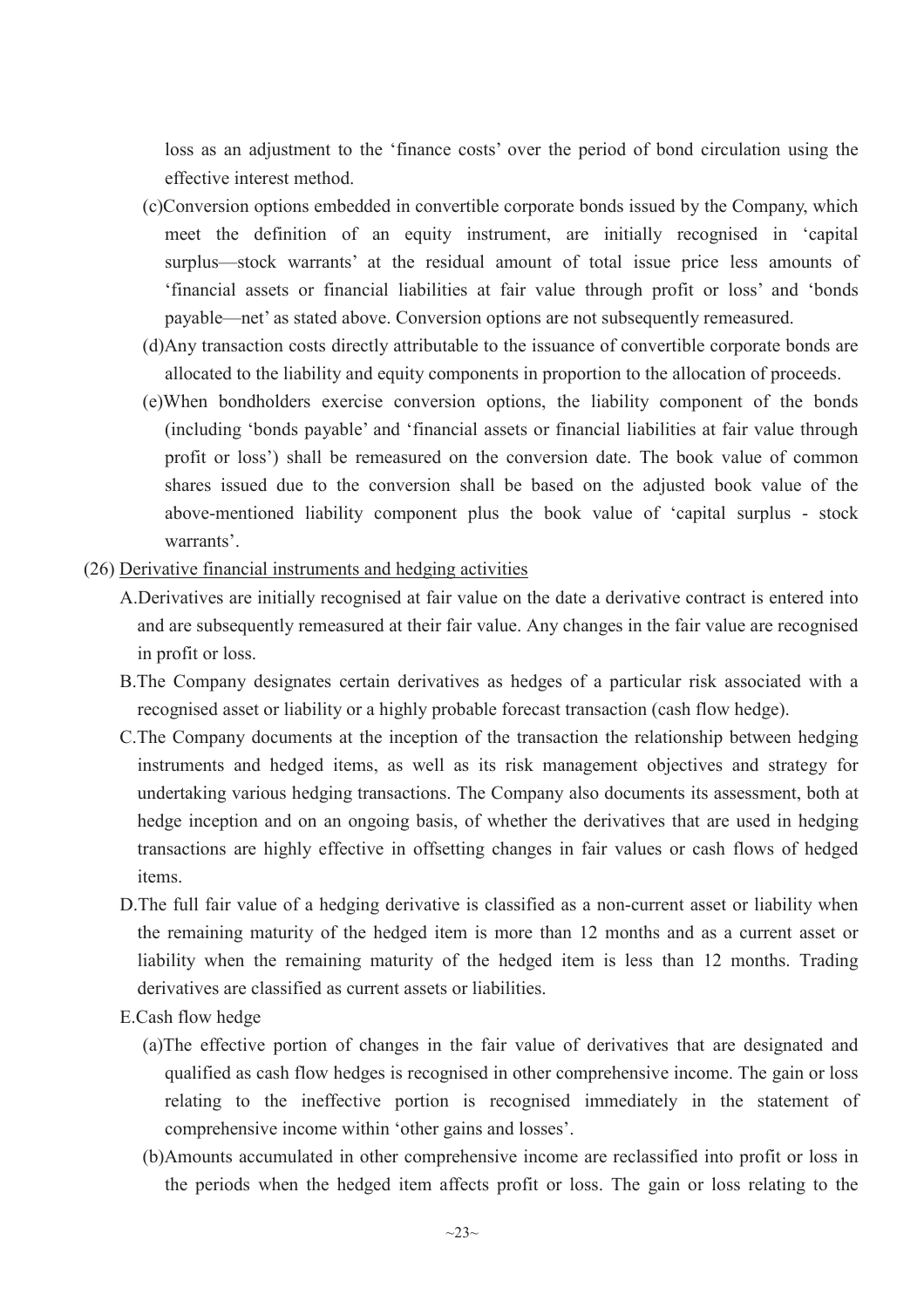loss as an adjustment to the 'finance costs' over the period of bond circulation using the effective interest method.

(c)Conversion options embedded in convertible corporate bonds issued by the Company, which meet the definition of an equity instrument, are initially recognised in 'capital surplus—stock warrants' at the residual amount of total issue price less amounts of 'financial assets or financial liabilities at fair value through profit or loss' and 'bonds payable—net' as stated above. Conversion options are not subsequently remeasured.

(d)Any transaction costs directly attributable to the issuance of convertible corporate bonds are allocated to the liability and equity components in proportion to the allocation of proceeds.

(e)When bondholders exercise conversion options, the liability component of the bonds (including 'bonds payable' and 'financial assets or financial liabilities at fair value through profit or loss') shall be remeasured on the conversion date. The book value of common shares issued due to the conversion shall be based on the adjusted book value of the above-mentioned liability component plus the book value of 'capital surplus - stock warrants'.

(26) Derivative financial instruments and hedging activities

A.Derivatives are initially recognised at fair value on the date a derivative contract is entered into and are subsequently remeasured at their fair value. Any changes in the fair value are recognised in profit or loss.

B.The Company designates certain derivatives as hedges of a particular risk associated with a recognised asset or liability or a highly probable forecast transaction (cash flow hedge).

C.The Company documents at the inception of the transaction the relationship between hedging instruments and hedged items, as well as its risk management objectives and strategy for undertaking various hedging transactions. The Company also documents its assessment, both at hedge inception and on an ongoing basis, of whether the derivatives that are used in hedging transactions are highly effective in offsetting changes in fair values or cash flows of hedged items.

D.The full fair value of a hedging derivative is classified as a non-current asset or liability when the remaining maturity of the hedged item is more than 12 months and as a current asset or liability when the remaining maturity of the hedged item is less than 12 months. Trading derivatives are classified as current assets or liabilities.

E.Cash flow hedge

(a)The effective portion of changes in the fair value of derivatives that are designated and qualified as cash flow hedges is recognised in other comprehensive income. The gain or loss relating to the ineffective portion is recognised immediately in the statement of comprehensive income within 'other gains and losses'.

(b)Amounts accumulated in other comprehensive income are reclassified into profit or loss in the periods when the hedged item affects profit or loss. The gain or loss relating to the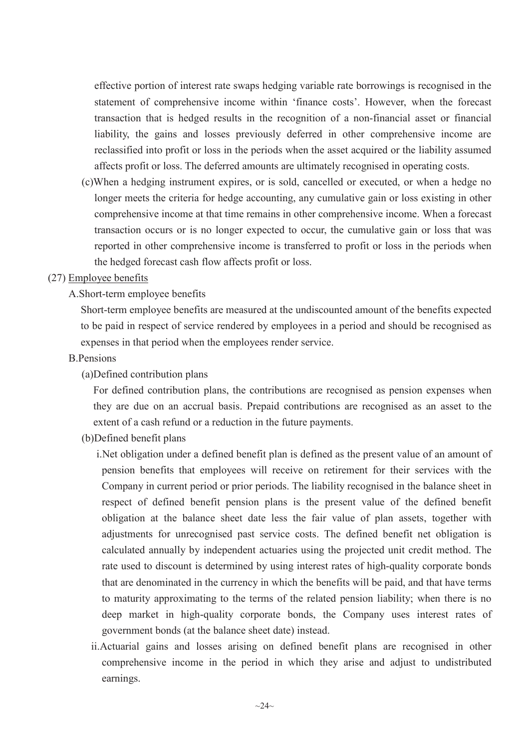effective portion of interest rate swaps hedging variable rate borrowings is recognised in the statement of comprehensive income within 'finance costs'. However, when the forecast transaction that is hedged results in the recognition of a non-financial asset or financial liability, the gains and losses previously deferred in other comprehensive income are reclassified into profit or loss in the periods when the asset acquired or the liability assumed affects profit or loss. The deferred amounts are ultimately recognised in operating costs.

(c)When a hedging instrument expires, or is sold, cancelled or executed, or when a hedge no longer meets the criteria for hedge accounting, any cumulative gain or loss existing in other comprehensive income at that time remains in other comprehensive income. When a forecast transaction occurs or is no longer expected to occur, the cumulative gain or loss that was reported in other comprehensive income is transferred to profit or loss in the periods when the hedged forecast cash flow affects profit or loss.

(27) Employee benefits

A.Short-term employee benefits

Short-term employee benefits are measured at the undiscounted amount of the benefits expected to be paid in respect of service rendered by employees in a period and should be recognised as expenses in that period when the employees render service.

B.Pensions

(a)Defined contribution plans

For defined contribution plans, the contributions are recognised as pension expenses when they are due on an accrual basis. Prepaid contributions are recognised as an asset to the extent of a cash refund or a reduction in the future payments.

(b)Defined benefit plans

i.Net obligation under a defined benefit plan is defined as the present value of an amount of pension benefits that employees will receive on retirement for their services with the Company in current period or prior periods. The liability recognised in the balance sheet in respect of defined benefit pension plans is the present value of the defined benefit obligation at the balance sheet date less the fair value of plan assets, together with adjustments for unrecognised past service costs. The defined benefit net obligation is calculated annually by independent actuaries using the projected unit credit method. The rate used to discount is determined by using interest rates of high-quality corporate bonds that are denominated in the currency in which the benefits will be paid, and that have terms to maturity approximating to the terms of the related pension liability; when there is no deep market in high-quality corporate bonds, the Company uses interest rates of government bonds (at the balance sheet date) instead.

ii.Actuarial gains and losses arising on defined benefit plans are recognised in other comprehensive income in the period in which they arise and adjust to undistributed earnings.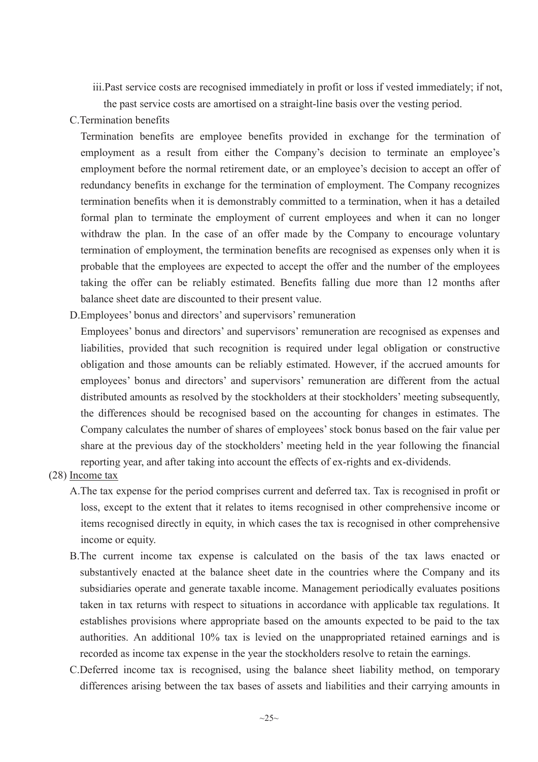iii.Past service costs are recognised immediately in profit or loss if vested immediately; if not, the past service costs are amortised on a straight-line basis over the vesting period.

C.Termination benefits

Termination benefits are employee benefits provided in exchange for the termination of employment as a result from either the Company's decision to terminate an employee's employment before the normal retirement date, or an employee's decision to accept an offer of redundancy benefits in exchange for the termination of employment. The Company recognizes termination benefits when it is demonstrably committed to a termination, when it has a detailed formal plan to terminate the employment of current employees and when it can no longer withdraw the plan. In the case of an offer made by the Company to encourage voluntary termination of employment, the termination benefits are recognised as expenses only when it is probable that the employees are expected to accept the offer and the number of the employees taking the offer can be reliably estimated. Benefits falling due more than 12 months after balance sheet date are discounted to their present value.

D.Employees' bonus and directors' and supervisors' remuneration

Employees' bonus and directors' and supervisors' remuneration are recognised as expenses and liabilities, provided that such recognition is required under legal obligation or constructive obligation and those amounts can be reliably estimated. However, if the accrued amounts for employees' bonus and directors' and supervisors' remuneration are different from the actual distributed amounts as resolved by the stockholders at their stockholders' meeting subsequently, the differences should be recognised based on the accounting for changes in estimates. The Company calculates the number of shares of employees' stock bonus based on the fair value per share at the previous day of the stockholders' meeting held in the year following the financial reporting year, and after taking into account the effects of ex-rights and ex-dividends.

(28) Income tax

A.The tax expense for the period comprises current and deferred tax. Tax is recognised in profit or loss, except to the extent that it relates to items recognised in other comprehensive income or items recognised directly in equity, in which cases the tax is recognised in other comprehensive income or equity.

B.The current income tax expense is calculated on the basis of the tax laws enacted or substantively enacted at the balance sheet date in the countries where the Company and its subsidiaries operate and generate taxable income. Management periodically evaluates positions taken in tax returns with respect to situations in accordance with applicable tax regulations. It establishes provisions where appropriate based on the amounts expected to be paid to the tax authorities. An additional 10% tax is levied on the unappropriated retained earnings and is recorded as income tax expense in the year the stockholders resolve to retain the earnings.

C.Deferred income tax is recognised, using the balance sheet liability method, on temporary differences arising between the tax bases of assets and liabilities and their carrying amounts in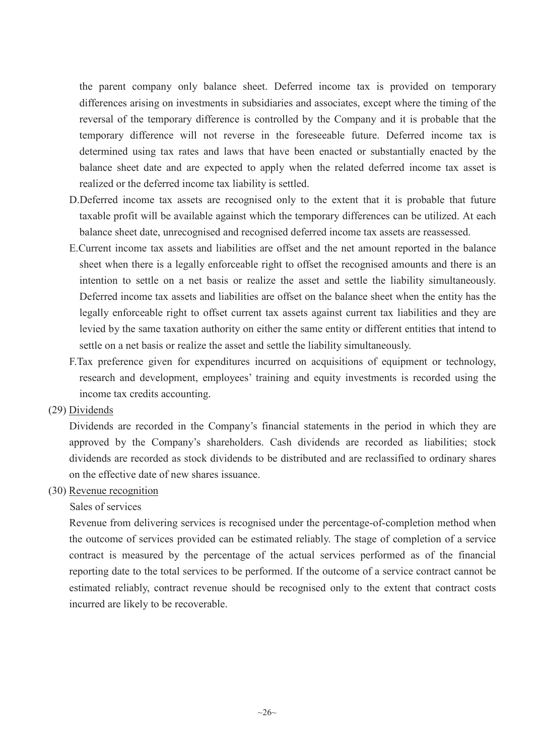the parent company only balance sheet. Deferred income tax is provided on temporary differences arising on investments in subsidiaries and associates, except where the timing of the reversal of the temporary difference is controlled by the Company and it is probable that the temporary difference will not reverse in the foreseeable future. Deferred income tax is determined using tax rates and laws that have been enacted or substantially enacted by the balance sheet date and are expected to apply when the related deferred income tax asset is realized or the deferred income tax liability is settled.

D.Deferred income tax assets are recognised only to the extent that it is probable that future taxable profit will be available against which the temporary differences can be utilized. At each balance sheet date, unrecognised and recognised deferred income tax assets are reassessed.

E.Current income tax assets and liabilities are offset and the net amount reported in the balance sheet when there is a legally enforceable right to offset the recognised amounts and there is an intention to settle on a net basis or realize the asset and settle the liability simultaneously. Deferred income tax assets and liabilities are offset on the balance sheet when the entity has the legally enforceable right to offset current tax assets against current tax liabilities and they are levied by the same taxation authority on either the same entity or different entities that intend to settle on a net basis or realize the asset and settle the liability simultaneously.

F.Tax preference given for expenditures incurred on acquisitions of equipment or technology, research and development, employees' training and equity investments is recorded using the income tax credits accounting.

(29) Dividends

Dividends are recorded in the Company's financial statements in the period in which they are approved by the Company's shareholders. Cash dividends are recorded as liabilities; stock dividends are recorded as stock dividends to be distributed and are reclassified to ordinary shares on the effective date of new shares issuance.

(30) Revenue recognition

Sales of services

Revenue from delivering services is recognised under the percentage-of-completion method when the outcome of services provided can be estimated reliably. The stage of completion of a service contract is measured by the percentage of the actual services performed as of the financial reporting date to the total services to be performed. If the outcome of a service contract cannot be estimated reliably, contract revenue should be recognised only to the extent that contract costs incurred are likely to be recoverable.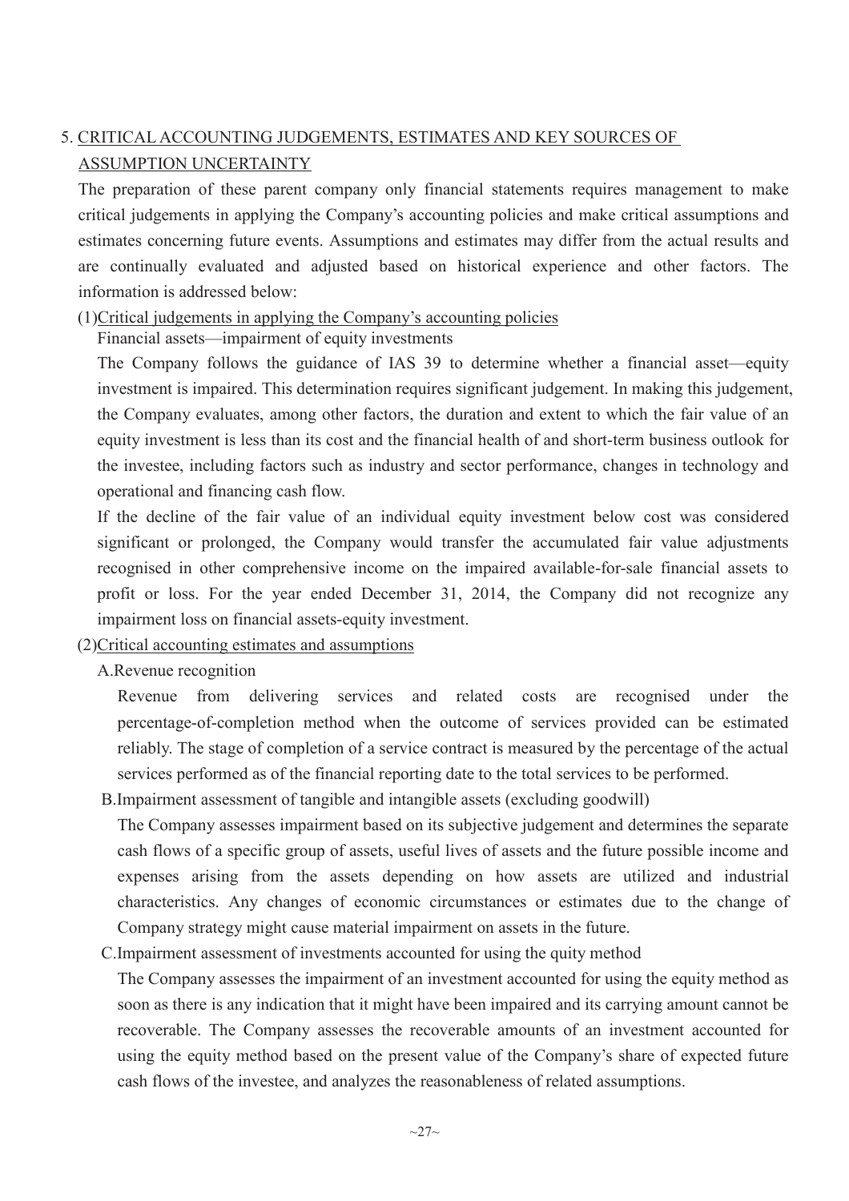## 5. CRITICAL ACCOUNTING JUDGEMENTS, ESTIMATES AND KEY SOURCES OF ASSUMPTION UNCERTAINTY

The preparation of these parent company only financial statements requires management to make critical judgements in applying the Company's accounting policies and make critical assumptions and estimates concerning future events. Assumptions and estimates may differ from the actual results and are continually evaluated and adjusted based on historical experience and other factors. The information is addressed below:

### (1)Critical judgements in applying the Company's accounting policies

Financial assets—impairment of equity investments

The Company follows the guidance of IAS 39 to determine whether a financial asset—equity investment is impaired. This determination requires significant judgement. In making this judgement, the Company evaluates, among other factors, the duration and extent to which the fair value of an equity investment is less than its cost and the financial health of and short-term business outlook for the investee, including factors such as industry and sector performance, changes in technology and operational and financing cash flow.

If the decline of the fair value of an individual equity investment below cost was considered significant or prolonged, the Company would transfer the accumulated fair value adjustments recognised in other comprehensive income on the impaired available-for-sale financial assets to profit or loss. For the year ended December 31, 2014, the Company did not recognize any impairment loss on financial assets-equity investment.

### (2)Critical accounting estimates and assumptions

A.Revenue recognition

Revenue from delivering services and related costs are recognised under the percentage-of-completion method when the outcome of services provided can be estimated reliably. The stage of completion of a service contract is measured by the percentage of the actual services performed as of the financial reporting date to the total services to be performed.

B.Impairment assessment of tangible and intangible assets (excluding goodwill)

The Company assesses impairment based on its subjective judgement and determines the separate cash flows of a specific group of assets, useful lives of assets and the future possible income and expenses arising from the assets depending on how assets are utilized and industrial characteristics. Any changes of economic circumstances or estimates due to the change of Company strategy might cause material impairment on assets in the future.

C.Impairment assessment of investments accounted for using the quity method

The Company assesses the impairment of an investment accounted for using the equity method as soon as there is any indication that it might have been impaired and its carrying amount cannot be recoverable. The Company assesses the recoverable amounts of an investment accounted for using the equity method based on the present value of the Company's share of expected future cash flows of the investee, and analyzes the reasonableness of related assumptions.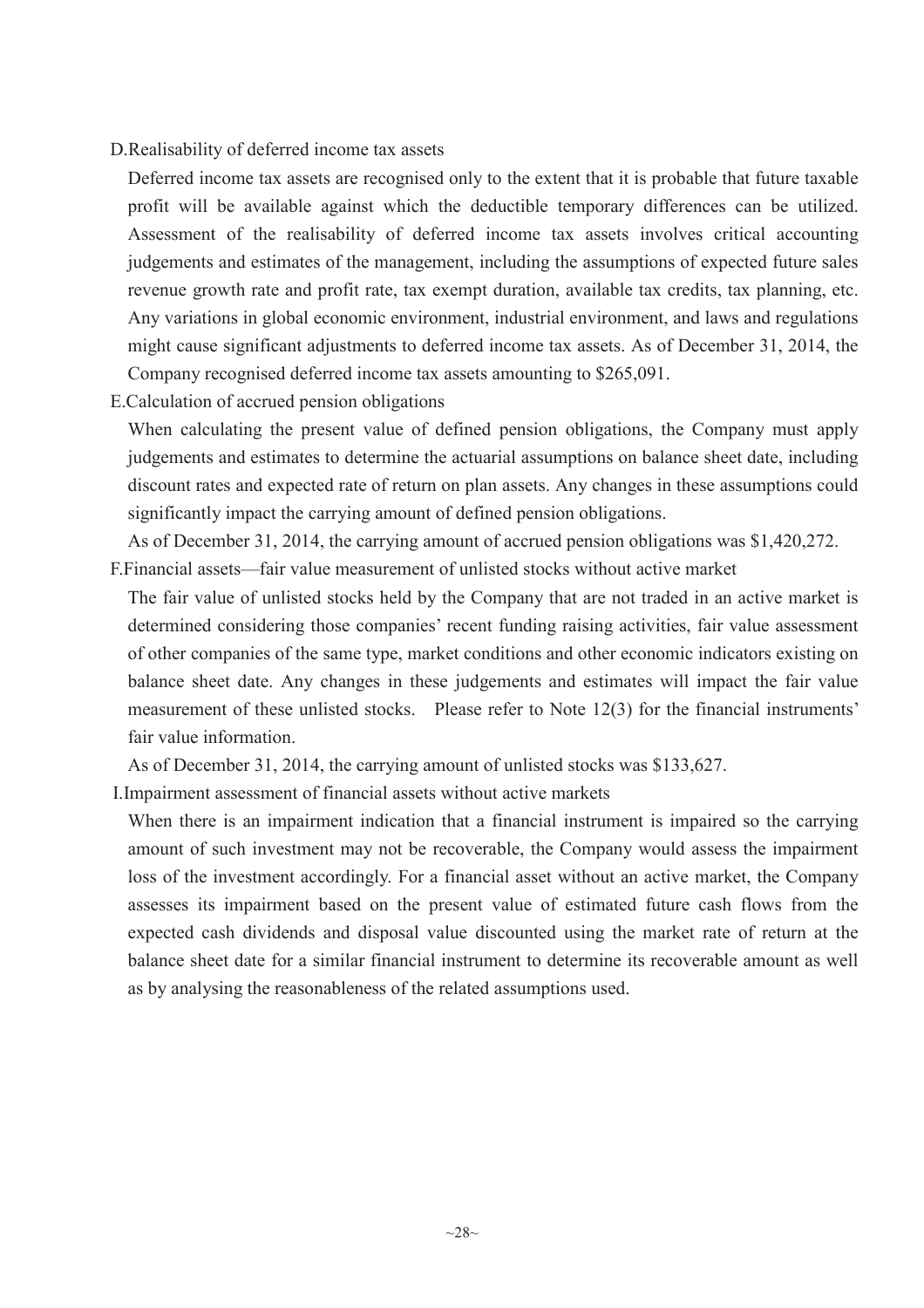D.Realisability of deferred income tax assets

Deferred income tax assets are recognised only to the extent that it is probable that future taxable profit will be available against which the deductible temporary differences can be utilized. Assessment of the realisability of deferred income tax assets involves critical accounting judgements and estimates of the management, including the assumptions of expected future sales revenue growth rate and profit rate, tax exempt duration, available tax credits, tax planning, etc. Any variations in global economic environment, industrial environment, and laws and regulations might cause significant adjustments to deferred income tax assets. As of December 31, 2014, the Company recognised deferred income tax assets amounting to $265,091.

E.Calculation of accrued pension obligations

When calculating the present value of defined pension obligations, the Company must apply judgements and estimates to determine the actuarial assumptions on balance sheet date, including discount rates and expected rate of return on plan assets. Any changes in these assumptions could significantly impact the carrying amount of defined pension obligations.

As of December 31, 2014, the carrying amount of accrued pension obligations was $1,420,272.

F.Financial assets—fair value measurement of unlisted stocks without active market

The fair value of unlisted stocks held by the Company that are not traded in an active market is determined considering those companies' recent funding raising activities, fair value assessment of other companies of the same type, market conditions and other economic indicators existing on balance sheet date. Any changes in these judgements and estimates will impact the fair value measurement of these unlisted stocks. Please refer to Note 12(3) for the financial instruments' fair value information.

As of December 31, 2014, the carrying amount of unlisted stocks was $133,627.

I.Impairment assessment of financial assets without active markets

When there is an impairment indication that a financial instrument is impaired so the carrying amount of such investment may not be recoverable, the Company would assess the impairment loss of the investment accordingly. For a financial asset without an active market, the Company assesses its impairment based on the present value of estimated future cash flows from the expected cash dividends and disposal value discounted using the market rate of return at the balance sheet date for a similar financial instrument to determine its recoverable amount as well as by analysing the reasonableness of the related assumptions used.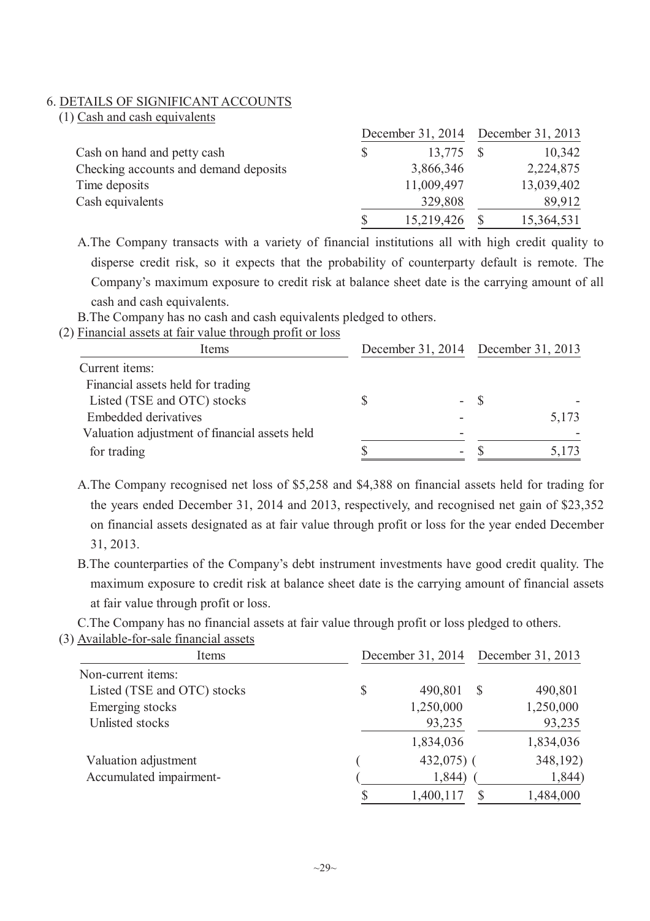## 6. DETAILS OF SIGNIFICANT ACCOUNTS

### (1) Cash and cash equivalents

| | December 31, 2014 | December 31, 2013 |
|---|---|---|
| Cash on hand and petty cash | $ 13,775 | $ 10,342 |
| Checking accounts and demand deposits | 3,866,346 | 2,224,875 |
| Time deposits | 11,009,497 | 13,039,402 |
| Cash equivalents | 329,808 | 89,912 |
| | $ 15,219,426 | $ 15,364,531 |

A. The Company transacts with a variety of financial institutions all with high credit quality to disperse credit risk, so it expects that the probability of counterparty default is remote. The Company's maximum exposure to credit risk at balance sheet date is the carrying amount of all cash and cash equivalents.

B. The Company has no cash and cash equivalents pledged to others.

### (2) Financial assets at fair value through profit or loss

| Items | December 31, 2014 | December 31, 2013 |
|---|---|---|
| Current items: | | |
| Financial assets held for trading | | |
| Listed (TSE and OTC) stocks | $ - | $ - |
| Embedded derivatives | - | 5,173 |
| Valuation adjustment of financial assets held for trading | - | - |
| | $ - | $ 5,173 |

A. The Company recognised net loss of $5,258 and $4,388 on financial assets held for trading for the years ended December 31, 2014 and 2013, respectively, and recognised net gain of $23,352 on financial assets designated as at fair value through profit or loss for the year ended December 31, 2013.

B. The counterparties of the Company's debt instrument investments have good credit quality. The maximum exposure to credit risk at balance sheet date is the carrying amount of financial assets at fair value through profit or loss.

C. The Company has no financial assets at fair value through profit or loss pledged to others.

### (3) Available-for-sale financial assets

| Items | December 31, 2014 | December 31, 2013 |
|---|---|---|
| Non-current items: | | |
| Listed (TSE and OTC) stocks | $ 490,801 | $ 490,801 |
| Emerging stocks | 1,250,000 | 1,250,000 |
| Unlisted stocks | 93,235 | 93,235 |
| | 1,834,036 | 1,834,036 |
| Valuation adjustment | ( 432,075) | ( 348,192) |
| Accumulated impairment- | ( 1,844) | ( 1,844) |
| | $ 1,400,117 | $ 1,484,000 |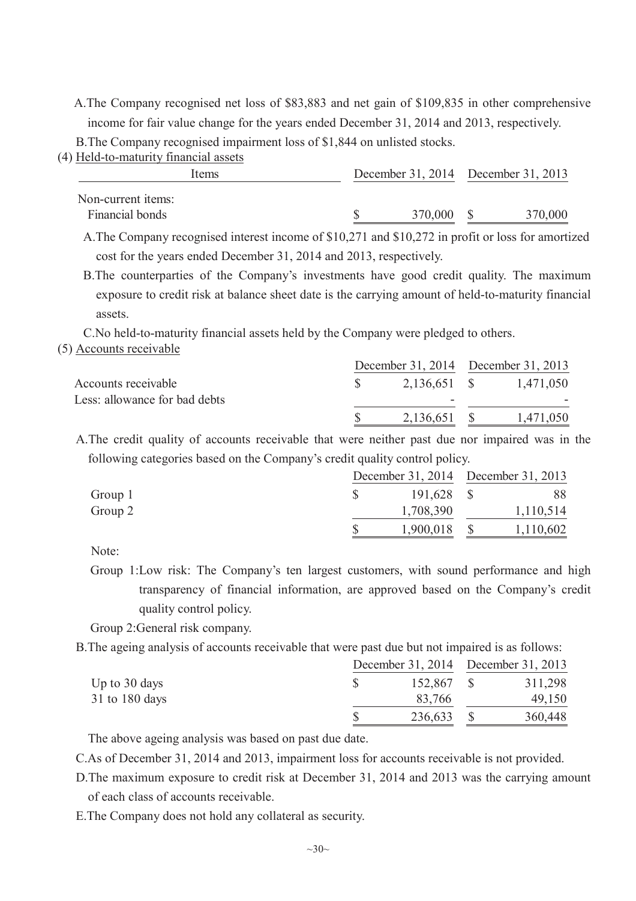A. The Company recognised net loss of $83,883 and net gain of $109,835 in other comprehensive income for fair value change for the years ended December 31, 2014 and 2013, respectively.

B. The Company recognised impairment loss of $1,844 on unlisted stocks.

(4) Held-to-maturity financial assets

| Items | December 31, 2014 | December 31, 2013 |
|---|---|---|
| Non-current items: | | |
| Financial bonds | $ 370,000 | $ 370,000 |

A. The Company recognised interest income of $10,271 and $10,272 in profit or loss for amortized cost for the years ended December 31, 2014 and 2013, respectively.

B. The counterparties of the Company's investments have good credit quality. The maximum exposure to credit risk at balance sheet date is the carrying amount of held-to-maturity financial assets.

C. No held-to-maturity financial assets held by the Company were pledged to others.

(5) Accounts receivable

| | December 31, 2014 | December 31, 2013 |
|---|---|---|
| Accounts receivable | $ 2,136,651 | $ 1,471,050 |
| Less: allowance for bad debts | - | - |
| | $ 2,136,651 | $ 1,471,050 |

A. The credit quality of accounts receivable that were neither past due nor impaired was in the following categories based on the Company's credit quality control policy.

| | December 31, 2014 | December 31, 2013 |
|---|---|---|
| Group 1 | $ 191,628 | $ 88 |
| Group 2 | 1,708,390 | 1,110,514 |
| | $ 1,900,018 | $ 1,110,602 |

Note:

Group 1: Low risk: The Company's ten largest customers, with sound performance and high transparency of financial information, are approved based on the Company's credit quality control policy.

Group 2: General risk company.

B. The ageing analysis of accounts receivable that were past due but not impaired is as follows:

| | December 31, 2014 | December 31, 2013 |
|---|---|---|
| Up to 30 days | $ 152,867 | $ 311,298 |
| 31 to 180 days | 83,766 | 49,150 |
| | $ 236,633 | $ 360,448 |

The above ageing analysis was based on past due date.

C. As of December 31, 2014 and 2013, impairment loss for accounts receivable is not provided.

D. The maximum exposure to credit risk at December 31, 2014 and 2013 was the carrying amount of each class of accounts receivable.

E. The Company does not hold any collateral as security.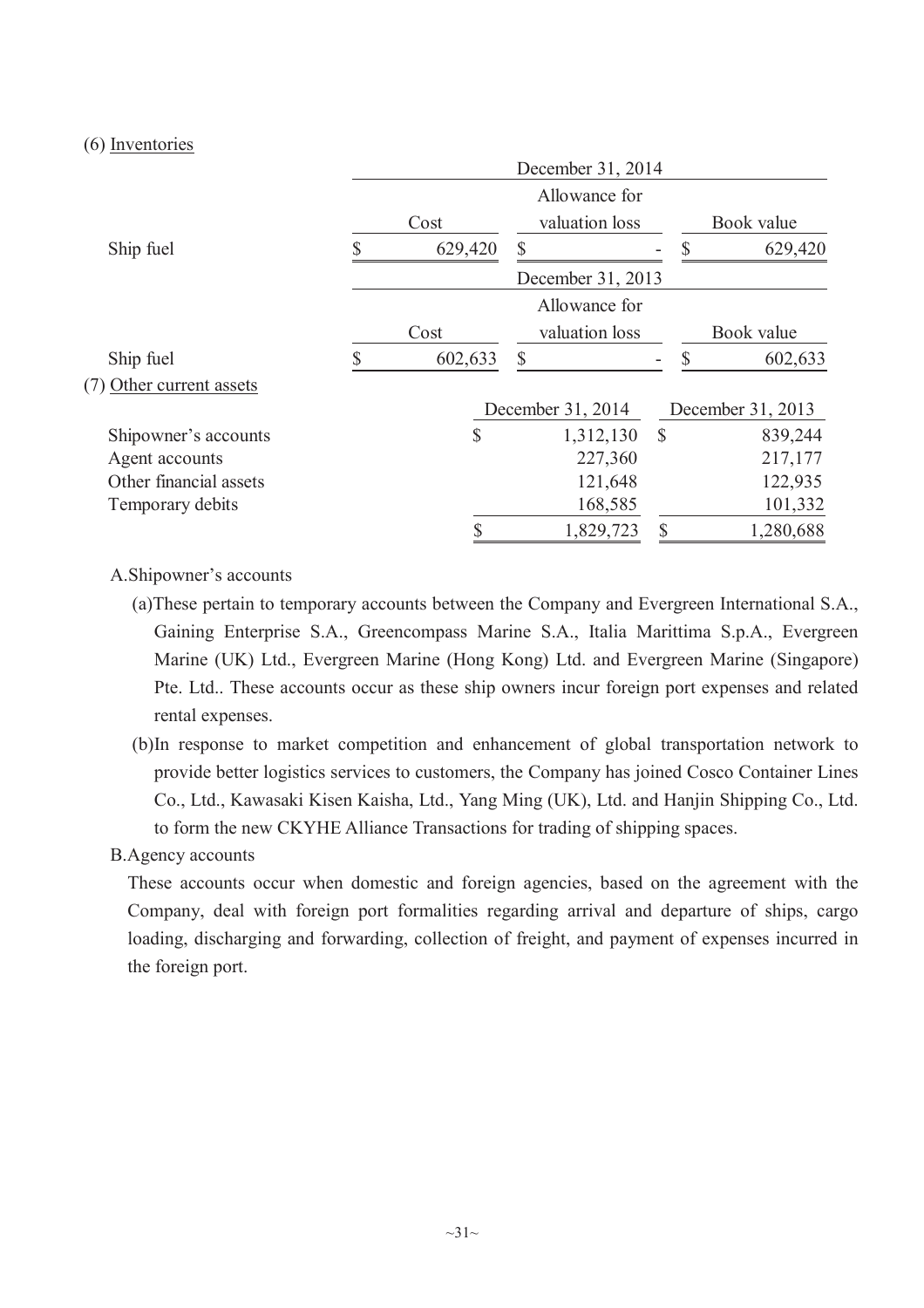(6) Inventories

| | December 31, 2014 | | |
|---|---|---|---|
| | Cost | Allowance for valuation loss | Book value |
| Ship fuel | $ 629,420 | $ - | $ 629,420 |

| | December 31, 2013 | | |
|---|---|---|---|
| | Cost | Allowance for valuation loss | Book value |
| Ship fuel | $ 602,633 | $ - | $ 602,633 |

(7) Other current assets

| | December 31, 2014 | December 31, 2013 |
|---|---|---|
| Shipowner's accounts | $ 1,312,130 | $ 839,244 |
| Agent accounts | 227,360 | 217,177 |
| Other financial assets | 121,648 | 122,935 |
| Temporary debits | 168,585 | 101,332 |
| | $ 1,829,723 | $ 1,280,688 |

A.Shipowner's accounts

(a)These pertain to temporary accounts between the Company and Evergreen International S.A., Gaining Enterprise S.A., Greencompass Marine S.A., Italia Marittima S.p.A., Evergreen Marine (UK) Ltd., Evergreen Marine (Hong Kong) Ltd. and Evergreen Marine (Singapore) Pte. Ltd.. These accounts occur as these ship owners incur foreign port expenses and related rental expenses.

(b)In response to market competition and enhancement of global transportation network to provide better logistics services to customers, the Company has joined Cosco Container Lines Co., Ltd., Kawasaki Kisen Kaisha, Ltd., Yang Ming (UK), Ltd. and Hanjin Shipping Co., Ltd. to form the new CKYHE Alliance Transactions for trading of shipping spaces.

B.Agency accounts

These accounts occur when domestic and foreign agencies, based on the agreement with the Company, deal with foreign port formalities regarding arrival and departure of ships, cargo loading, discharging and forwarding, collection of freight, and payment of expenses incurred in the foreign port.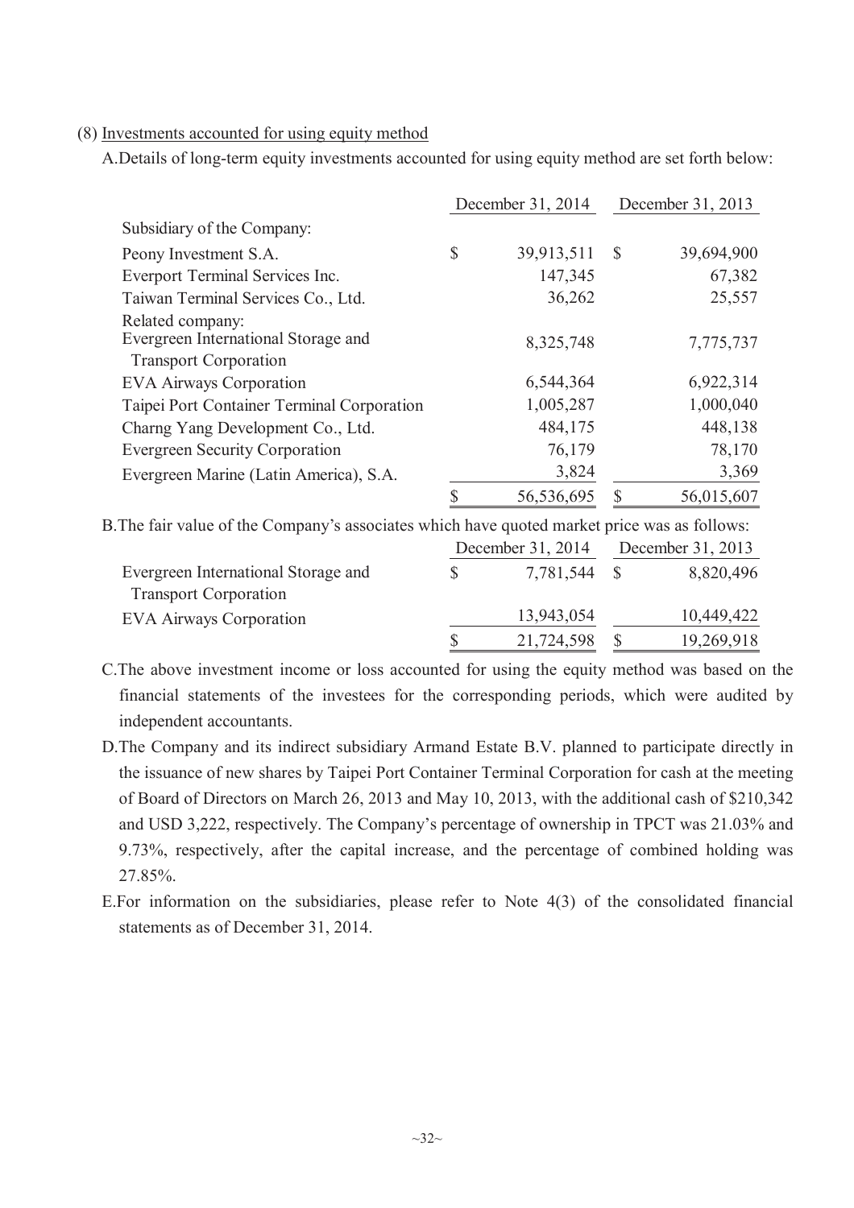(8) Investments accounted for using equity method

A.Details of long-term equity investments accounted for using equity method are set forth below:

| | December 31, 2014 | December 31, 2013 |
|---|---|---|
| Subsidiary of the Company: | | |
| Peony Investment S.A. | $ 39,913,511 | $ 39,694,900 |
| Everport Terminal Services Inc. | 147,345 | 67,382 |
| Taiwan Terminal Services Co., Ltd. | 36,262 | 25,557 |
| Related company: | | |
| Evergreen International Storage and Transport Corporation | 8,325,748 | 7,775,737 |
| EVA Airways Corporation | 6,544,364 | 6,922,314 |
| Taipei Port Container Terminal Corporation | 1,005,287 | 1,000,040 |
| Charng Yang Development Co., Ltd. | 484,175 | 448,138 |
| Evergreen Security Corporation | 76,179 | 78,170 |
| Evergreen Marine (Latin America), S.A. | 3,824 | 3,369 |
| | $ 56,536,695 | $ 56,015,607 |

B.The fair value of the Company's associates which have quoted market price was as follows:

| | December 31, 2014 | December 31, 2013 |
|---|---|---|
| Evergreen International Storage and Transport Corporation | $ 7,781,544 | $ 8,820,496 |
| EVA Airways Corporation | 13,943,054 | 10,449,422 |
| | $ 21,724,598 | $ 19,269,918 |

C.The above investment income or loss accounted for using the equity method was based on the financial statements of the investees for the corresponding periods, which were audited by independent accountants.

D.The Company and its indirect subsidiary Armand Estate B.V. planned to participate directly in the issuance of new shares by Taipei Port Container Terminal Corporation for cash at the meeting of Board of Directors on March 26, 2013 and May 10, 2013, with the additional cash of $210,342 and USD 3,222, respectively. The Company's percentage of ownership in TPCT was 21.03% and 9.73%, respectively, after the capital increase, and the percentage of combined holding was 27.85%.

E.For information on the subsidiaries, please refer to Note 4(3) of the consolidated financial statements as of December 31, 2014.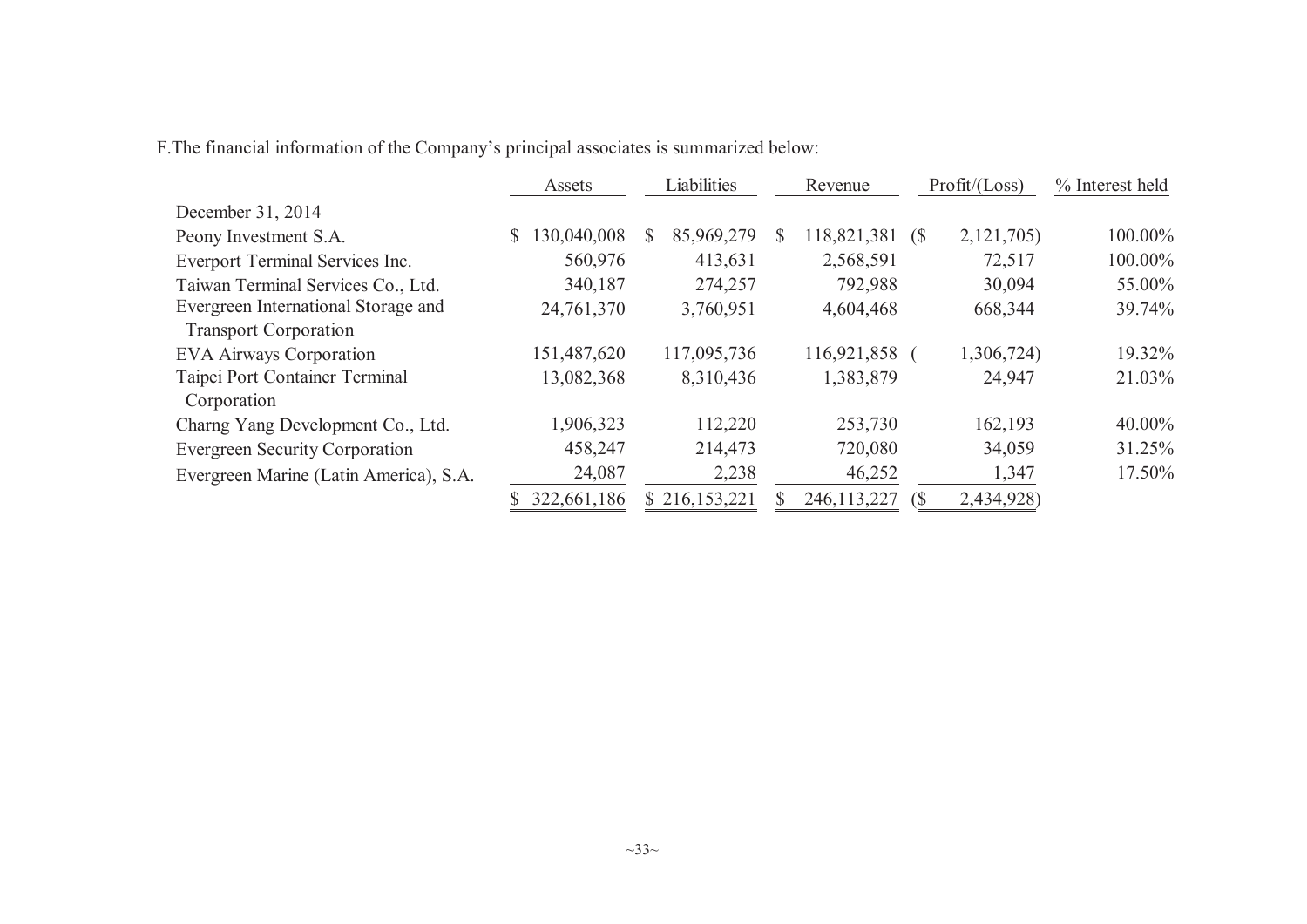F.The financial information of the Company's principal associates is summarized below:

| | Assets | Liabilities | Revenue | Profit/(Loss) | % Interest held |
|---|---|---|---|---|---|
| December 31, 2014 | | | | | |
| Peony Investment S.A. | $ 130,040,008 | $ 85,969,279 | $ 118,821,381 | ($ 2,121,705) | 100.00% |
| Everport Terminal Services Inc. | 560,976 | 413,631 | 2,568,591 | 72,517 | 100.00% |
| Taiwan Terminal Services Co., Ltd. | 340,187 | 274,257 | 792,988 | 30,094 | 55.00% |
| Evergreen International Storage and Transport Corporation | 24,761,370 | 3,760,951 | 4,604,468 | 668,344 | 39.74% |
| EVA Airways Corporation | 151,487,620 | 117,095,736 | 116,921,858 | ( 1,306,724) | 19.32% |
| Taipei Port Container Terminal Corporation | 13,082,368 | 8,310,436 | 1,383,879 | 24,947 | 21.03% |
| Charng Yang Development Co., Ltd. | 1,906,323 | 112,220 | 253,730 | 162,193 | 40.00% |
| Evergreen Security Corporation | 458,247 | 214,473 | 720,080 | 34,059 | 31.25% |
| Evergreen Marine (Latin America), S.A. | 24,087 | 2,238 | 46,252 | 1,347 | 17.50% |
| | $ 322,661,186 | $ 216,153,221 | $ 246,113,227 | ($ 2,434,928) | |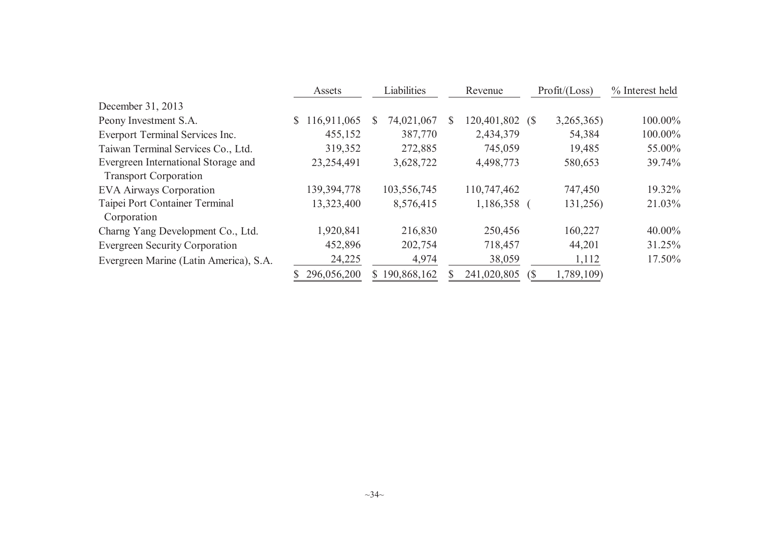| | Assets | Liabilities | Revenue | Profit/(Loss) | % Interest held |
|---|---|---|---|---|---|
| December 31, 2013 | | | | | |
| Peony Investment S.A. | $ 116,911,065 | $ 74,021,067 | $ 120,401,802 | ($ 3,265,365) | 100.00% |
| Everport Terminal Services Inc. | 455,152 | 387,770 | 2,434,379 | 54,384 | 100.00% |
| Taiwan Terminal Services Co., Ltd. | 319,352 | 272,885 | 745,059 | 19,485 | 55.00% |
| Evergreen International Storage and Transport Corporation | 23,254,491 | 3,628,722 | 4,498,773 | 580,653 | 39.74% |
| EVA Airways Corporation | 139,394,778 | 103,556,745 | 110,747,462 | 747,450 | 19.32% |
| Taipei Port Container Terminal Corporation | 13,323,400 | 8,576,415 | 1,186,358 | ( 131,256) | 21.03% |
| Charng Yang Development Co., Ltd. | 1,920,841 | 216,830 | 250,456 | 160,227 | 40.00% |
| Evergreen Security Corporation | 452,896 | 202,754 | 718,457 | 44,201 | 31.25% |
| Evergreen Marine (Latin America), S.A. | 24,225 | 4,974 | 38,059 | 1,112 | 17.50% |
| | $ 296,056,200 | $ 190,868,162 | $ 241,020,805 | ($ 1,789,109) | |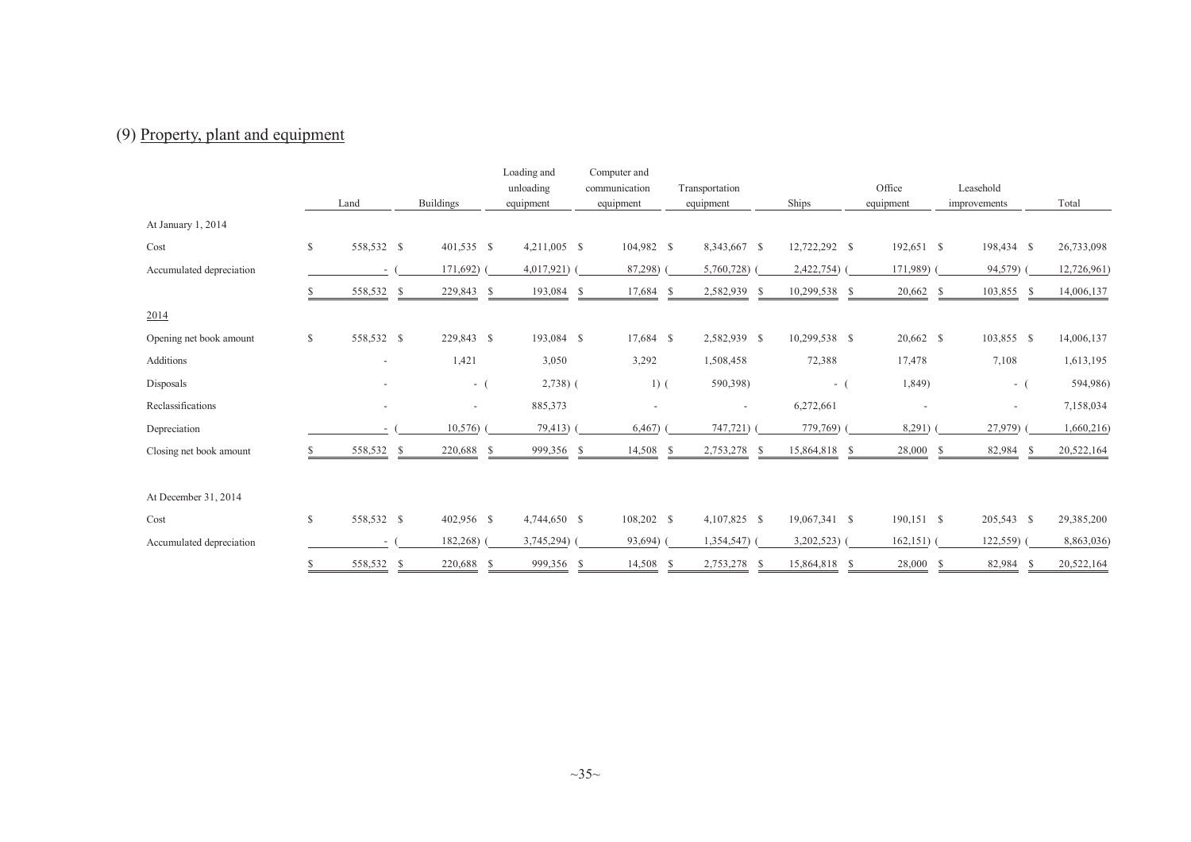## (9) Property, plant and equipment

| | Land | Buildings | Loading and unloading equipment | Computer and communication equipment | Transportation equipment | Ships | Office equipment | Leasehold improvements | Total |
|---|---|---|---|---|---|---|---|---|---|
| At January 1, 2014 | | | | | | | | | |
| Cost | $ 558,532 | $ 401,535 | $ 4,211,005 | $ 104,982 | $ 8,343,667 | $ 12,722,292 | $ 192,651 | $ 198,434 | $ 26,733,098 |
| Accumulated depreciation | - | ( 171,692) | ( 4,017,921) | ( 87,298) | ( 5,760,728) | ( 2,422,754) | ( 171,989) | ( 94,579) | ( 12,726,961) |
| | $ 558,532 | $ 229,843 | $ 193,084 | $ 17,684 | $ 2,582,939 | $ 10,299,538 | $ 20,662 | $ 103,855 | $ 14,006,137 |
| 2014 | | | | | | | | | |
| Opening net book amount | $ 558,532 | $ 229,843 | $ 193,084 | $ 17,684 | $ 2,582,939 | $ 10,299,538 | $ 20,662 | $ 103,855 | $ 14,006,137 |
| Additions | - | 1,421 | 3,050 | 3,292 | 1,508,458 | 72,388 | 17,478 | 7,108 | 1,613,195 |
| Disposals | - | - | ( 2,738) | ( 1) | ( 590,398) | - | ( 1,849) | - | ( 594,986) |
| Reclassifications | - | - | 885,373 | - | - | 6,272,661 | - | - | 7,158,034 |
| Depreciation | - | ( 10,576) | ( 79,413) | ( 6,467) | ( 747,721) | ( 779,769) | ( 8,291) | ( 27,979) | ( 1,660,216) |
| Closing net book amount | $ 558,532 | $ 220,688 | $ 999,356 | $ 14,508 | $ 2,753,278 | $ 15,864,818 | $ 28,000 | $ 82,984 | $ 20,522,164 |
| At December 31, 2014 | | | | | | | | | |
| Cost | $ 558,532 | $ 402,956 | $ 4,744,650 | $ 108,202 | $ 4,107,825 | $ 19,067,341 | $ 190,151 | $ 205,543 | $ 29,385,200 |
| Accumulated depreciation | - | ( 182,268) | ( 3,745,294) | ( 93,694) | ( 1,354,547) | ( 3,202,523) | ( 162,151) | ( 122,559) | ( 8,863,036) |
| | $ 558,532 | $ 220,688 | $ 999,356 | $ 14,508 | $ 2,753,278 | $ 15,864,818 | $ 28,000 | $ 82,984 | $ 20,522,164 |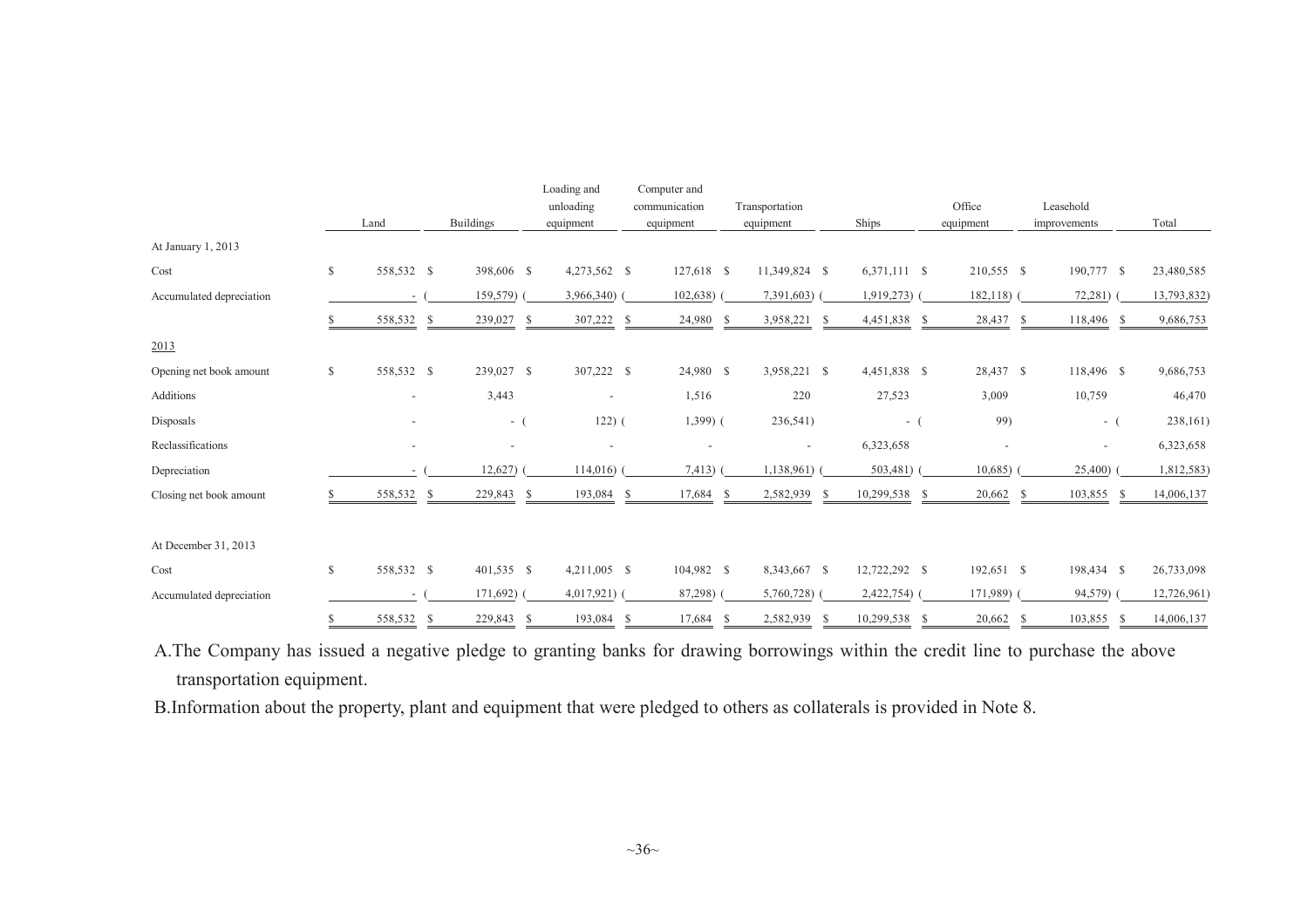| | Land | Buildings | Loading and unloading equipment | Computer and communication equipment | Transportation equipment | Ships | Office equipment | Leasehold improvements | Total |
|---|---|---|---|---|---|---|---|---|---|
| At January 1, 2013 | | | | | | | | | |
| Cost | $ 558,532 | $ 398,606 | $ 4,273,562 | $ 127,618 | $ 11,349,824 | $ 6,371,111 | $ 210,555 | $ 190,777 | $ 23,480,585 |
| Accumulated depreciation | - | ( 159,579) | ( 3,966,340) | ( 102,638) | ( 7,391,603) | ( 1,919,273) | ( 182,118) | ( 72,281) | ( 13,793,832) |
| | $ 558,532 | $ 239,027 | $ 307,222 | $ 24,980 | $ 3,958,221 | $ 4,451,838 | $ 28,437 | $ 118,496 | $ 9,686,753 |
| 2013 | | | | | | | | | |
| Opening net book amount | $ 558,532 | $ 239,027 | $ 307,222 | $ 24,980 | $ 3,958,221 | $ 4,451,838 | $ 28,437 | $ 118,496 | $ 9,686,753 |
| Additions | - | 3,443 | - | 1,516 | 220 | 27,523 | 3,009 | 10,759 | 46,470 |
| Disposals | - | - | ( 122) | ( 1,399) | ( 236,541) | - | ( 99) | - | ( 238,161) |
| Reclassifications | - | - | - | - | - | 6,323,658 | - | - | 6,323,658 |
| Depreciation | - | ( 12,627) | ( 114,016) | ( 7,413) | ( 1,138,961) | ( 503,481) | ( 10,685) | ( 25,400) | ( 1,812,583) |
| Closing net book amount | $ 558,532 | $ 229,843 | $ 193,084 | $ 17,684 | $ 2,582,939 | $ 10,299,538 | $ 20,662 | $ 103,855 | $ 14,006,137 |
| At December 31, 2013 | | | | | | | | | |
| Cost | $ 558,532 | $ 401,535 | $ 4,211,005 | $ 104,982 | $ 8,343,667 | $ 12,722,292 | $ 192,651 | $ 198,434 | $ 26,733,098 |
| Accumulated depreciation | - | ( 171,692) | ( 4,017,921) | ( 87,298) | ( 5,760,728) | ( 2,422,754) | ( 171,989) | ( 94,579) | ( 12,726,961) |
| | $ 558,532 | $ 229,843 | $ 193,084 | $ 17,684 | $ 2,582,939 | $ 10,299,538 | $ 20,662 | $ 103,855 | $ 14,006,137 |

A. The Company has issued a negative pledge to granting banks for drawing borrowings within the credit line to purchase the above transportation equipment.

B. Information about the property, plant and equipment that were pledged to others as collaterals is provided in Note 8.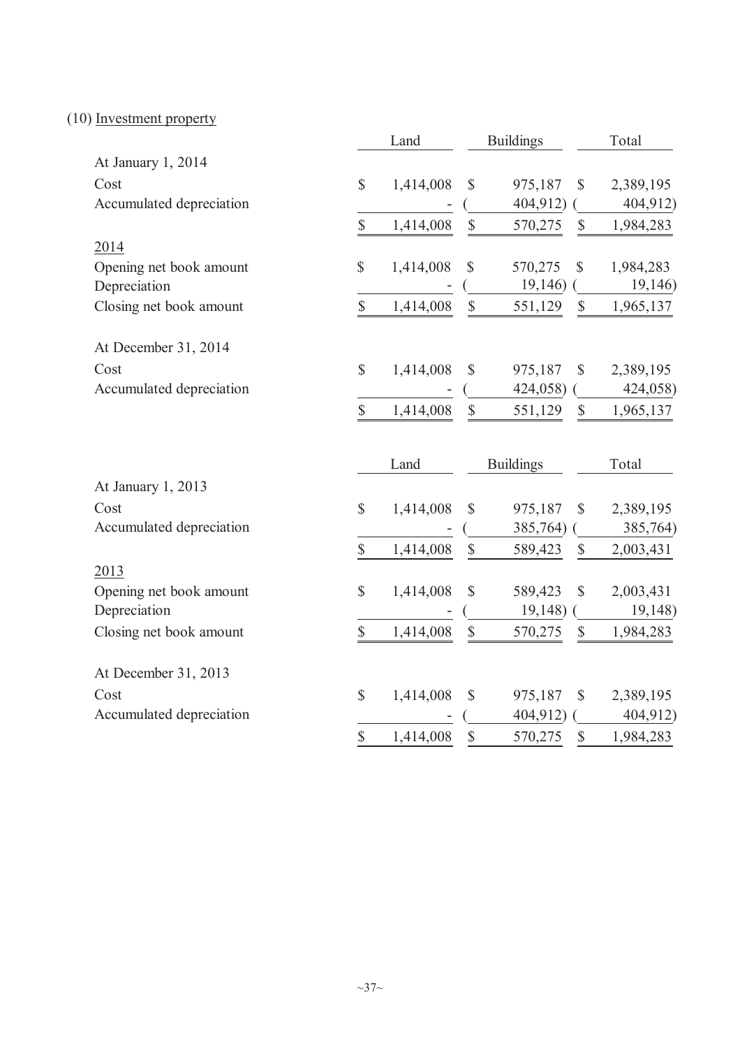### (10) Investment property

| | Land | Buildings | Total |
|---|---|---|---|
| At January 1, 2014 | | | |
| Cost | $ 1,414,008 | $ 975,187 | $ 2,389,195 |
| Accumulated depreciation | - | ( 404,912) | ( 404,912) |
| | $ 1,414,008 | $ 570,275 | $ 1,984,283 |
| 2014 | | | |
| Opening net book amount | $ 1,414,008 | $ 570,275 | $ 1,984,283 |
| Depreciation | - | ( 19,146) | ( 19,146) |
| Closing net book amount | $ 1,414,008 | $ 551,129 | $ 1,965,137 |
| At December 31, 2014 | | | |
| Cost | $ 1,414,008 | $ 975,187 | $ 2,389,195 |
| Accumulated depreciation | - | ( 424,058) | ( 424,058) |
| | $ 1,414,008 | $ 551,129 | $ 1,965,137 |

| | Land | Buildings | Total |
|---|---|---|---|
| At January 1, 2013 | | | |
| Cost | $ 1,414,008 | $ 975,187 | $ 2,389,195 |
| Accumulated depreciation | - | ( 385,764) | ( 385,764) |
| | $ 1,414,008 | $ 589,423 | $ 2,003,431 |
| 2013 | | | |
| Opening net book amount | $ 1,414,008 | $ 589,423 | $ 2,003,431 |
| Depreciation | - | ( 19,148) | ( 19,148) |
| Closing net book amount | $ 1,414,008 | $ 570,275 | $ 1,984,283 |
| At December 31, 2013 | | | |
| Cost | $ 1,414,008 | $ 975,187 | $ 2,389,195 |
| Accumulated depreciation | - | ( 404,912) | ( 404,912) |
| | $ 1,414,008 | $ 570,275 | $ 1,984,283 |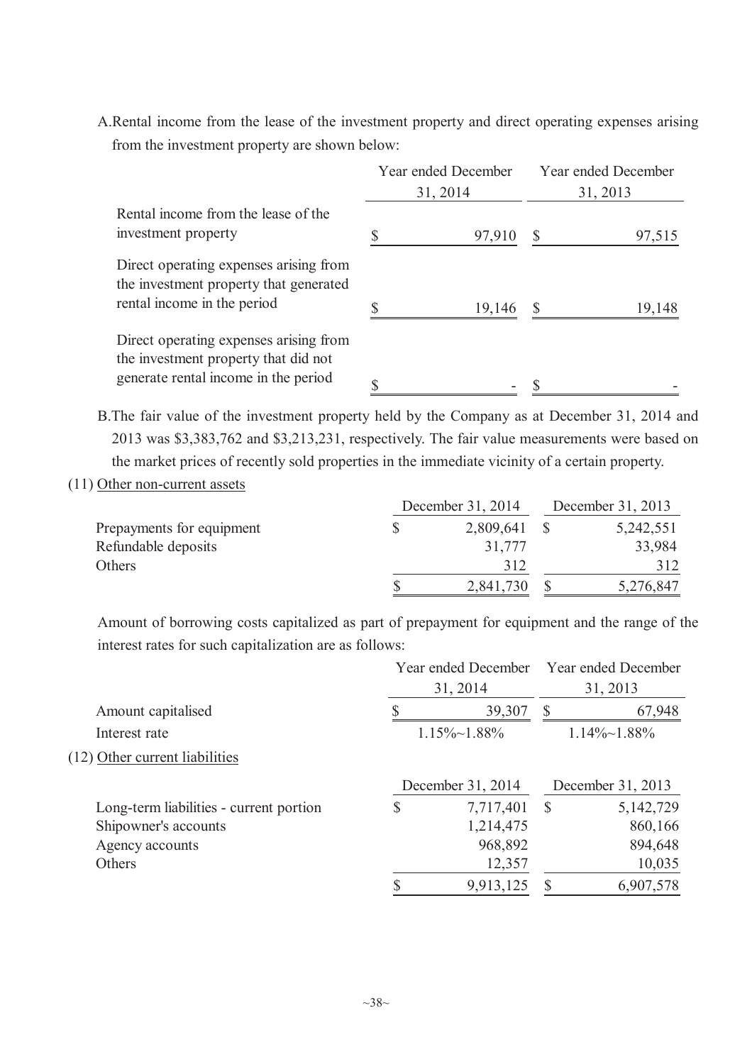A.Rental income from the lease of the investment property and direct operating expenses arising from the investment property are shown below:

| | Year ended December 31, 2014 | Year ended December 31, 2013 |
|---|---|---|
| Rental income from the lease of the investment property | $ 97,910 | $ 97,515 |
| Direct operating expenses arising from the investment property that generated rental income in the period | $ 19,146 | $ 19,148 |
| Direct operating expenses arising from the investment property that did not generate rental income in the period | $ - | $ - |

B.The fair value of the investment property held by the Company as at December 31, 2014 and 2013 was $3,383,762 and $3,213,231, respectively. The fair value measurements were based on the market prices of recently sold properties in the immediate vicinity of a certain property.

(11) Other non-current assets

| | December 31, 2014 | December 31, 2013 |
|---|---|---|
| Prepayments for equipment | $ 2,809,641 | $ 5,242,551 |
| Refundable deposits | 31,777 | 33,984 |
| Others | 312 | 312 |
| | $ 2,841,730 | $ 5,276,847 |

Amount of borrowing costs capitalized as part of prepayment for equipment and the range of the interest rates for such capitalization are as follows:

| | Year ended December 31, 2014 | Year ended December 31, 2013 |
|---|---|---|
| Amount capitalised | $ 39,307 | $ 67,948 |
| Interest rate | 1.15%~1.88% | 1.14%~1.88% |

(12) Other current liabilities

| | December 31, 2014 | December 31, 2013 |
|---|---|---|
| Long-term liabilities - current portion | $ 7,717,401 | $ 5,142,729 |
| Shipowner's accounts | 1,214,475 | 860,166 |
| Agency accounts | 968,892 | 894,648 |
| Others | 12,357 | 10,035 |
| | $ 9,913,125 | $ 6,907,578 |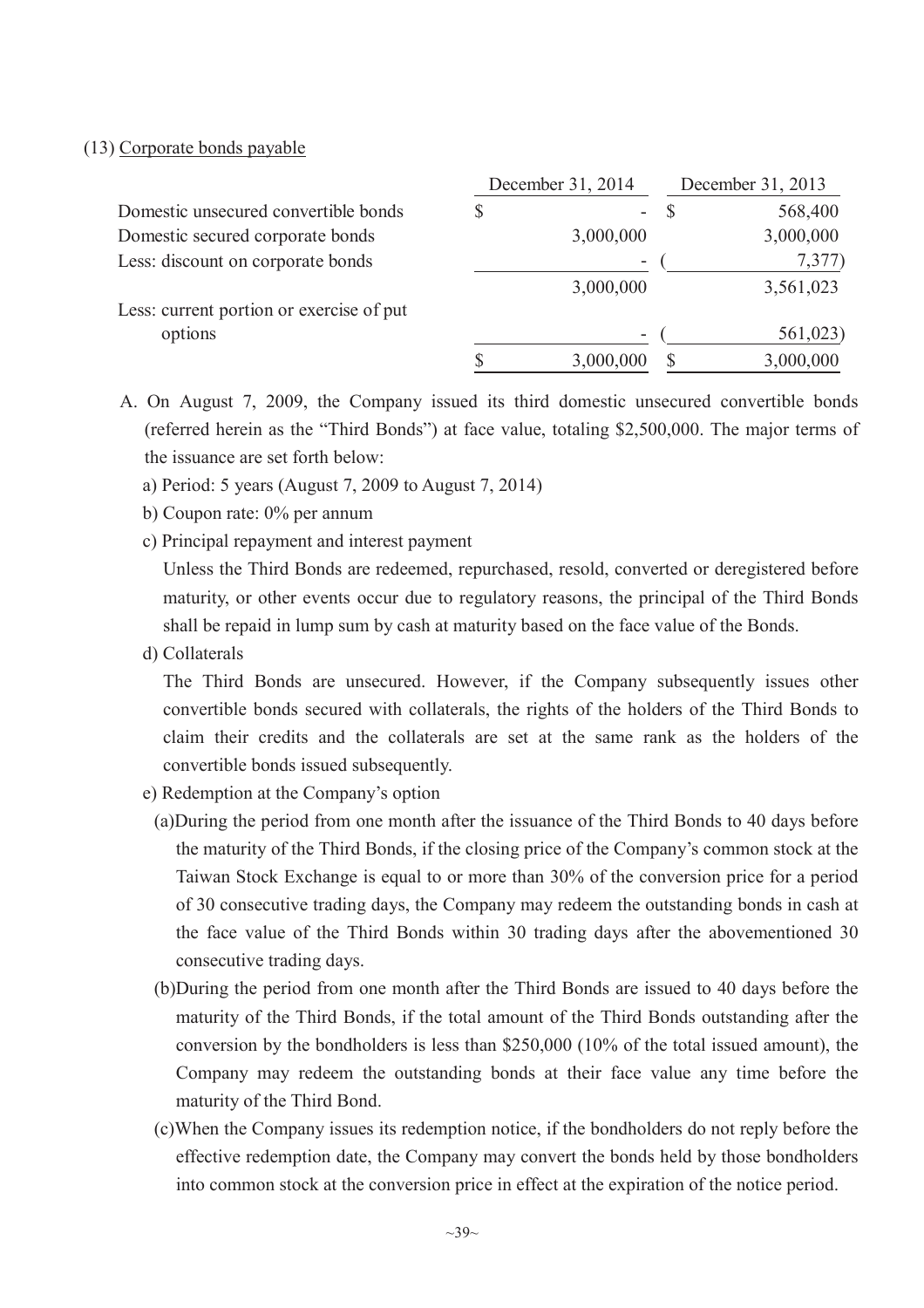(13) Corporate bonds payable

| | December 31, 2014 | December 31, 2013 |
|---|---|---|
| Domestic unsecured convertible bonds | $ - | $ 568,400 |
| Domestic secured corporate bonds | 3,000,000 | 3,000,000 |
| Less: discount on corporate bonds | - | ( 7,377) |
| | 3,000,000 | 3,561,023 |
| Less: current portion or exercise of put options | - | ( 561,023) |
| | $ 3,000,000 | $ 3,000,000 |

A. On August 7, 2009, the Company issued its third domestic unsecured convertible bonds (referred herein as the "Third Bonds") at face value, totaling $2,500,000. The major terms of the issuance are set forth below:

a) Period: 5 years (August 7, 2009 to August 7, 2014)

b) Coupon rate: 0% per annum

c) Principal repayment and interest payment

Unless the Third Bonds are redeemed, repurchased, resold, converted or deregistered before maturity, or other events occur due to regulatory reasons, the principal of the Third Bonds shall be repaid in lump sum by cash at maturity based on the face value of the Bonds.

d) Collaterals

The Third Bonds are unsecured. However, if the Company subsequently issues other convertible bonds secured with collaterals, the rights of the holders of the Third Bonds to claim their credits and the collaterals are set at the same rank as the holders of the convertible bonds issued subsequently.

e) Redemption at the Company's option

(a)During the period from one month after the issuance of the Third Bonds to 40 days before the maturity of the Third Bonds, if the closing price of the Company's common stock at the Taiwan Stock Exchange is equal to or more than 30% of the conversion price for a period of 30 consecutive trading days, the Company may redeem the outstanding bonds in cash at the face value of the Third Bonds within 30 trading days after the abovementioned 30 consecutive trading days.

(b)During the period from one month after the Third Bonds are issued to 40 days before the maturity of the Third Bonds, if the total amount of the Third Bonds outstanding after the conversion by the bondholders is less than $250,000 (10% of the total issued amount), the Company may redeem the outstanding bonds at their face value any time before the maturity of the Third Bond.

(c)When the Company issues its redemption notice, if the bondholders do not reply before the effective redemption date, the Company may convert the bonds held by those bondholders into common stock at the conversion price in effect at the expiration of the notice period.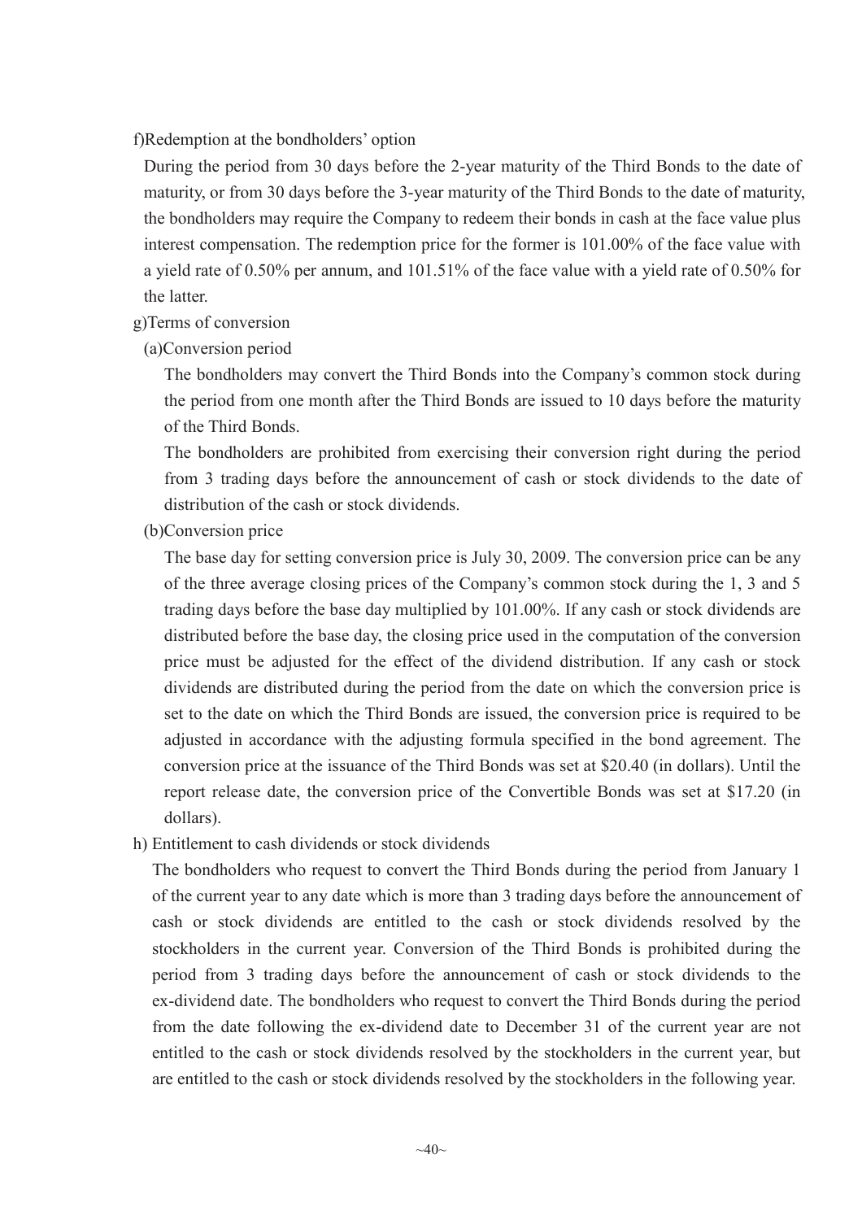f)Redemption at the bondholders' option

During the period from 30 days before the 2-year maturity of the Third Bonds to the date of maturity, or from 30 days before the 3-year maturity of the Third Bonds to the date of maturity, the bondholders may require the Company to redeem their bonds in cash at the face value plus interest compensation. The redemption price for the former is 101.00% of the face value with a yield rate of 0.50% per annum, and 101.51% of the face value with a yield rate of 0.50% for the latter.

g)Terms of conversion

(a)Conversion period

The bondholders may convert the Third Bonds into the Company's common stock during the period from one month after the Third Bonds are issued to 10 days before the maturity of the Third Bonds.

The bondholders are prohibited from exercising their conversion right during the period from 3 trading days before the announcement of cash or stock dividends to the date of distribution of the cash or stock dividends.

(b)Conversion price

The base day for setting conversion price is July 30, 2009. The conversion price can be any of the three average closing prices of the Company's common stock during the 1, 3 and 5 trading days before the base day multiplied by 101.00%. If any cash or stock dividends are distributed before the base day, the closing price used in the computation of the conversion price must be adjusted for the effect of the dividend distribution. If any cash or stock dividends are distributed during the period from the date on which the conversion price is set to the date on which the Third Bonds are issued, the conversion price is required to be adjusted in accordance with the adjusting formula specified in the bond agreement. The conversion price at the issuance of the Third Bonds was set at $20.40 (in dollars). Until the report release date, the conversion price of the Convertible Bonds was set at $17.20 (in dollars).

h) Entitlement to cash dividends or stock dividends

The bondholders who request to convert the Third Bonds during the period from January 1 of the current year to any date which is more than 3 trading days before the announcement of cash or stock dividends are entitled to the cash or stock dividends resolved by the stockholders in the current year. Conversion of the Third Bonds is prohibited during the period from 3 trading days before the announcement of cash or stock dividends to the ex-dividend date. The bondholders who request to convert the Third Bonds during the period from the date following the ex-dividend date to December 31 of the current year are not entitled to the cash or stock dividends resolved by the stockholders in the current year, but are entitled to the cash or stock dividends resolved by the stockholders in the following year.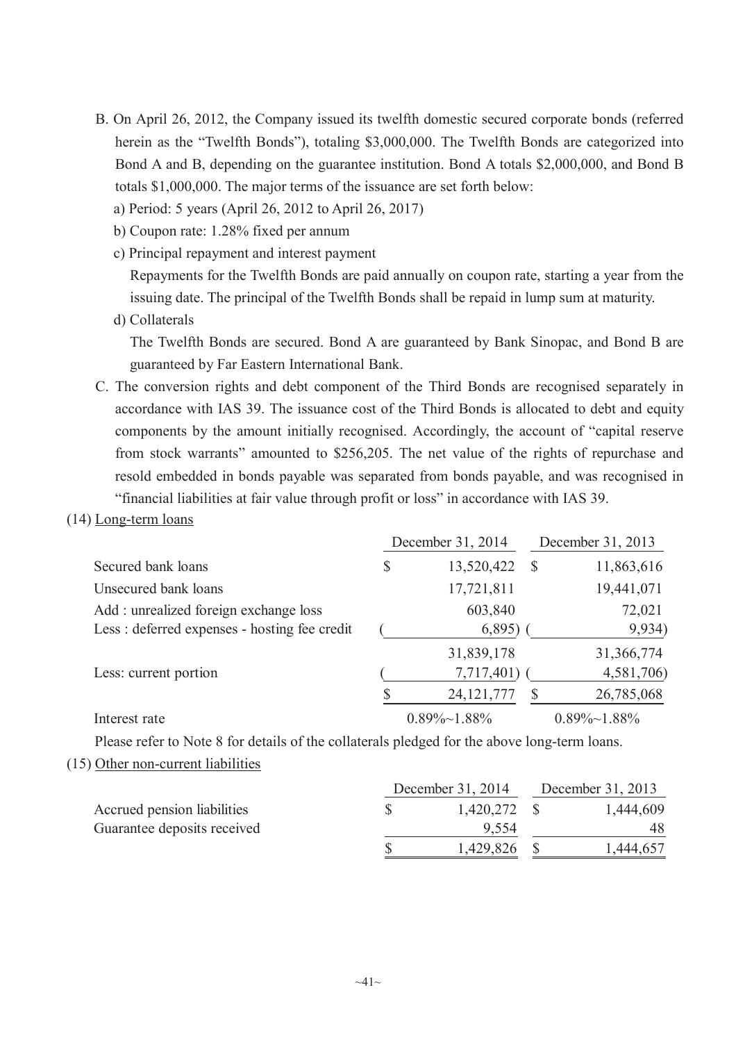B. On April 26, 2012, the Company issued its twelfth domestic secured corporate bonds (referred herein as the "Twelfth Bonds"), totaling $3,000,000. The Twelfth Bonds are categorized into Bond A and B, depending on the guarantee institution. Bond A totals $2,000,000, and Bond B totals $1,000,000. The major terms of the issuance are set forth below:

a) Period: 5 years (April 26, 2012 to April 26, 2017)

b) Coupon rate: 1.28% fixed per annum

c) Principal repayment and interest payment

Repayments for the Twelfth Bonds are paid annually on coupon rate, starting a year from the issuing date. The principal of the Twelfth Bonds shall be repaid in lump sum at maturity.

d) Collaterals

The Twelfth Bonds are secured. Bond A are guaranteed by Bank Sinopac, and Bond B are guaranteed by Far Eastern International Bank.

C. The conversion rights and debt component of the Third Bonds are recognised separately in accordance with IAS 39. The issuance cost of the Third Bonds is allocated to debt and equity components by the amount initially recognised. Accordingly, the account of "capital reserve from stock warrants" amounted to $256,205. The net value of the rights of repurchase and resold embedded in bonds payable was separated from bonds payable, and was recognised in "financial liabilities at fair value through profit or loss" in accordance with IAS 39.

(14) Long-term loans

| | December 31, 2014 | December 31, 2013 |
|---|---|---|
| Secured bank loans | $ 13,520,422 | $ 11,863,616 |
| Unsecured bank loans | 17,721,811 | 19,441,071 |
| Add : unrealized foreign exchange loss | 603,840 | 72,021 |
| Less : deferred expenses - hosting fee credit | ( 6,895) | ( 9,934) |
| | 31,839,178 | 31,366,774 |
| Less: current portion | ( 7,717,401) | ( 4,581,706) |
| | $ 24,121,777 | $ 26,785,068 |
| Interest rate | 0.89%~1.88% | 0.89%~1.88% |

Please refer to Note 8 for details of the collaterals pledged for the above long-term loans.

(15) Other non-current liabilities

| | December 31, 2014 | December 31, 2013 |
|---|---|---|
| Accrued pension liabilities | $ 1,420,272 | $ 1,444,609 |
| Guarantee deposits received | 9,554 | 48 |
| | $ 1,429,826 | $ 1,444,657 |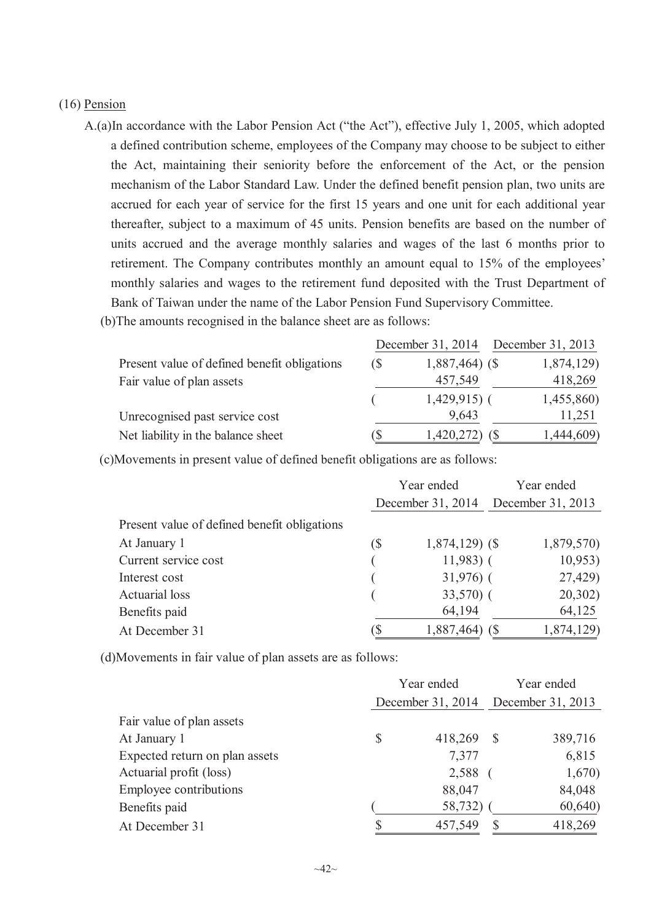(16) Pension

A.(a)In accordance with the Labor Pension Act ("the Act"), effective July 1, 2005, which adopted a defined contribution scheme, employees of the Company may choose to be subject to either the Act, maintaining their seniority before the enforcement of the Act, or the pension mechanism of the Labor Standard Law. Under the defined benefit pension plan, two units are accrued for each year of service for the first 15 years and one unit for each additional year thereafter, subject to a maximum of 45 units. Pension benefits are based on the number of units accrued and the average monthly salaries and wages of the last 6 months prior to retirement. The Company contributes monthly an amount equal to 15% of the employees' monthly salaries and wages to the retirement fund deposited with the Trust Department of Bank of Taiwan under the name of the Labor Pension Fund Supervisory Committee.

(b)The amounts recognised in the balance sheet are as follows:

| | December 31, 2014 | December 31, 2013 |
|---|---|---|
| Present value of defined benefit obligations | ($ 1,887,464) | ($ 1,874,129) |
| Fair value of plan assets | 457,549 | 418,269 |
| | ( 1,429,915) | ( 1,455,860) |
| Unrecognised past service cost | 9,643 | 11,251 |
| Net liability in the balance sheet | ($ 1,420,272) | ($ 1,444,609) |

(c)Movements in present value of defined benefit obligations are as follows:

| | Year ended December 31, 2014 | Year ended December 31, 2013 |
|---|---|---|
| Present value of defined benefit obligations | | |
| At January 1 | ($ 1,874,129) | ($ 1,879,570) |
| Current service cost | ( 11,983) | ( 10,953) |
| Interest cost | ( 31,976) | ( 27,429) |
| Actuarial loss | ( 33,570) | ( 20,302) |
| Benefits paid | 64,194 | 64,125 |
| At December 31 | ($ 1,887,464) | ($ 1,874,129) |

(d)Movements in fair value of plan assets are as follows:

| | Year ended December 31, 2014 | Year ended December 31, 2013 |
|---|---|---|
| Fair value of plan assets | | |
| At January 1 | $ 418,269 | $ 389,716 |
| Expected return on plan assets | 7,377 | 6,815 |
| Actuarial profit (loss) | 2,588 | ( 1,670) |
| Employee contributions | 88,047 | 84,048 |
| Benefits paid | ( 58,732) | ( 60,640) |
| At December 31 | $ 457,549 | $ 418,269 |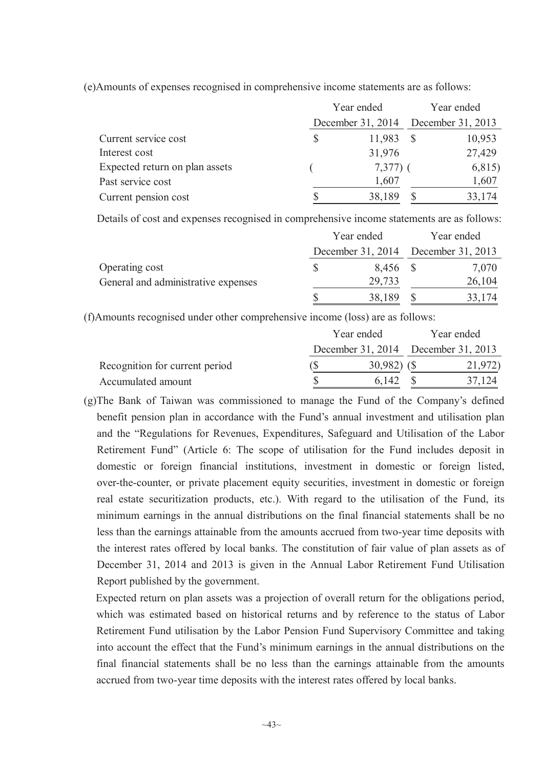(e)Amounts of expenses recognised in comprehensive income statements are as follows:

| | Year ended December 31, 2014 | Year ended December 31, 2013 |
|---|---|---|
| Current service cost | $ 11,983 | $ 10,953 |
| Interest cost | 31,976 | 27,429 |
| Expected return on plan assets | ( 7,377) | ( 6,815) |
| Past service cost | 1,607 | 1,607 |
| Current pension cost | $ 38,189 | $ 33,174 |

Details of cost and expenses recognised in comprehensive income statements are as follows:

| | Year ended December 31, 2014 | Year ended December 31, 2013 |
|---|---|---|
| Operating cost | $ 8,456 | $ 7,070 |
| General and administrative expenses | 29,733 | 26,104 |
| | $ 38,189 | $ 33,174 |

(f)Amounts recognised under other comprehensive income (loss) are as follows:

| | Year ended December 31, 2014 | Year ended December 31, 2013 |
|---|---|---|
| Recognition for current period | ($ 30,982) | ($ 21,972) |
| Accumulated amount | $ 6,142 | $ 37,124 |

(g)The Bank of Taiwan was commissioned to manage the Fund of the Company's defined benefit pension plan in accordance with the Fund's annual investment and utilisation plan and the "Regulations for Revenues, Expenditures, Safeguard and Utilisation of the Labor Retirement Fund" (Article 6: The scope of utilisation for the Fund includes deposit in domestic or foreign financial institutions, investment in domestic or foreign listed, over-the-counter, or private placement equity securities, investment in domestic or foreign real estate securitization products, etc.). With regard to the utilisation of the Fund, its minimum earnings in the annual distributions on the final financial statements shall be no less than the earnings attainable from the amounts accrued from two-year time deposits with the interest rates offered by local banks. The constitution of fair value of plan assets as of December 31, 2014 and 2013 is given in the Annual Labor Retirement Fund Utilisation Report published by the government.

Expected return on plan assets was a projection of overall return for the obligations period, which was estimated based on historical returns and by reference to the status of Labor Retirement Fund utilisation by the Labor Pension Fund Supervisory Committee and taking into account the effect that the Fund's minimum earnings in the annual distributions on the final financial statements shall be no less than the earnings attainable from the amounts accrued from two-year time deposits with the interest rates offered by local banks.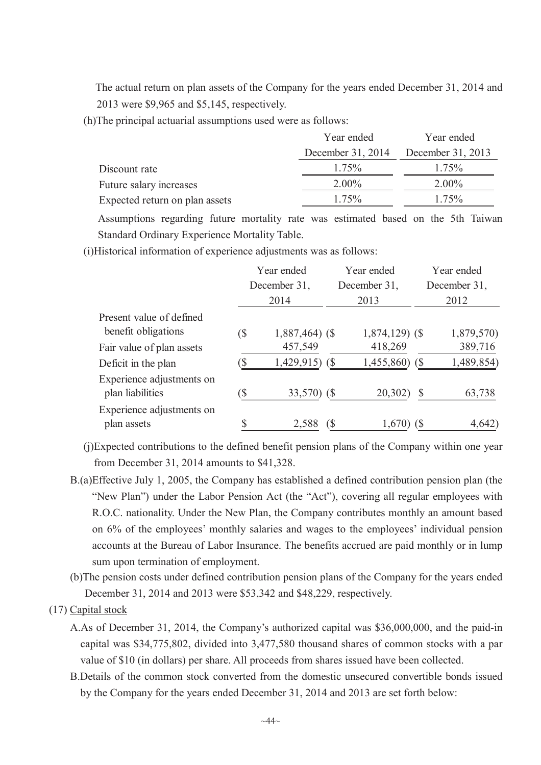The actual return on plan assets of the Company for the years ended December 31, 2014 and 2013 were $9,965 and $5,145, respectively.

(h)The principal actuarial assumptions used were as follows:

| | Year ended December 31, 2014 | Year ended December 31, 2013 |
|---|---|---|
| Discount rate | 1.75% | 1.75% |
| Future salary increases | 2.00% | 2.00% |
| Expected return on plan assets | 1.75% | 1.75% |

Assumptions regarding future mortality rate was estimated based on the 5th Taiwan Standard Ordinary Experience Mortality Table.

(i)Historical information of experience adjustments was as follows:

| | Year ended December 31, 2014 | Year ended December 31, 2013 | Year ended December 31, 2012 |
|---|---|---|---|
| Present value of defined benefit obligations | ($ 1,887,464) | ($ 1,874,129) | ($ 1,879,570) |
| Fair value of plan assets | 457,549 | 418,269 | 389,716 |
| Deficit in the plan | ($ 1,429,915) | ($ 1,455,860) | ($ 1,489,854) |
| Experience adjustments on plan liabilities | ($ 33,570) | ($ 20,302) | $ 63,738 |
| Experience adjustments on plan assets | $ 2,588 | ($ 1,670) | ($ 4,642) |

(j)Expected contributions to the defined benefit pension plans of the Company within one year from December 31, 2014 amounts to $41,328.

B.(a)Effective July 1, 2005, the Company has established a defined contribution pension plan (the "New Plan") under the Labor Pension Act (the "Act"), covering all regular employees with R.O.C. nationality. Under the New Plan, the Company contributes monthly an amount based on 6% of the employees' monthly salaries and wages to the employees' individual pension accounts at the Bureau of Labor Insurance. The benefits accrued are paid monthly or in lump sum upon termination of employment.

(b)The pension costs under defined contribution pension plans of the Company for the years ended December 31, 2014 and 2013 were $53,342 and $48,229, respectively.

(17) Capital stock

A.As of December 31, 2014, the Company's authorized capital was $36,000,000, and the paid-in capital was $34,775,802, divided into 3,477,580 thousand shares of common stocks with a par value of $10 (in dollars) per share. All proceeds from shares issued have been collected.

B.Details of the common stock converted from the domestic unsecured convertible bonds issued by the Company for the years ended December 31, 2014 and 2013 are set forth below: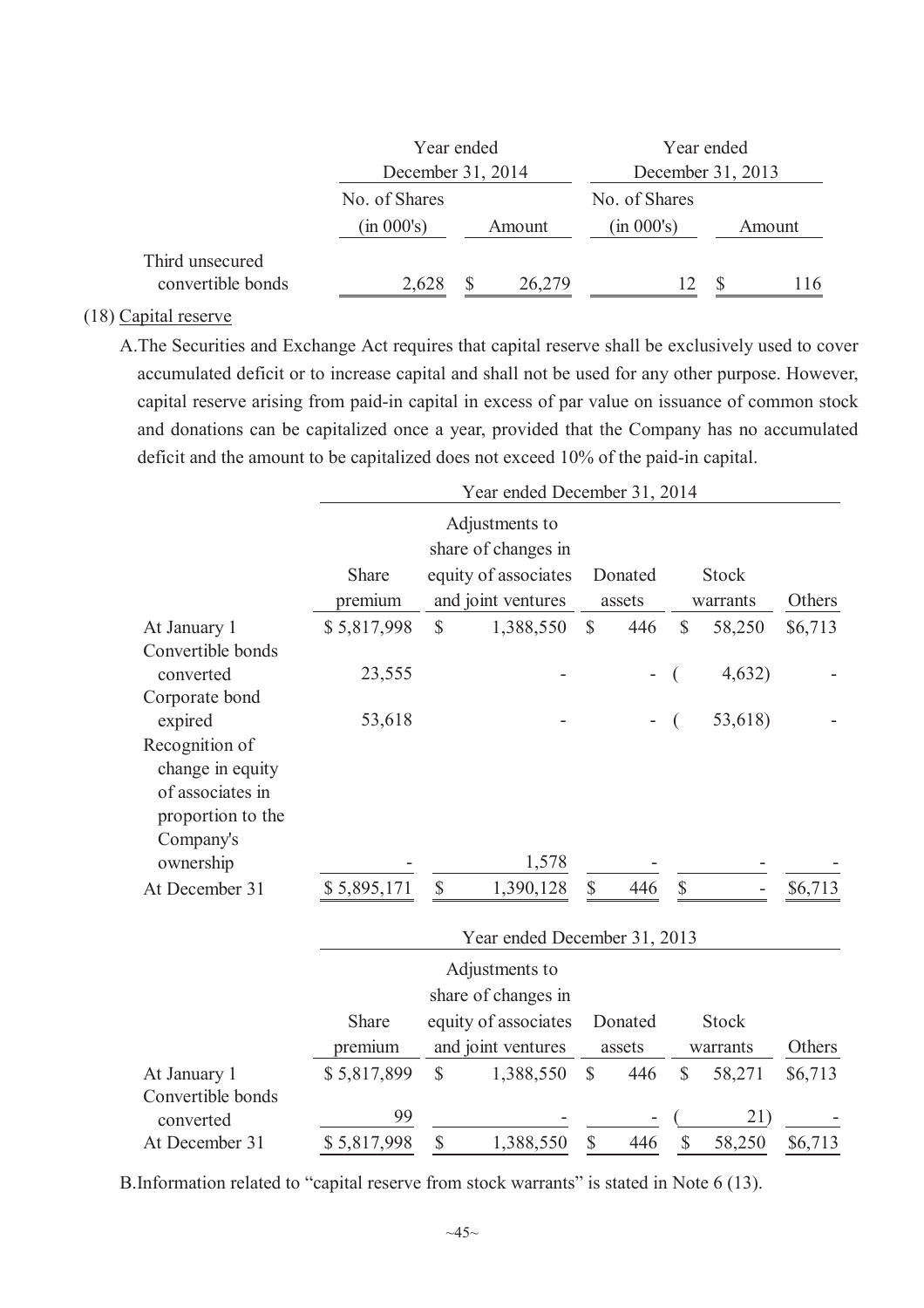| | Year ended December 31, 2014 | | Year ended December 31, 2013 | |
|---|---|---|---|---|
| | No. of Shares (in 000's) | Amount | No. of Shares (in 000's) | Amount |
| Third unsecured convertible bonds | 2,628 | $ 26,279 | 12 | $ 116 |

(18) Capital reserve

A.The Securities and Exchange Act requires that capital reserve shall be exclusively used to cover accumulated deficit or to increase capital and shall not be used for any other purpose. However, capital reserve arising from paid-in capital in excess of par value on issuance of common stock and donations can be capitalized once a year, provided that the Company has no accumulated deficit and the amount to be capitalized does not exceed 10% of the paid-in capital.

| | Year ended December 31, 2014 | | | | |
|---|---|---|---|---|---|
| | Share premium | Adjustments to share of changes in equity of associates and joint ventures | Donated assets | Stock warrants | Others |
| At January 1 | $ 5,817,998 | $ 1,388,550 | $ 446 | $ 58,250 | $6,713 |
| Convertible bonds converted | 23,555 | - | - | ( 4,632) | - |
| Corporate bond expired | 53,618 | - | - | ( 53,618) | - |
| Recognition of change in equity of associates in proportion to the Company's ownership | - | 1,578 | - | - | - |
| At December 31 | $ 5,895,171 | $ 1,390,128 | $ 446 | $ - | $6,713 |

| | Year ended December 31, 2013 | | | | |
|---|---|---|---|---|---|
| | Share premium | Adjustments to share of changes in equity of associates and joint ventures | Donated assets | Stock warrants | Others |
| At January 1 | $ 5,817,899 | $ 1,388,550 | $ 446 | $ 58,271 | $6,713 |
| Convertible bonds converted | 99 | - | - | ( 21) | - |
| At December 31 | $ 5,817,998 | $ 1,388,550 | $ 446 | $ 58,250 | $6,713 |

B.Information related to "capital reserve from stock warrants" is stated in Note 6 (13).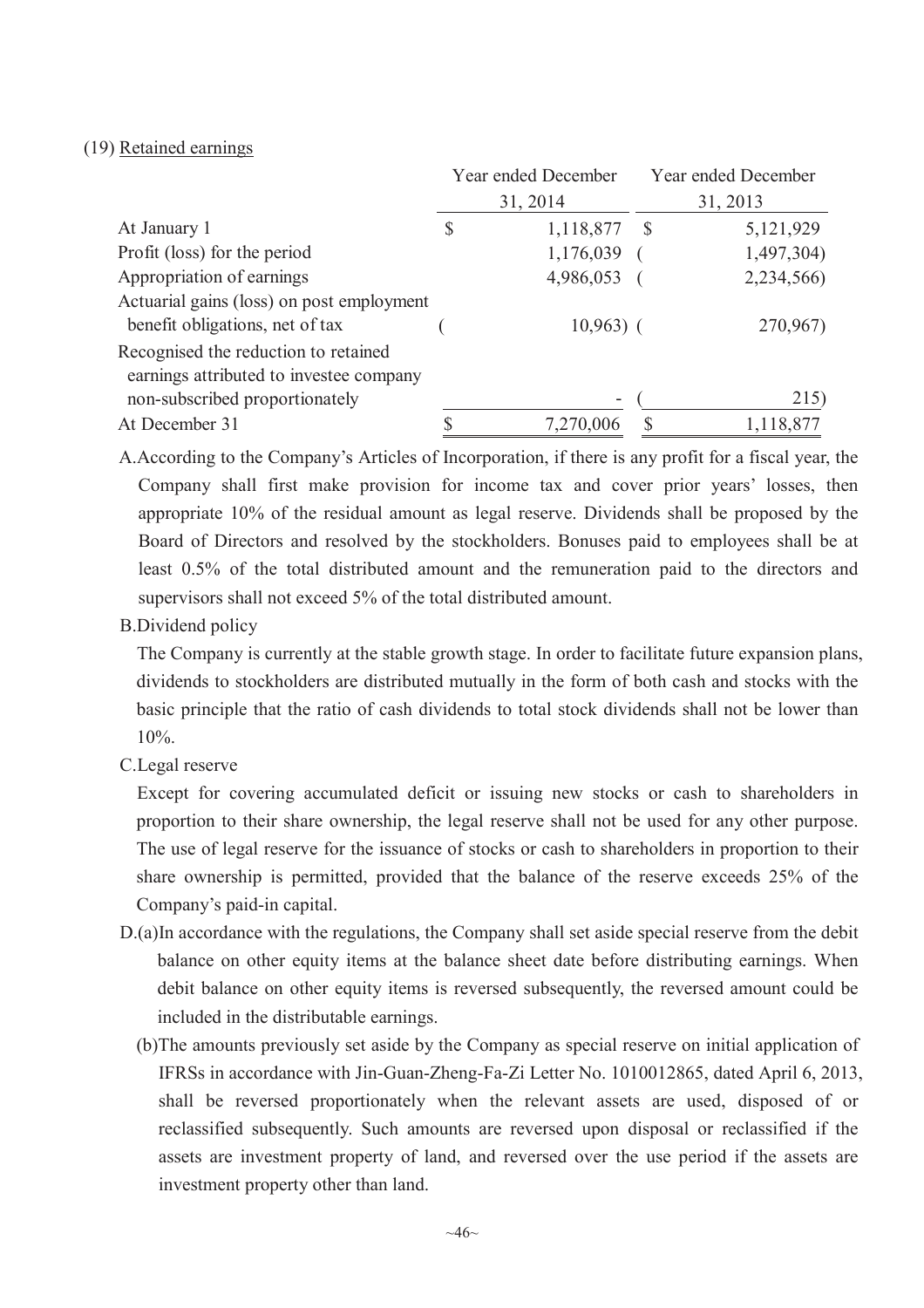(19) Retained earnings

| | Year ended December 31, 2014 | Year ended December 31, 2013 |
|---|---|---|
| At January 1 | $ 1,118,877 | $ 5,121,929 |
| Profit (loss) for the period | 1,176,039 | ( 1,497,304) |
| Appropriation of earnings | 4,986,053 | ( 2,234,566) |
| Actuarial gains (loss) on post employment benefit obligations, net of tax | ( 10,963) | ( 270,967) |
| Recognised the reduction to retained earnings attributed to investee company non-subscribed proportionately | - | ( 215) |
| At December 31 | $ 7,270,006 | $ 1,118,877 |

A. According to the Company's Articles of Incorporation, if there is any profit for a fiscal year, the Company shall first make provision for income tax and cover prior years' losses, then appropriate 10% of the residual amount as legal reserve. Dividends shall be proposed by the Board of Directors and resolved by the stockholders. Bonuses paid to employees shall be at least 0.5% of the total distributed amount and the remuneration paid to the directors and supervisors shall not exceed 5% of the total distributed amount.

B. Dividend policy

The Company is currently at the stable growth stage. In order to facilitate future expansion plans, dividends to stockholders are distributed mutually in the form of both cash and stocks with the basic principle that the ratio of cash dividends to total stock dividends shall not be lower than 10%.

C. Legal reserve

Except for covering accumulated deficit or issuing new stocks or cash to shareholders in proportion to their share ownership, the legal reserve shall not be used for any other purpose. The use of legal reserve for the issuance of stocks or cash to shareholders in proportion to their share ownership is permitted, provided that the balance of the reserve exceeds 25% of the Company's paid-in capital.

D. (a) In accordance with the regulations, the Company shall set aside special reserve from the debit balance on other equity items at the balance sheet date before distributing earnings. When debit balance on other equity items is reversed subsequently, the reversed amount could be included in the distributable earnings.

(b) The amounts previously set aside by the Company as special reserve on initial application of IFRSs in accordance with Jin-Guan-Zheng-Fa-Zi Letter No. 1010012865, dated April 6, 2013, shall be reversed proportionately when the relevant assets are used, disposed of or reclassified subsequently. Such amounts are reversed upon disposal or reclassified if the assets are investment property of land, and reversed over the use period if the assets are investment property other than land.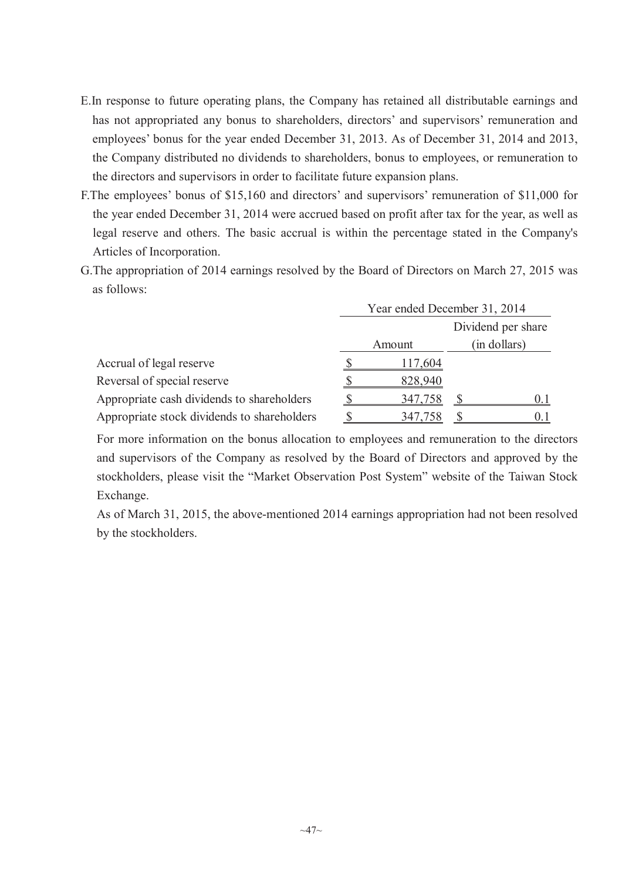E. In response to future operating plans, the Company has retained all distributable earnings and has not appropriated any bonus to shareholders, directors' and supervisors' remuneration and employees' bonus for the year ended December 31, 2013. As of December 31, 2014 and 2013, the Company distributed no dividends to shareholders, bonus to employees, or remuneration to the directors and supervisors in order to facilitate future expansion plans.

F. The employees' bonus of $15,160 and directors' and supervisors' remuneration of $11,000 for the year ended December 31, 2014 were accrued based on profit after tax for the year, as well as legal reserve and others. The basic accrual is within the percentage stated in the Company's Articles of Incorporation.

G. The appropriation of 2014 earnings resolved by the Board of Directors on March 27, 2015 was as follows:

| | Year ended December 31, 2014 | |
|---|---|---|
| | Amount | Dividend per share (in dollars) |
| Accrual of legal reserve | $ 117,604 | |
| Reversal of special reserve | $ 828,940 | |
| Appropriate cash dividends to shareholders | $ 347,758 | $ 0.1 |
| Appropriate stock dividends to shareholders | $ 347,758 | $ 0.1 |

For more information on the bonus allocation to employees and remuneration to the directors and supervisors of the Company as resolved by the Board of Directors and approved by the stockholders, please visit the "Market Observation Post System" website of the Taiwan Stock Exchange.

As of March 31, 2015, the above-mentioned 2014 earnings appropriation had not been resolved by the stockholders.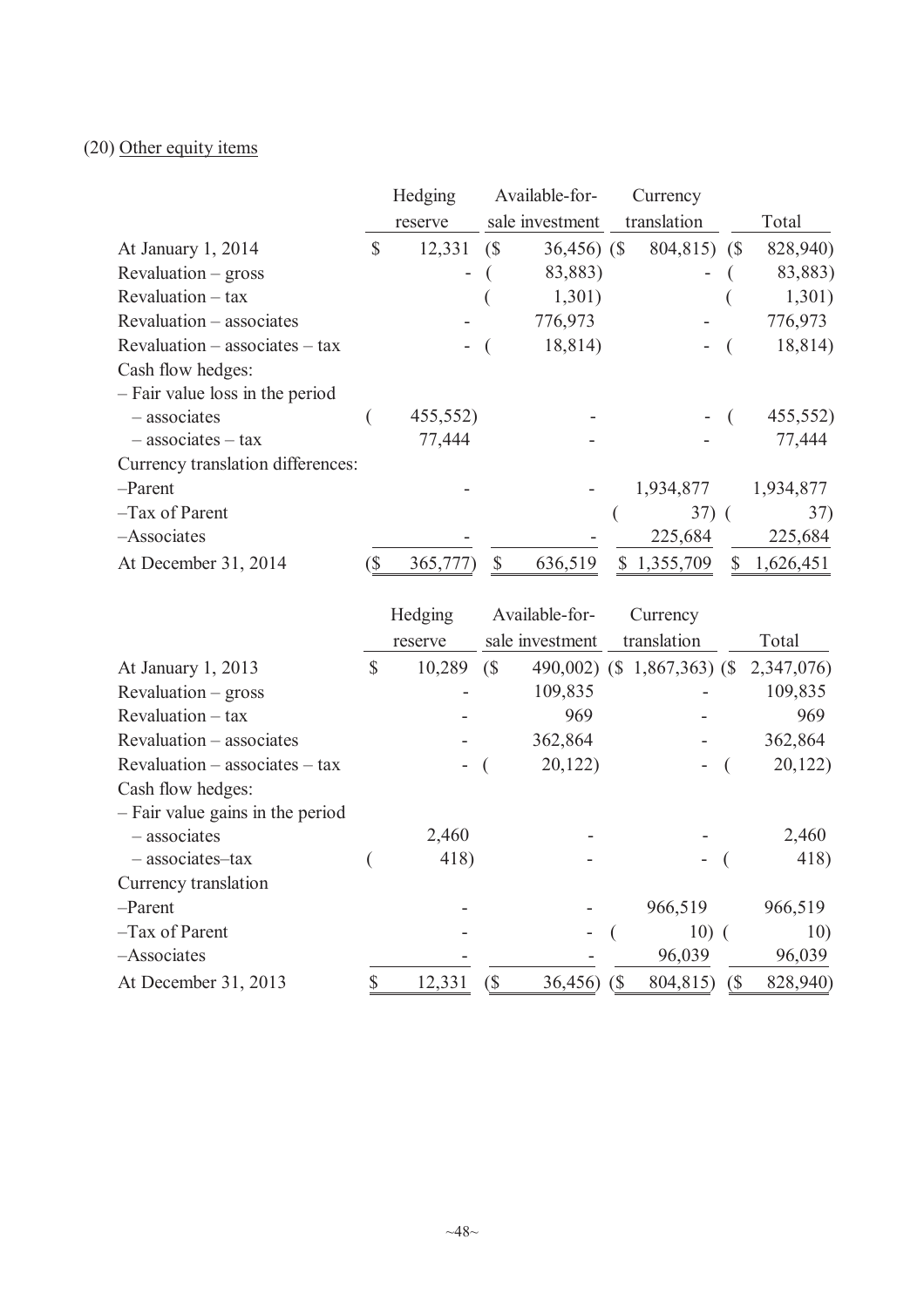(20) Other equity items

| | Hedging reserve | Available-for-sale investment | Currency translation | Total |
|---|---|---|---|---|
| At January 1, 2014 | $ 12,331 | ($ 36,456) | ($ 804,815) | ($ 828,940) |
| Revaluation – gross | - | ( 83,883) | - | ( 83,883) |
| Revaluation – tax | | ( 1,301) | | ( 1,301) |
| Revaluation – associates | - | 776,973 | - | 776,973 |
| Revaluation – associates – tax | - | ( 18,814) | - | ( 18,814) |
| Cash flow hedges: | | | | |
| – Fair value loss in the period | | | | |
| – associates | ( 455,552) | - | - | ( 455,552) |
| – associates – tax | 77,444 | - | - | 77,444 |
| Currency translation differences: | | | | |
| –Parent | - | - | 1,934,877 | 1,934,877 |
| –Tax of Parent | | | ( 37) | ( 37) |
| –Associates | - | - | 225,684 | 225,684 |
| At December 31, 2014 | ($ 365,777) | $ 636,519 | $ 1,355,709 | $ 1,626,451 |

| | Hedging reserve | Available-for-sale investment | Currency translation | Total |
|---|---|---|---|---|
| At January 1, 2013 | $ 10,289 | ($ 490,002) | ($ 1,867,363) | ($ 2,347,076) |
| Revaluation – gross | - | 109,835 | - | 109,835 |
| Revaluation – tax | - | 969 | - | 969 |
| Revaluation – associates | - | 362,864 | - | 362,864 |
| Revaluation – associates – tax | - | ( 20,122) | - | ( 20,122) |
| Cash flow hedges: | | | | |
| – Fair value gains in the period | | | | |
| – associates | 2,460 | - | - | 2,460 |
| – associates–tax | ( 418) | - | - | ( 418) |
| Currency translation | | | | |
| –Parent | - | - | 966,519 | 966,519 |
| –Tax of Parent | - | - | ( 10) | ( 10) |
| –Associates | - | - | 96,039 | 96,039 |
| At December 31, 2013 | $ 12,331 | ($ 36,456) | ($ 804,815) | ($ 828,940) |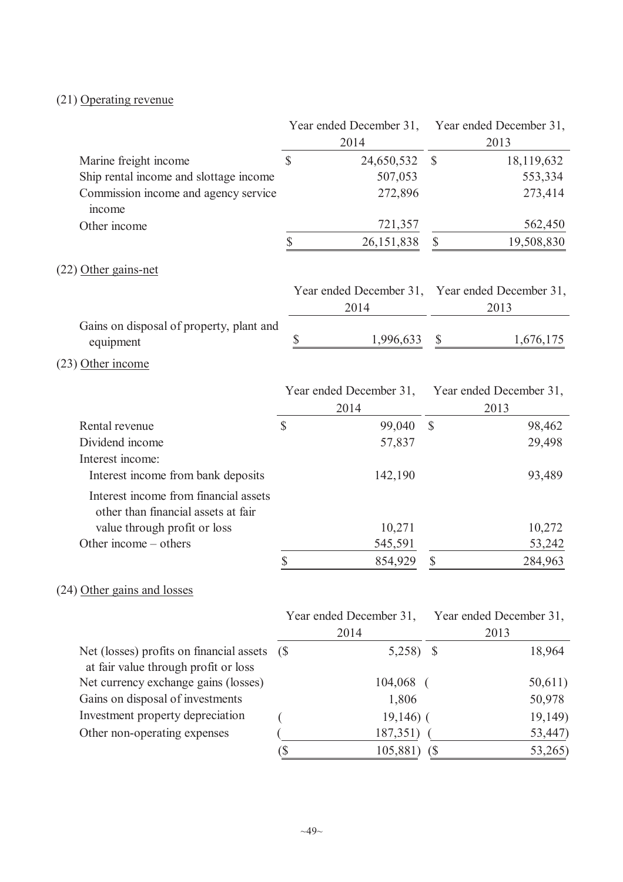(21) Operating revenue

| | Year ended December 31, 2014 | Year ended December 31, 2013 |
|---|---|---|
| Marine freight income | $ 24,650,532 | $ 18,119,632 |
| Ship rental income and slottage income | 507,053 | 553,334 |
| Commission income and agency service income | 272,896 | 273,414 |
| Other income | 721,357 | 562,450 |
| | $ 26,151,838 | $ 19,508,830 |

(22) Other gains-net

| | Year ended December 31, 2014 | Year ended December 31, 2013 |
|---|---|---|
| Gains on disposal of property, plant and equipment | $ 1,996,633 | $ 1,676,175 |

(23) Other income

| | Year ended December 31, 2014 | Year ended December 31, 2013 |
|---|---|---|
| Rental revenue | $ 99,040 | $ 98,462 |
| Dividend income | 57,837 | 29,498 |
| Interest income: | | |
| Interest income from bank deposits | 142,190 | 93,489 |
| Interest income from financial assets other than financial assets at fair value through profit or loss | 10,271 | 10,272 |
| Other income – others | 545,591 | 53,242 |
| | $ 854,929 | $ 284,963 |

(24) Other gains and losses

| | Year ended December 31, 2014 | Year ended December 31, 2013 |
|---|---|---|
| Net (losses) profits on financial assets at fair value through profit or loss | ($ 5,258) | $ 18,964 |
| Net currency exchange gains (losses) | 104,068 | ( 50,611) |
| Gains on disposal of investments | 1,806 | 50,978 |
| Investment property depreciation | ( 19,146) | ( 19,149) |
| Other non-operating expenses | ( 187,351) | ( 53,447) |
| | ($ 105,881) | ($ 53,265) |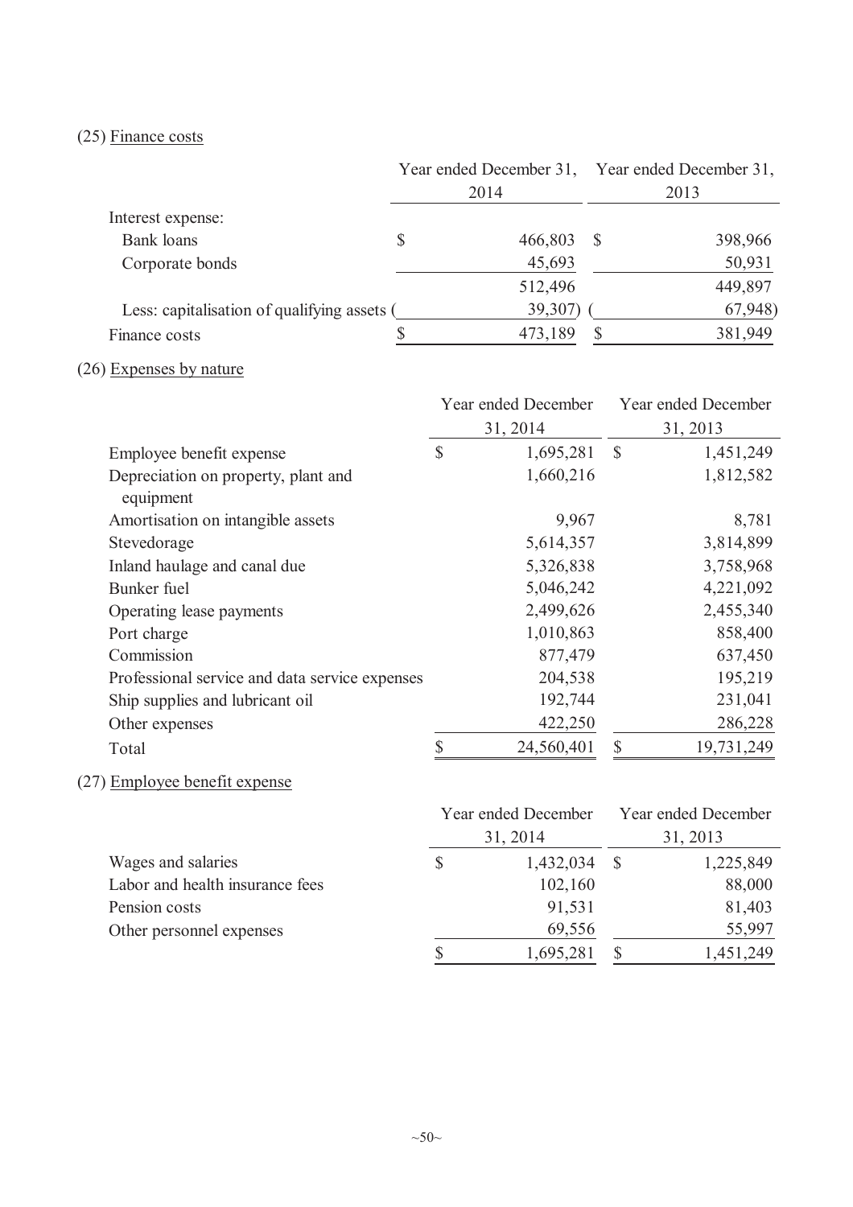(25) Finance costs

| | Year ended December 31, 2014 | Year ended December 31, 2013 |
|---|---|---|
| Interest expense: | | |
| Bank loans | $ 466,803 | $ 398,966 |
| Corporate bonds | 45,693 | 50,931 |
| | 512,496 | 449,897 |
| Less: capitalisation of qualifying assets | ( 39,307) | ( 67,948) |
| Finance costs | $ 473,189 | $ 381,949 |

(26) Expenses by nature

| | Year ended December 31, 2014 | Year ended December 31, 2013 |
|---|---|---|
| Employee benefit expense | $ 1,695,281 | $ 1,451,249 |
| Depreciation on property, plant and equipment | 1,660,216 | 1,812,582 |
| Amortisation on intangible assets | 9,967 | 8,781 |
| Stevedorage | 5,614,357 | 3,814,899 |
| Inland haulage and canal due | 5,326,838 | 3,758,968 |
| Bunker fuel | 5,046,242 | 4,221,092 |
| Operating lease payments | 2,499,626 | 2,455,340 |
| Port charge | 1,010,863 | 858,400 |
| Commission | 877,479 | 637,450 |
| Professional service and data service expenses | 204,538 | 195,219 |
| Ship supplies and lubricant oil | 192,744 | 231,041 |
| Other expenses | 422,250 | 286,228 |
| Total | $ 24,560,401 | $ 19,731,249 |

(27) Employee benefit expense

| | Year ended December 31, 2014 | Year ended December 31, 2013 |
|---|---|---|
| Wages and salaries | $ 1,432,034 | $ 1,225,849 |
| Labor and health insurance fees | 102,160 | 88,000 |
| Pension costs | 91,531 | 81,403 |
| Other personnel expenses | 69,556 | 55,997 |
| | $ 1,695,281 | $ 1,451,249 |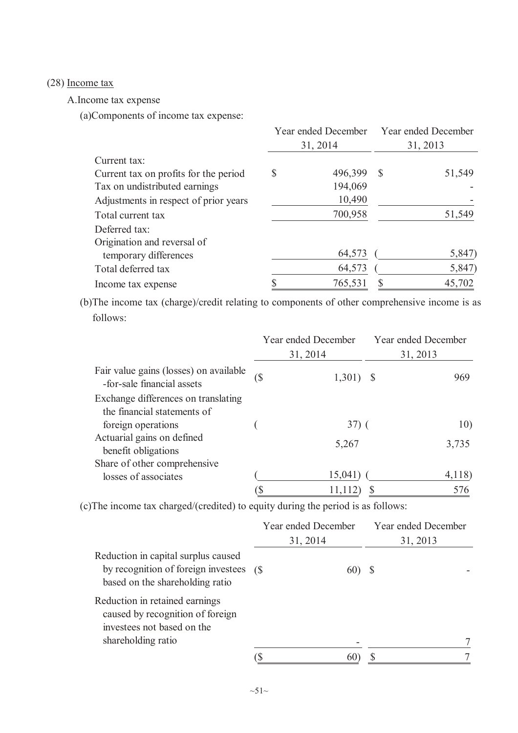(28) Income tax

A. Income tax expense

(a) Components of income tax expense:

| | Year ended December 31, 2014 | Year ended December 31, 2013 |
|---|---|---|
| Current tax: | | |
| Current tax on profits for the period | $ 496,399 | $ 51,549 |
| Tax on undistributed earnings | 194,069 | - |
| Adjustments in respect of prior years | 10,490 | - |
| Total current tax | 700,958 | 51,549 |
| Deferred tax: | | |
| Origination and reversal of temporary differences | 64,573 | ( 5,847) |
| Total deferred tax | 64,573 | ( 5,847) |
| Income tax expense | $ 765,531 | $ 45,702 |

(b) The income tax (charge)/credit relating to components of other comprehensive income is as follows:

| | Year ended December 31, 2014 | Year ended December 31, 2013 |
|---|---|---|
| Fair value gains (losses) on available-for-sale financial assets | ($ 1,301) | $ 969 |
| Exchange differences on translating the financial statements of foreign operations | ( 37) | ( 10) |
| Actuarial gains on defined benefit obligations | 5,267 | 3,735 |
| Share of other comprehensive losses of associates | ( 15,041) | ( 4,118) |
| | ($ 11,112) | $ 576 |

(c) The income tax charged/(credited) to equity during the period is as follows:

| | Year ended December 31, 2014 | Year ended December 31, 2013 |
|---|---|---|
| Reduction in capital surplus caused by recognition of foreign investees based on the shareholding ratio | ($ 60) | $ - |
| Reduction in retained earnings caused by recognition of foreign investees not based on the shareholding ratio | - | 7 |
| | ($ 60) | $ 7 |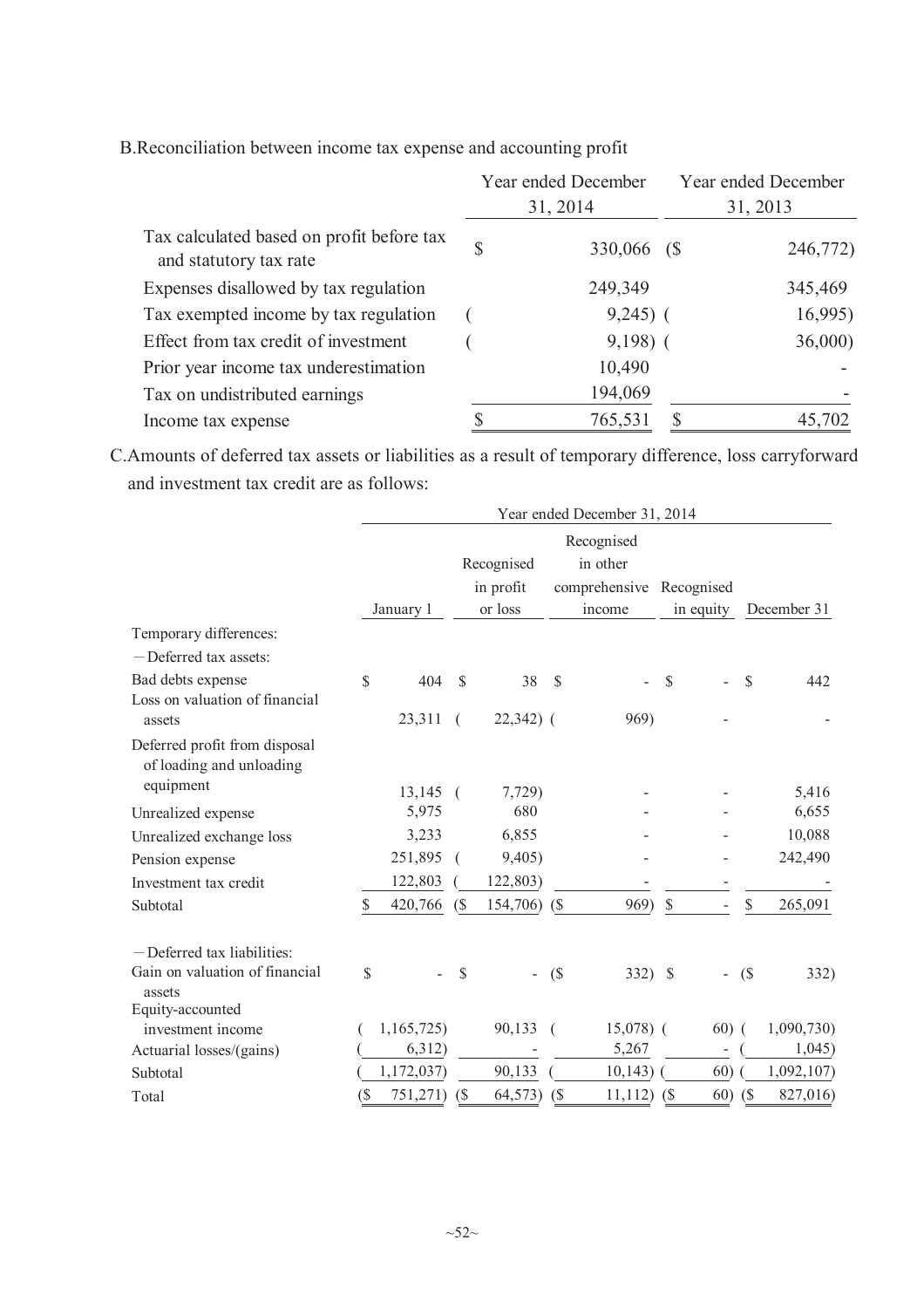B.Reconciliation between income tax expense and accounting profit

| | Year ended December 31, 2014 | Year ended December 31, 2013 |
|---|---|---|
| Tax calculated based on profit before tax and statutory tax rate | $ 330,066 | ($ 246,772) |
| Expenses disallowed by tax regulation | 249,349 | 345,469 |
| Tax exempted income by tax regulation | ( 9,245) | ( 16,995) |
| Effect from tax credit of investment | ( 9,198) | ( 36,000) |
| Prior year income tax underestimation | 10,490 | - |
| Tax on undistributed earnings | 194,069 | - |
| Income tax expense | $ 765,531 | $ 45,702 |

C.Amounts of deferred tax assets or liabilities as a result of temporary difference, loss carryforward and investment tax credit are as follows:

| | Year ended December 31, 2014 | | | | |
|---|---|---|---|---|---|
| | January 1 | Recognised in profit or loss | Recognised in other comprehensive income | Recognised in equity | December 31 |
| Temporary differences: | | | | | |
| －Deferred tax assets: | | | | | |
| Bad debts expense | $ 404 | $ 38 | $ - | $ - | $ 442 |
| Loss on valuation of financial assets | 23,311 | ( 22,342) | ( 969) | - | - |
| Deferred profit from disposal of loading and unloading equipment | 13,145 | ( 7,729) | - | - | 5,416 |
| Unrealized expense | 5,975 | 680 | - | - | 6,655 |
| Unrealized exchange loss | 3,233 | 6,855 | - | - | 10,088 |
| Pension expense | 251,895 | ( 9,405) | - | - | 242,490 |
| Investment tax credit | 122,803 | ( 122,803) | - | - | - |
| Subtotal | $ 420,766 | ($ 154,706) | ($ 969) | $ - | $ 265,091 |
| －Deferred tax liabilities: | | | | | |
| Gain on valuation of financial assets | $ - | $ - | ($ 332) | $ - | ($ 332) |
| Equity-accounted investment income | ( 1,165,725) | 90,133 | ( 15,078) | ( 60) | ( 1,090,730) |
| Actuarial losses/(gains) | ( 6,312) | - | 5,267 | - | ( 1,045) |
| Subtotal | ( 1,172,037) | 90,133 | ( 10,143) | ( 60) | ( 1,092,107) |
| Total | ($ 751,271) | ($ 64,573) | ($ 11,112) | ($ 60) | ($ 827,016) |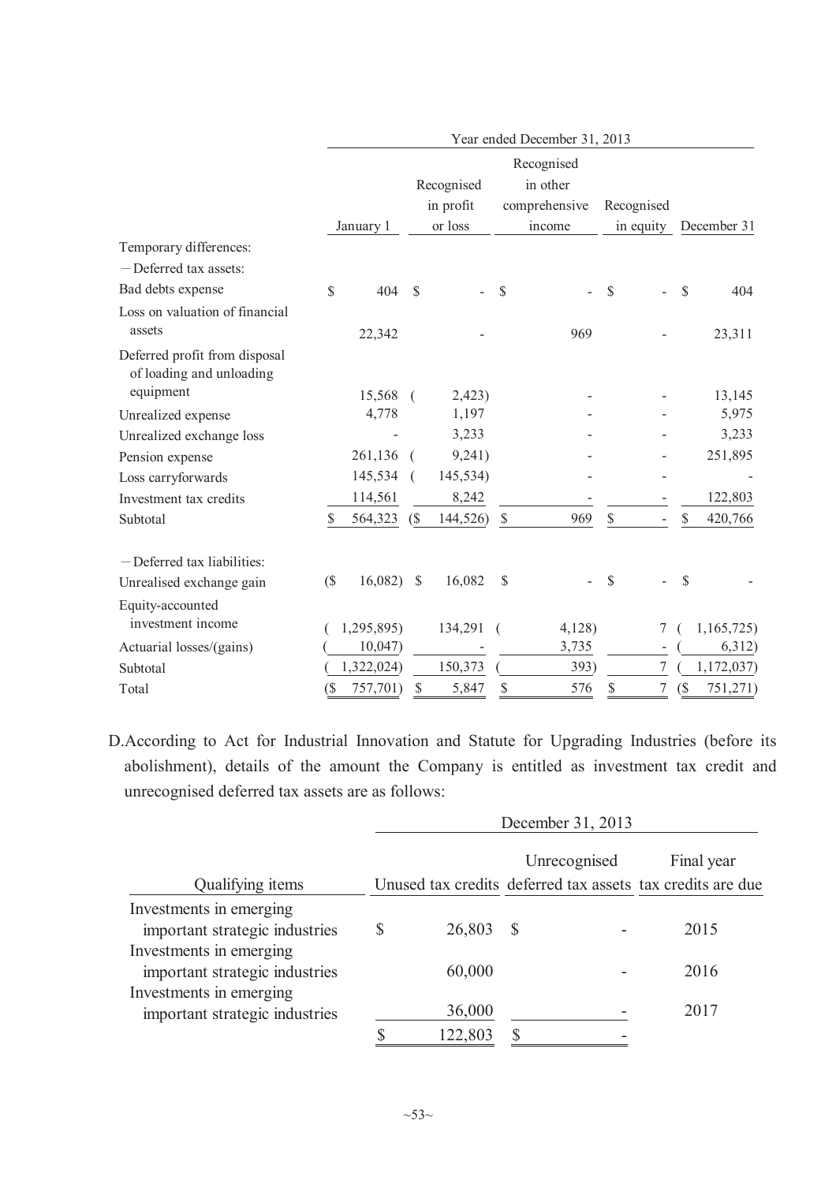| | Year ended December 31, 2013 | | | | |
|---|---|---|---|---|---|
| | January 1 | Recognised in profit or loss | Recognised in other comprehensive income | Recognised in equity | December 31 |
| Temporary differences: | | | | | |
| －Deferred tax assets: | | | | | |
| Bad debts expense | $ 404 | $ - | $ - | $ - | $ 404 |
| Loss on valuation of financial assets | 22,342 | - | 969 | - | 23,311 |
| Deferred profit from disposal of loading and unloading equipment | 15,568 | ( 2,423) | - | - | 13,145 |
| Unrealized expense | 4,778 | 1,197 | - | - | 5,975 |
| Unrealized exchange loss | - | 3,233 | - | - | 3,233 |
| Pension expense | 261,136 | ( 9,241) | - | - | 251,895 |
| Loss carryforwards | 145,534 | ( 145,534) | - | - | - |
| Investment tax credits | 114,561 | 8,242 | - | - | 122,803 |
| Subtotal | $ 564,323 | ($ 144,526) | $ 969 | $ - | $ 420,766 |
| －Deferred tax liabilities: | | | | | |
| Unrealised exchange gain | ($ 16,082) | $ 16,082 | $ - | $ - | $ - |
| Equity-accounted investment income | ( 1,295,895) | 134,291 | ( 4,128) | 7 | ( 1,165,725) |
| Actuarial losses/(gains) | ( 10,047) | - | 3,735 | - | ( 6,312) |
| Subtotal | ( 1,322,024) | 150,373 | ( 393) | 7 | ( 1,172,037) |
| Total | ($ 757,701) | $ 5,847 | $ 576 | $ 7 | ($ 751,271) |

D. According to Act for Industrial Innovation and Statute for Upgrading Industries (before its abolishment), details of the amount the Company is entitled as investment tax credit and unrecognised deferred tax assets are as follows:

| | December 31, 2013 | | |
|---|---|---|---|
| Qualifying items | Unused tax credits | Unrecognised deferred tax assets | Final year tax credits are due |
| Investments in emerging important strategic industries | $ 26,803 | $ - | 2015 |
| Investments in emerging important strategic industries | 60,000 | - | 2016 |
| Investments in emerging important strategic industries | 36,000 | - | 2017 |
| | $ 122,803 | $ - | |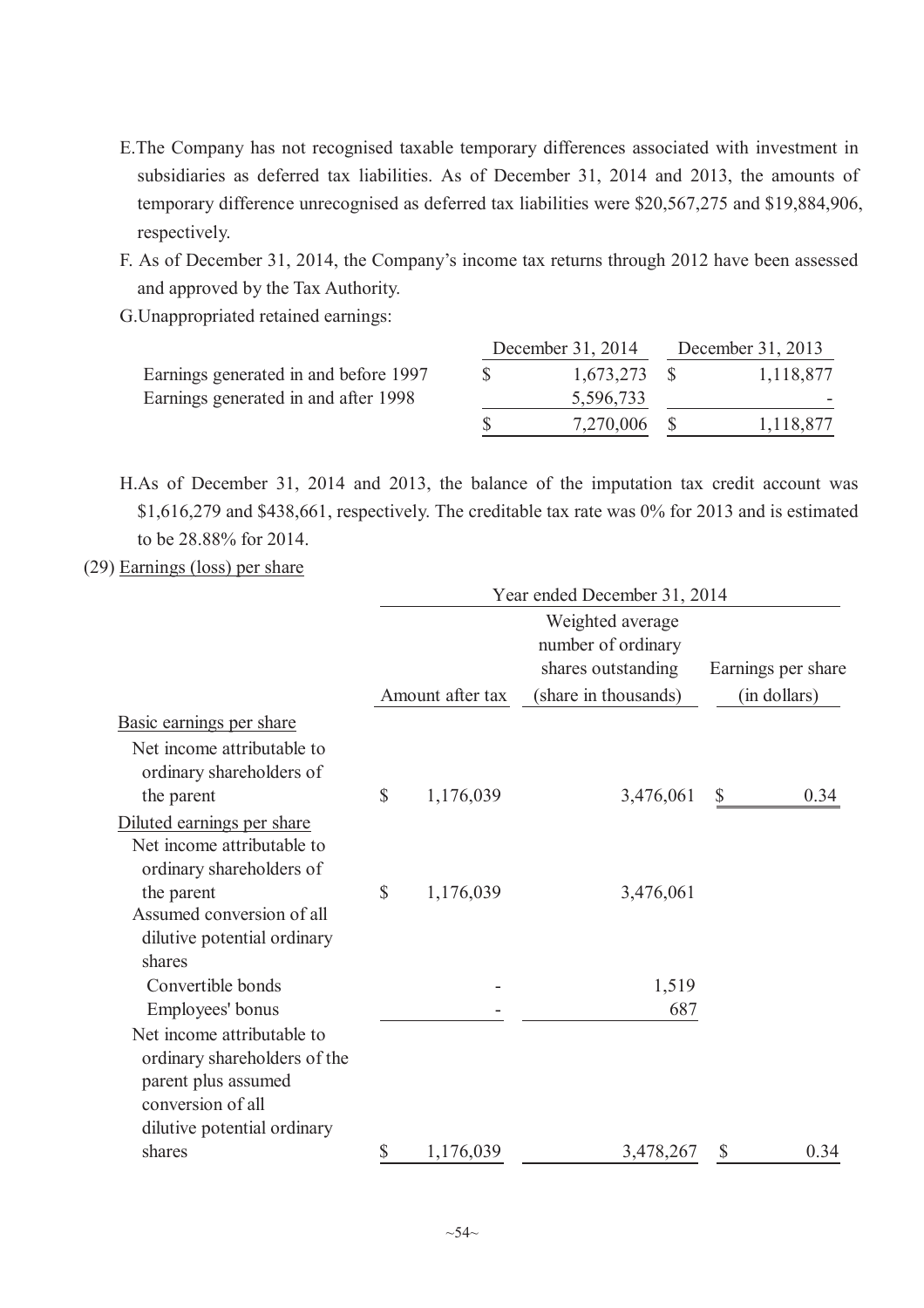E. The Company has not recognised taxable temporary differences associated with investment in subsidiaries as deferred tax liabilities. As of December 31, 2014 and 2013, the amounts of temporary difference unrecognised as deferred tax liabilities were $20,567,275 and $19,884,906, respectively.

F. As of December 31, 2014, the Company's income tax returns through 2012 have been assessed and approved by the Tax Authority.

G. Unappropriated retained earnings:

| | December 31, 2014 | December 31, 2013 |
|---|---|---|
| Earnings generated in and before 1997 | $ 1,673,273 | $ 1,118,877 |
| Earnings generated in and after 1998 | 5,596,733 | - |
| | $ 7,270,006 | $ 1,118,877 |

H. As of December 31, 2014 and 2013, the balance of the imputation tax credit account was $1,616,279 and $438,661, respectively. The creditable tax rate was 0% for 2013 and is estimated to be 28.88% for 2014.

(29) Earnings (loss) per share

| | Year ended December 31, 2014 | | |
|---|---|---|---|
| | Amount after tax | Weighted average number of ordinary shares outstanding (share in thousands) | Earnings per share (in dollars) |
| Basic earnings per share | | | |
| Net income attributable to ordinary shareholders of the parent | $ 1,176,039 | 3,476,061 | $ 0.34 |
| Diluted earnings per share | | | |
| Net income attributable to ordinary shareholders of the parent | $ 1,176,039 | 3,476,061 | |
| Assumed conversion of all dilutive potential ordinary shares | | | |
| Convertible bonds | - | 1,519 | |
| Employees' bonus | - | 687 | |
| Net income attributable to ordinary shareholders of the parent plus assumed conversion of all dilutive potential ordinary shares | $ 1,176,039 | 3,478,267 | $ 0.34 |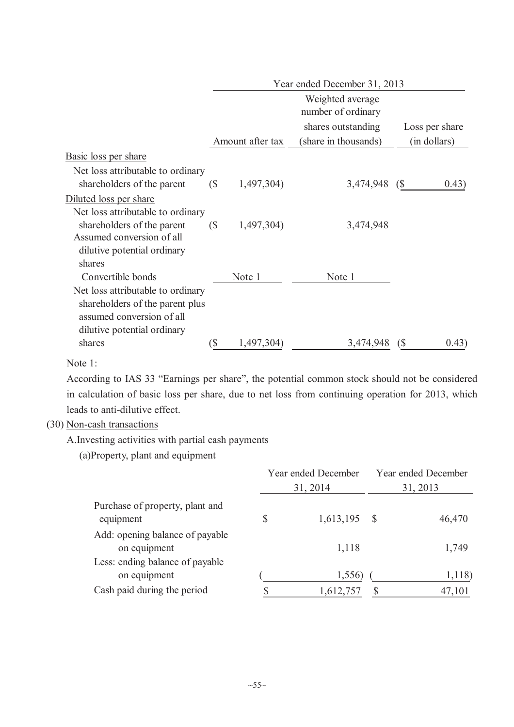| | Year ended December 31, 2013 | | |
|---|---|---|---|
| | Amount after tax | Weighted average number of ordinary shares outstanding (share in thousands) | Loss per share (in dollars) |
| Basic loss per share | | | |
| Net loss attributable to ordinary shareholders of the parent | ($ 1,497,304) | 3,474,948 | ($ 0.43) |
| Diluted loss per share | | | |
| Net loss attributable to ordinary shareholders of the parent | ($ 1,497,304) | 3,474,948 | |
| Assumed conversion of all dilutive potential ordinary shares | | | |
| Convertible bonds | Note 1 | Note 1 | |
| Net loss attributable to ordinary shareholders of the parent plus assumed conversion of all dilutive potential ordinary shares | ($ 1,497,304) | 3,474,948 | ($ 0.43) |

Note 1:

According to IAS 33 "Earnings per share", the potential common stock should not be considered in calculation of basic loss per share, due to net loss from continuing operation for 2013, which leads to anti-dilutive effect.

(30) Non-cash transactions

A. Investing activities with partial cash payments

(a) Property, plant and equipment

| | Year ended December 31, 2014 | Year ended December 31, 2013 |
|---|---|---|
| Purchase of property, plant and equipment | $ 1,613,195 | $ 46,470 |
| Add: opening balance of payable on equipment | 1,118 | 1,749 |
| Less: ending balance of payable on equipment | ( 1,556) | ( 1,118) |
| Cash paid during the period | $ 1,612,757 | $ 47,101 |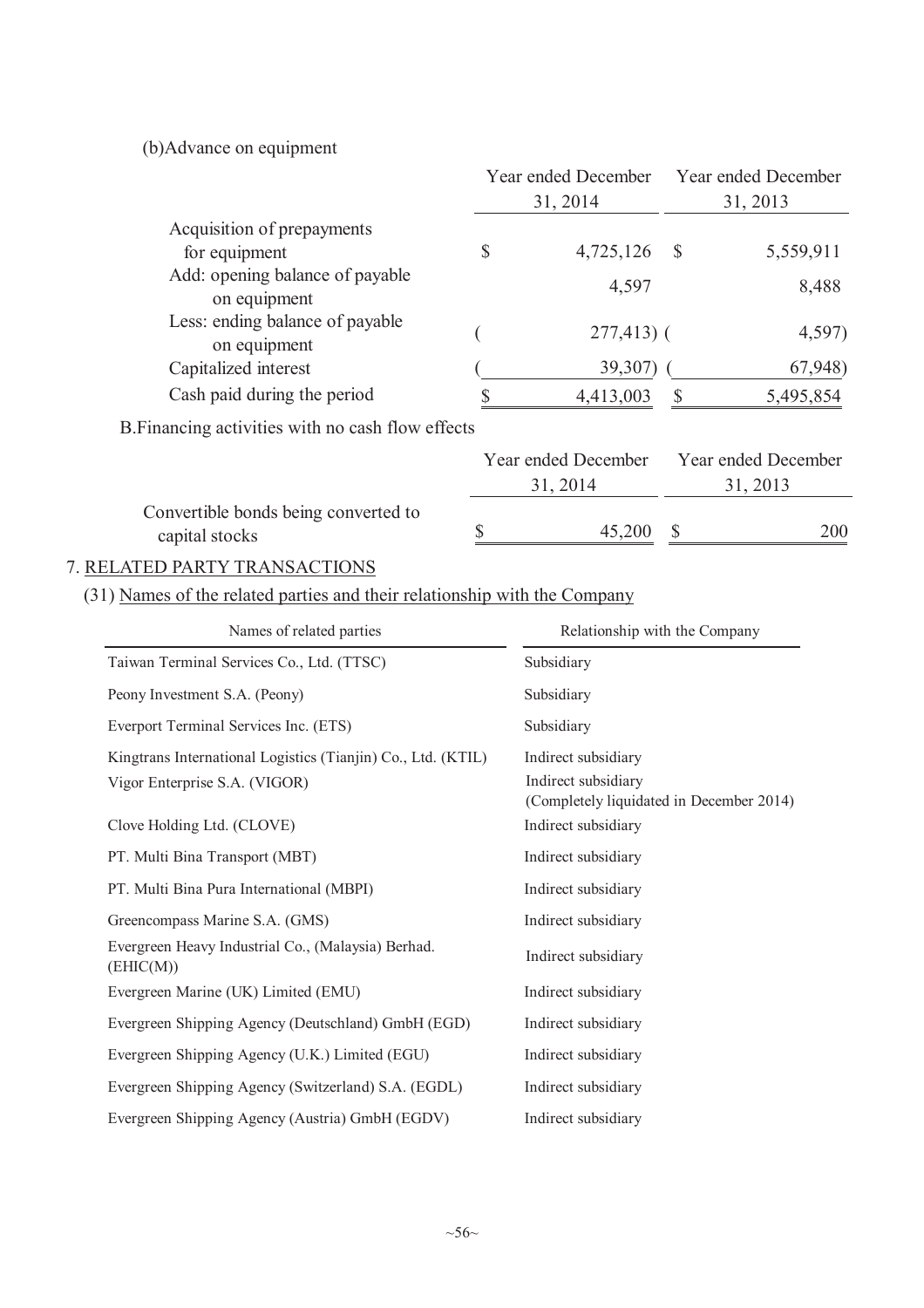(b)Advance on equipment

| | Year ended December 31, 2014 | Year ended December 31, 2013 |
|---|---|---|
| Acquisition of prepayments for equipment | $ 4,725,126 | $ 5,559,911 |
| Add: opening balance of payable on equipment | 4,597 | 8,488 |
| Less: ending balance of payable on equipment | ( 277,413) | ( 4,597) |
| Capitalized interest | ( 39,307) | ( 67,948) |
| Cash paid during the period | $ 4,413,003 | $ 5,495,854 |

B.Financing activities with no cash flow effects

| | Year ended December 31, 2014 | Year ended December 31, 2013 |
|---|---|---|
| Convertible bonds being converted to capital stocks | $ 45,200 | $ 200 |

7. <u>RELATED PARTY TRANSACTIONS</u>

(31) <u>Names of the related parties and their relationship with the Company</u>

| Names of related parties | Relationship with the Company |
|---|---|
| Taiwan Terminal Services Co., Ltd. (TTSC) | Subsidiary |
| Peony Investment S.A. (Peony) | Subsidiary |
| Everport Terminal Services Inc. (ETS) | Subsidiary |
| Kingtrans International Logistics (Tianjin) Co., Ltd. (KTIL) | Indirect subsidiary |
| Vigor Enterprise S.A. (VIGOR) | Indirect subsidiary (Completely liquidated in December 2014) |
| Clove Holding Ltd. (CLOVE) | Indirect subsidiary |
| PT. Multi Bina Transport (MBT) | Indirect subsidiary |
| PT. Multi Bina Pura International (MBPI) | Indirect subsidiary |
| Greencompass Marine S.A. (GMS) | Indirect subsidiary |
| Evergreen Heavy Industrial Co., (Malaysia) Berhad. (EHIC(M)) | Indirect subsidiary |
| Evergreen Marine (UK) Limited (EMU) | Indirect subsidiary |
| Evergreen Shipping Agency (Deutschland) GmbH (EGD) | Indirect subsidiary |
| Evergreen Shipping Agency (U.K.) Limited (EGU) | Indirect subsidiary |
| Evergreen Shipping Agency (Switzerland) S.A. (EGDL) | Indirect subsidiary |
| Evergreen Shipping Agency (Austria) GmbH (EGDV) | Indirect subsidiary |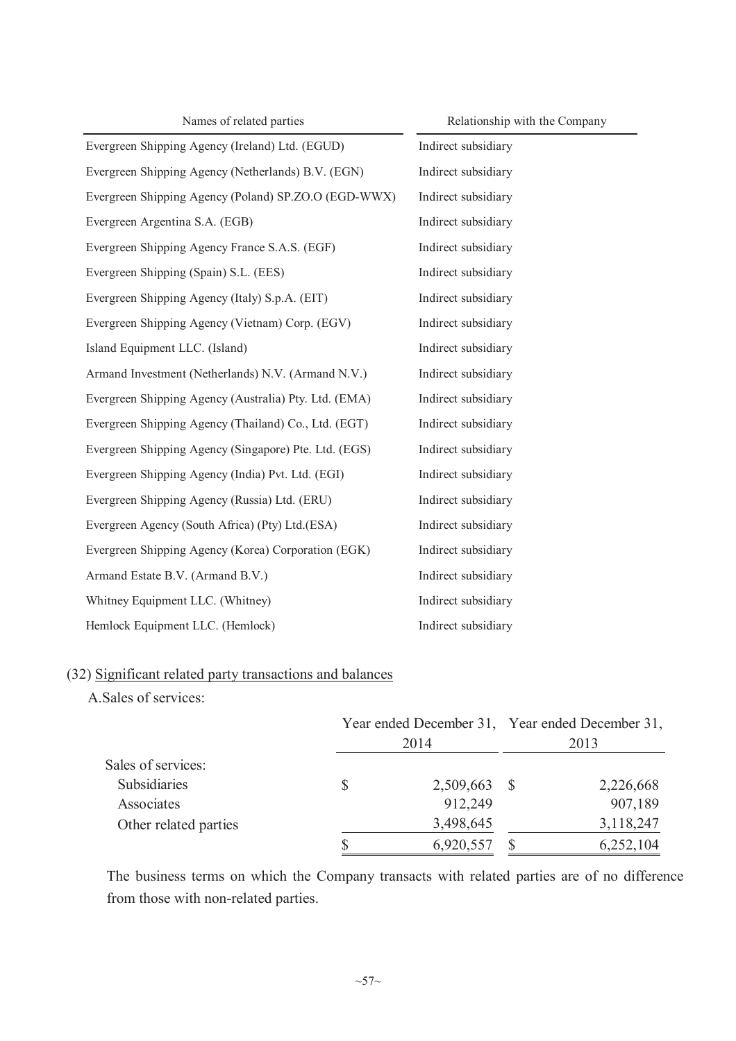| Names of related parties | Relationship with the Company |
|---|---|
| Evergreen Shipping Agency (Ireland) Ltd. (EGUD) | Indirect subsidiary |
| Evergreen Shipping Agency (Netherlands) B.V. (EGN) | Indirect subsidiary |
| Evergreen Shipping Agency (Poland) SP.ZO.O (EGD-WWX) | Indirect subsidiary |
| Evergreen Argentina S.A. (EGB) | Indirect subsidiary |
| Evergreen Shipping Agency France S.A.S. (EGF) | Indirect subsidiary |
| Evergreen Shipping (Spain) S.L. (EES) | Indirect subsidiary |
| Evergreen Shipping Agency (Italy) S.p.A. (EIT) | Indirect subsidiary |
| Evergreen Shipping Agency (Vietnam) Corp. (EGV) | Indirect subsidiary |
| Island Equipment LLC. (Island) | Indirect subsidiary |
| Armand Investment (Netherlands) N.V. (Armand N.V.) | Indirect subsidiary |
| Evergreen Shipping Agency (Australia) Pty. Ltd. (EMA) | Indirect subsidiary |
| Evergreen Shipping Agency (Thailand) Co., Ltd. (EGT) | Indirect subsidiary |
| Evergreen Shipping Agency (Singapore) Pte. Ltd. (EGS) | Indirect subsidiary |
| Evergreen Shipping Agency (India) Pvt. Ltd. (EGI) | Indirect subsidiary |
| Evergreen Shipping Agency (Russia) Ltd. (ERU) | Indirect subsidiary |
| Evergreen Agency (South Africa) (Pty) Ltd.(ESA) | Indirect subsidiary |
| Evergreen Shipping Agency (Korea) Corporation (EGK) | Indirect subsidiary |
| Armand Estate B.V. (Armand B.V.) | Indirect subsidiary |
| Whitney Equipment LLC. (Whitney) | Indirect subsidiary |
| Hemlock Equipment LLC. (Hemlock) | Indirect subsidiary |

(32) Significant related party transactions and balances

A.Sales of services:

| | Year ended December 31, 2014 | Year ended December 31, 2013 |
|---|---|---|
| Sales of services: | | |
| Subsidiaries | $ 2,509,663 | $ 2,226,668 |
| Associates | 912,249 | 907,189 |
| Other related parties | 3,498,645 | 3,118,247 |
| | $ 6,920,557 | $ 6,252,104 |

The business terms on which the Company transacts with related parties are of no difference from those with non-related parties.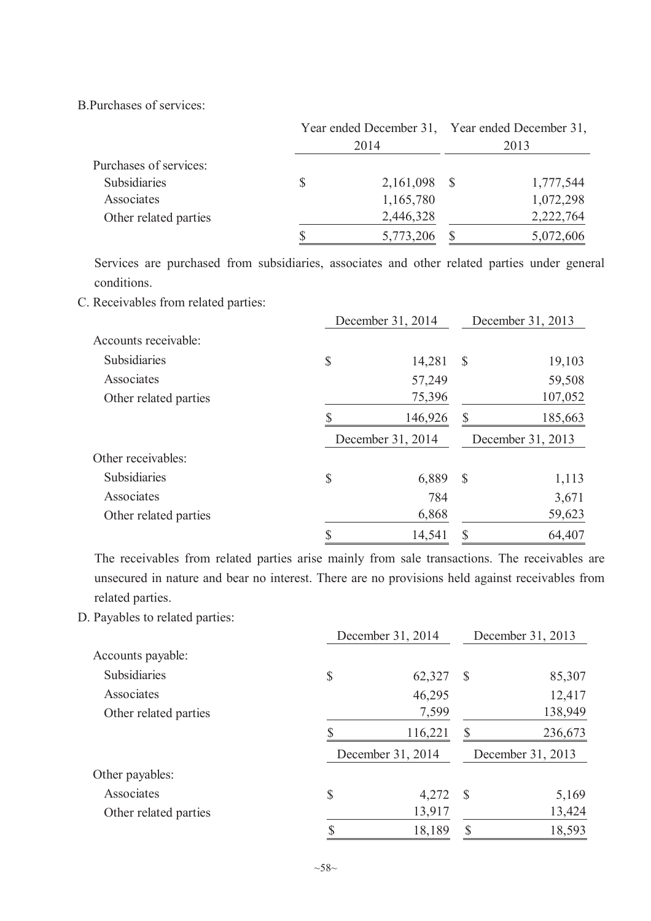B.Purchases of services:

| | Year ended December 31, 2014 | Year ended December 31, 2013 |
|---|---|---|
| Purchases of services: | | |
| Subsidiaries | $ 2,161,098 | $ 1,777,544 |
| Associates | 1,165,780 | 1,072,298 |
| Other related parties | 2,446,328 | 2,222,764 |
| | $ 5,773,206 | $ 5,072,606 |

Services are purchased from subsidiaries, associates and other related parties under general conditions.

C. Receivables from related parties:

| | December 31, 2014 | December 31, 2013 |
|---|---|---|
| Accounts receivable: | | |
| Subsidiaries | $ 14,281 | $ 19,103 |
| Associates | 57,249 | 59,508 |
| Other related parties | 75,396 | 107,052 |
| | $ 146,926 | $ 185,663 |

| | December 31, 2014 | December 31, 2013 |
|---|---|---|
| Other receivables: | | |
| Subsidiaries | $ 6,889 | $ 1,113 |
| Associates | 784 | 3,671 |
| Other related parties | 6,868 | 59,623 |
| | $ 14,541 | $ 64,407 |

The receivables from related parties arise mainly from sale transactions. The receivables are unsecured in nature and bear no interest. There are no provisions held against receivables from related parties.

D. Payables to related parties:

| | December 31, 2014 | December 31, 2013 |
|---|---|---|
| Accounts payable: | | |
| Subsidiaries | $ 62,327 | $ 85,307 |
| Associates | 46,295 | 12,417 |
| Other related parties | 7,599 | 138,949 |
| | $ 116,221 | $ 236,673 |

| | December 31, 2014 | December 31, 2013 |
|---|---|---|
| Other payables: | | |
| Associates | $ 4,272 | $ 5,169 |
| Other related parties | 13,917 | 13,424 |
| | $ 18,189 | $ 18,593 |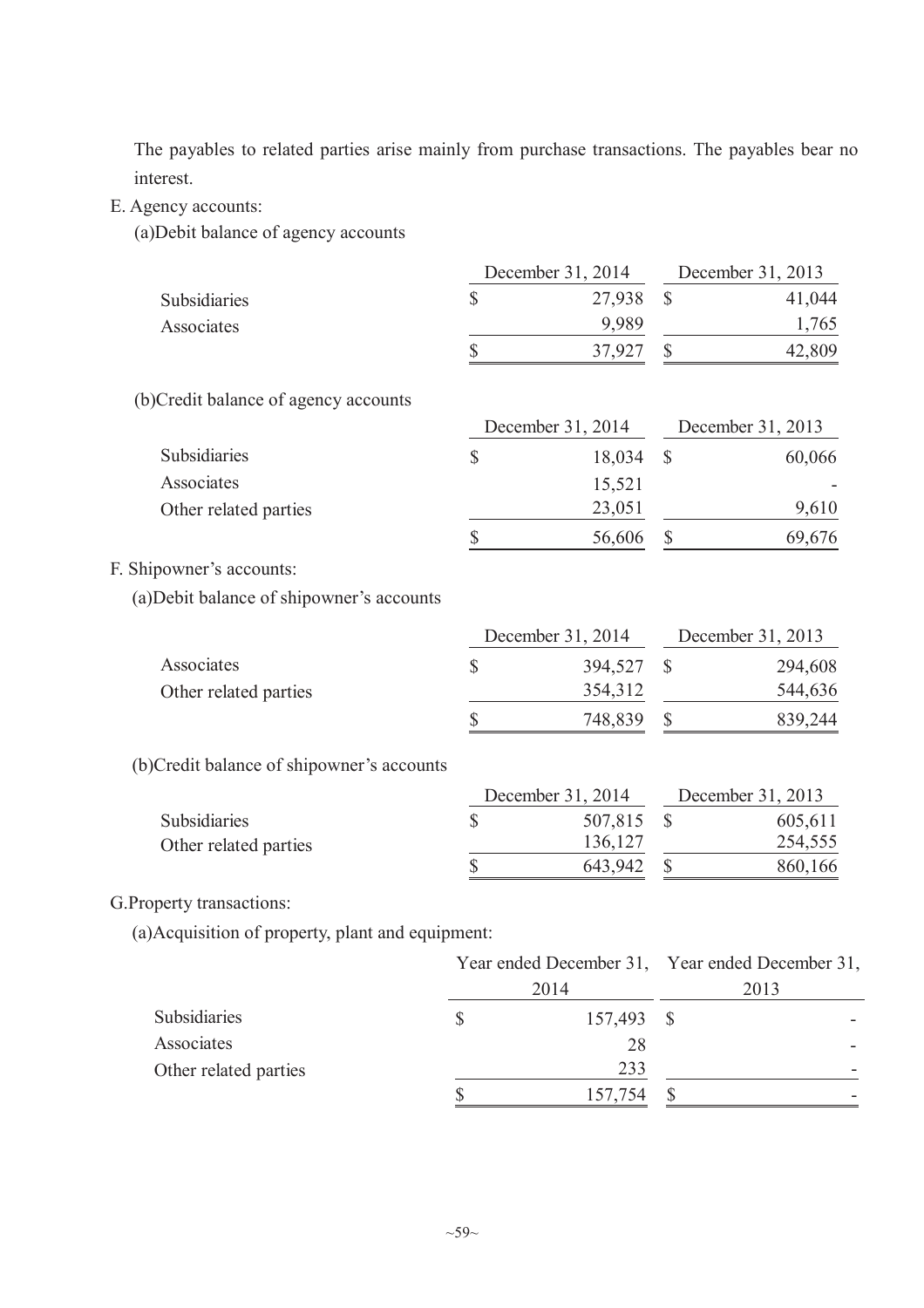The payables to related parties arise mainly from purchase transactions. The payables bear no interest.

E. Agency accounts:

(a)Debit balance of agency accounts

| | December 31, 2014 | December 31, 2013 |
|---|---|---|
| Subsidiaries | $ 27,938 | $ 41,044 |
| Associates | 9,989 | 1,765 |
| | $ 37,927 | $ 42,809 |

(b)Credit balance of agency accounts

| | December 31, 2014 | December 31, 2013 |
|---|---|---|
| Subsidiaries | $ 18,034 | $ 60,066 |
| Associates | 15,521 | - |
| Other related parties | 23,051 | 9,610 |
| | $ 56,606 | $ 69,676 |

F. Shipowner's accounts:

(a)Debit balance of shipowner's accounts

| | December 31, 2014 | December 31, 2013 |
|---|---|---|
| Associates | $ 394,527 | $ 294,608 |
| Other related parties | 354,312 | 544,636 |
| | $ 748,839 | $ 839,244 |

(b)Credit balance of shipowner's accounts

| | December 31, 2014 | December 31, 2013 |
|---|---|---|
| Subsidiaries | $ 507,815 | $ 605,611 |
| Other related parties | 136,127 | 254,555 |
| | $ 643,942 | $ 860,166 |

G.Property transactions:

(a)Acquisition of property, plant and equipment:

| | Year ended December 31, 2014 | Year ended December 31, 2013 |
|---|---|---|
| Subsidiaries | $ 157,493 | $ - |
| Associates | 28 | - |
| Other related parties | 233 | - |
| | $ 157,754 | $ - |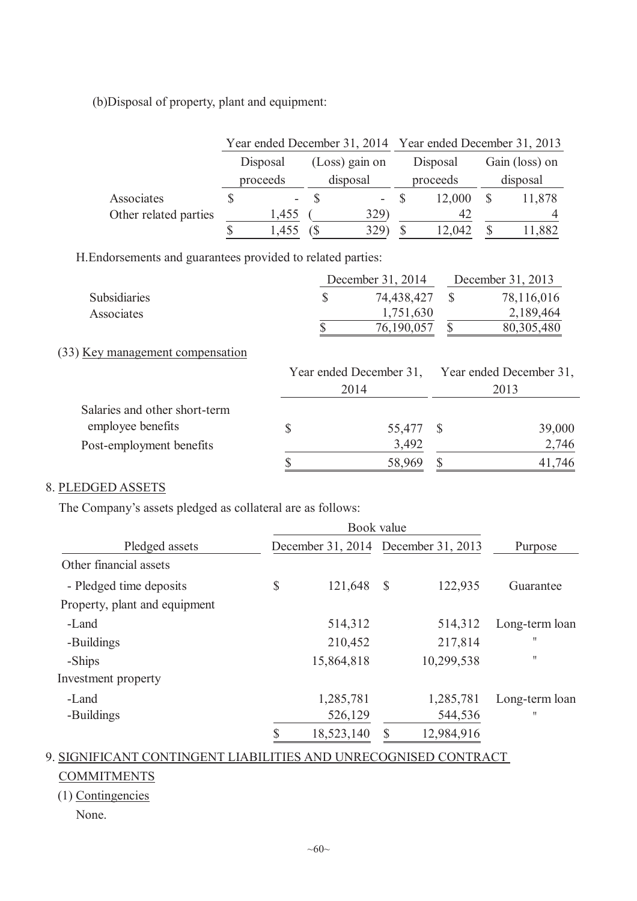(b)Disposal of property, plant and equipment:

| | Year ended December 31, 2014 | | Year ended December 31, 2013 | |
|---|---|---|---|---|
| | Disposal proceeds | (Loss) gain on disposal | Disposal proceeds | Gain (loss) on disposal |
| Associates | $ - | $ - | $ 12,000 | $ 11,878 |
| Other related parties | 1,455 | ( 329) | 42 | 4 |
| | $ 1,455 | ($ 329) | $ 12,042 | $ 11,882 |

H.Endorsements and guarantees provided to related parties:

| | December 31, 2014 | December 31, 2013 |
|---|---|---|
| Subsidiaries | $ 74,438,427 | $ 78,116,016 |
| Associates | 1,751,630 | 2,189,464 |
| | $ 76,190,057 | $ 80,305,480 |

(33) Key management compensation

| | Year ended December 31, 2014 | Year ended December 31, 2013 |
|---|---|---|
| Salaries and other short-term employee benefits | $ 55,477 | $ 39,000 |
| Post-employment benefits | 3,492 | 2,746 |
| | $ 58,969 | $ 41,746 |

8. PLEDGED ASSETS

The Company's assets pledged as collateral are as follows:

| | Book value | | |
|---|---|---|---|
| Pledged assets | December 31, 2014 | December 31, 2013 | Purpose |
| Other financial assets | | | |
| - Pledged time deposits | $ 121,648 | $ 122,935 | Guarantee |
| Property, plant and equipment | | | |
| -Land | 514,312 | 514,312 | Long-term loan |
| -Buildings | 210,452 | 217,814 | 〃 |
| -Ships | 15,864,818 | 10,299,538 | 〃 |
| Investment property | | | |
| -Land | 1,285,781 | 1,285,781 | Long-term loan |
| -Buildings | 526,129 | 544,536 | 〃 |
| | $ 18,523,140 | $ 12,984,916 | |

9. SIGNIFICANT CONTINGENT LIABILITIES AND UNRECOGNISED CONTRACT COMMITMENTS

(1) Contingencies

None.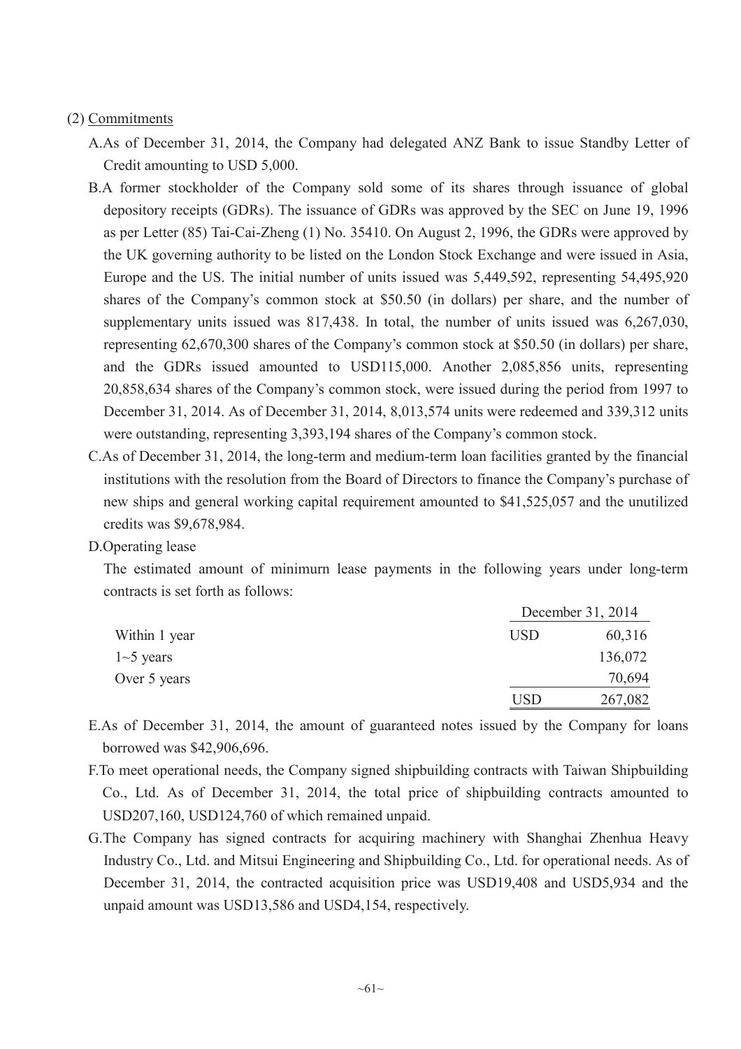(2) Commitments

A.As of December 31, 2014, the Company had delegated ANZ Bank to issue Standby Letter of Credit amounting to USD 5,000.

B.A former stockholder of the Company sold some of its shares through issuance of global depository receipts (GDRs). The issuance of GDRs was approved by the SEC on June 19, 1996 as per Letter (85) Tai-Cai-Zheng (1) No. 35410. On August 2, 1996, the GDRs were approved by the UK governing authority to be listed on the London Stock Exchange and were issued in Asia, Europe and the US. The initial number of units issued was 5,449,592, representing 54,495,920 shares of the Company's common stock at $50.50 (in dollars) per share, and the number of supplementary units issued was 817,438. In total, the number of units issued was 6,267,030, representing 62,670,300 shares of the Company's common stock at $50.50 (in dollars) per share, and the GDRs issued amounted to USD115,000. Another 2,085,856 units, representing 20,858,634 shares of the Company's common stock, were issued during the period from 1997 to December 31, 2014. As of December 31, 2014, 8,013,574 units were redeemed and 339,312 units were outstanding, representing 3,393,194 shares of the Company's common stock.

C.As of December 31, 2014, the long-term and medium-term loan facilities granted by the financial institutions with the resolution from the Board of Directors to finance the Company's purchase of new ships and general working capital requirement amounted to $41,525,057 and the unutilized credits was $9,678,984.

D.Operating lease

The estimated amount of minimurn lease payments in the following years under long-term contracts is set forth as follows:

| | December 31, 2014 | |
|---|---|---|
| Within 1 year | USD | 60,316 |
| 1~5 years | | 136,072 |
| Over 5 years | | 70,694 |
| | USD | 267,082 |

E.As of December 31, 2014, the amount of guaranteed notes issued by the Company for loans borrowed was $42,906,696.

F.To meet operational needs, the Company signed shipbuilding contracts with Taiwan Shipbuilding Co., Ltd. As of December 31, 2014, the total price of shipbuilding contracts amounted to USD207,160, USD124,760 of which remained unpaid.

G.The Company has signed contracts for acquiring machinery with Shanghai Zhenhua Heavy Industry Co., Ltd. and Mitsui Engineering and Shipbuilding Co., Ltd. for operational needs. As of December 31, 2014, the contracted acquisition price was USD19,408 and USD5,934 and the unpaid amount was USD13,586 and USD4,154, respectively.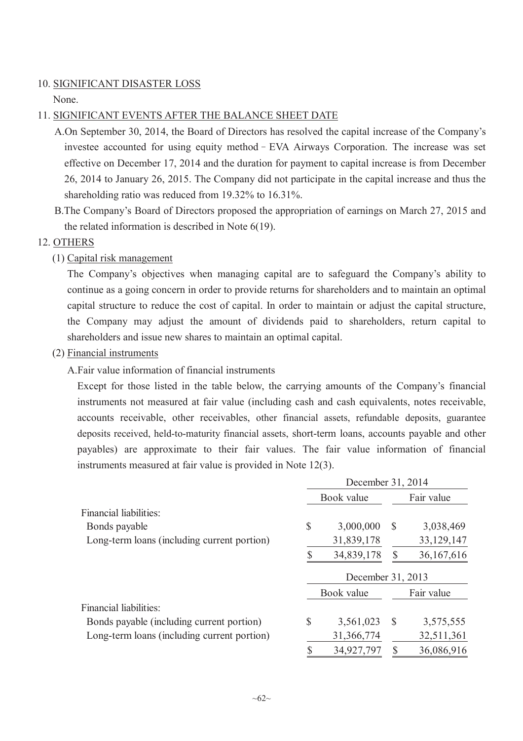10. SIGNIFICANT DISASTER LOSS

None.

11. SIGNIFICANT EVENTS AFTER THE BALANCE SHEET DATE

A. On September 30, 2014, the Board of Directors has resolved the capital increase of the Company's investee accounted for using equity method – EVA Airways Corporation. The increase was set effective on December 17, 2014 and the duration for payment to capital increase is from December 26, 2014 to January 26, 2015. The Company did not participate in the capital increase and thus the shareholding ratio was reduced from 19.32% to 16.31%.

B. The Company's Board of Directors proposed the appropriation of earnings on March 27, 2015 and the related information is described in Note 6(19).

12. OTHERS

(1) Capital risk management

The Company's objectives when managing capital are to safeguard the Company's ability to continue as a going concern in order to provide returns for shareholders and to maintain an optimal capital structure to reduce the cost of capital. In order to maintain or adjust the capital structure, the Company may adjust the amount of dividends paid to shareholders, return capital to shareholders and issue new shares to maintain an optimal capital.

(2) Financial instruments

A. Fair value information of financial instruments

Except for those listed in the table below, the carrying amounts of the Company's financial instruments not measured at fair value (including cash and cash equivalents, notes receivable, accounts receivable, other receivables, other financial assets, refundable deposits, guarantee deposits received, held-to-maturity financial assets, short-term loans, accounts payable and other payables) are approximate to their fair values. The fair value information of financial instruments measured at fair value is provided in Note 12(3).

| | December 31, 2014 | |
|---|---|---|
| | Book value | Fair value |
| Financial liabilities: | | |
| Bonds payable | $ 3,000,000 | $ 3,038,469 |
| Long-term loans (including current portion) | 31,839,178 | 33,129,147 |
| | $ 34,839,178 | $ 36,167,616 |

| | December 31, 2013 | |
|---|---|---|
| | Book value | Fair value |
| Financial liabilities: | | |
| Bonds payable (including current portion) | $ 3,561,023 | $ 3,575,555 |
| Long-term loans (including current portion) | 31,366,774 | 32,511,361 |
| | $ 34,927,797 | $ 36,086,916 |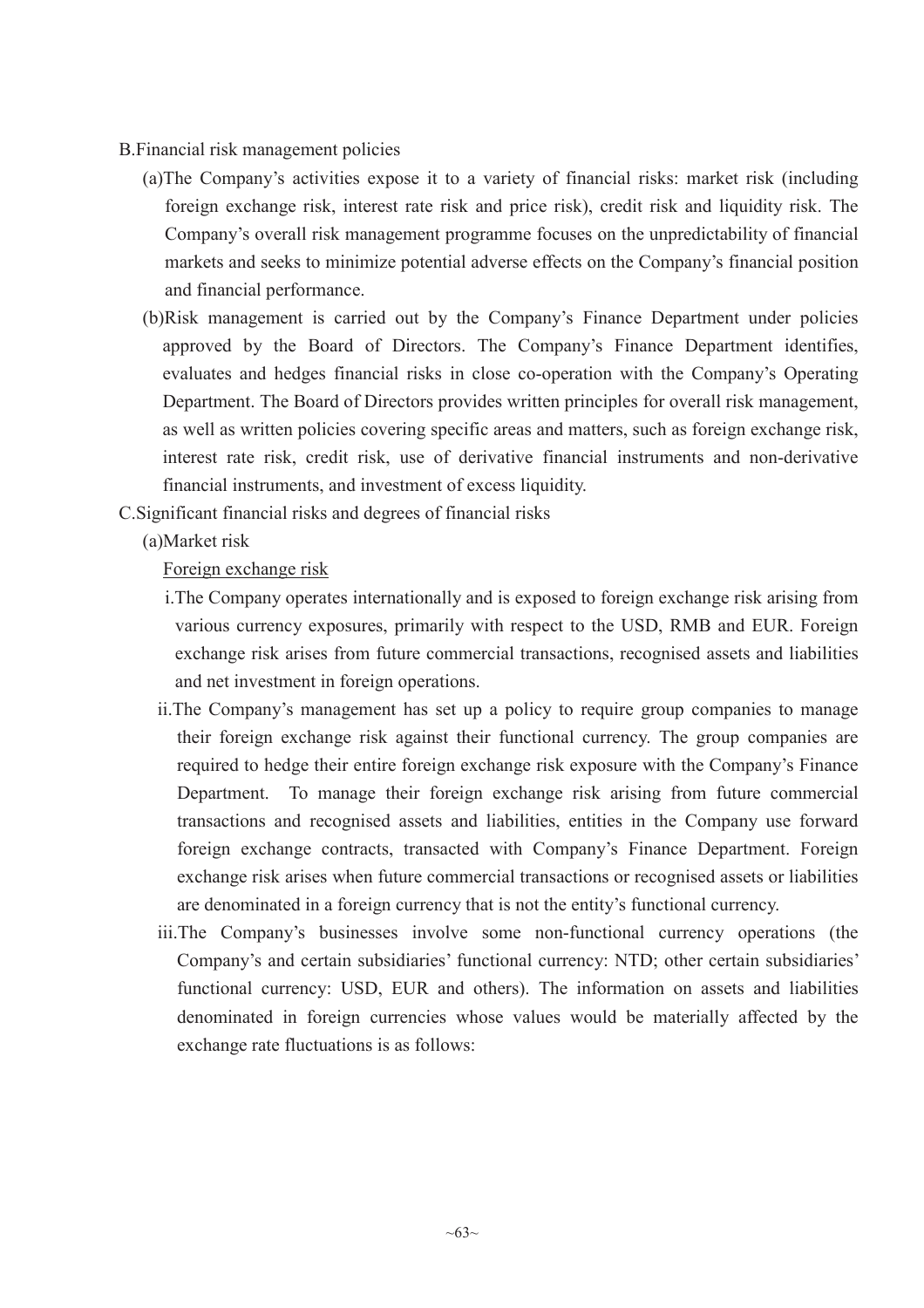B.Financial risk management policies

(a)The Company's activities expose it to a variety of financial risks: market risk (including foreign exchange risk, interest rate risk and price risk), credit risk and liquidity risk. The Company's overall risk management programme focuses on the unpredictability of financial markets and seeks to minimize potential adverse effects on the Company's financial position and financial performance.

(b)Risk management is carried out by the Company's Finance Department under policies approved by the Board of Directors. The Company's Finance Department identifies, evaluates and hedges financial risks in close co-operation with the Company's Operating Department. The Board of Directors provides written principles for overall risk management, as well as written policies covering specific areas and matters, such as foreign exchange risk, interest rate risk, credit risk, use of derivative financial instruments and non-derivative financial instruments, and investment of excess liquidity.

C.Significant financial risks and degrees of financial risks

(a)Market risk

<u>Foreign exchange risk</u>

i.The Company operates internationally and is exposed to foreign exchange risk arising from various currency exposures, primarily with respect to the USD, RMB and EUR. Foreign exchange risk arises from future commercial transactions, recognised assets and liabilities and net investment in foreign operations.

ii.The Company's management has set up a policy to require group companies to manage their foreign exchange risk against their functional currency. The group companies are required to hedge their entire foreign exchange risk exposure with the Company's Finance Department. To manage their foreign exchange risk arising from future commercial transactions and recognised assets and liabilities, entities in the Company use forward foreign exchange contracts, transacted with Company's Finance Department. Foreign exchange risk arises when future commercial transactions or recognised assets or liabilities are denominated in a foreign currency that is not the entity's functional currency.

iii.The Company's businesses involve some non-functional currency operations (the Company's and certain subsidiaries' functional currency: NTD; other certain subsidiaries' functional currency: USD, EUR and others). The information on assets and liabilities denominated in foreign currencies whose values would be materially affected by the exchange rate fluctuations is as follows: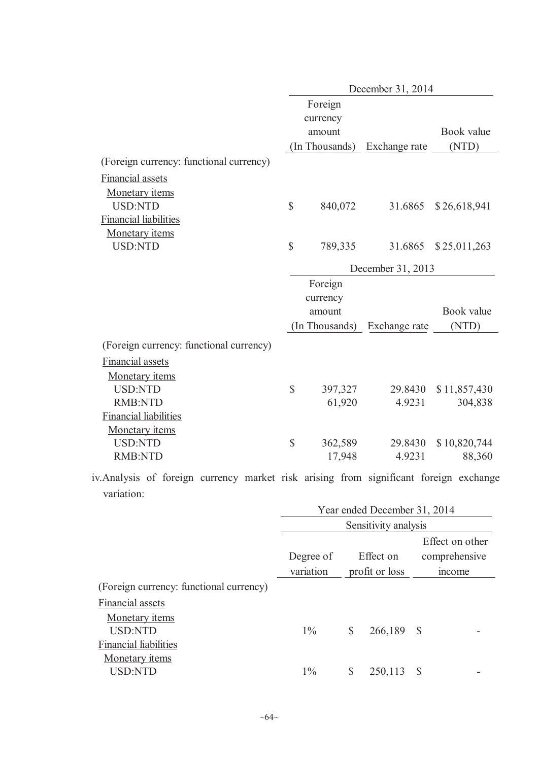| | December 31, 2014 | | |
|---|---|---|---|
| | Foreign currency amount (In Thousands) | Exchange rate | Book value (NTD) |
| (Foreign currency: functional currency) | | | |
| Financial assets | | | |
| Monetary items | | | |
| USD:NTD | $ 840,072 | 31.6865 | $ 26,618,941 |
| Financial liabilities | | | |
| Monetary items | | | |
| USD:NTD | $ 789,335 | 31.6865 | $ 25,011,263 |

| | December 31, 2013 | | |
|---|---|---|---|
| | Foreign currency amount (In Thousands) | Exchange rate | Book value (NTD) |
| (Foreign currency: functional currency) | | | |
| Financial assets | | | |
| Monetary items | | | |
| USD:NTD | $ 397,327 | 29.8430 | $ 11,857,430 |
| RMB:NTD | 61,920 | 4.9231 | 304,838 |
| Financial liabilities | | | |
| Monetary items | | | |
| USD:NTD | $ 362,589 | 29.8430 | $ 10,820,744 |
| RMB:NTD | 17,948 | 4.9231 | 88,360 |

iv. Analysis of foreign currency market risk arising from significant foreign exchange variation:

| | Year ended December 31, 2014 | | |
|---|---|---|---|
| | Sensitivity analysis | | |
| | Degree of variation | Effect on profit or loss | Effect on other comprehensive income |
| (Foreign currency: functional currency) | | | |
| Financial assets | | | |
| Monetary items | | | |
| USD:NTD | 1% | $ 266,189 | $ - |
| Financial liabilities | | | |
| Monetary items | | | |
| USD:NTD | 1% | $ 250,113 | $ - |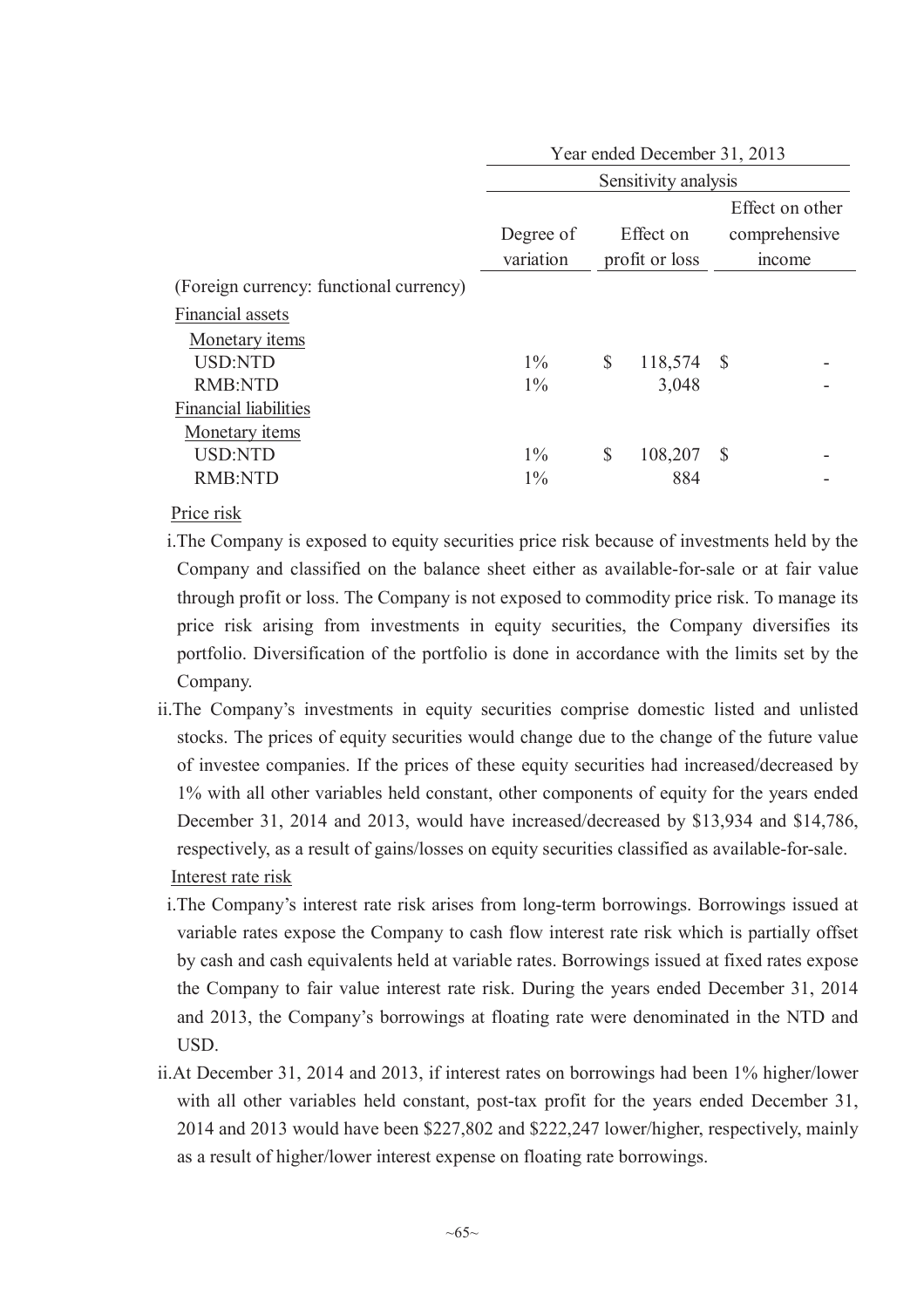| | Year ended December 31, 2013 | | |
|---|---|---|---|
| | Sensitivity analysis | | |
| | Degree of variation | Effect on profit or loss | Effect on other comprehensive income |
| (Foreign currency: functional currency) | | | |
| Financial assets | | | |
| Monetary items | | | |
| USD:NTD | 1% | $ 118,574 | $ - |
| RMB:NTD | 1% | 3,048 | - |
| Financial liabilities | | | |
| Monetary items | | | |
| USD:NTD | 1% | $ 108,207 | $ - |
| RMB:NTD | 1% | 884 | - |

Price risk

i. The Company is exposed to equity securities price risk because of investments held by the Company and classified on the balance sheet either as available-for-sale or at fair value through profit or loss. The Company is not exposed to commodity price risk. To manage its price risk arising from investments in equity securities, the Company diversifies its portfolio. Diversification of the portfolio is done in accordance with the limits set by the Company.

ii. The Company's investments in equity securities comprise domestic listed and unlisted stocks. The prices of equity securities would change due to the change of the future value of investee companies. If the prices of these equity securities had increased/decreased by 1% with all other variables held constant, other components of equity for the years ended December 31, 2014 and 2013, would have increased/decreased by $13,934 and $14,786, respectively, as a result of gains/losses on equity securities classified as available-for-sale.

Interest rate risk

i. The Company's interest rate risk arises from long-term borrowings. Borrowings issued at variable rates expose the Company to cash flow interest rate risk which is partially offset by cash and cash equivalents held at variable rates. Borrowings issued at fixed rates expose the Company to fair value interest rate risk. During the years ended December 31, 2014 and 2013, the Company's borrowings at floating rate were denominated in the NTD and USD.

ii. At December 31, 2014 and 2013, if interest rates on borrowings had been 1% higher/lower with all other variables held constant, post-tax profit for the years ended December 31, 2014 and 2013 would have been $227,802 and $222,247 lower/higher, respectively, mainly as a result of higher/lower interest expense on floating rate borrowings.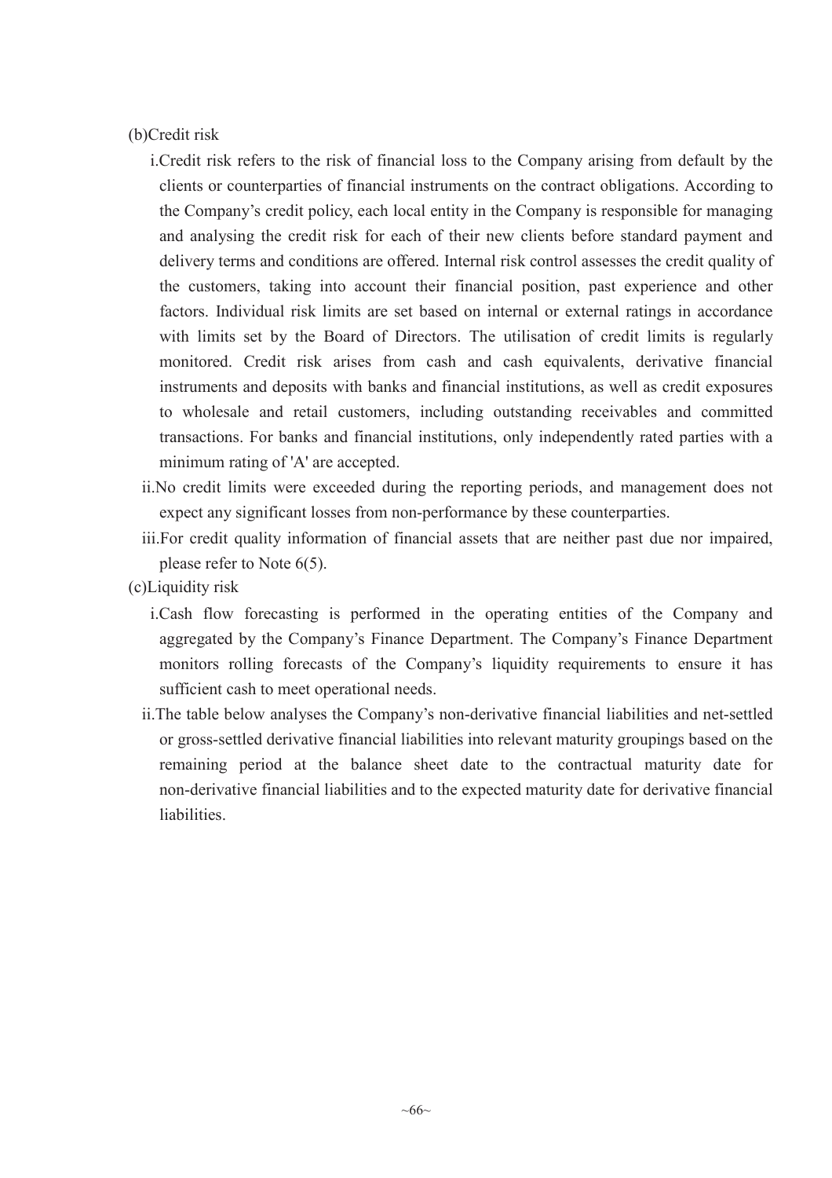(b)Credit risk

i.Credit risk refers to the risk of financial loss to the Company arising from default by the clients or counterparties of financial instruments on the contract obligations. According to the Company's credit policy, each local entity in the Company is responsible for managing and analysing the credit risk for each of their new clients before standard payment and delivery terms and conditions are offered. Internal risk control assesses the credit quality of the customers, taking into account their financial position, past experience and other factors. Individual risk limits are set based on internal or external ratings in accordance with limits set by the Board of Directors. The utilisation of credit limits is regularly monitored. Credit risk arises from cash and cash equivalents, derivative financial instruments and deposits with banks and financial institutions, as well as credit exposures to wholesale and retail customers, including outstanding receivables and committed transactions. For banks and financial institutions, only independently rated parties with a minimum rating of 'A' are accepted.

ii.No credit limits were exceeded during the reporting periods, and management does not expect any significant losses from non-performance by these counterparties.

iii.For credit quality information of financial assets that are neither past due nor impaired, please refer to Note 6(5).

(c)Liquidity risk

i.Cash flow forecasting is performed in the operating entities of the Company and aggregated by the Company's Finance Department. The Company's Finance Department monitors rolling forecasts of the Company's liquidity requirements to ensure it has sufficient cash to meet operational needs.

ii.The table below analyses the Company's non-derivative financial liabilities and net-settled or gross-settled derivative financial liabilities into relevant maturity groupings based on the remaining period at the balance sheet date to the contractual maturity date for non-derivative financial liabilities and to the expected maturity date for derivative financial liabilities.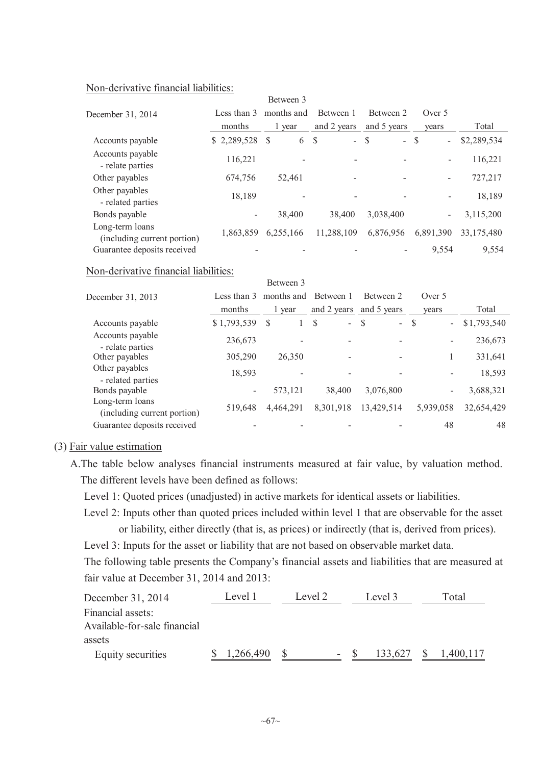Non-derivative financial liabilities:

| December 31, 2014 | Less than 3 months | Between 3 months and 1 year | Between 1 and 2 years | Between 2 and 5 years | Over 5 years | Total |
|---|---|---|---|---|---|---|
| Accounts payable | $ 2,289,528 | $ 6 | $ - | $ - | $ - | $2,289,534 |
| Accounts payable - relate parties | 116,221 | - | - | - | - | 116,221 |
| Other payables | 674,756 | 52,461 | - | - | - | 727,217 |
| Other payables - related parties | 18,189 | - | - | - | - | 18,189 |
| Bonds payable | - | 38,400 | 38,400 | 3,038,400 | - | 3,115,200 |
| Long-term loans (including current portion) | 1,863,859 | 6,255,166 | 11,288,109 | 6,876,956 | 6,891,390 | 33,175,480 |
| Guarantee deposits received | - | - | - | - | 9,554 | 9,554 |

Non-derivative financial liabilities:

| December 31, 2013 | Less than 3 months | Between 3 months and 1 year | Between 1 and 2 years | Between 2 and 5 years | Over 5 years | Total |
|---|---|---|---|---|---|---|
| Accounts payable | $ 1,793,539 | $ 1 | $ - | $ - | $ - | $ 1,793,540 |
| Accounts payable - relate parties | 236,673 | - | - | - | - | 236,673 |
| Other payables | 305,290 | 26,350 | - | - | 1 | 331,641 |
| Other payables - related parties | 18,593 | - | - | - | - | 18,593 |
| Bonds payable | - | 573,121 | 38,400 | 3,076,800 | - | 3,688,321 |
| Long-term loans (including current portion) | 519,648 | 4,464,291 | 8,301,918 | 13,429,514 | 5,939,058 | 32,654,429 |
| Guarantee deposits received | - | - | - | - | 48 | 48 |

(3) Fair value estimation

A. The table below analyses financial instruments measured at fair value, by valuation method. The different levels have been defined as follows:

Level 1: Quoted prices (unadjusted) in active markets for identical assets or liabilities.

Level 2: Inputs other than quoted prices included within level 1 that are observable for the asset or liability, either directly (that is, as prices) or indirectly (that is, derived from prices).

Level 3: Inputs for the asset or liability that are not based on observable market data.

The following table presents the Company's financial assets and liabilities that are measured at fair value at December 31, 2014 and 2013:

| December 31, 2014 | Level 1 | Level 2 | Level 3 | Total |
|---|---|---|---|---|
| Financial assets: | | | | |
| Available-for-sale financial assets | | | | |
| Equity securities | $ 1,266,490 | $ - | $ 133,627 | $ 1,400,117 |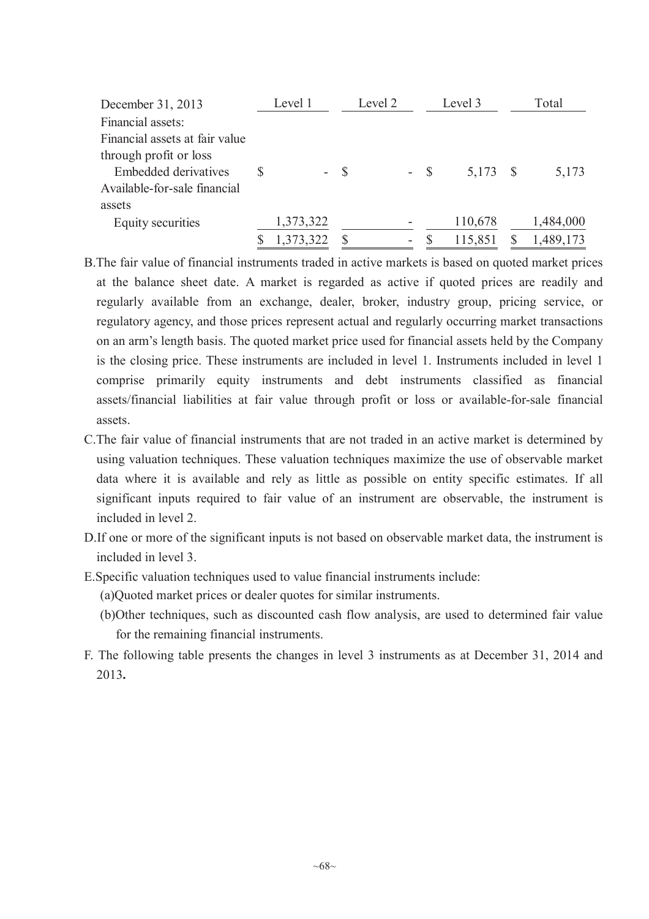| December 31, 2013 | Level 1 | Level 2 | Level 3 | Total |
|---|---|---|---|---|
| Financial assets: | | | | |
| Financial assets at fair value through profit or loss | | | | |
| Embedded derivatives | $ - | $ - | $ 5,173 | $ 5,173 |
| Available-for-sale financial assets | | | | |
| Equity securities | 1,373,322 | - | 110,678 | 1,484,000 |
| | $ 1,373,322 | $ - | $ 115,851 | $ 1,489,173 |

B. The fair value of financial instruments traded in active markets is based on quoted market prices at the balance sheet date. A market is regarded as active if quoted prices are readily and regularly available from an exchange, dealer, broker, industry group, pricing service, or regulatory agency, and those prices represent actual and regularly occurring market transactions on an arm's length basis. The quoted market price used for financial assets held by the Company is the closing price. These instruments are included in level 1. Instruments included in level 1 comprise primarily equity instruments and debt instruments classified as financial assets/financial liabilities at fair value through profit or loss or available-for-sale financial assets.

C. The fair value of financial instruments that are not traded in an active market is determined by using valuation techniques. These valuation techniques maximize the use of observable market data where it is available and rely as little as possible on entity specific estimates. If all significant inputs required to fair value of an instrument are observable, the instrument is included in level 2.

D. If one or more of the significant inputs is not based on observable market data, the instrument is included in level 3.

E. Specific valuation techniques used to value financial instruments include:

(a) Quoted market prices or dealer quotes for similar instruments.

(b) Other techniques, such as discounted cash flow analysis, are used to determined fair value for the remaining financial instruments.

F. The following table presents the changes in level 3 instruments as at December 31, 2014 and 2013.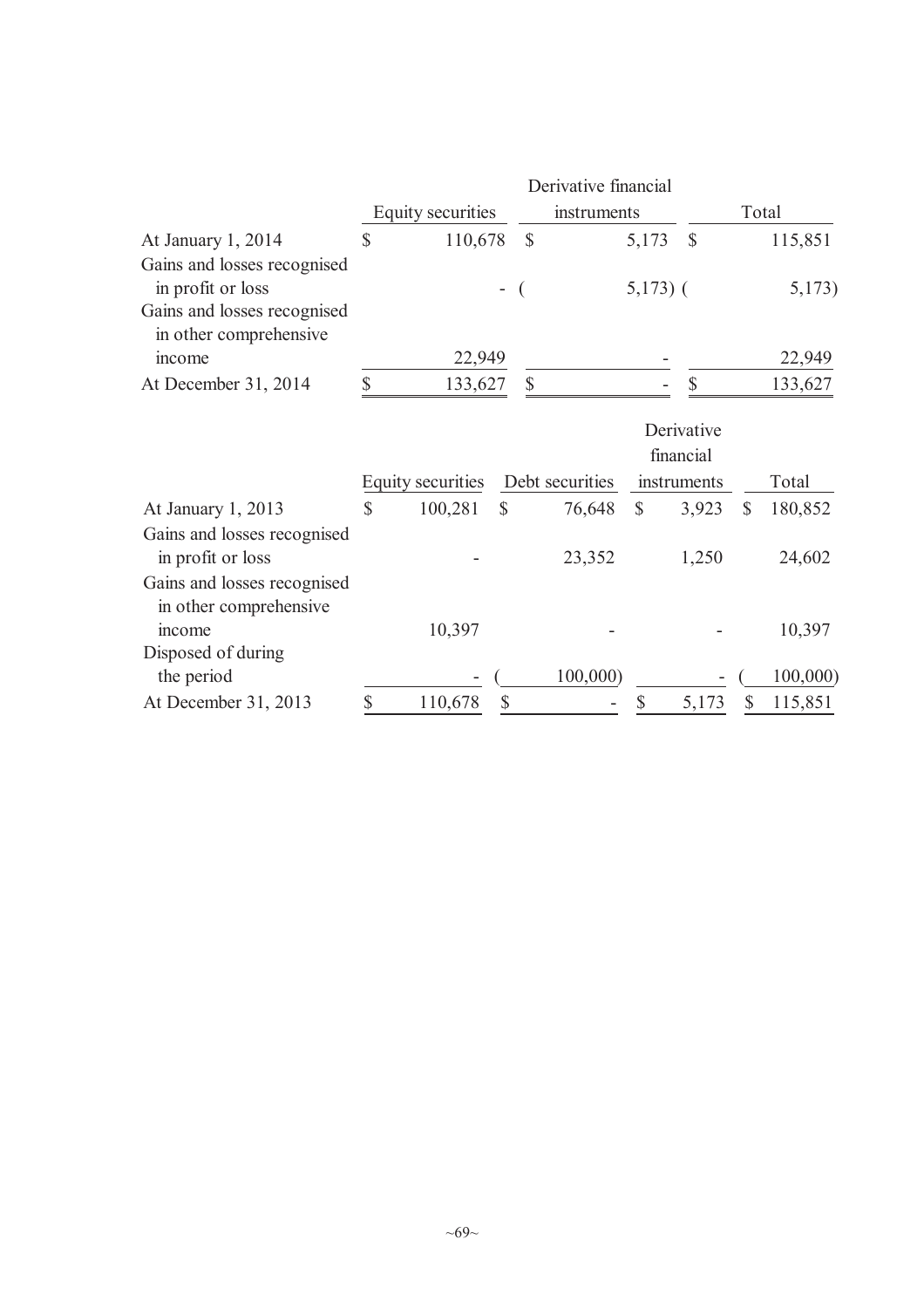| | Equity securities | Derivative financial instruments | Total |
|---|---|---|---|
| At January 1, 2014 | $ 110,678 | $ 5,173 | $ 115,851 |
| Gains and losses recognised in profit or loss | - | ( 5,173) | ( 5,173) |
| Gains and losses recognised in other comprehensive income | 22,949 | - | 22,949 |
| At December 31, 2014 | $ 133,627 | $ - | $ 133,627 |

| | Equity securities | Debt securities | Derivative financial instruments | Total |
|---|---|---|---|---|
| At January 1, 2013 | $ 100,281 | $ 76,648 | $ 3,923 | $ 180,852 |
| Gains and losses recognised in profit or loss | - | 23,352 | 1,250 | 24,602 |
| Gains and losses recognised in other comprehensive income | 10,397 | - | - | 10,397 |
| Disposed of during the period | - | ( 100,000) | - | ( 100,000) |
| At December 31, 2013 | $ 110,678 | $ - | $ 5,173 | $ 115,851 |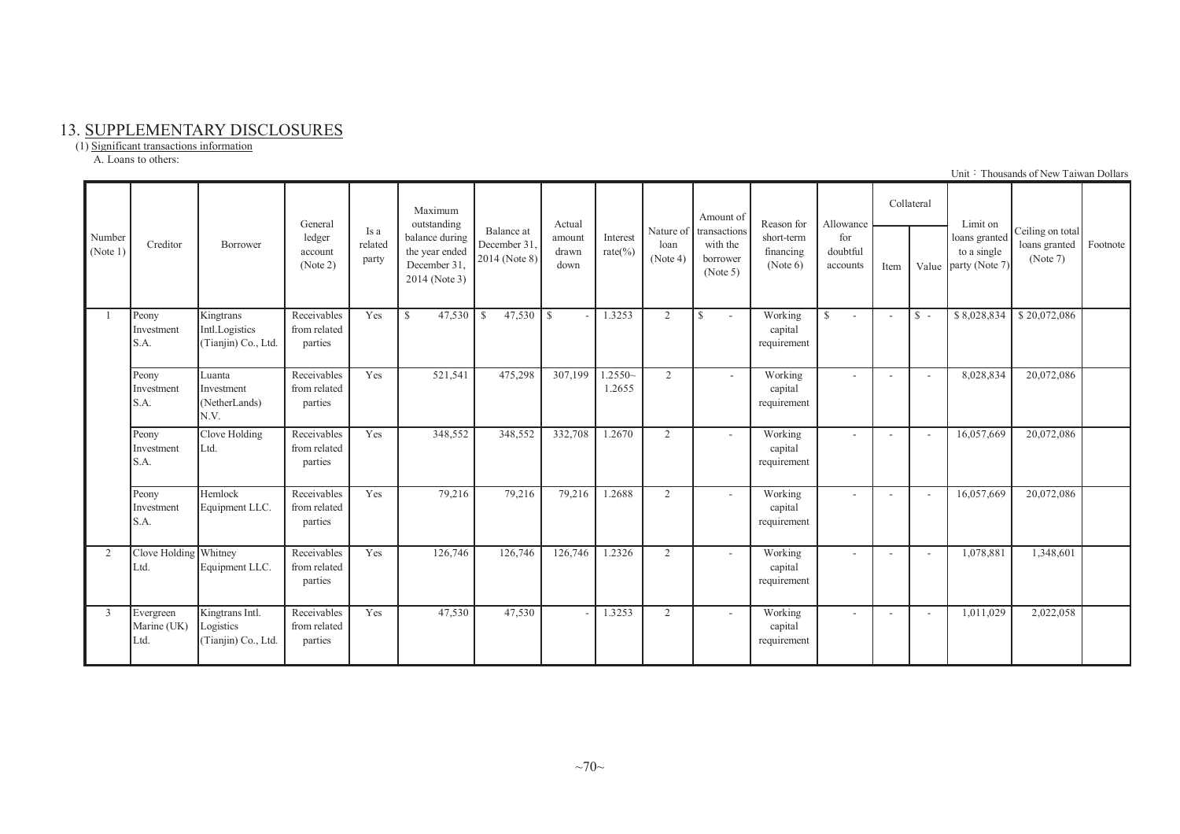# 13. SUPPLEMENTARY DISCLOSURES

(1) Significant transactions information

A. Loans to others:

Unit：Thousands of New Taiwan Dollars

| Number (Note 1) | Creditor | Borrower | General ledger account (Note 2) | Is a related party | Maximum outstanding balance during the year ended December 31, 2014 (Note 3) | Balance at December 31, 2014 (Note 8) | Actual amount drawn down | Interest rate(%) | Nature of loan (Note 4) | Amount of transactions with the borrower (Note 5) | Reason for short-term financing (Note 6) | Allowance for doubtful accounts | Collateral | | Limit on loans granted to a single party (Note 7) | Ceiling on total loans granted (Note 7) | Footnote |
|---|---|---|---|---|---|---|---|---|---|---|---|---|---|---|---|---|---|
| | | | | | | | | | | | | | Item | Value | | | |
| 1 | Peony Investment S.A. | Kingtrans Intl.Logistics (Tianjin) Co., Ltd. | Receivables from related parties | Yes | $ 47,530 | $ 47,530 | $ - | 1.3253 | 2 | $ - | Working capital requirement | $ - | - | $ - | $ 8,028,834 | $ 20,072,086 | |
| | Peony Investment S.A. | Luanta Investment (NetherLands) N.V. | Receivables from related parties | Yes | 521,541 | 475,298 | 307,199 | 1.2550~1.2655 | 2 | - | Working capital requirement | - | - | - | 8,028,834 | 20,072,086 | |
| | Peony Investment S.A. | Clove Holding Ltd. | Receivables from related parties | Yes | 348,552 | 348,552 | 332,708 | 1.2670 | 2 | - | Working capital requirement | - | - | - | 16,057,669 | 20,072,086 | |
| | Peony Investment S.A. | Hemlock Equipment LLC. | Receivables from related parties | Yes | 79,216 | 79,216 | 79,216 | 1.2688 | 2 | - | Working capital requirement | - | - | - | 16,057,669 | 20,072,086 | |
| 2 | Clove Holding Ltd. | Whitney Equipment LLC. | Receivables from related parties | Yes | 126,746 | 126,746 | 126,746 | 1.2326 | 2 | - | Working capital requirement | - | - | - | 1,078,881 | 1,348,601 | |
| 3 | Evergreen Marine (UK) Ltd. | Kingtrans Intl. Logistics (Tianjin) Co., Ltd. | Receivables from related parties | Yes | 47,530 | 47,530 | - | 1.3253 | 2 | - | Working capital requirement | - | - | - | 1,011,029 | 2,022,058 | |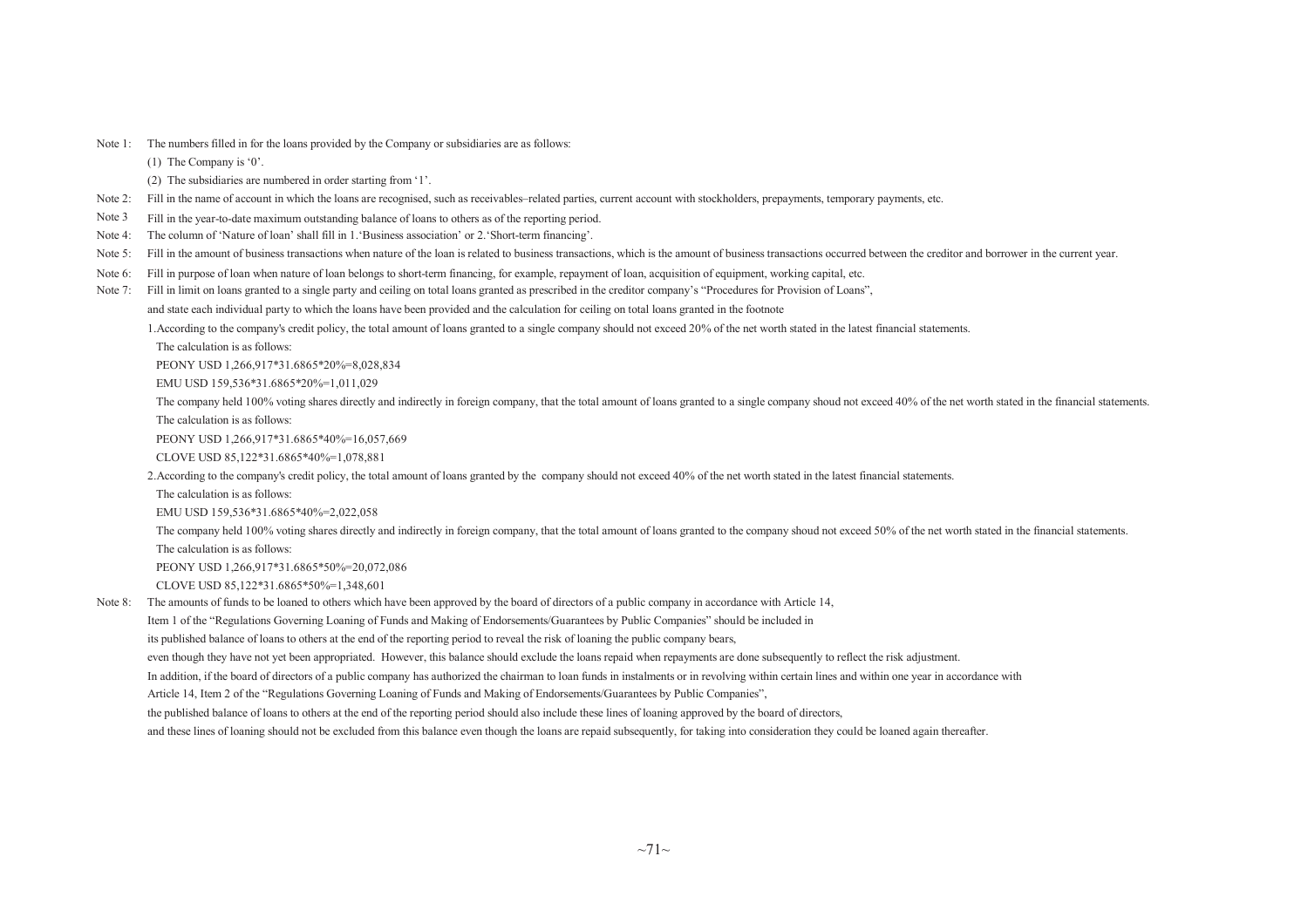Note 1: The numbers filled in for the loans provided by the Company or subsidiaries are as follows:

(1) The Company is '0'.

(2) The subsidiaries are numbered in order starting from '1'.

Note 2: Fill in the name of account in which the loans are recognised, such as receivables–related parties, current account with stockholders, prepayments, temporary payments, etc.

Note 3 Fill in the year-to-date maximum outstanding balance of loans to others as of the reporting period.

Note 4: The column of 'Nature of loan' shall fill in 1.'Business association' or 2.'Short-term financing'.

Note 5: Fill in the amount of business transactions when nature of the loan is related to business transactions, which is the amount of business transactions occurred between the creditor and borrower in the current year.

Note 6: Fill in purpose of loan when nature of loan belongs to short-term financing, for example, repayment of loan, acquisition of equipment, working capital, etc.

Note 7: Fill in limit on loans granted to a single party and ceiling on total loans granted as prescribed in the creditor company's "Procedures for Provision of Loans", and state each individual party to which the loans have been provided and the calculation for ceiling on total loans granted in the footnote

1.According to the company's credit policy, the total amount of loans granted to a single company should not exceed 20% of the net worth stated in the latest financial statements.

The calculation is as follows:

PEONY USD 1,266,917*31.6865*20%=8,028,834

EMU USD 159,536*31.6865*20%=1,011,029

The company held 100% voting shares directly and indirectly in foreign company, that the total amount of loans granted to a single company shoud not exceed 40% of the net worth stated in the financial statements.

The calculation is as follows:

PEONY USD 1,266,917*31.6865*40%=16,057,669

CLOVE USD 85,122*31.6865*40%=1,078,881

2.According to the company's credit policy, the total amount of loans granted by the company should not exceed 40% of the net worth stated in the latest financial statements.

The calculation is as follows:

EMU USD 159,536*31.6865*40%=2,022,058

The company held 100% voting shares directly and indirectly in foreign company, that the total amount of loans granted to the company shoud not exceed 50% of the net worth stated in the financial statements.

The calculation is as follows:

PEONY USD 1,266,917*31.6865*50%=20,072,086

CLOVE USD 85,122*31.6865*50%=1,348,601

Note 8: The amounts of funds to be loaned to others which have been approved by the board of directors of a public company in accordance with Article 14, Item 1 of the "Regulations Governing Loaning of Funds and Making of Endorsements/Guarantees by Public Companies" should be included in its published balance of loans to others at the end of the reporting period to reveal the risk of loaning the public company bears, even though they have not yet been appropriated. However, this balance should exclude the loans repaid when repayments are done subsequently to reflect the risk adjustment.

In addition, if the board of directors of a public company has authorized the chairman to loan funds in instalments or in revolving within certain lines and within one year in accordance with Article 14, Item 2 of the "Regulations Governing Loaning of Funds and Making of Endorsements/Guarantees by Public Companies", the published balance of loans to others at the end of the reporting period should also include these lines of loaning approved by the board of directors, and these lines of loaning should not be excluded from this balance even though the loans are repaid subsequently, for taking into consideration they could be loaned again thereafter.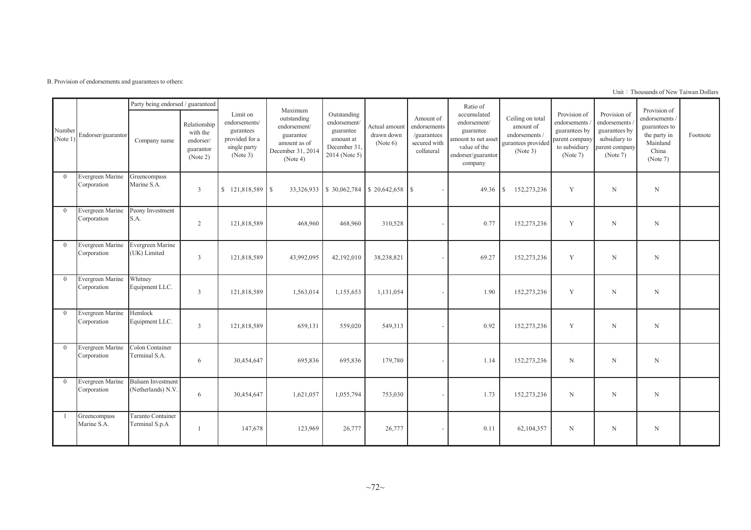B. Provision of endorsements and guarantees to others:

Unit：Thousands of New Taiwan Dollars

| Number (Note 1) | Endorser/guarantor | Party being endorsed / guaranteed | | Limit on endorsements/ gurantees provided for a single party (Note 3) | Maximum outstanding endorsement/ guarantee amount as of December 31, 2014 (Note 4) | Outstanding endorsement/ guarantee amount at December 31, 2014 (Note 5) | Actual amount drawn down (Note 6) | Amount of endorsements /guarantees secured with collateral | Ratio of accumulated endorsement/ guarantee amount to net asset value of the endorser/guarantor company | Ceiling on total amount of endorsements / gurantees provided (Note 3) | Provision of endorsements / guarantees by parent company to subsidiary (Note 7) | Provision of endorsements / guarantees by subsidiary to parent company (Note 7) | Provision of endorsements / guarantees to the party in Mainland China (Note 7) | Footnote |
|---|---|---|---|---|---|---|---|---|---|---|---|---|---|---|
| | | Company name | Relationship with the endorser/ guarantor (Note 2) | | | | | | | | | | | |
| 0 | Evergreen Marine Corporation | Greencompass Marine S.A. | 3 | $ 121,818,589 | $ 33,326,933 | $ 30,062,784 | $ 20,642,658 | $ - | 49.36 | $ 152,273,236 | Y | N | N | |
| 0 | Evergreen Marine Corporation | Peony Investment S.A. | 2 | 121,818,589 | 468,960 | 468,960 | 310,528 | - | 0.77 | 152,273,236 | Y | N | N | |
| 0 | Evergreen Marine Corporation | Evergreen Marine (UK) Limited | 3 | 121,818,589 | 43,992,095 | 42,192,010 | 38,238,821 | - | 69.27 | 152,273,236 | Y | N | N | |
| 0 | Evergreen Marine Corporation | Whitney Equipment LLC. | 3 | 121,818,589 | 1,563,014 | 1,155,653 | 1,131,054 | - | 1.90 | 152,273,236 | Y | N | N | |
| 0 | Evergreen Marine Corporation | Hemlock Equipment LLC. | 3 | 121,818,589 | 659,131 | 559,020 | 549,313 | - | 0.92 | 152,273,236 | Y | N | N | |
| 0 | Evergreen Marine Corporation | Colon Container Terminal S.A. | 6 | 30,454,647 | 695,836 | 695,836 | 179,780 | - | 1.14 | 152,273,236 | N | N | N | |
| 0 | Evergreen Marine Corporation | Balsam Investment (Netherlands) N.V. | 6 | 30,454,647 | 1,621,057 | 1,055,794 | 753,030 | - | 1.73 | 152,273,236 | N | N | N | |
| 1 | Greencompass Marine S.A. | Taranto Container Terminal S.p.A | 1 | 147,678 | 123,969 | 26,777 | 26,777 | - | 0.11 | 62,104,357 | N | N | N | |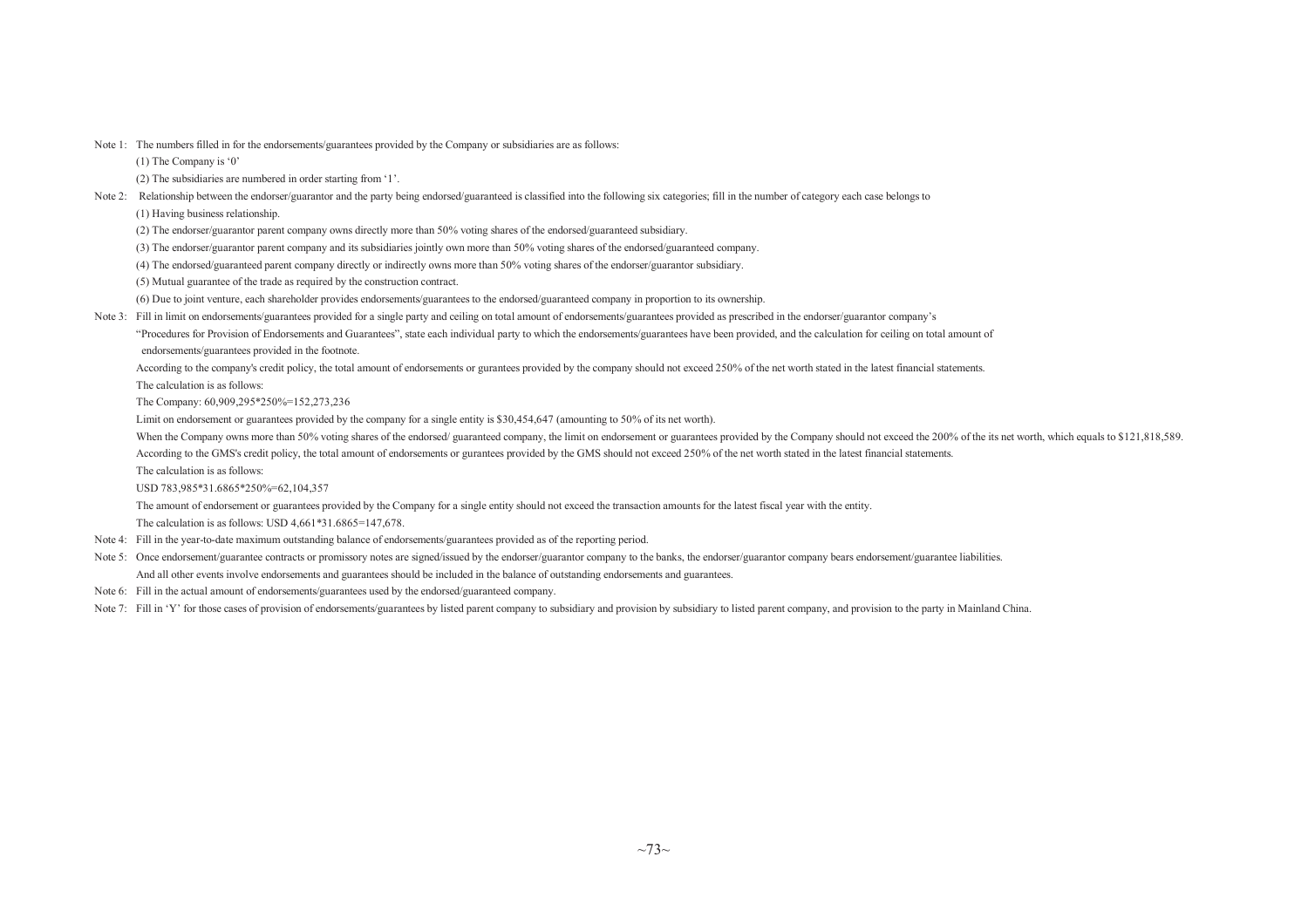Note 1: The numbers filled in for the endorsements/guarantees provided by the Company or subsidiaries are as follows:

(1) The Company is '0'

(2) The subsidiaries are numbered in order starting from '1'.

Note 2: Relationship between the endorser/guarantor and the party being endorsed/guaranteed is classified into the following six categories; fill in the number of category each case belongs to

(1) Having business relationship.

(2) The endorser/guarantor parent company owns directly more than 50% voting shares of the endorsed/guaranteed subsidiary.

(3) The endorser/guarantor parent company and its subsidiaries jointly own more than 50% voting shares of the endorsed/guaranteed company.

(4) The endorsed/guaranteed parent company directly or indirectly owns more than 50% voting shares of the endorser/guarantor subsidiary.

(5) Mutual guarantee of the trade as required by the construction contract.

(6) Due to joint venture, each shareholder provides endorsements/guarantees to the endorsed/guaranteed company in proportion to its ownership.

Note 3: Fill in limit on endorsements/guarantees provided for a single party and ceiling on total amount of endorsements/guarantees provided as prescribed in the endorser/guarantor company's "Procedures for Provision of Endorsements and Guarantees", state each individual party to which the endorsements/guarantees have been provided, and the calculation for ceiling on total amount of endorsements/guarantees provided in the footnote.

According to the company's credit policy, the total amount of endorsements or gurantees provided by the company should not exceed 250% of the net worth stated in the latest financial statements.

The calculation is as follows:

The Company: 60,909,295*250%=152,273,236

Limit on endorsement or guarantees provided by the company for a single entity is $30,454,647 (amounting to 50% of its net worth).

When the Company owns more than 50% voting shares of the endorsed/ guaranteed company, the limit on endorsement or guarantees provided by the Company should not exceed the 200% of the its net worth, which equals to $121,818,589.

According to the GMS's credit policy, the total amount of endorsements or gurantees provided by the GMS should not exceed 250% of the net worth stated in the latest financial statements.

The calculation is as follows:

USD 783,985*31.6865*250%=62,104,357

The amount of endorsement or guarantees provided by the Company for a single entity should not exceed the transaction amounts for the latest fiscal year with the entity.

The calculation is as follows: USD 4,661*31.6865=147,678.

Note 4: Fill in the year-to-date maximum outstanding balance of endorsements/guarantees provided as of the reporting period.

Note 5: Once endorsement/guarantee contracts or promissory notes are signed/issued by the endorser/guarantor company to the banks, the endorser/guarantor company bears endorsement/guarantee liabilities. And all other events involve endorsements and guarantees should be included in the balance of outstanding endorsements and guarantees.

Note 6: Fill in the actual amount of endorsements/guarantees used by the endorsed/guaranteed company.

Note 7: Fill in 'Y' for those cases of provision of endorsements/guarantees by listed parent company to subsidiary and provision by subsidiary to listed parent company, and provision to the party in Mainland China.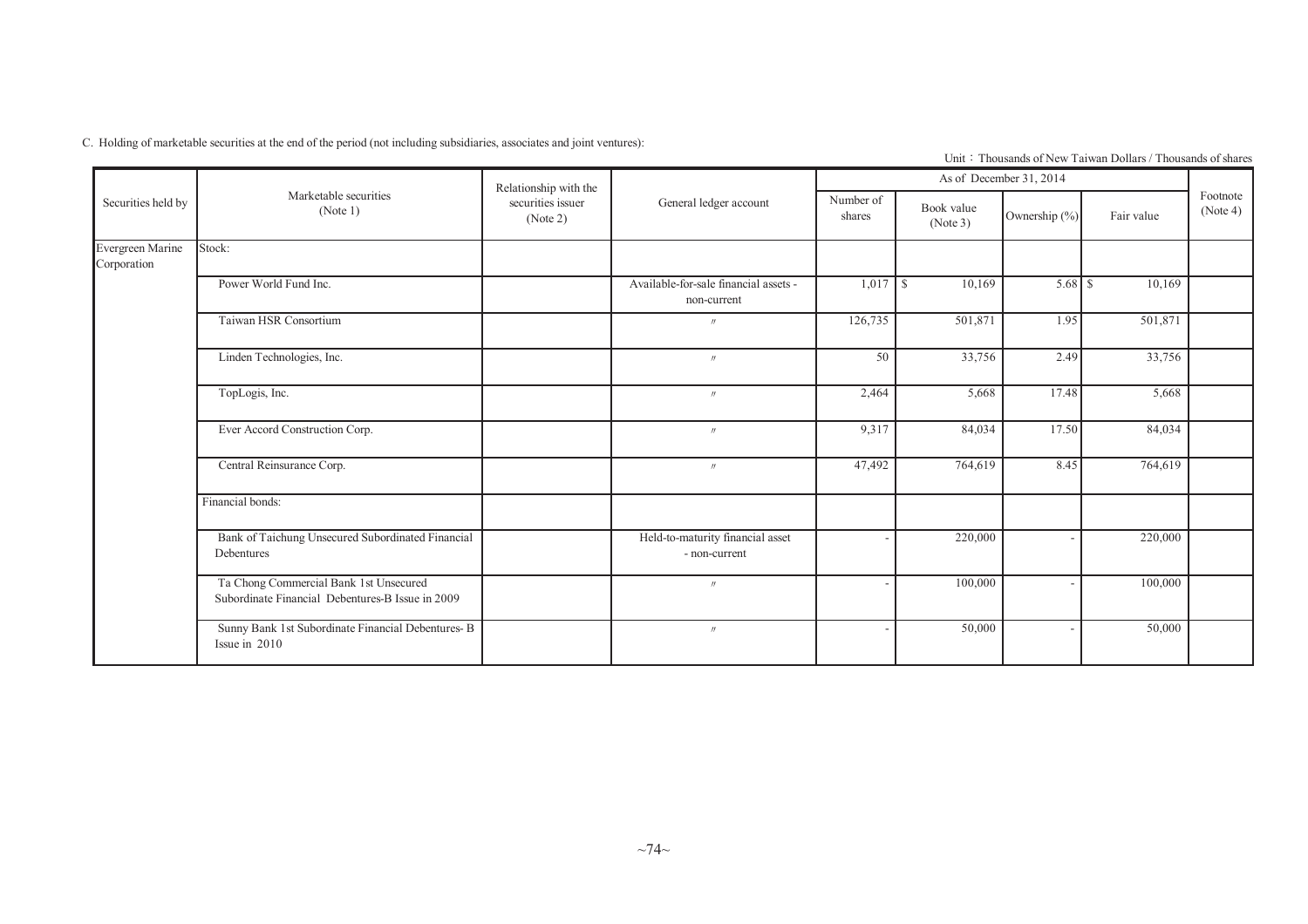C. Holding of marketable securities at the end of the period (not including subsidiaries, associates and joint ventures):

Unit：Thousands of New Taiwan Dollars / Thousands of shares

| Securities held by | Marketable securities (Note 1) | Relationship with the securities issuer (Note 2) | General ledger account | As of December 31, 2014 | | | | Footnote (Note 4) |
|---|---|---|---|---|---|---|---|---|
| | | | | Number of shares | Book value (Note 3) | Ownership (%) | Fair value | |
| Evergreen Marine Corporation | Stock: | | | | | | | |
| | Power World Fund Inc. | | Available-for-sale financial assets - non-current | 1,017 | $ 10,169 | 5.68 | $ 10,169 | |
| | Taiwan HSR Consortium | | 〃 | 126,735 | 501,871 | 1.95 | 501,871 | |
| | Linden Technologies, Inc. | | 〃 | 50 | 33,756 | 2.49 | 33,756 | |
| | TopLogis, Inc. | | 〃 | 2,464 | 5,668 | 17.48 | 5,668 | |
| | Ever Accord Construction Corp. | | 〃 | 9,317 | 84,034 | 17.50 | 84,034 | |
| | Central Reinsurance Corp. | | 〃 | 47,492 | 764,619 | 8.45 | 764,619 | |
| | Financial bonds: | | | | | | | |
| | Bank of Taichung Unsecured Subordinated Financial Debentures | | Held-to-maturity financial asset - non-current | - | 220,000 | - | 220,000 | |
| | Ta Chong Commercial Bank 1st Unsecured Subordinate Financial Debentures-B Issue in 2009 | | 〃 | - | 100,000 | - | 100,000 | |
| | Sunny Bank 1st Subordinate Financial Debentures- B Issue in 2010 | | 〃 | - | 50,000 | - | 50,000 | |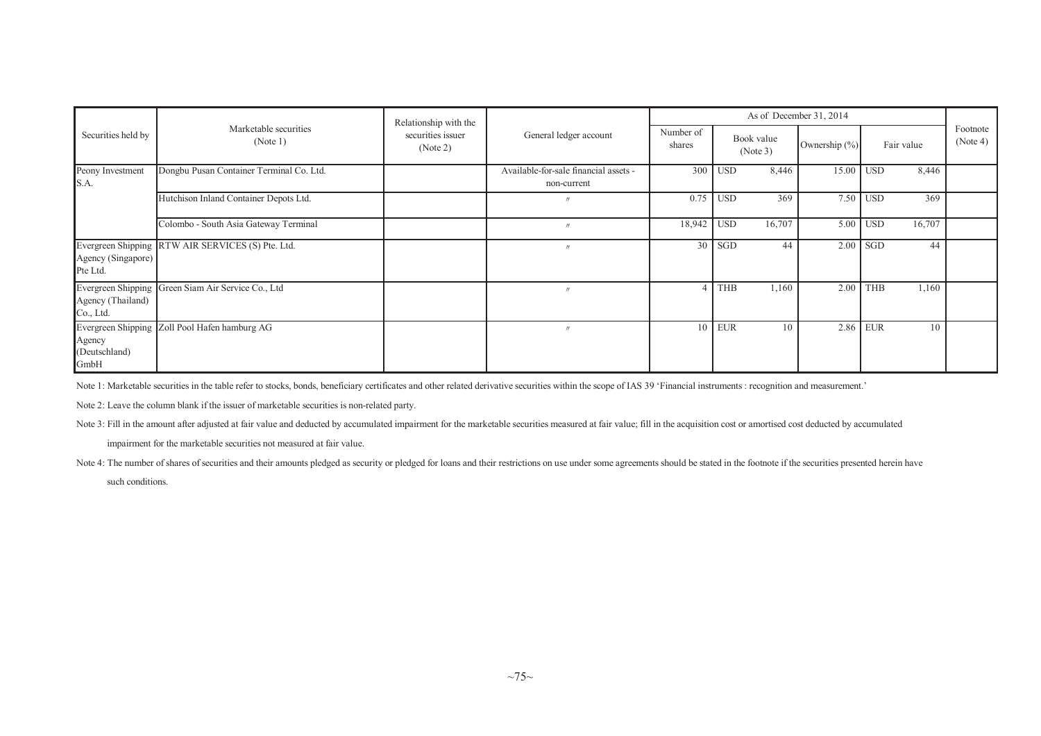| Securities held by | Marketable securities (Note 1) | Relationship with the securities issuer (Note 2) | General ledger account | As of December 31, 2014 | | | | | | Footnote (Note 4) |
|---|---|---|---|---|---|---|---|---|---|---|
| | | | | Number of shares | Book value (Note 3) | | Ownership (%) | Fair value | | |
| Peony Investment S.A. | Dongbu Pusan Container Terminal Co. Ltd. | | Available-for-sale financial assets - non-current | 300 | USD | 8,446 | 15.00 | USD | 8,446 | |
| | Hutchison Inland Container Depots Ltd. | | 〃 | 0.75 | USD | 369 | 7.50 | USD | 369 | |
| | Colombo - South Asia Gateway Terminal | | 〃 | 18,942 | USD | 16,707 | 5.00 | USD | 16,707 | |
| Evergreen Shipping Agency (Singapore) Pte Ltd. | RTW AIR SERVICES (S) Pte. Ltd. | | 〃 | 30 | SGD | 44 | 2.00 | SGD | 44 | |
| Evergreen Shipping Agency (Thailand) Co., Ltd. | Green Siam Air Service Co., Ltd | | 〃 | 4 | THB | 1,160 | 2.00 | THB | 1,160 | |
| Evergreen Shipping Agency (Deutschland) GmbH | Zoll Pool Hafen hamburg AG | | 〃 | 10 | EUR | 10 | 2.86 | EUR | 10 | |

Note 1: Marketable securities in the table refer to stocks, bonds, beneficiary certificates and other related derivative securities within the scope of IAS 39 'Financial instruments : recognition and measurement.'

Note 2: Leave the column blank if the issuer of marketable securities is non-related party.

Note 3: Fill in the amount after adjusted at fair value and deducted by accumulated impairment for the marketable securities measured at fair value; fill in the acquisition cost or amortised cost deducted by accumulated impairment for the marketable securities not measured at fair value.

Note 4: The number of shares of securities and their amounts pledged as security or pledged for loans and their restrictions on use under some agreements should be stated in the footnote if the securities presented herein have such conditions.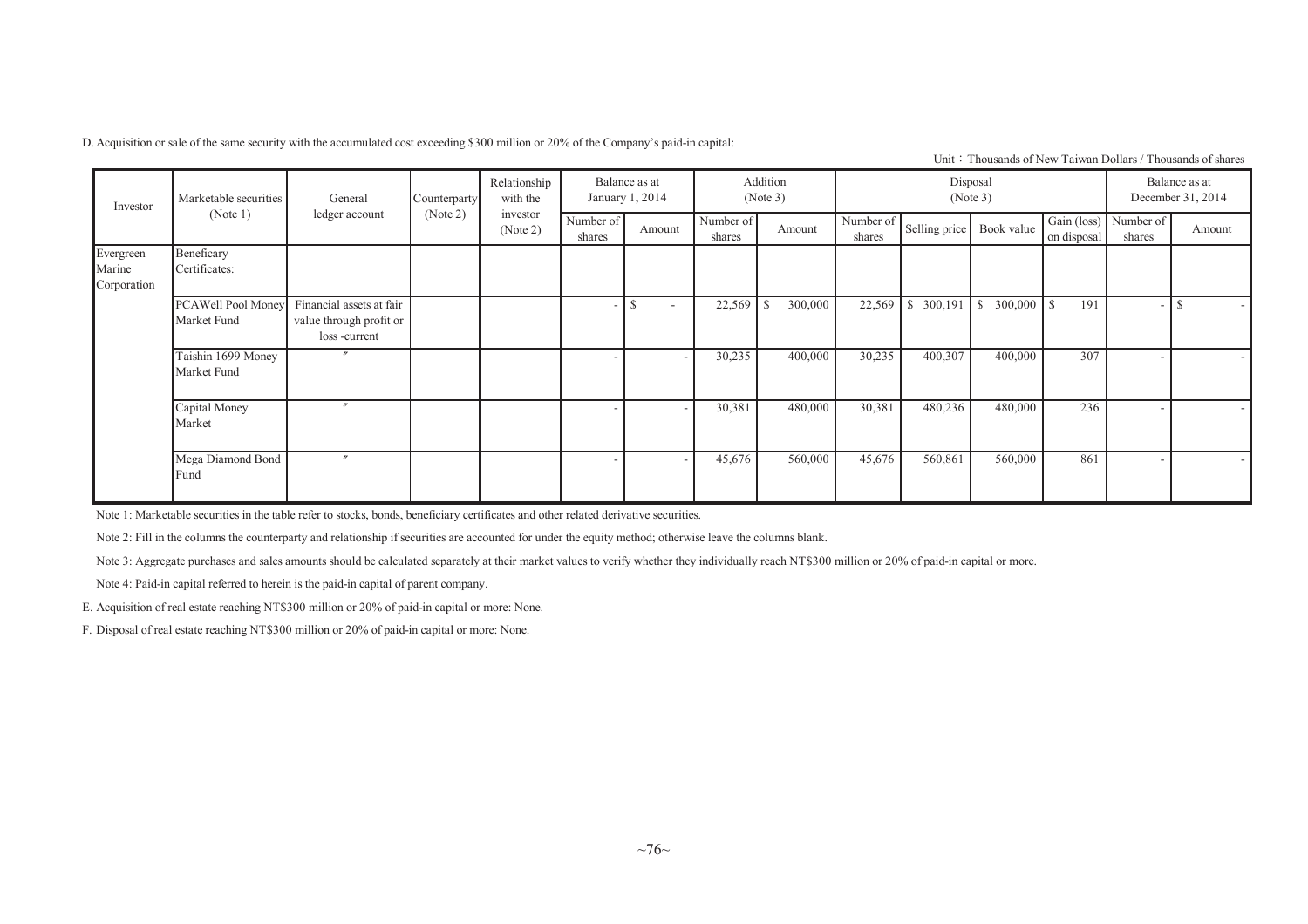D. Acquisition or sale of the same security with the accumulated cost exceeding $300 million or 20% of the Company's paid-in capital:

Unit：Thousands of New Taiwan Dollars / Thousands of shares

| Investor | Marketable securities (Note 1) | General ledger account | Counterparty (Note 2) | Relationship with the investor (Note 2) | Balance as at January 1, 2014 | | Addition (Note 3) | | Disposal (Note 3) | | | | Balance as at December 31, 2014 | |
|---|---|---|---|---|---|---|---|---|---|---|---|---|---|---|
| | | | | | Number of shares | Amount | Number of shares | Amount | Number of shares | Selling price | Book value | Gain (loss) on disposal | Number of shares | Amount |
| Evergreen Marine Corporation | Beneficary Certificates: | | | | | | | | | | | | | |
| | PCAWell Pool Money Market Fund | Financial assets at fair value through profit or loss -current | | | - | $ - | 22,569 | $ 300,000 | 22,569 | $ 300,191 | $ 300,000 | $ 191 | - | $ - |
| | Taishin 1699 Money Market Fund | 〃 | | | - | - | 30,235 | 400,000 | 30,235 | 400,307 | 400,000 | 307 | - | - |
| | Capital Money Market | 〃 | | | - | - | 30,381 | 480,000 | 30,381 | 480,236 | 480,000 | 236 | - | - |
| | Mega Diamond Bond Fund | 〃 | | | - | - | 45,676 | 560,000 | 45,676 | 560,861 | 560,000 | 861 | - | - |

Note 1: Marketable securities in the table refer to stocks, bonds, beneficiary certificates and other related derivative securities.

Note 2: Fill in the columns the counterparty and relationship if securities are accounted for under the equity method; otherwise leave the columns blank.

Note 3: Aggregate purchases and sales amounts should be calculated separately at their market values to verify whether they individually reach NT$300 million or 20% of paid-in capital or more.

Note 4: Paid-in capital referred to herein is the paid-in capital of parent company.

E. Acquisition of real estate reaching NT$300 million or 20% of paid-in capital or more: None.

F. Disposal of real estate reaching NT$300 million or 20% of paid-in capital or more: None.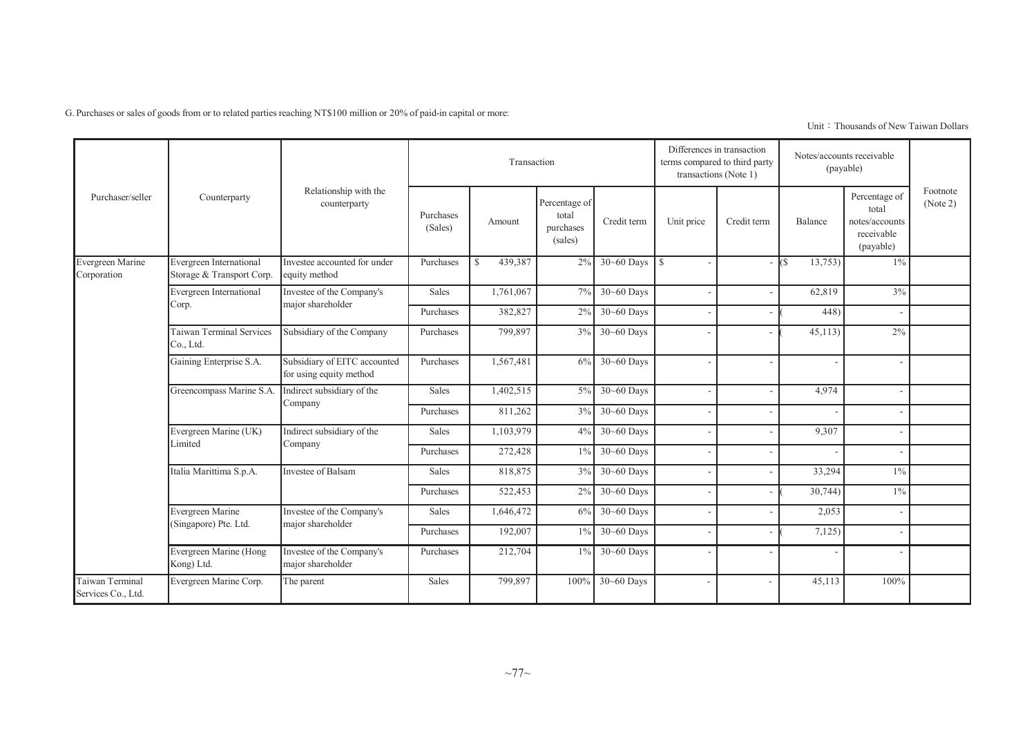G. Purchases or sales of goods from or to related parties reaching NT$100 million or 20% of paid-in capital or more:

Unit：Thousands of New Taiwan Dollars

| Purchaser/seller | Counterparty | Relationship with the counterparty | Transaction | | | | Differences in transaction terms compared to third party transactions (Note 1) | | Notes/accounts receivable (payable) | | Footnote (Note 2) |
|---|---|---|---|---|---|---|---|---|---|---|---|
| | | | Purchases (Sales) | Amount | Percentage of total purchases (sales) | Credit term | Unit price | Credit term | Balance | Percentage of total notes/accounts receivable (payable) | |
| Evergreen Marine Corporation | Evergreen International Storage & Transport Corp. | Investee accounted for under equity method | Purchases | $ 439,387 | 2% | 30~60 Days | $ - | - | ($ 13,753) | 1% | |
| | Evergreen International Corp. | Investee of the Company's major shareholder | Sales | 1,761,067 | 7% | 30~60 Days | - | - | 62,819 | 3% | |
| | | | Purchases | 382,827 | 2% | 30~60 Days | - | - | ( 448) | - | |
| | Taiwan Terminal Services Co., Ltd. | Subsidiary of the Company | Purchases | 799,897 | 3% | 30~60 Days | - | - | ( 45,113) | 2% | |
| | Gaining Enterprise S.A. | Subsidiary of EITC accounted for using equity method | Purchases | 1,567,481 | 6% | 30~60 Days | - | - | - | - | |
| | Greencompass Marine S.A. | Indirect subsidiary of the Company | Sales | 1,402,515 | 5% | 30~60 Days | - | - | 4,974 | - | |
| | | | Purchases | 811,262 | 3% | 30~60 Days | - | - | - | - | |
| | Evergreen Marine (UK) Limited | Indirect subsidiary of the Company | Sales | 1,103,979 | 4% | 30~60 Days | - | - | 9,307 | - | |
| | | | Purchases | 272,428 | 1% | 30~60 Days | - | - | - | - | |
| | Italia Marittima S.p.A. | Investee of Balsam | Sales | 818,875 | 3% | 30~60 Days | - | - | 33,294 | 1% | |
| | | | Purchases | 522,453 | 2% | 30~60 Days | - | - | ( 30,744) | 1% | |
| | Evergreen Marine (Singapore) Pte. Ltd. | Investee of the Company's major shareholder | Sales | 1,646,472 | 6% | 30~60 Days | - | - | 2,053 | - | |
| | | | Purchases | 192,007 | 1% | 30~60 Days | - | - | ( 7,125) | - | |
| | Evergreen Marine (Hong Kong) Ltd. | Investee of the Company's major shareholder | Purchases | 212,704 | 1% | 30~60 Days | - | - | - | - | |
| Taiwan Terminal Services Co., Ltd. | Evergreen Marine Corp. | The parent | Sales | 799,897 | 100% | 30~60 Days | - | - | 45,113 | 100% | |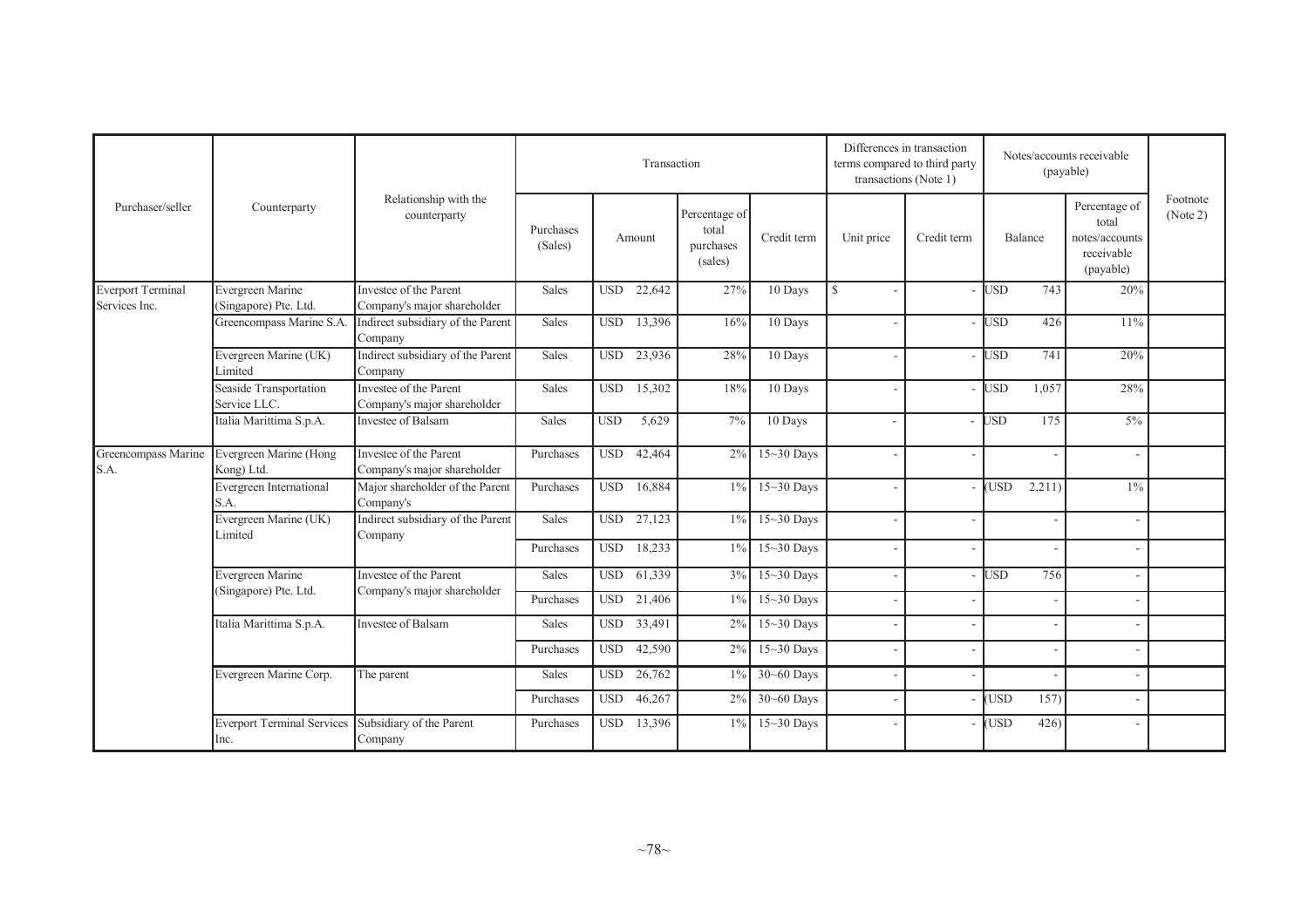| Purchaser/seller | Counterparty | Relationship with the counterparty | Transaction | | | | Differences in transaction terms compared to third party transactions (Note 1) | | Notes/accounts receivable (payable) | | Footnote (Note 2) |
|---|---|---|---|---|---|---|---|---|---|---|---|
| | | | Purchases (Sales) | Amount | Percentage of total purchases (sales) | Credit term | Unit price | Credit term | Balance | Percentage of total notes/accounts receivable (payable) | |
| Everport Terminal Services Inc. | Evergreen Marine (Singapore) Pte. Ltd. | Investee of the Parent Company's major shareholder | Sales | USD 22,642 | 27% | 10 Days | $ - | - | USD 743 | 20% | |
| | Greencompass Marine S.A. | Indirect subsidiary of the Parent Company | Sales | USD 13,396 | 16% | 10 Days | - | - | USD 426 | 11% | |
| | Evergreen Marine (UK) Limited | Indirect subsidiary of the Parent Company | Sales | USD 23,936 | 28% | 10 Days | - | - | USD 741 | 20% | |
| | Seaside Transportation Service LLC. | Investee of the Parent Company's major shareholder | Sales | USD 15,302 | 18% | 10 Days | - | - | USD 1,057 | 28% | |
| | Italia Marittima S.p.A. | Investee of Balsam | Sales | USD 5,629 | 7% | 10 Days | - | - | USD 175 | 5% | |
| Greencompass Marine S.A. | Evergreen Marine (Hong Kong) Ltd. | Investee of the Parent Company's major shareholder | Purchases | USD 42,464 | 2% | 15~30 Days | - | - | - | - | |
| | Evergreen International S.A. | Major shareholder of the Parent Company's | Purchases | USD 16,884 | 1% | 15~30 Days | - | - | (USD 2,211) | 1% | |
| | Evergreen Marine (UK) Limited | Indirect subsidiary of the Parent Company | Sales | USD 27,123 | 1% | 15~30 Days | - | - | - | - | |
| | | | Purchases | USD 18,233 | 1% | 15~30 Days | - | - | - | - | |
| | Evergreen Marine (Singapore) Pte. Ltd. | Investee of the Parent Company's major shareholder | Sales | USD 61,339 | 3% | 15~30 Days | - | - | USD 756 | - | |
| | | | Purchases | USD 21,406 | 1% | 15~30 Days | - | - | - | - | |
| | Italia Marittima S.p.A. | Investee of Balsam | Sales | USD 33,491 | 2% | 15~30 Days | - | - | - | - | |
| | | | Purchases | USD 42,590 | 2% | 15~30 Days | - | - | - | - | |
| | Evergreen Marine Corp. | The parent | Sales | USD 26,762 | 1% | 30~60 Days | - | - | - | - | |
| | | | Purchases | USD 46,267 | 2% | 30~60 Days | - | - | (USD 157) | - | |
| | Everport Terminal Services Inc. | Subsidiary of the Parent Company | Purchases | USD 13,396 | 1% | 15~30 Days | - | - | (USD 426) | - | |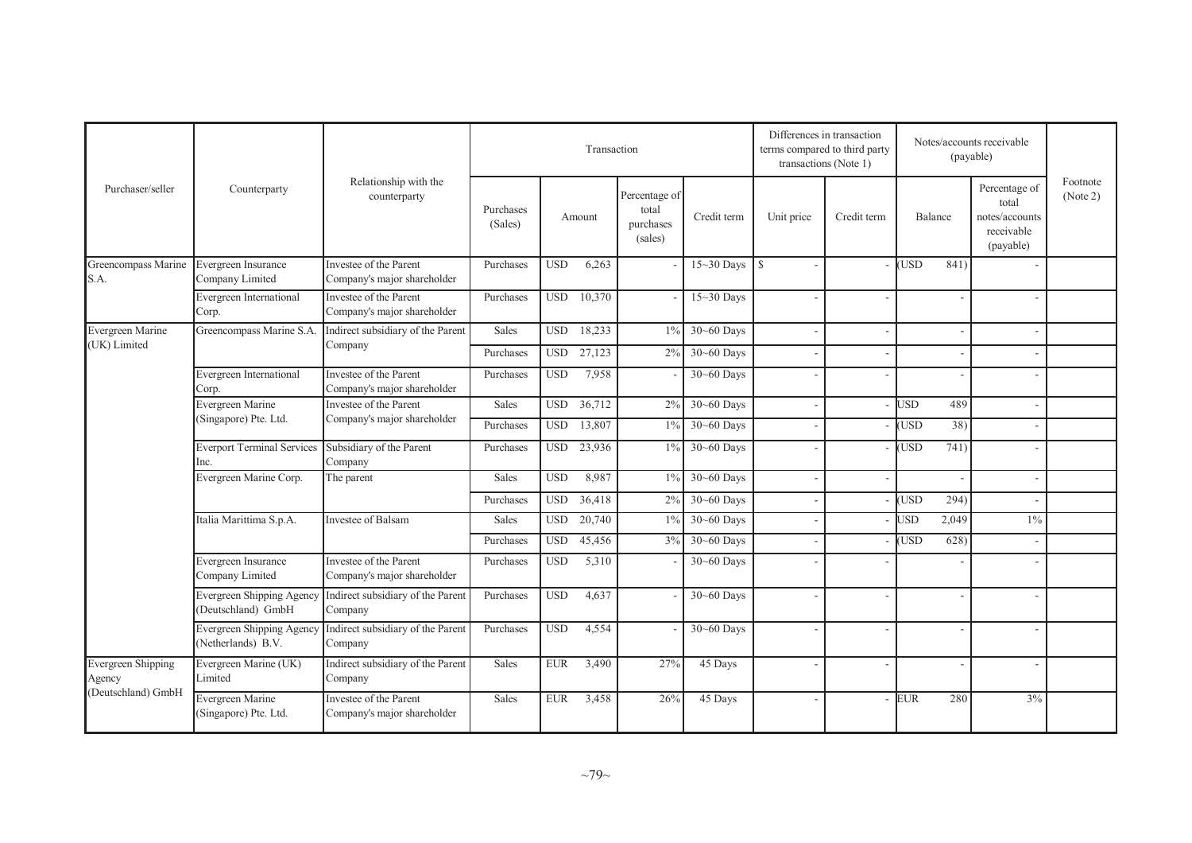| Purchaser/seller | Counterparty | Relationship with the counterparty | Transaction | | | | Differences in transaction terms compared to third party transactions (Note 1) | | Notes/accounts receivable (payable) | | Footnote (Note 2) |
|---|---|---|---|---|---|---|---|---|---|---|---|
| | | | Purchases (Sales) | Amount | Percentage of total purchases (sales) | Credit term | Unit price | Credit term | Balance | Percentage of total notes/accounts receivable (payable) | |
| Greencompass Marine S.A. | Evergreen Insurance Company Limited | Investee of the Parent Company's major shareholder | Purchases | USD 6,263 | - | 15~30 Days | $ - | - | (USD 841) | - | |
| | Evergreen International Corp. | Investee of the Parent Company's major shareholder | Purchases | USD 10,370 | - | 15~30 Days | - | - | - | - | |
| Evergreen Marine (UK) Limited | Greencompass Marine S.A. | Indirect subsidiary of the Parent Company | Sales | USD 18,233 | 1% | 30~60 Days | - | - | - | - | |
| | | | Purchases | USD 27,123 | 2% | 30~60 Days | - | - | - | - | |
| | Evergreen International Corp. | Investee of the Parent Company's major shareholder | Purchases | USD 7,958 | - | 30~60 Days | - | - | - | - | |
| | Evergreen Marine (Singapore) Pte. Ltd. | Investee of the Parent Company's major shareholder | Sales | USD 36,712 | 2% | 30~60 Days | - | - | USD 489 | - | |
| | | | Purchases | USD 13,807 | 1% | 30~60 Days | - | - | (USD 38) | - | |
| | Everport Terminal Services Inc. | Subsidiary of the Parent Company | Purchases | USD 23,936 | 1% | 30~60 Days | - | - | (USD 741) | - | |
| | Evergreen Marine Corp. | The parent | Sales | USD 8,987 | 1% | 30~60 Days | - | - | - | - | |
| | | | Purchases | USD 36,418 | 2% | 30~60 Days | - | - | (USD 294) | - | |
| | Italia Marittima S.p.A. | Investee of Balsam | Sales | USD 20,740 | 1% | 30~60 Days | - | - | USD 2,049 | 1% | |
| | | | Purchases | USD 45,456 | 3% | 30~60 Days | - | - | (USD 628) | - | |
| | Evergreen Insurance Company Limited | Investee of the Parent Company's major shareholder | Purchases | USD 5,310 | - | 30~60 Days | - | - | - | - | |
| | Evergreen Shipping Agency (Deutschland) GmbH | Indirect subsidiary of the Parent Company | Purchases | USD 4,637 | - | 30~60 Days | - | - | - | - | |
| | Evergreen Shipping Agency (Netherlands) B.V. | Indirect subsidiary of the Parent Company | Purchases | USD 4,554 | - | 30~60 Days | - | - | - | - | |
| Evergreen Shipping Agency (Deutschland) GmbH | Evergreen Marine (UK) Limited | Indirect subsidiary of the Parent Company | Sales | EUR 3,490 | 27% | 45 Days | - | - | - | - | |
| | Evergreen Marine (Singapore) Pte. Ltd. | Investee of the Parent Company's major shareholder | Sales | EUR 3,458 | 26% | 45 Days | - | - | EUR 280 | 3% | |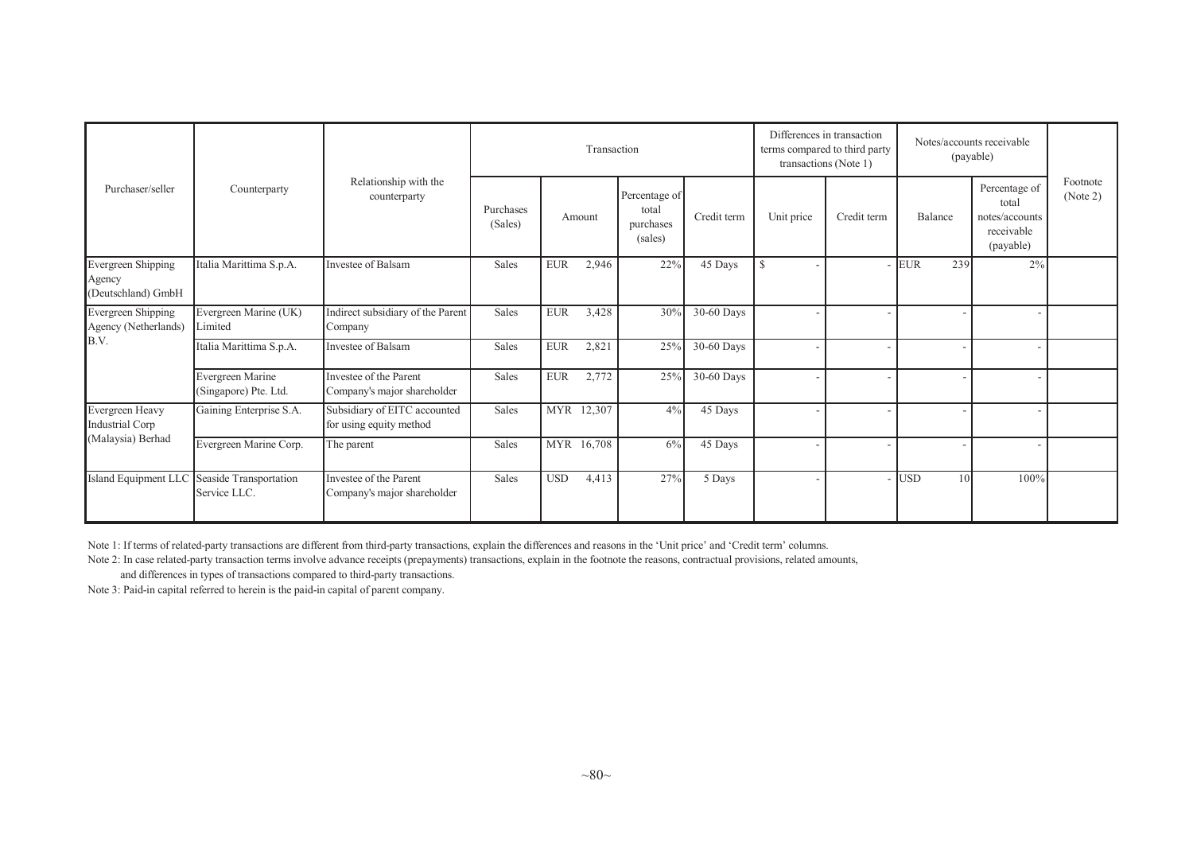| Purchaser/seller | Counterparty | Relationship with the counterparty | Transaction | | | | Differences in transaction terms compared to third party transactions (Note 1) | | Notes/accounts receivable (payable) | | Footnote (Note 2) |
|---|---|---|---|---|---|---|---|---|---|---|---|
| | | | Purchases (Sales) | Amount | Percentage of total purchases (sales) | Credit term | Unit price | Credit term | Balance | Percentage of total notes/accounts receivable (payable) | |
| Evergreen Shipping Agency (Deutschland) GmbH | Italia Marittima S.p.A. | Investee of Balsam | Sales | EUR 2,946 | 22% | 45 Days | $ - | - | EUR 239 | 2% | |
| Evergreen Shipping Agency (Netherlands) B.V. | Evergreen Marine (UK) Limited | Indirect subsidiary of the Parent Company | Sales | EUR 3,428 | 30% | 30-60 Days | - | - | - | - | |
| | Italia Marittima S.p.A. | Investee of Balsam | Sales | EUR 2,821 | 25% | 30-60 Days | - | - | - | - | |
| | Evergreen Marine (Singapore) Pte. Ltd. | Investee of the Parent Company's major shareholder | Sales | EUR 2,772 | 25% | 30-60 Days | - | - | - | - | |
| Evergreen Heavy Industrial Corp (Malaysia) Berhad | Gaining Enterprise S.A. | Subsidiary of EITC accounted for using equity method | Sales | MYR 12,307 | 4% | 45 Days | - | - | - | - | |
| | Evergreen Marine Corp. | The parent | Sales | MYR 16,708 | 6% | 45 Days | - | - | - | - | |
| Island Equipment LLC | Seaside Transportation Service LLC. | Investee of the Parent Company's major shareholder | Sales | USD 4,413 | 27% | 5 Days | - | - | USD 10 | 100% | |

Note 1: If terms of related-party transactions are different from third-party transactions, explain the differences and reasons in the 'Unit price' and 'Credit term' columns.

Note 2: In case related-party transaction terms involve advance receipts (prepayments) transactions, explain in the footnote the reasons, contractual provisions, related amounts, and differences in types of transactions compared to third-party transactions.

Note 3: Paid-in capital referred to herein is the paid-in capital of parent company.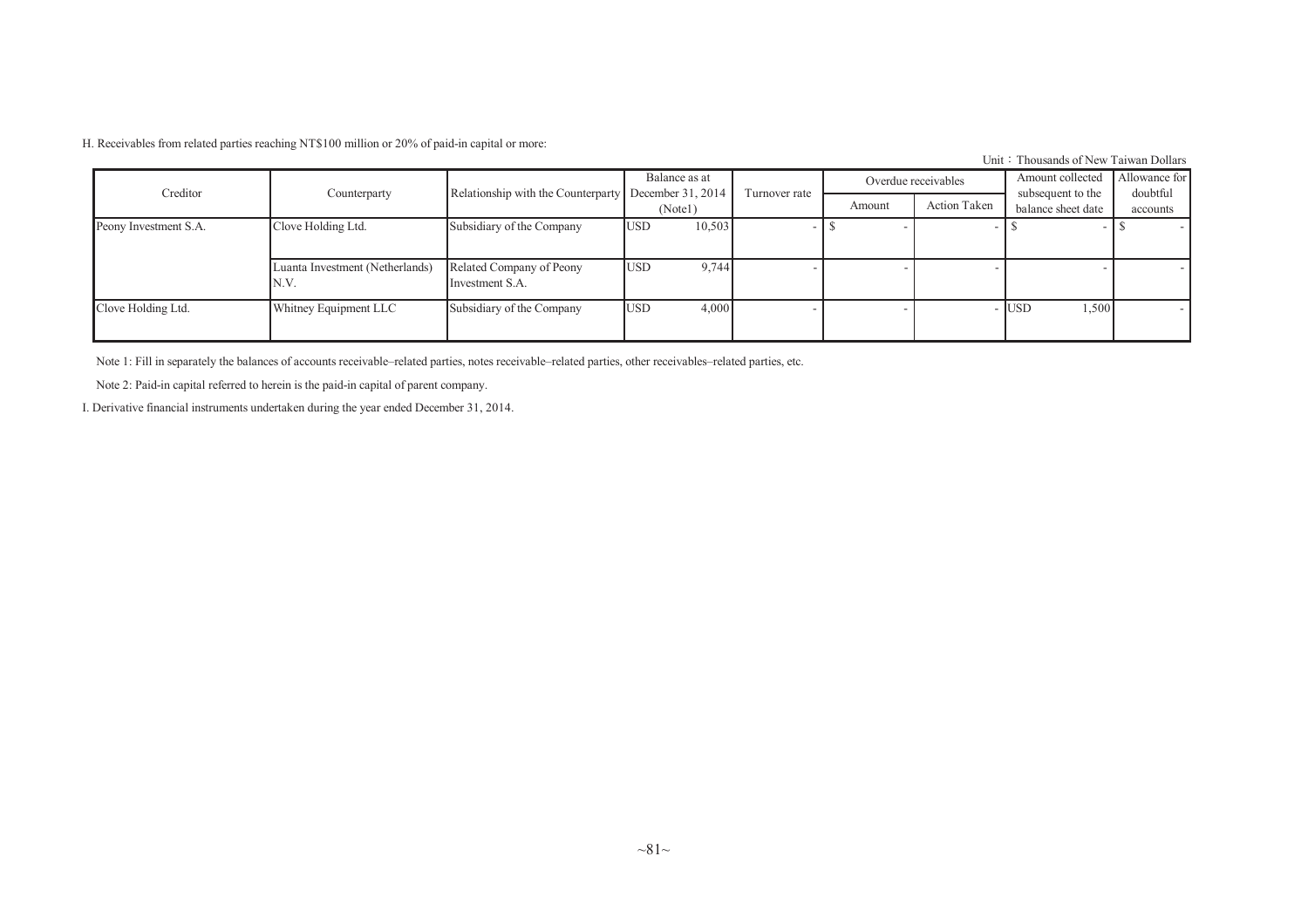H. Receivables from related parties reaching NT$100 million or 20% of paid-in capital or more:

Unit：Thousands of New Taiwan Dollars

| Creditor | Counterparty | Relationship with the Counterparty | Balance as at December 31, 2014 (Note1) | | Turnover rate | Overdue receivables | | Amount collected subsequent to the balance sheet date | | Allowance for doubtful accounts |
|---|---|---|---|---|---|---|---|---|---|---|
| | | | | | | Amount | Action Taken | | | |
| Peony Investment S.A. | Clove Holding Ltd. | Subsidiary of the Company | USD | 10,503 | - | $ - | - | $ | - | $ - |
| | Luanta Investment (Netherlands) N.V. | Related Company of Peony Investment S.A. | USD | 9,744 | - | - | - | | - | - |
| Clove Holding Ltd. | Whitney Equipment LLC | Subsidiary of the Company | USD | 4,000 | - | - | - | USD | 1,500 | - |

Note 1: Fill in separately the balances of accounts receivable–related parties, notes receivable–related parties, other receivables–related parties, etc.

Note 2: Paid-in capital referred to herein is the paid-in capital of parent company.

I. Derivative financial instruments undertaken during the year ended December 31, 2014.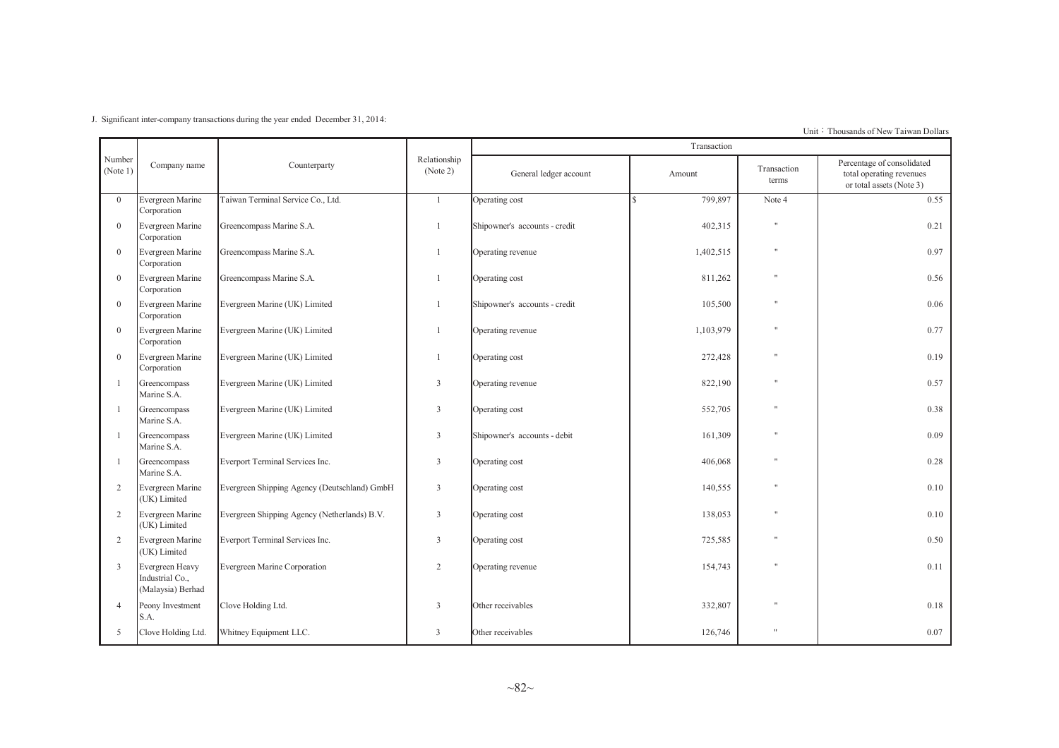J. Significant inter-company transactions during the year ended December 31, 2014:

Unit：Thousands of New Taiwan Dollars

| Number (Note 1) | Company name | Counterparty | Relationship (Note 2) | Transaction | | | |
|---|---|---|---|---|---|---|---|
| | | | | General ledger account | Amount | Transaction terms | Percentage of consolidated total operating revenues or total assets (Note 3) |
| 0 | Evergreen Marine Corporation | Taiwan Terminal Service Co., Ltd. | 1 | Operating cost | $ 799,897 | Note 4 | 0.55 |
| 0 | Evergreen Marine Corporation | Greencompass Marine S.A. | 1 | Shipowner's accounts - credit | 402,315 | " | 0.21 |
| 0 | Evergreen Marine Corporation | Greencompass Marine S.A. | 1 | Operating revenue | 1,402,515 | " | 0.97 |
| 0 | Evergreen Marine Corporation | Greencompass Marine S.A. | 1 | Operating cost | 811,262 | " | 0.56 |
| 0 | Evergreen Marine Corporation | Evergreen Marine (UK) Limited | 1 | Shipowner's accounts - credit | 105,500 | " | 0.06 |
| 0 | Evergreen Marine Corporation | Evergreen Marine (UK) Limited | 1 | Operating revenue | 1,103,979 | " | 0.77 |
| 0 | Evergreen Marine Corporation | Evergreen Marine (UK) Limited | 1 | Operating cost | 272,428 | " | 0.19 |
| 1 | Greencompass Marine S.A. | Evergreen Marine (UK) Limited | 3 | Operating revenue | 822,190 | " | 0.57 |
| 1 | Greencompass Marine S.A. | Evergreen Marine (UK) Limited | 3 | Operating cost | 552,705 | " | 0.38 |
| 1 | Greencompass Marine S.A. | Evergreen Marine (UK) Limited | 3 | Shipowner's accounts - debit | 161,309 | " | 0.09 |
| 1 | Greencompass Marine S.A. | Everport Terminal Services Inc. | 3 | Operating cost | 406,068 | " | 0.28 |
| 2 | Evergreen Marine (UK) Limited | Evergreen Shipping Agency (Deutschland) GmbH | 3 | Operating cost | 140,555 | " | 0.10 |
| 2 | Evergreen Marine (UK) Limited | Evergreen Shipping Agency (Netherlands) B.V. | 3 | Operating cost | 138,053 | " | 0.10 |
| 2 | Evergreen Marine (UK) Limited | Everport Terminal Services Inc. | 3 | Operating cost | 725,585 | " | 0.50 |
| 3 | Evergreen Heavy Industrial Co., (Malaysia) Berhad | Evergreen Marine Corporation | 2 | Operating revenue | 154,743 | " | 0.11 |
| 4 | Peony Investment S.A. | Clove Holding Ltd. | 3 | Other receivables | 332,807 | " | 0.18 |
| 5 | Clove Holding Ltd. | Whitney Equipment LLC. | 3 | Other receivables | 126,746 | " | 0.07 |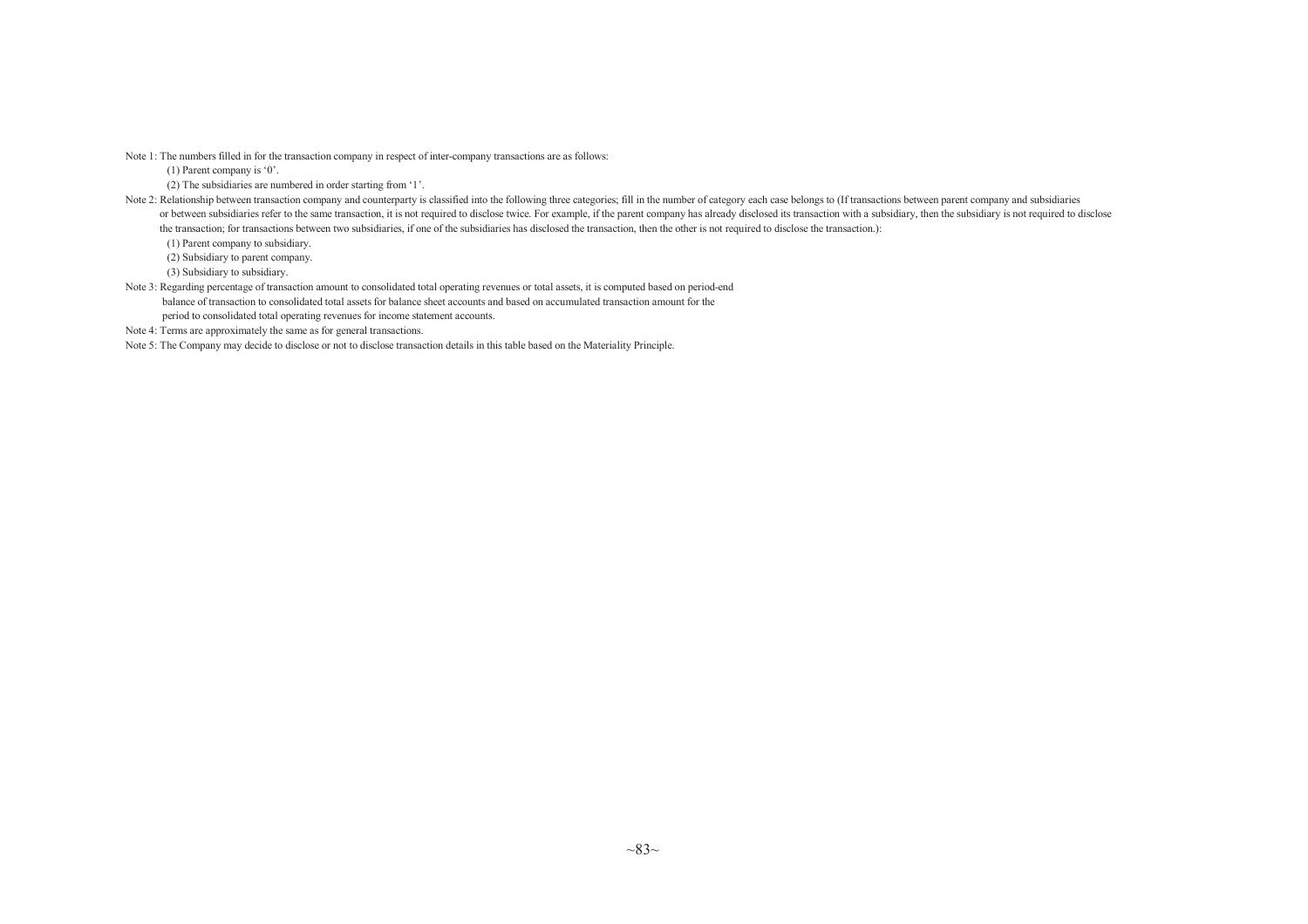Note 1: The numbers filled in for the transaction company in respect of inter-company transactions are as follows:

(1) Parent company is ‘0’.

(2) The subsidiaries are numbered in order starting from ‘1’.

Note 2: Relationship between transaction company and counterparty is classified into the following three categories; fill in the number of category each case belongs to (If transactions between parent company and subsidiaries or between subsidiaries refer to the same transaction, it is not required to disclose twice. For example, if the parent company has already disclosed its transaction with a subsidiary, then the subsidiary is not required to disclose the transaction; for transactions between two subsidiaries, if one of the subsidiaries has disclosed the transaction, then the other is not required to disclose the transaction.):

(1) Parent company to subsidiary.

(2) Subsidiary to parent company.

(3) Subsidiary to subsidiary.

Note 3: Regarding percentage of transaction amount to consolidated total operating revenues or total assets, it is computed based on period-end balance of transaction to consolidated total assets for balance sheet accounts and based on accumulated transaction amount for the period to consolidated total operating revenues for income statement accounts.

Note 4: Terms are approximately the same as for general transactions.

Note 5: The Company may decide to disclose or not to disclose transaction details in this table based on the Materiality Principle.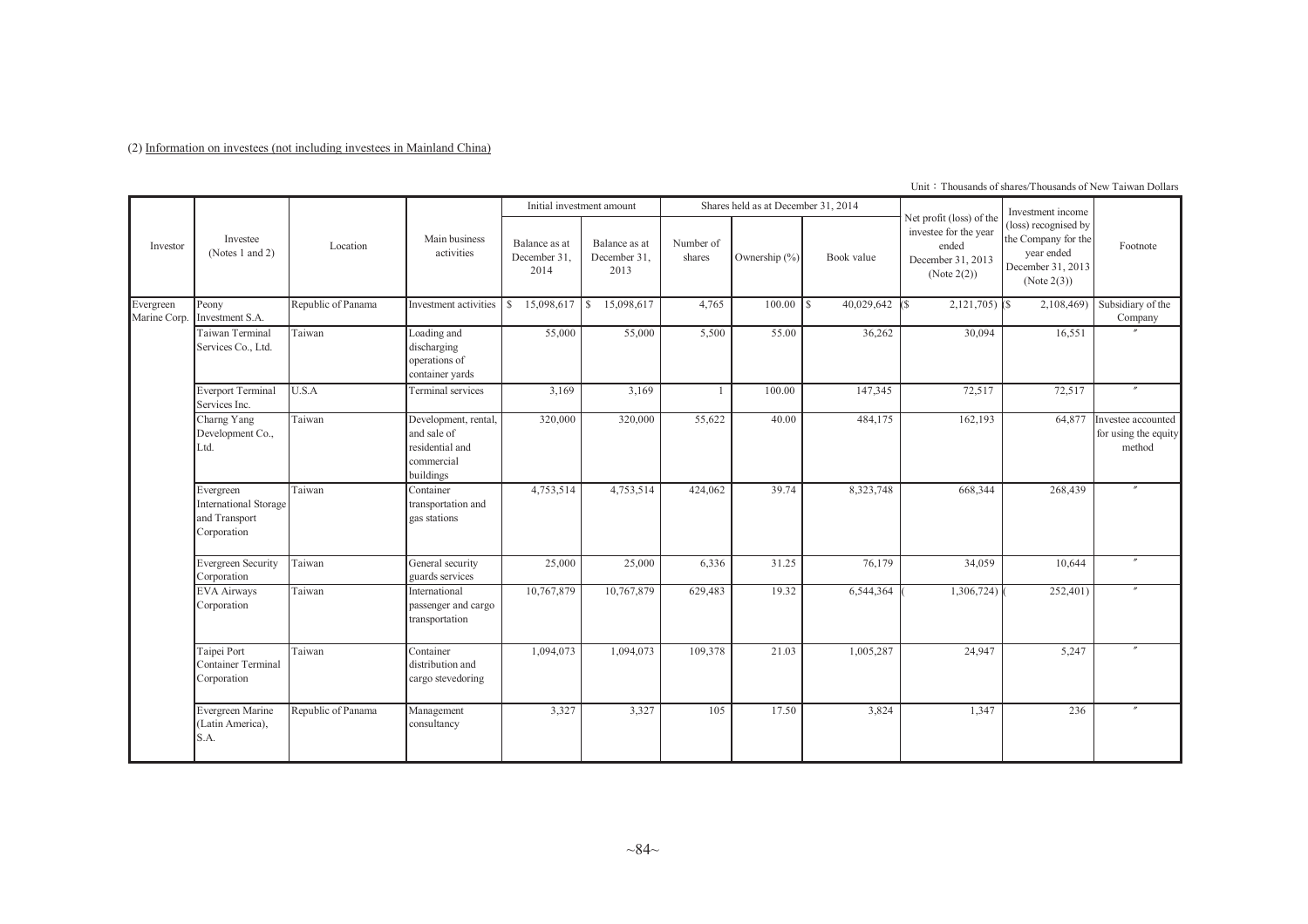(2) Information on investees (not including investees in Mainland China)

Unit：Thousands of shares/Thousands of New Taiwan Dollars

| Investor | Investee (Notes 1 and 2) | Location | Main business activities | Initial investment amount | | Shares held as at December 31, 2014 | | | Net profit (loss) of the investee for the year ended December 31, 2013 (Note 2(2)) | Investment income (loss) recognised by the Company for the year ended December 31, 2013 (Note 2(3)) | Footnote |
|---|---|---|---|---|---|---|---|---|---|---|---|
| | | | | Balance as at December 31, 2014 | Balance as at December 31, 2013 | Number of shares | Ownership (%) | Book value | | | |
| Evergreen Marine Corp. | Peony Investment S.A. | Republic of Panama | Investment activities | $ 15,098,617 | $ 15,098,617 | 4,765 | 100.00 | $ 40,029,642 | ($ 2,121,705) | ($ 2,108,469) | Subsidiary of the Company |
| | Taiwan Terminal Services Co., Ltd. | Taiwan | Loading and discharging operations of container yards | 55,000 | 55,000 | 5,500 | 55.00 | 36,262 | 30,094 | 16,551 | 〃 |
| | Everport Terminal Services Inc. | U.S.A | Terminal services | 3,169 | 3,169 | 1 | 100.00 | 147,345 | 72,517 | 72,517 | 〃 |
| | Charng Yang Development Co., Ltd. | Taiwan | Development, rental, and sale of residential and commercial buildings | 320,000 | 320,000 | 55,622 | 40.00 | 484,175 | 162,193 | 64,877 | Investee accounted for using the equity method |
| | Evergreen International Storage and Transport Corporation | Taiwan | Container transportation and gas stations | 4,753,514 | 4,753,514 | 424,062 | 39.74 | 8,323,748 | 668,344 | 268,439 | 〃 |
| | Evergreen Security Corporation | Taiwan | General security guards services | 25,000 | 25,000 | 6,336 | 31.25 | 76,179 | 34,059 | 10,644 | 〃 |
| | EVA Airways Corporation | Taiwan | International passenger and cargo transportation | 10,767,879 | 10,767,879 | 629,483 | 19.32 | 6,544,364 | ( 1,306,724) | ( 252,401) | 〃 |
| | Taipei Port Container Terminal Corporation | Taiwan | Container distribution and cargo stevedoring | 1,094,073 | 1,094,073 | 109,378 | 21.03 | 1,005,287 | 24,947 | 5,247 | 〃 |
| | Evergreen Marine (Latin America), S.A. | Republic of Panama | Management consultancy | 3,327 | 3,327 | 105 | 17.50 | 3,824 | 1,347 | 236 | 〃 |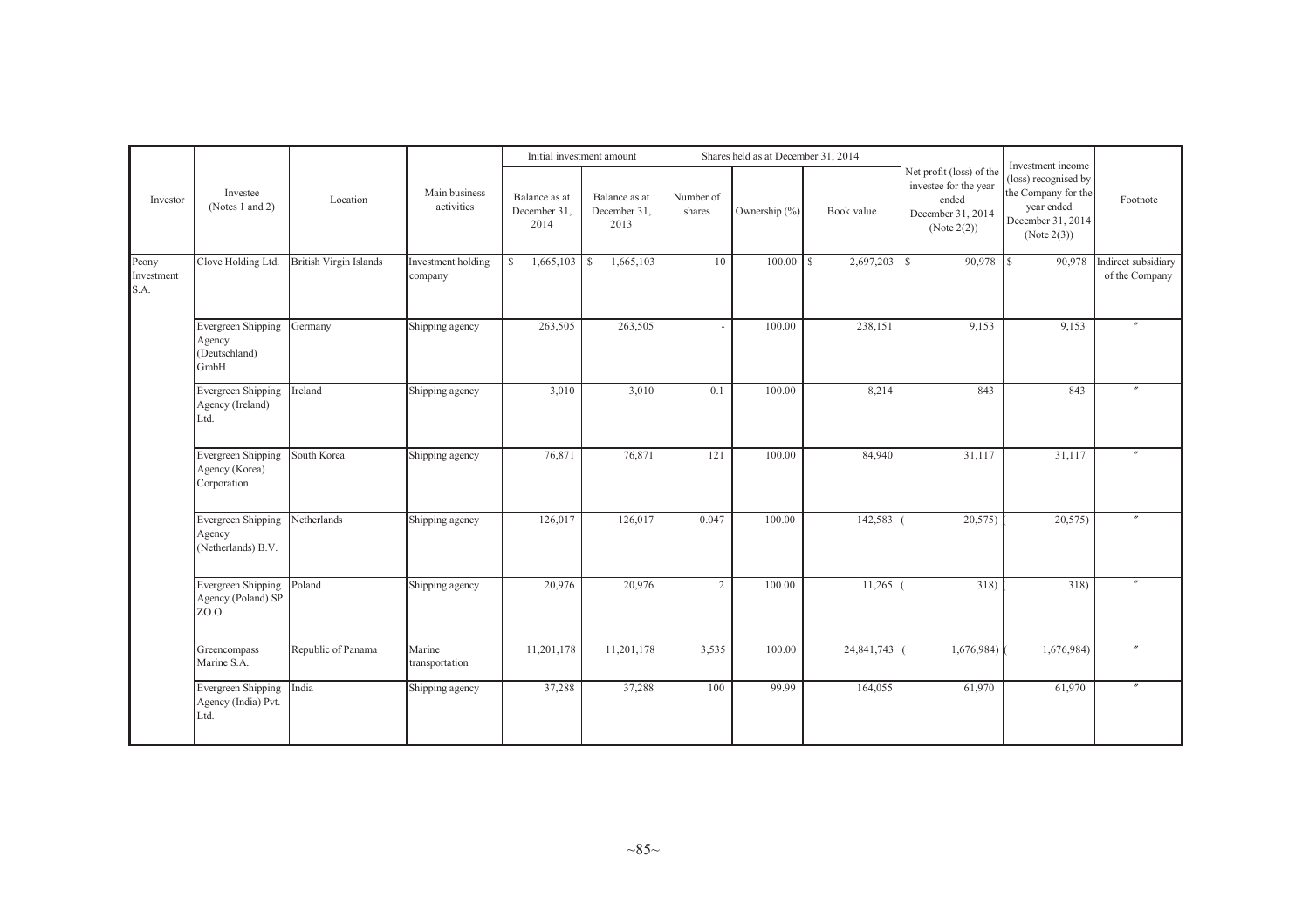| Investor | Investee (Notes 1 and 2) | Location | Main business activities | Initial investment amount | | Shares held as at December 31, 2014 | | | Net profit (loss) of the investee for the year ended December 31, 2014 (Note 2(2)) | Investment income (loss) recognised by the Company for the year ended December 31, 2014 (Note 2(3)) | Footnote |
|---|---|---|---|---|---|---|---|---|---|---|---|
| | | | | Balance as at December 31, 2014 | Balance as at December 31, 2013 | Number of shares | Ownership (%) | Book value | | | |
| Peony Investment S.A. | Clove Holding Ltd. | British Virgin Islands | Investment holding company | $ 1,665,103 | $ 1,665,103 | 10 | 100.00 | $ 2,697,203 | $ 90,978 | $ 90,978 | Indirect subsidiary of the Company |
| | Evergreen Shipping Agency (Deutschland) GmbH | Germany | Shipping agency | 263,505 | 263,505 | - | 100.00 | 238,151 | 9,153 | 9,153 | 〃 |
| | Evergreen Shipping Agency (Ireland) Ltd. | Ireland | Shipping agency | 3,010 | 3,010 | 0.1 | 100.00 | 8,214 | 843 | 843 | 〃 |
| | Evergreen Shipping Agency (Korea) Corporation | South Korea | Shipping agency | 76,871 | 76,871 | 121 | 100.00 | 84,940 | 31,117 | 31,117 | 〃 |
| | Evergreen Shipping Agency (Netherlands) B.V. | Netherlands | Shipping agency | 126,017 | 126,017 | 0.047 | 100.00 | 142,583 | ( 20,575) | ( 20,575) | 〃 |
| | Evergreen Shipping Agency (Poland) SP. ZO.O | Poland | Shipping agency | 20,976 | 20,976 | 2 | 100.00 | 11,265 | ( 318) | ( 318) | 〃 |
| | Greencompass Marine S.A. | Republic of Panama | Marine transportation | 11,201,178 | 11,201,178 | 3,535 | 100.00 | 24,841,743 | ( 1,676,984) | ( 1,676,984) | 〃 |
| | Evergreen Shipping Agency (India) Pvt. Ltd. | India | Shipping agency | 37,288 | 37,288 | 100 | 99.99 | 164,055 | 61,970 | 61,970 | 〃 |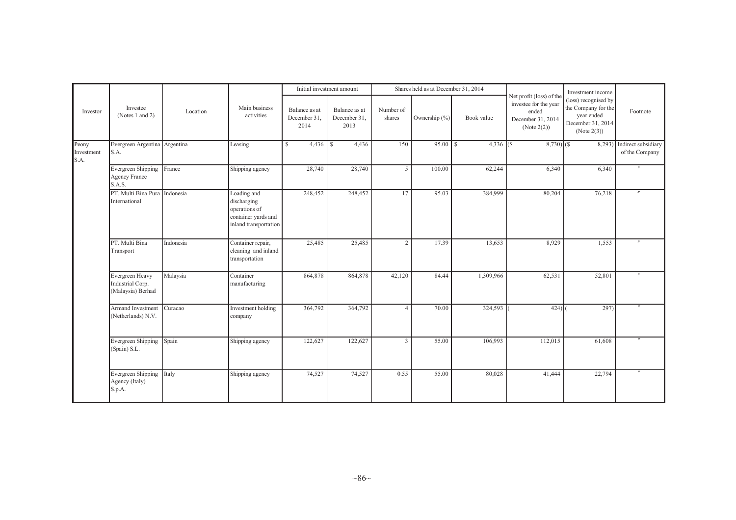| Investor | Investee (Notes 1 and 2) | Location | Main business activities | Initial investment amount | | Shares held as at December 31, 2014 | | | Net profit (loss) of the investee for the year ended December 31, 2014 (Note 2(2)) | Investment income (loss) recognised by the Company for the year ended December 31, 2014 (Note 2(3)) | Footnote |
|---|---|---|---|---|---|---|---|---|---|---|---|
| | | | | Balance as at December 31, 2014 | Balance as at December 31, 2013 | Number of shares | Ownership (%) | Book value | | | |
| Peony Investment S.A. | Evergreen Argentina S.A. | Argentina | Leasing | $ 4,436 | $ 4,436 | 150 | 95.00 | $ 4,336 | ($ 8,730) | ($ 8,293) | Indirect subsidiary of the Company |
| | Evergreen Shipping Agency France S.A.S. | France | Shipping agency | 28,740 | 28,740 | 5 | 100.00 | 62,244 | 6,340 | 6,340 | 〃 |
| | PT. Multi Bina Pura International | Indonesia | Loading and discharging operations of container yards and inland transportation | 248,452 | 248,452 | 17 | 95.03 | 384,999 | 80,204 | 76,218 | 〃 |
| | PT. Multi Bina Transport | Indonesia | Container repair, cleaning and inland transportation | 25,485 | 25,485 | 2 | 17.39 | 13,653 | 8,929 | 1,553 | 〃 |
| | Evergreen Heavy Industrial Corp. (Malaysia) Berhad | Malaysia | Container manufacturing | 864,878 | 864,878 | 42,120 | 84.44 | 1,309,966 | 62,531 | 52,801 | 〃 |
| | Armand Investment (Netherlands) N.V. | Curacao | Investment holding company | 364,792 | 364,792 | 4 | 70.00 | 324,593 | ( 424) | ( 297) | 〃 |
| | Evergreen Shipping (Spain) S.L. | Spain | Shipping agency | 122,627 | 122,627 | 3 | 55.00 | 106,993 | 112,015 | 61,608 | 〃 |
| | Evergreen Shipping Agency (Italy) S.p.A. | Italy | Shipping agency | 74,527 | 74,527 | 0.55 | 55.00 | 80,028 | 41,444 | 22,794 | 〃 |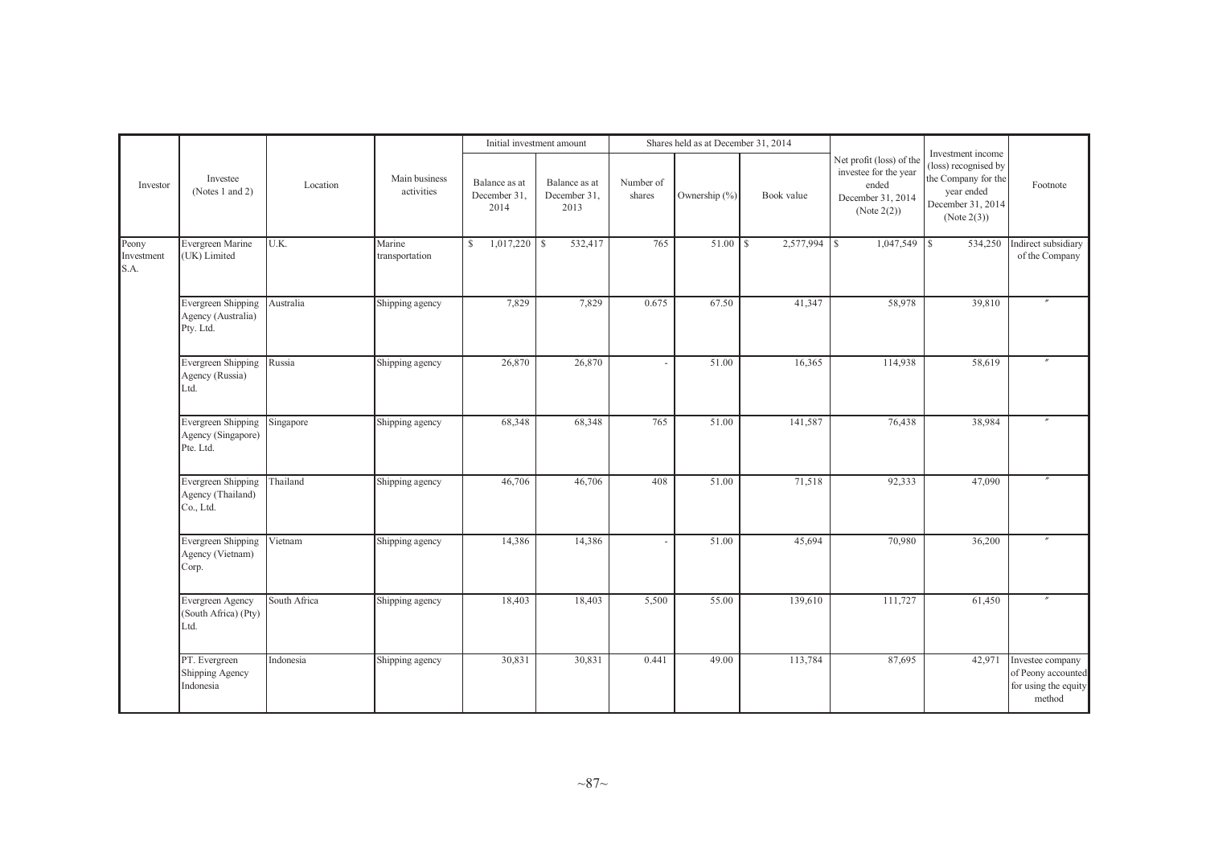| Investor | Investee (Notes 1 and 2) | Location | Main business activities | Initial investment amount | | Shares held as at December 31, 2014 | | | Net profit (loss) of the investee for the year ended December 31, 2014 (Note 2(2)) | Investment income (loss) recognised by the Company for the year ended December 31, 2014 (Note 2(3)) | Footnote |
|---|---|---|---|---|---|---|---|---|---|---|---|
| | | | | Balance as at December 31, 2014 | Balance as at December 31, 2013 | Number of shares | Ownership (%) | Book value | | | |
| Peony Investment S.A. | Evergreen Marine (UK) Limited | U.K. | Marine transportation | $ 1,017,220 | $ 532,417 | 765 | 51.00 | $ 2,577,994 | $ 1,047,549 | $ 534,250 | Indirect subsidiary of the Company |
| | Evergreen Shipping Agency (Australia) Pty. Ltd. | Australia | Shipping agency | 7,829 | 7,829 | 0.675 | 67.50 | 41,347 | 58,978 | 39,810 | 〃 |
| | Evergreen Shipping Agency (Russia) Ltd. | Russia | Shipping agency | 26,870 | 26,870 | - | 51.00 | 16,365 | 114,938 | 58,619 | 〃 |
| | Evergreen Shipping Agency (Singapore) Pte. Ltd. | Singapore | Shipping agency | 68,348 | 68,348 | 765 | 51.00 | 141,587 | 76,438 | 38,984 | 〃 |
| | Evergreen Shipping Agency (Thailand) Co., Ltd. | Thailand | Shipping agency | 46,706 | 46,706 | 408 | 51.00 | 71,518 | 92,333 | 47,090 | 〃 |
| | Evergreen Shipping Agency (Vietnam) Corp. | Vietnam | Shipping agency | 14,386 | 14,386 | - | 51.00 | 45,694 | 70,980 | 36,200 | 〃 |
| | Evergreen Agency (South Africa) (Pty) Ltd. | South Africa | Shipping agency | 18,403 | 18,403 | 5,500 | 55.00 | 139,610 | 111,727 | 61,450 | 〃 |
| | PT. Evergreen Shipping Agency Indonesia | Indonesia | Shipping agency | 30,831 | 30,831 | 0.441 | 49.00 | 113,784 | 87,695 | 42,971 | Investee company of Peony accounted for using the equity method |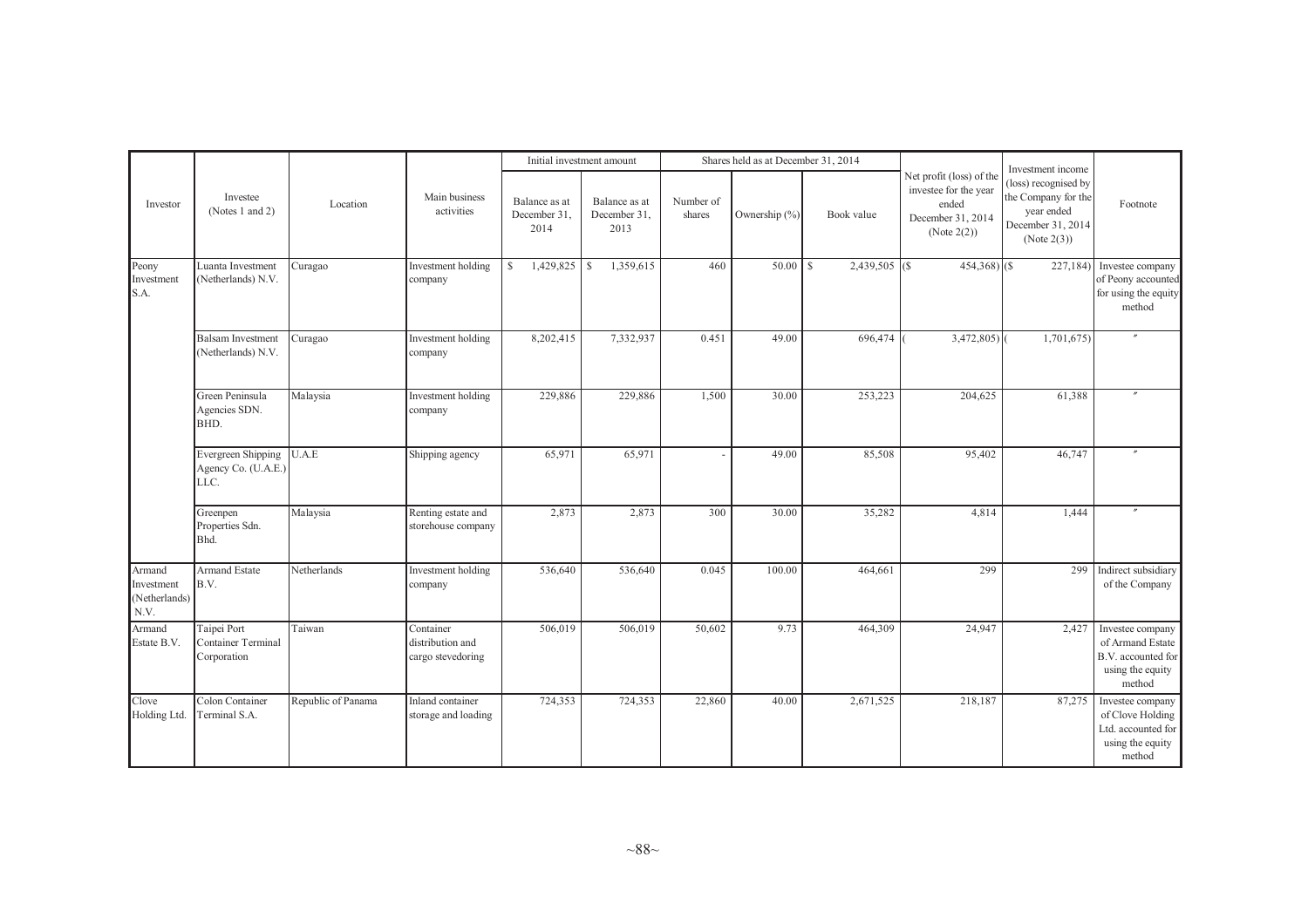| Investor | Investee (Notes 1 and 2) | Location | Main business activities | Initial investment amount | | Shares held as at December 31, 2014 | | | Net profit (loss) of the investee for the year ended December 31, 2014 (Note 2(2)) | Investment income (loss) recognised by the Company for the year ended December 31, 2014 (Note 2(3)) | Footnote |
|---|---|---|---|---|---|---|---|---|---|---|---|
| | | | | Balance as at December 31, 2014 | Balance as at December 31, 2013 | Number of shares | Ownership (%) | Book value | | | |
| Peony Investment S.A. | Luanta Investment (Netherlands) N.V. | Curagao | Investment holding company | $ 1,429,825 | $ 1,359,615 | 460 | 50.00 | $ 2,439,505 | ($ 454,368) | ($ 227,184) | Investee company of Peony accounted for using the equity method |
| | Balsam Investment (Netherlands) N.V. | Curagao | Investment holding company | 8,202,415 | 7,332,937 | 0.451 | 49.00 | 696,474 | ( 3,472,805) | ( 1,701,675) | 〃 |
| | Green Peninsula Agencies SDN. BHD. | Malaysia | Investment holding company | 229,886 | 229,886 | 1,500 | 30.00 | 253,223 | 204,625 | 61,388 | 〃 |
| | Evergreen Shipping Agency Co. (U.A.E.) LLC. | U.A.E | Shipping agency | 65,971 | 65,971 | - | 49.00 | 85,508 | 95,402 | 46,747 | 〃 |
| | Greenpen Properties Sdn. Bhd. | Malaysia | Renting estate and storehouse company | 2,873 | 2,873 | 300 | 30.00 | 35,282 | 4,814 | 1,444 | 〃 |
| Armand Investment (Netherlands) N.V. | Armand Estate B.V. | Netherlands | Investment holding company | 536,640 | 536,640 | 0.045 | 100.00 | 464,661 | 299 | 299 | Indirect subsidiary of the Company |
| Armand Estate B.V. | Taipei Port Container Terminal Corporation | Taiwan | Container distribution and cargo stevedoring | 506,019 | 506,019 | 50,602 | 9.73 | 464,309 | 24,947 | 2,427 | Investee company of Armand Estate B.V. accounted for using the equity method |
| Clove Holding Ltd. | Colon Container Terminal S.A. | Republic of Panama | Inland container storage and loading | 724,353 | 724,353 | 22,860 | 40.00 | 2,671,525 | 218,187 | 87,275 | Investee company of Clove Holding Ltd. accounted for using the equity method |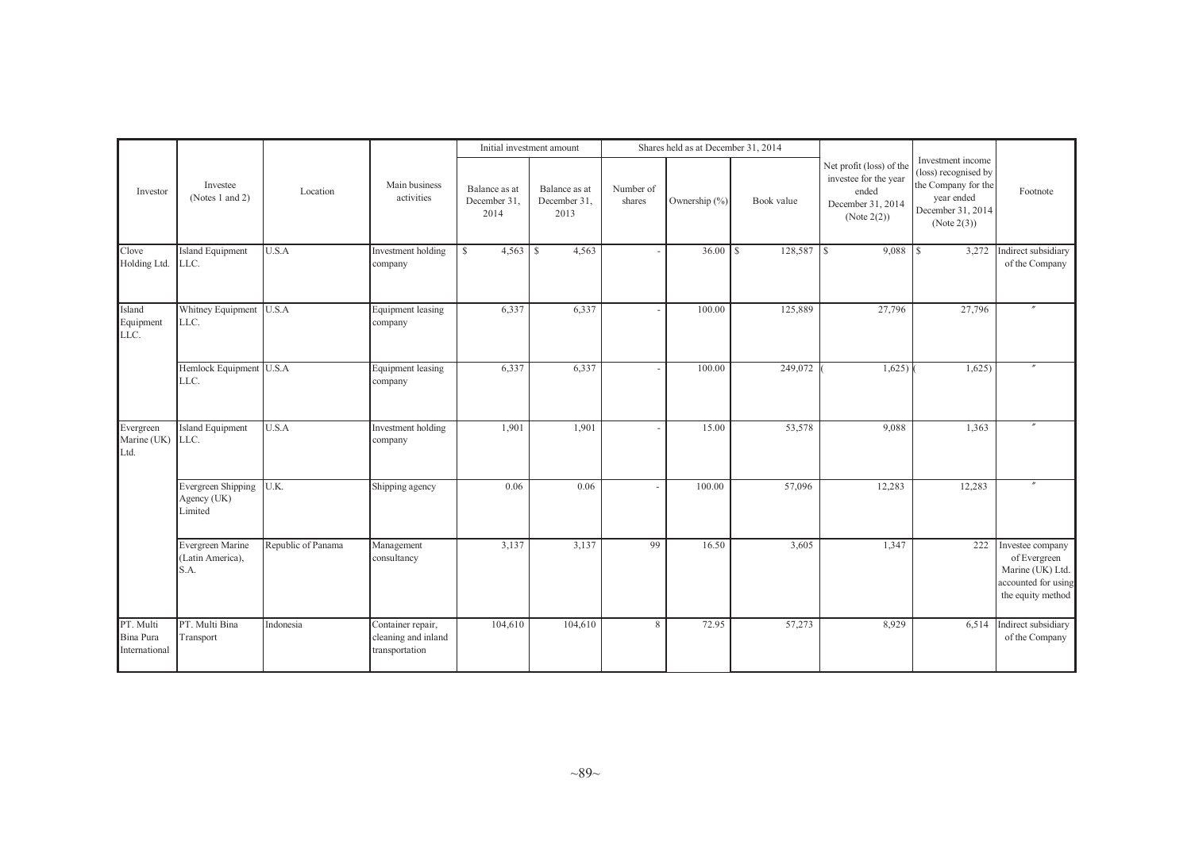| Investor | Investee (Notes 1 and 2) | Location | Main business activities | Initial investment amount | | Shares held as at December 31, 2014 | | | Net profit (loss) of the investee for the year ended December 31, 2014 (Note 2(2)) | Investment income (loss) recognised by the Company for the year ended December 31, 2014 (Note 2(3)) | Footnote |
|---|---|---|---|---|---|---|---|---|---|---|---|
| | | | | Balance as at December 31, 2014 | Balance as at December 31, 2013 | Number of shares | Ownership (%) | Book value | | | |
| Clove Holding Ltd. | Island Equipment LLC. | U.S.A | Investment holding company | $ 4,563 | $ 4,563 | - | 36.00 | $ 128,587 | $ 9,088 | $ 3,272 | Indirect subsidiary of the Company |
| Island Equipment LLC. | Whitney Equipment LLC. | U.S.A | Equipment leasing company | 6,337 | 6,337 | - | 100.00 | 125,889 | 27,796 | 27,796 | 〃 |
| | Hemlock Equipment LLC. | U.S.A | Equipment leasing company | 6,337 | 6,337 | - | 100.00 | 249,072 | ( 1,625) | ( 1,625) | 〃 |
| Evergreen Marine (UK) Ltd. | Island Equipment LLC. | U.S.A | Investment holding company | 1,901 | 1,901 | - | 15.00 | 53,578 | 9,088 | 1,363 | 〃 |
| | Evergreen Shipping Agency (UK) Limited | U.K. | Shipping agency | 0.06 | 0.06 | - | 100.00 | 57,096 | 12,283 | 12,283 | 〃 |
| | Evergreen Marine (Latin America), S.A. | Republic of Panama | Management consultancy | 3,137 | 3,137 | 99 | 16.50 | 3,605 | 1,347 | 222 | Investee company of Evergreen Marine (UK) Ltd. accounted for using the equity method |
| PT. Multi Bina Pura International | PT. Multi Bina Transport | Indonesia | Container repair, cleaning and inland transportation | 104,610 | 104,610 | 8 | 72.95 | 57,273 | 8,929 | 6,514 | Indirect subsidiary of the Company |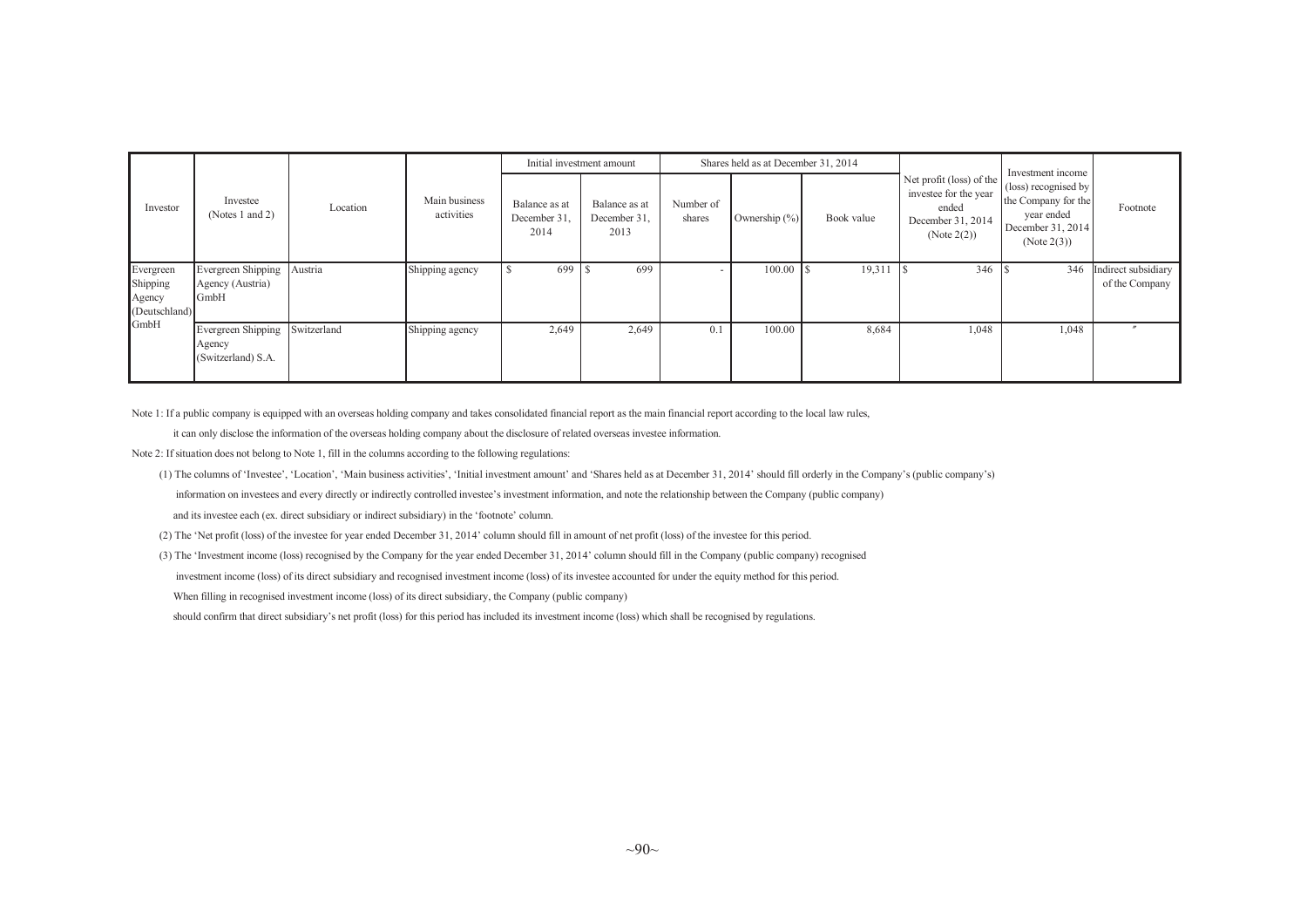| Investor | Investee (Notes 1 and 2) | Location | Main business activities | Initial investment amount | | Shares held as at December 31, 2014 | | | Net profit (loss) of the investee for the year ended December 31, 2014 (Note 2(2)) | Investment income (loss) recognised by the Company for the year ended December 31, 2014 (Note 2(3)) | Footnote |
|---|---|---|---|---|---|---|---|---|---|---|---|
| | | | | Balance as at December 31, 2014 | Balance as at December 31, 2013 | Number of shares | Ownership (%) | Book value | | | |
| Evergreen Shipping Agency (Deutschland) GmbH | Evergreen Shipping Agency (Austria) GmbH | Austria | Shipping agency | $ 699 | $ 699 | - | 100.00 | $ 19,311 | $ 346 | $ 346 | Indirect subsidiary of the Company |
| | Evergreen Shipping Agency (Switzerland) S.A. | Switzerland | Shipping agency | 2,649 | 2,649 | 0.1 | 100.00 | 8,684 | 1,048 | 1,048 | 〃 |

Note 1: If a public company is equipped with an overseas holding company and takes consolidated financial report as the main financial report according to the local law rules,

it can only disclose the information of the overseas holding company about the disclosure of related overseas investee information.

Note 2: If situation does not belong to Note 1, fill in the columns according to the following regulations:

(1) The columns of 'Investee', 'Location', 'Main business activities', 'Initial investment amount' and 'Shares held as at December 31, 2014' should fill orderly in the Company's (public company's) information on investees and every directly or indirectly controlled investee's investment information, and note the relationship between the Company (public company) and its investee each (ex. direct subsidiary or indirect subsidiary) in the 'footnote' column.

(2) The 'Net profit (loss) of the investee for year ended December 31, 2014' column should fill in amount of net profit (loss) of the investee for this period.

(3) The 'Investment income (loss) recognised by the Company for the year ended December 31, 2014' column should fill in the Company (public company) recognised investment income (loss) of its direct subsidiary and recognised investment income (loss) of its investee accounted for under the equity method for this period. When filling in recognised investment income (loss) of its direct subsidiary, the Company (public company) should confirm that direct subsidiary's net profit (loss) for this period has included its investment income (loss) which shall be recognised by regulations.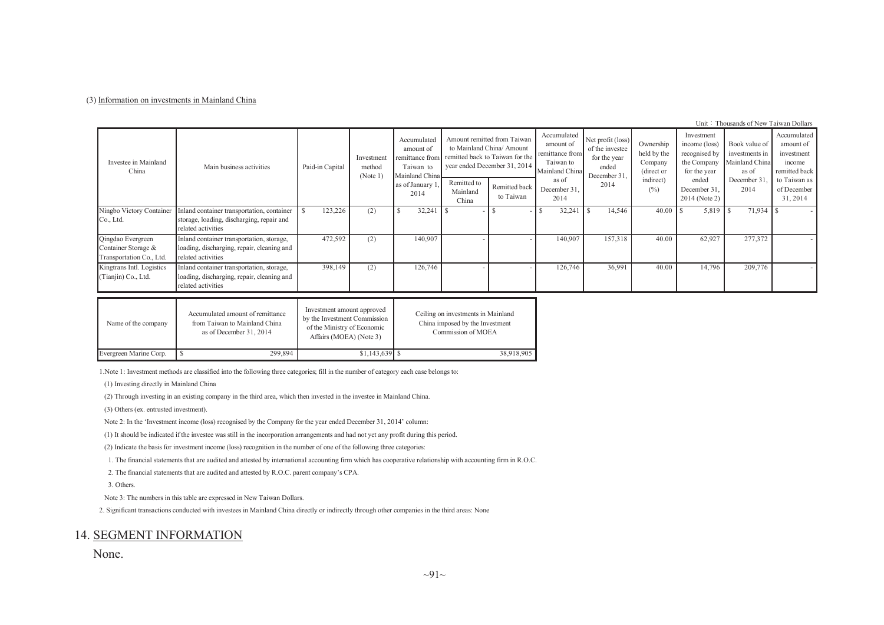(3) Information on investments in Mainland China

Unit：Thousands of New Taiwan Dollars

| Investee in Mainland China | Main business activities | Paid-in Capital | Investment method (Note 1) | Accumulated amount of remittance from Taiwan to Mainland China as of January 1, 2014 | Amount remitted from Taiwan to Mainland China/ Amount remitted back to Taiwan for the year ended December 31, 2014 | | Accumulated amount of remittance from Taiwan to Mainland China as of December 31, 2014 | Net profit (loss) of the investee for the year ended December 31, 2014 | Ownership held by the Company (direct or indirect) (%) | Investment income (loss) recognised by the Company for the year ended December 31, 2014 (Note 2) | Book value of investments in Mainland China as of December 31, 2014 | Accumulated amount of investment income remitted back to Taiwan as of December 31, 2014 |
|---|---|---|---|---|---|---|---|---|---|---|---|---|
| | | | | | Remitted to Mainland China | Remitted back to Taiwan | | | | | | |
| Ningbo Victory Container Co., Ltd. | Inland container transportation, container storage, loading, discharging, repair and related activities | $ 123,226 | (2) | $ 32,241 | $ - | $ - | $ 32,241 | $ 14,546 | 40.00 | $ 5,819 | $ 71,934 | $ - |
| Qingdao Evergreen Container Storage & Transportation Co., Ltd. | Inland container transportation, storage, loading, discharging, repair, cleaning and related activities | 472,592 | (2) | 140,907 | - | - | 140,907 | 157,318 | 40.00 | 62,927 | 277,372 | - |
| Kingtrans Intl. Logistics (Tianjin) Co., Ltd. | Inland container transportation, storage, loading, discharging, repair, cleaning and related activities | 398,149 | (2) | 126,746 | - | - | 126,746 | 36,991 | 40.00 | 14,796 | 209,776 | - |

| Name of the company | Accumulated amount of remittance from Taiwan to Mainland China as of December 31, 2014 | Investment amount approved by the Investment Commission of the Ministry of Economic Affairs (MOEA) (Note 3) | Ceiling on investments in Mainland China imposed by the Investment Commission of MOEA |
|---|---|---|---|
| Evergreen Marine Corp. | $ 299,894 | $1,143,639 | $ 38,918,905 |

1.Note 1: Investment methods are classified into the following three categories; fill in the number of category each case belongs to:

(1) Investing directly in Mainland China

(2) Through investing in an existing company in the third area, which then invested in the investee in Mainland China.

(3) Others (ex. entrusted investment).

Note 2: In the 'Investment income (loss) recognised by the Company for the year ended December 31, 2014' column:

(1) It should be indicated if the investee was still in the incorporation arrangements and had not yet any profit during this period.

(2) Indicate the basis for investment income (loss) recognition in the number of one of the following three categories:

1. The financial statements that are audited and attested by international accounting firm which has cooperative relationship with accounting firm in R.O.C.

2. The financial statements that are audited and attested by R.O.C. parent company's CPA.

3. Others.

Note 3: The numbers in this table are expressed in New Taiwan Dollars.

2. Significant transactions conducted with investees in Mainland China directly or indirectly through other companies in the third areas: None

## 14. SEGMENT INFORMATION

None.